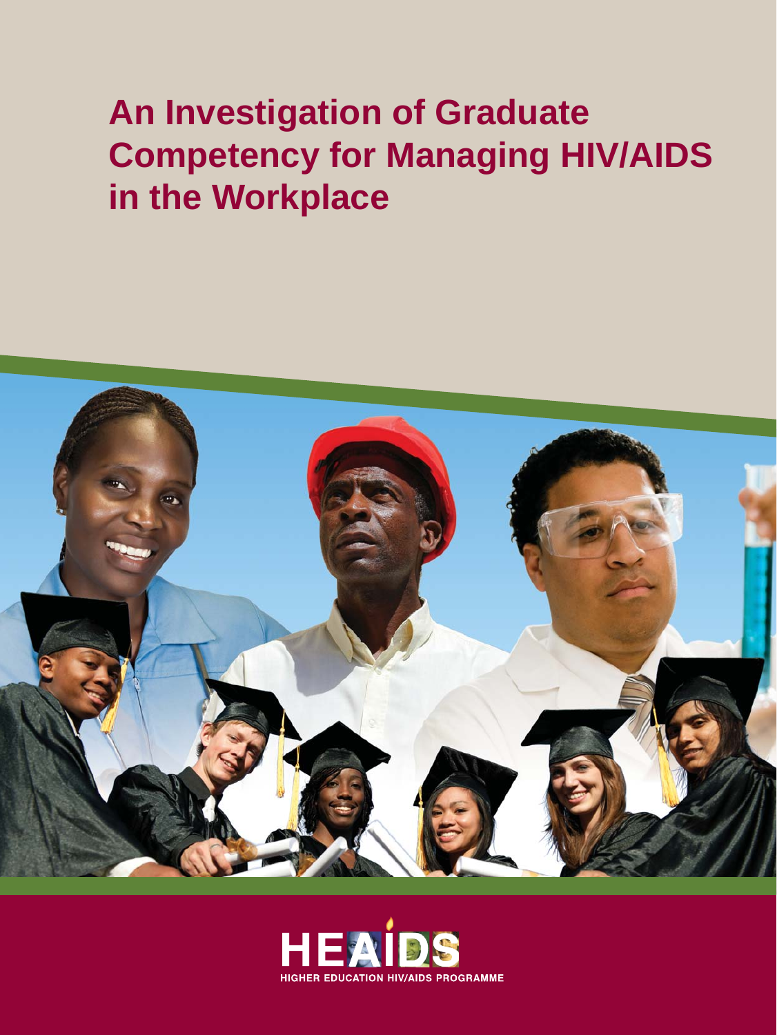# An Investigation of Graduate Competency for Managing HIV/AIDS in the Workplace

HEAIDS

HIGHER EDUCATION HIV/AIDS PROGRAMME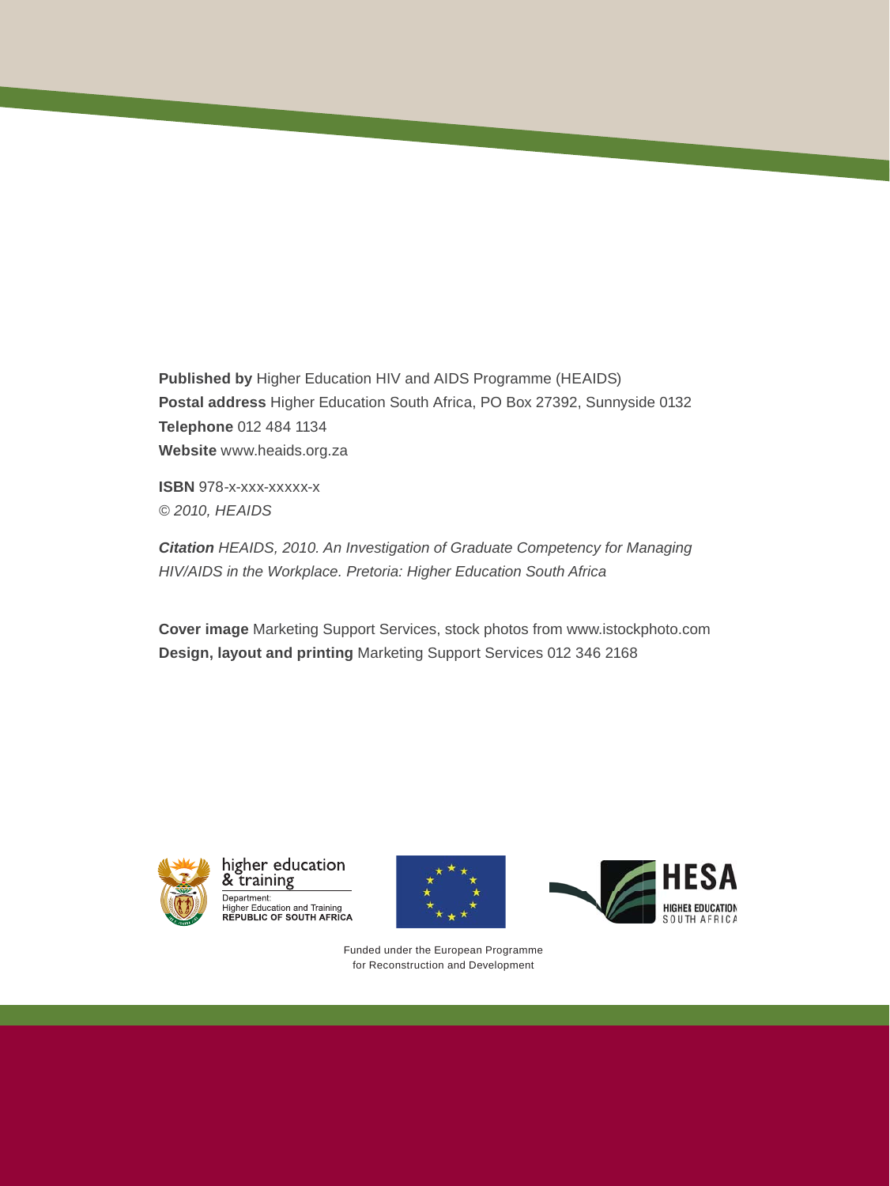**Published by** Higher Education HIV and AIDS Programme (HEAIDS)
**Postal address** Higher Education South Africa, PO Box 27392, Sunnyside 0132
**Telephone** 012 484 1134
**Website** www.heaids.org.za

**ISBN** 978-x-xxx-xxxxx-x
*© 2010, HEAIDS*

***Citation*** *HEAIDS, 2010. An Investigation of Graduate Competency for Managing HIV/AIDS in the Workplace. Pretoria: Higher Education South Africa*

**Cover image** Marketing Support Services, stock photos from www.istockphoto.com
**Design, layout and printing** Marketing Support Services 012 346 2168

higher education & training
Department:
Higher Education and Training
REPUBLIC OF SOUTH AFRICA

HESA
HIGHER EDUCATION
SOUTH AFRICA

Funded under the European Programme
for Reconstruction and Development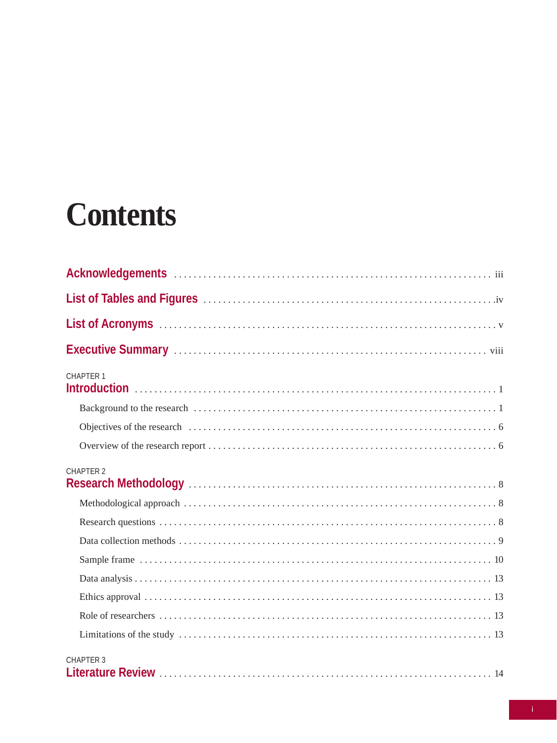# Contents

**Acknowledgements** ... iii

**List of Tables and Figures** ... iv

**List of Acronyms** ... v

**Executive Summary** ... viii

CHAPTER 1
**Introduction** ... 1

- Background to the research ... 1
- Objectives of the research ... 6
- Overview of the research report ... 6

CHAPTER 2
**Research Methodology** ... 8

- Methodological approach ... 8
- Research questions ... 8
- Data collection methods ... 9
- Sample frame ... 10
- Data analysis ... 13
- Ethics approval ... 13
- Role of researchers ... 13
- Limitations of the study ... 13

CHAPTER 3
**Literature Review** ... 14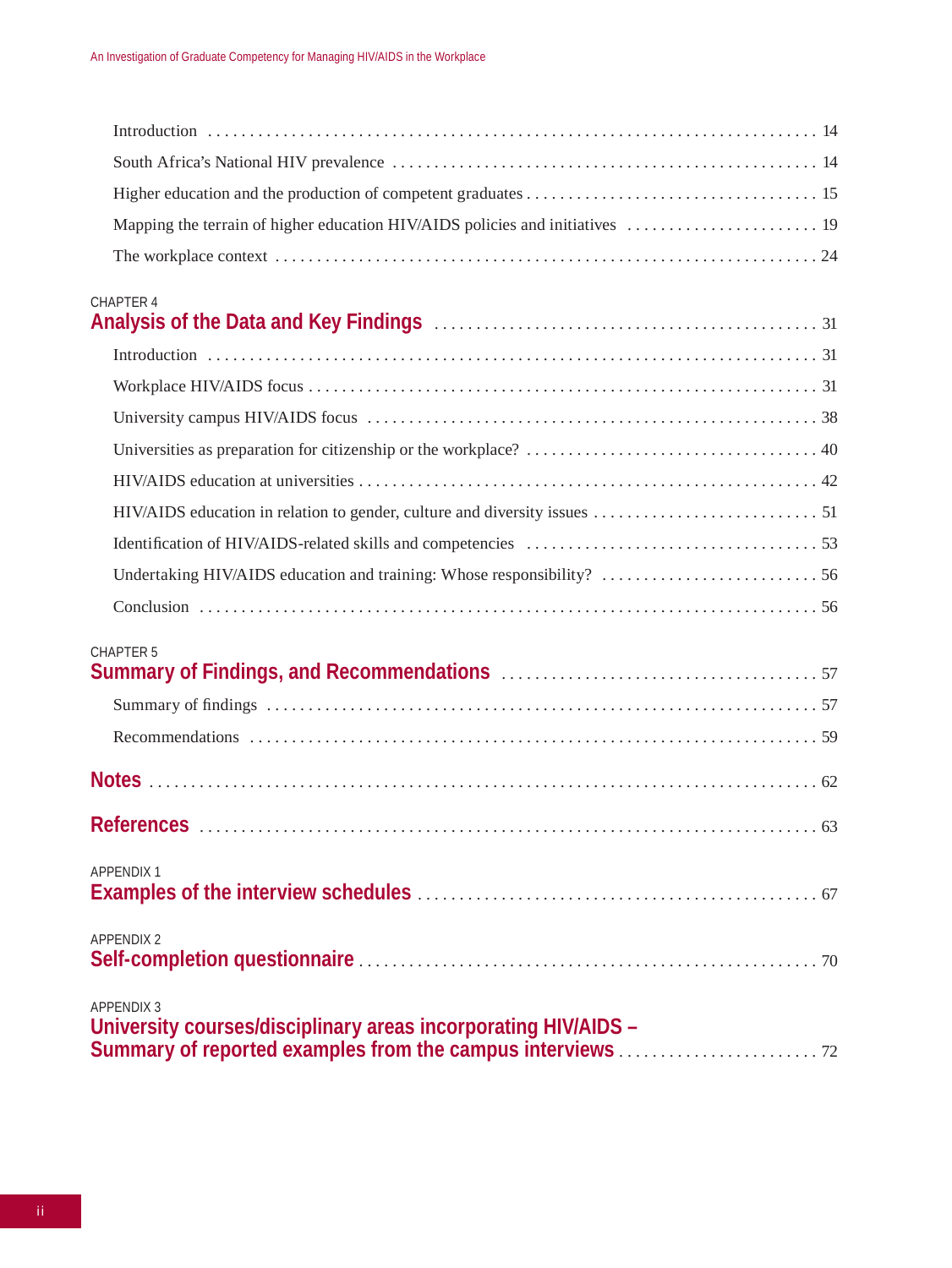Introduction . . . . . . . . . . . . . . . . . . . . . . . . . . . . . . . . . . . . . . . . . . . . . . . . . . . . . . . . . . . . . . . . . . . . . . . . . 14

South Africa's National HIV prevalence . . . . . . . . . . . . . . . . . . . . . . . . . . . . . . . . . . . . . . . . . . . . . . . . . . . 14

Higher education and the production of competent graduates . . . . . . . . . . . . . . . . . . . . . . . . . . . . . . . . . . 15

Mapping the terrain of higher education HIV/AIDS policies and initiatives . . . . . . . . . . . . . . . . . . . . . . . 19

The workplace context . . . . . . . . . . . . . . . . . . . . . . . . . . . . . . . . . . . . . . . . . . . . . . . . . . . . . . . . . . . . . . . . 24

CHAPTER 4

## Analysis of the Data and Key Findings . . . . . . . . . . . . . . . . . . . . . . . . . . . . . . . . . . . . . . . . . . . . . 31

Introduction . . . . . . . . . . . . . . . . . . . . . . . . . . . . . . . . . . . . . . . . . . . . . . . . . . . . . . . . . . . . . . . . . . . . . . . . . 31

Workplace HIV/AIDS focus . . . . . . . . . . . . . . . . . . . . . . . . . . . . . . . . . . . . . . . . . . . . . . . . . . . . . . . . . . . . . 31

University campus HIV/AIDS focus . . . . . . . . . . . . . . . . . . . . . . . . . . . . . . . . . . . . . . . . . . . . . . . . . . . . . . 38

Universities as preparation for citizenship or the workplace? . . . . . . . . . . . . . . . . . . . . . . . . . . . . . . . . . . . 40

HIV/AIDS education at universities . . . . . . . . . . . . . . . . . . . . . . . . . . . . . . . . . . . . . . . . . . . . . . . . . . . . . . 42

HIV/AIDS education in relation to gender, culture and diversity issues . . . . . . . . . . . . . . . . . . . . . . . . . . . 51

Identification of HIV/AIDS-related skills and competencies . . . . . . . . . . . . . . . . . . . . . . . . . . . . . . . . . . . 53

Undertaking HIV/AIDS education and training: Whose responsibility? . . . . . . . . . . . . . . . . . . . . . . . . . . 56

Conclusion . . . . . . . . . . . . . . . . . . . . . . . . . . . . . . . . . . . . . . . . . . . . . . . . . . . . . . . . . . . . . . . . . . . . . . . . . . 56

CHAPTER 5

## Summary of Findings, and Recommendations . . . . . . . . . . . . . . . . . . . . . . . . . . . . . . . . . . . . . . . 57

Summary of findings . . . . . . . . . . . . . . . . . . . . . . . . . . . . . . . . . . . . . . . . . . . . . . . . . . . . . . . . . . . . . . . . . . 57

Recommendations . . . . . . . . . . . . . . . . . . . . . . . . . . . . . . . . . . . . . . . . . . . . . . . . . . . . . . . . . . . . . . . . . . . . 59

## Notes . . . . . . . . . . . . . . . . . . . . . . . . . . . . . . . . . . . . . . . . . . . . . . . . . . . . . . . . . . . . . . . . . . . . . . . . . . . 62

## References . . . . . . . . . . . . . . . . . . . . . . . . . . . . . . . . . . . . . . . . . . . . . . . . . . . . . . . . . . . . . . . . . . . . . . 63

APPENDIX 1

## Examples of the interview schedules . . . . . . . . . . . . . . . . . . . . . . . . . . . . . . . . . . . . . . . . . . . . . . . . 67

APPENDIX 2

## Self-completion questionnaire . . . . . . . . . . . . . . . . . . . . . . . . . . . . . . . . . . . . . . . . . . . . . . . . . . . . . . 70

APPENDIX 3

## University courses/disciplinary areas incorporating HIV/AIDS – Summary of reported examples from the campus interviews . . . . . . . . . . . . . . . . . . . . . . . . 72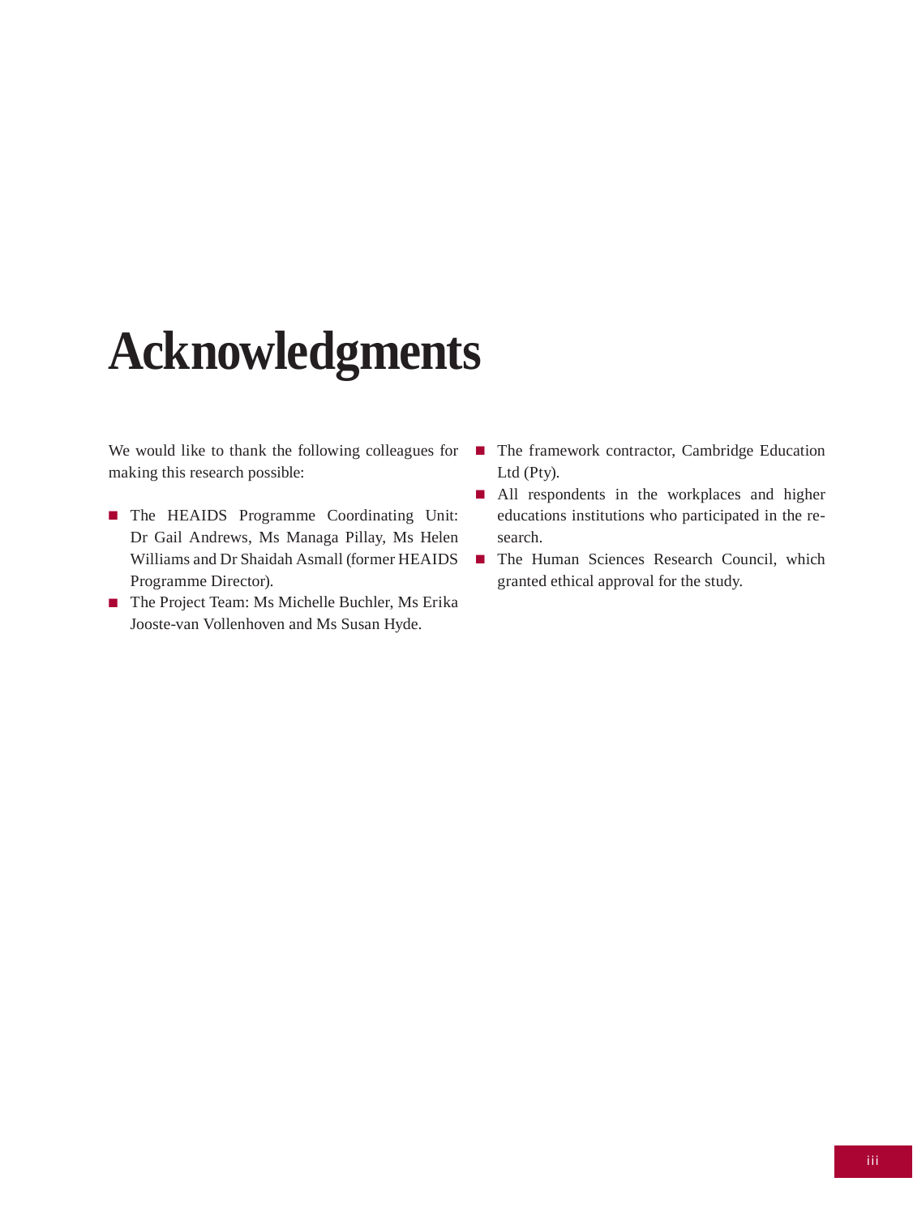# Acknowledgments

We would like to thank the following colleagues for making this research possible:

- The HEAIDS Programme Coordinating Unit: Dr Gail Andrews, Ms Managa Pillay, Ms Helen Williams and Dr Shaidah Asmall (former HEAIDS Programme Director).
- The Project Team: Ms Michelle Buchler, Ms Erika Jooste-van Vollenhoven and Ms Susan Hyde.
- The framework contractor, Cambridge Education Ltd (Pty).
- All respondents in the workplaces and higher educations institutions who participated in the research.
- The Human Sciences Research Council, which granted ethical approval for the study.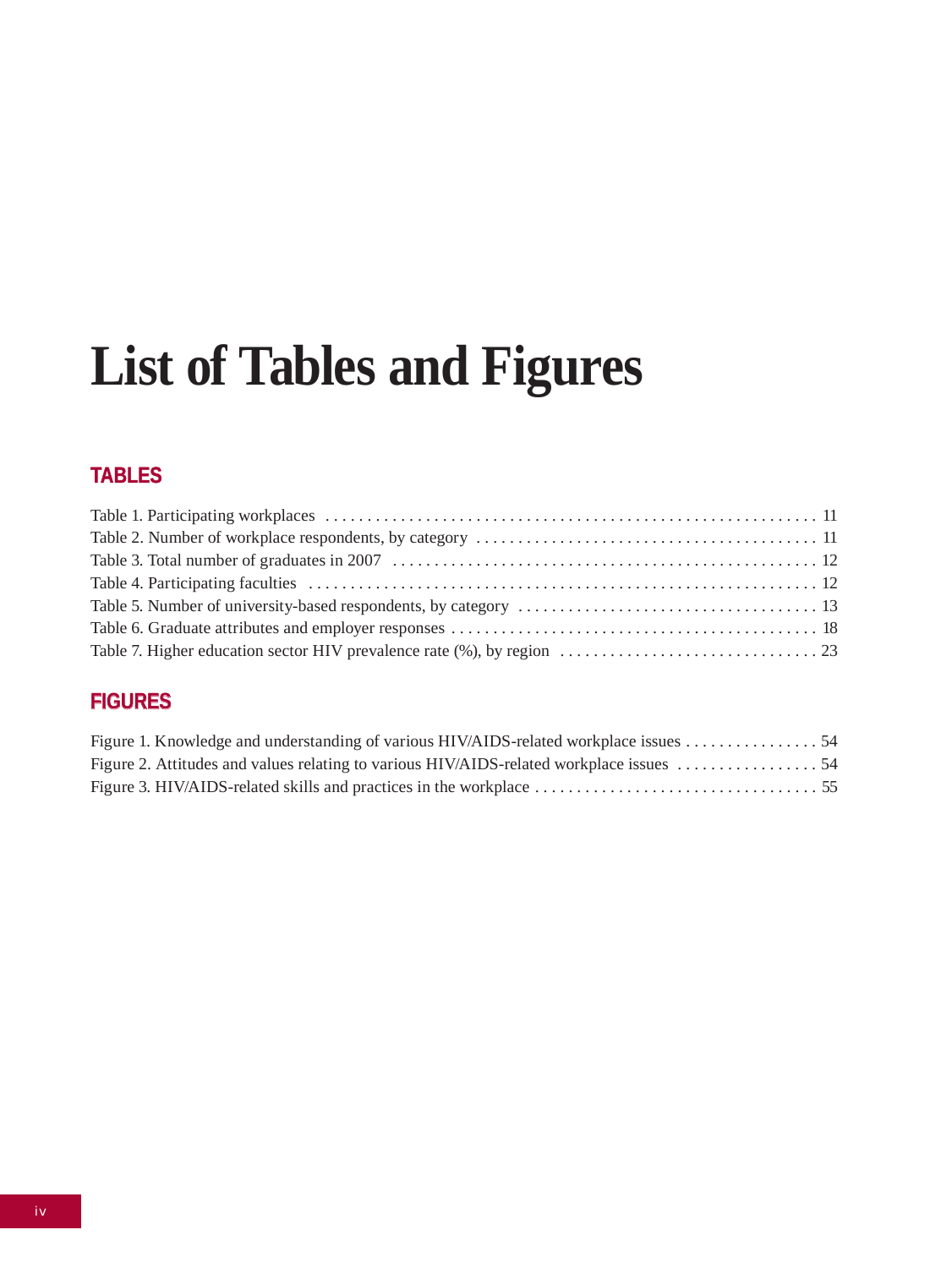# List of Tables and Figures

## TABLES

Table 1. Participating workplaces . . . . . . . . . . . . . . . . . . . . . . . . . . . . . . . . . . . . . . . . . . . . . . . . . . . . . . . . . 11
Table 2. Number of workplace respondents, by category . . . . . . . . . . . . . . . . . . . . . . . . . . . . . . . . . . . . . . . 11
Table 3. Total number of graduates in 2007 . . . . . . . . . . . . . . . . . . . . . . . . . . . . . . . . . . . . . . . . . . . . . . . . . 12
Table 4. Participating faculties . . . . . . . . . . . . . . . . . . . . . . . . . . . . . . . . . . . . . . . . . . . . . . . . . . . . . . . . . . 12
Table 5. Number of university-based respondents, by category . . . . . . . . . . . . . . . . . . . . . . . . . . . . . . . . . . 13
Table 6. Graduate attributes and employer responses . . . . . . . . . . . . . . . . . . . . . . . . . . . . . . . . . . . . . . . . . . 18
Table 7. Higher education sector HIV prevalence rate (%), by region . . . . . . . . . . . . . . . . . . . . . . . . . . . . . . 23

## FIGURES

Figure 1. Knowledge and understanding of various HIV/AIDS-related workplace issues . . . . . . . . . . . . . . . . 54
Figure 2. Attitudes and values relating to various HIV/AIDS-related workplace issues . . . . . . . . . . . . . . . . . 54
Figure 3. HIV/AIDS-related skills and practices in the workplace . . . . . . . . . . . . . . . . . . . . . . . . . . . . . . . . . 55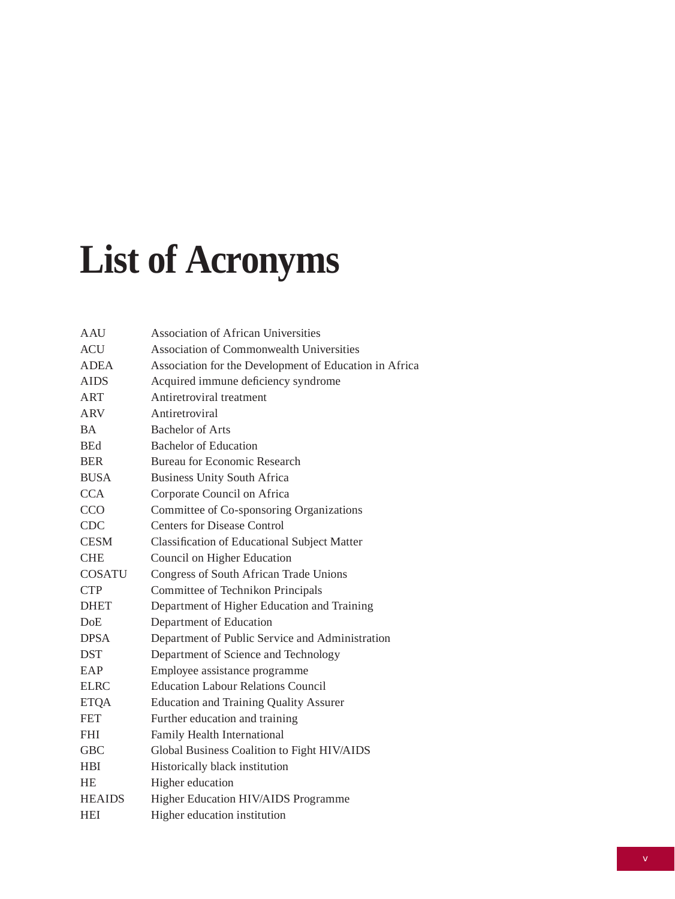# List of Acronyms

| | |
|---|---|
| AAU | Association of African Universities |
| ACU | Association of Commonwealth Universities |
| ADEA | Association for the Development of Education in Africa |
| AIDS | Acquired immune deficiency syndrome |
| ART | Antiretroviral treatment |
| ARV | Antiretroviral |
| BA | Bachelor of Arts |
| BEd | Bachelor of Education |
| BER | Bureau for Economic Research |
| BUSA | Business Unity South Africa |
| CCA | Corporate Council on Africa |
| CCO | Committee of Co-sponsoring Organizations |
| CDC | Centers for Disease Control |
| CESM | Classification of Educational Subject Matter |
| CHE | Council on Higher Education |
| COSATU | Congress of South African Trade Unions |
| CTP | Committee of Technikon Principals |
| DHET | Department of Higher Education and Training |
| DoE | Department of Education |
| DPSA | Department of Public Service and Administration |
| DST | Department of Science and Technology |
| EAP | Employee assistance programme |
| ELRC | Education Labour Relations Council |
| ETQA | Education and Training Quality Assurer |
| FET | Further education and training |
| FHI | Family Health International |
| GBC | Global Business Coalition to Fight HIV/AIDS |
| HBI | Historically black institution |
| HE | Higher education |
| HEAIDS | Higher Education HIV/AIDS Programme |
| HEI | Higher education institution |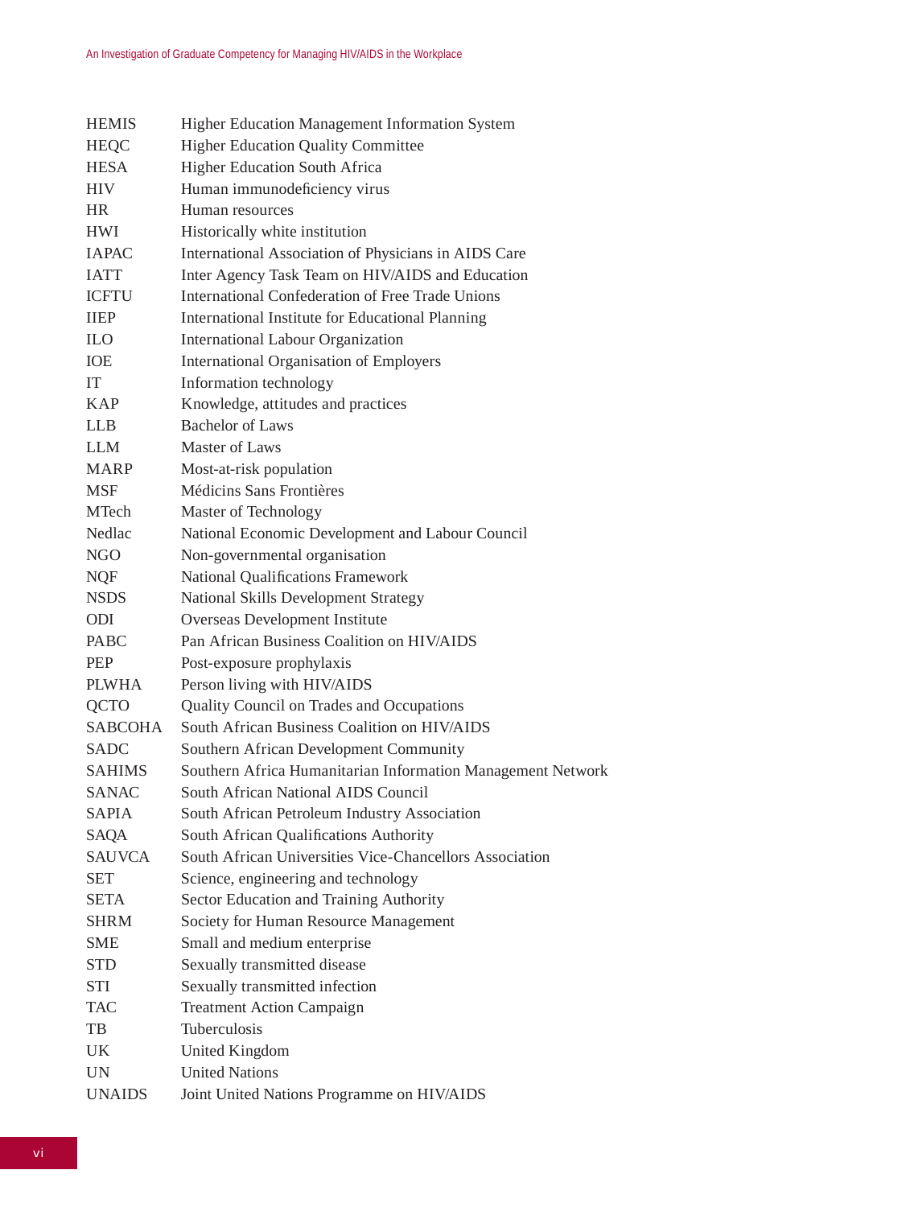| | |
|---|---|
| HEMIS | Higher Education Management Information System |
| HEQC | Higher Education Quality Committee |
| HESA | Higher Education South Africa |
| HIV | Human immunodeficiency virus |
| HR | Human resources |
| HWI | Historically white institution |
| IAPAC | International Association of Physicians in AIDS Care |
| IATT | Inter Agency Task Team on HIV/AIDS and Education |
| ICFTU | International Confederation of Free Trade Unions |
| IIEP | International Institute for Educational Planning |
| ILO | International Labour Organization |
| IOE | International Organisation of Employers |
| IT | Information technology |
| KAP | Knowledge, attitudes and practices |
| LLB | Bachelor of Laws |
| LLM | Master of Laws |
| MARP | Most-at-risk population |
| MSF | Médicins Sans Frontières |
| MTech | Master of Technology |
| Nedlac | National Economic Development and Labour Council |
| NGO | Non-governmental organisation |
| NQF | National Qualifications Framework |
| NSDS | National Skills Development Strategy |
| ODI | Overseas Development Institute |
| PABC | Pan African Business Coalition on HIV/AIDS |
| PEP | Post-exposure prophylaxis |
| PLWHA | Person living with HIV/AIDS |
| QCTO | Quality Council on Trades and Occupations |
| SABCOHA | South African Business Coalition on HIV/AIDS |
| SADC | Southern African Development Community |
| SAHIMS | Southern Africa Humanitarian Information Management Network |
| SANAC | South African National AIDS Council |
| SAPIA | South African Petroleum Industry Association |
| SAQA | South African Qualifications Authority |
| SAUVCA | South African Universities Vice-Chancellors Association |
| SET | Science, engineering and technology |
| SETA | Sector Education and Training Authority |
| SHRM | Society for Human Resource Management |
| SME | Small and medium enterprise |
| STD | Sexually transmitted disease |
| STI | Sexually transmitted infection |
| TAC | Treatment Action Campaign |
| TB | Tuberculosis |
| UK | United Kingdom |
| UN | United Nations |
| UNAIDS | Joint United Nations Programme on HIV/AIDS |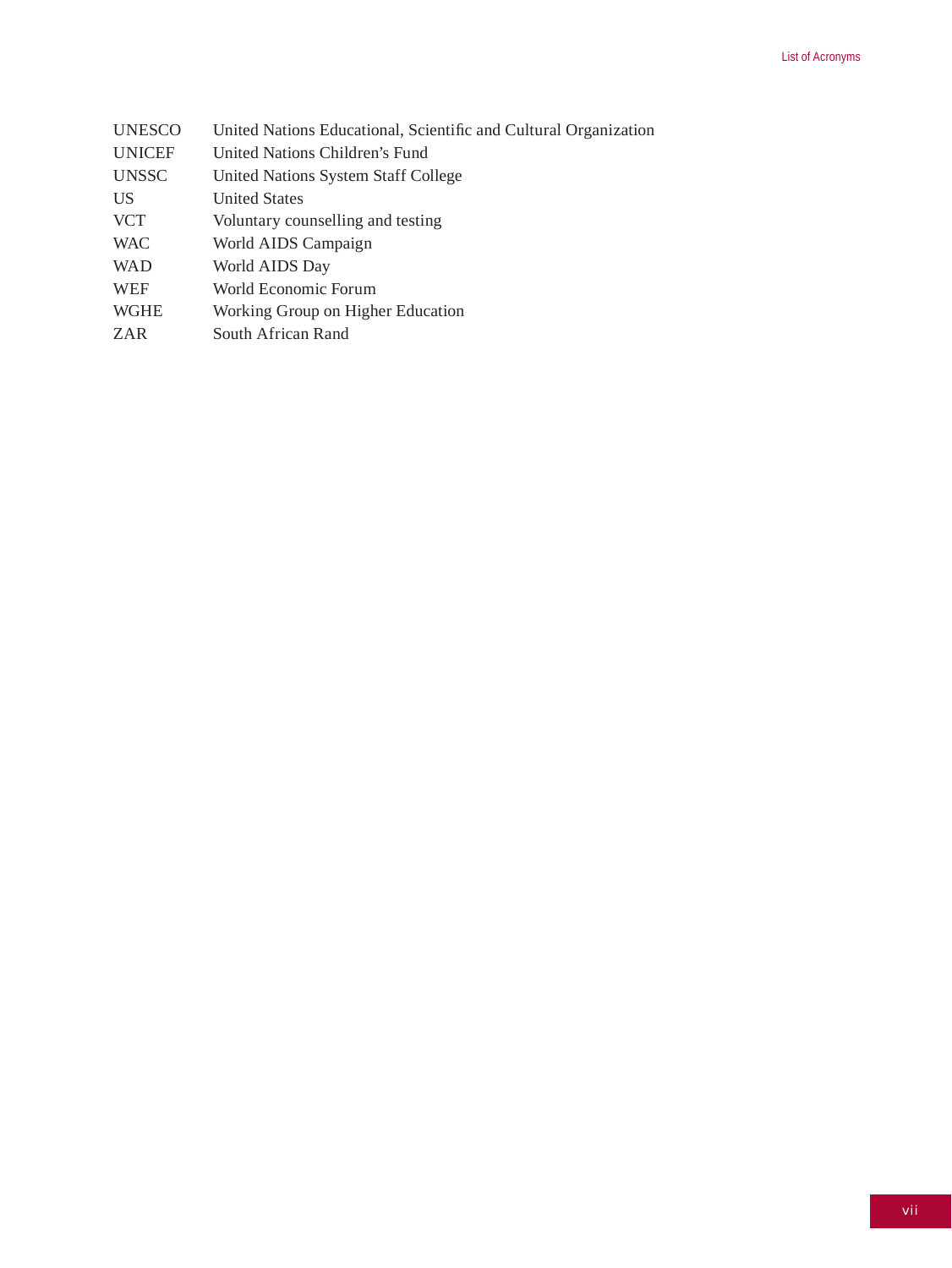| | |
|---|---|
| UNESCO | United Nations Educational, Scientific and Cultural Organization |
| UNICEF | United Nations Children's Fund |
| UNSSC | United Nations System Staff College |
| US | United States |
| VCT | Voluntary counselling and testing |
| WAC | World AIDS Campaign |
| WAD | World AIDS Day |
| WEF | World Economic Forum |
| WGHE | Working Group on Higher Education |
| ZAR | South African Rand |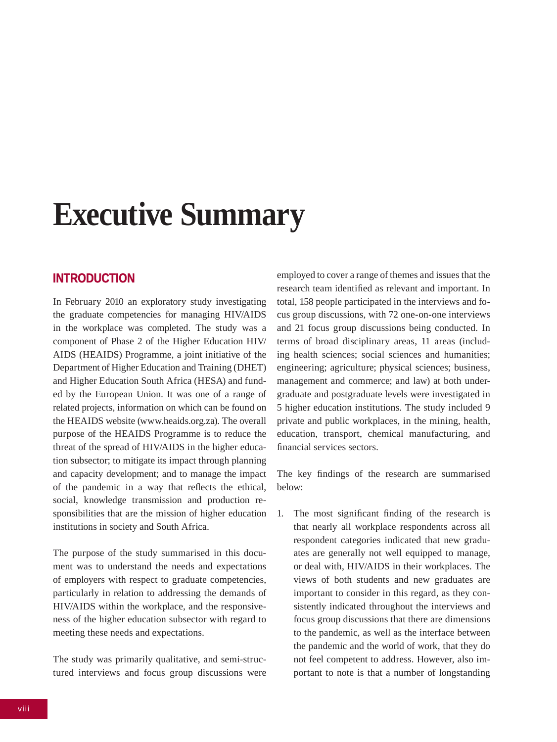# Executive Summary

## INTRODUCTION

In February 2010 an exploratory study investigating the graduate competencies for managing HIV/AIDS in the workplace was completed. The study was a component of Phase 2 of the Higher Education HIV/AIDS (HEAIDS) Programme, a joint initiative of the Department of Higher Education and Training (DHET) and Higher Education South Africa (HESA) and funded by the European Union. It was one of a range of related projects, information on which can be found on the HEAIDS website (www.heaids.org.za). The overall purpose of the HEAIDS Programme is to reduce the threat of the spread of HIV/AIDS in the higher education subsector; to mitigate its impact through planning and capacity development; and to manage the impact of the pandemic in a way that reflects the ethical, social, knowledge transmission and production responsibilities that are the mission of higher education institutions in society and South Africa.

The purpose of the study summarised in this document was to understand the needs and expectations of employers with respect to graduate competencies, particularly in relation to addressing the demands of HIV/AIDS within the workplace, and the responsiveness of the higher education subsector with regard to meeting these needs and expectations.

The study was primarily qualitative, and semi-structured interviews and focus group discussions were employed to cover a range of themes and issues that the research team identified as relevant and important. In total, 158 people participated in the interviews and focus group discussions, with 72 one-on-one interviews and 21 focus group discussions being conducted. In terms of broad disciplinary areas, 11 areas (including health sciences; social sciences and humanities; engineering; agriculture; physical sciences; business, management and commerce; and law) at both undergraduate and postgraduate levels were investigated in 5 higher education institutions. The study included 9 private and public workplaces, in the mining, health, education, transport, chemical manufacturing, and financial services sectors.

The key findings of the research are summarised below:

1. The most significant finding of the research is that nearly all workplace respondents across all respondent categories indicated that new graduates are generally not well equipped to manage, or deal with, HIV/AIDS in their workplaces. The views of both students and new graduates are important to consider in this regard, as they consistently indicated throughout the interviews and focus group discussions that there are dimensions to the pandemic, as well as the interface between the pandemic and the world of work, that they do not feel competent to address. However, also important to note is that a number of longstanding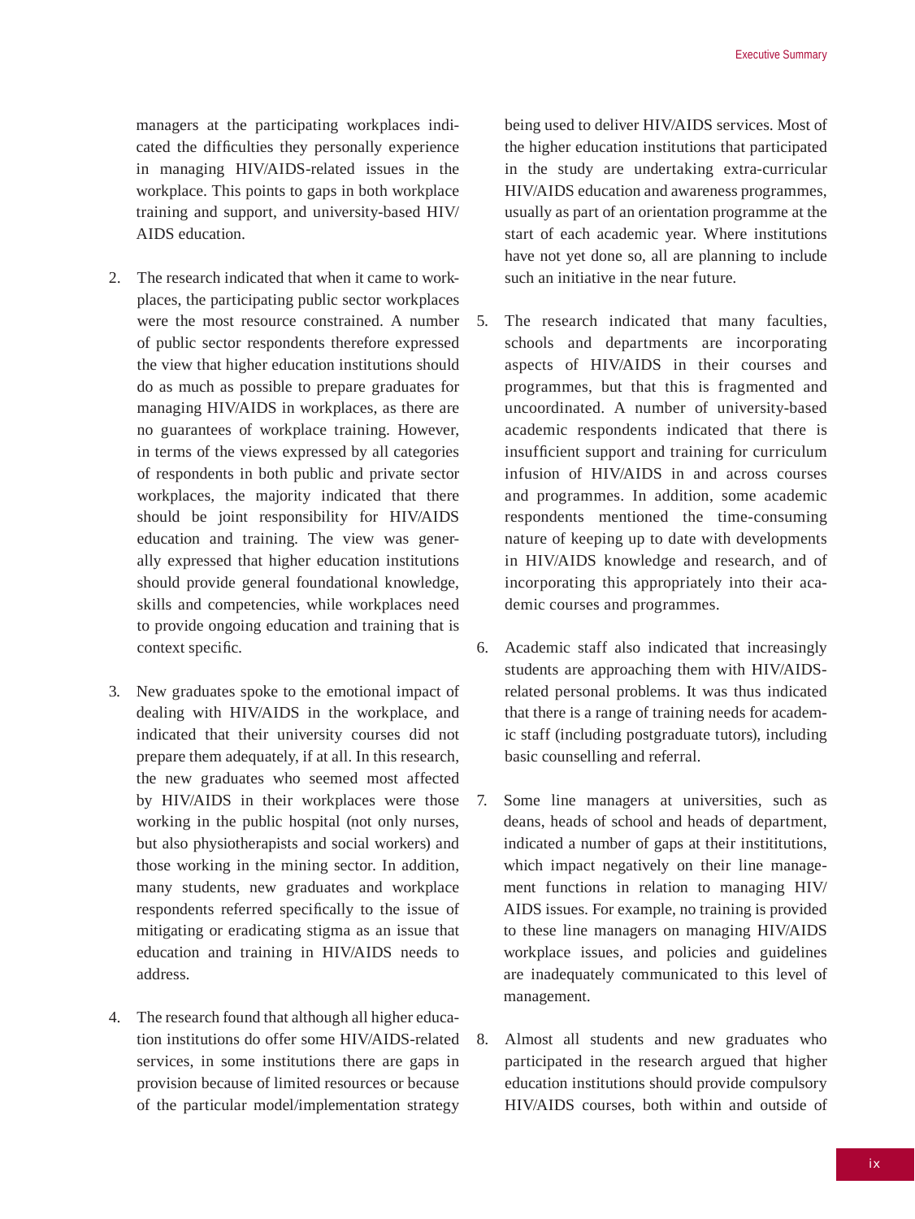managers at the participating workplaces indicated the difficulties they personally experience in managing HIV/AIDS-related issues in the workplace. This points to gaps in both workplace training and support, and university-based HIV/AIDS education.

2. The research indicated that when it came to workplaces, the participating public sector workplaces were the most resource constrained. A number of public sector respondents therefore expressed the view that higher education institutions should do as much as possible to prepare graduates for managing HIV/AIDS in workplaces, as there are no guarantees of workplace training. However, in terms of the views expressed by all categories of respondents in both public and private sector workplaces, the majority indicated that there should be joint responsibility for HIV/AIDS education and training. The view was generally expressed that higher education institutions should provide general foundational knowledge, skills and competencies, while workplaces need to provide ongoing education and training that is context specific.

3. New graduates spoke to the emotional impact of dealing with HIV/AIDS in the workplace, and indicated that their university courses did not prepare them adequately, if at all. In this research, the new graduates who seemed most affected by HIV/AIDS in their workplaces were those working in the public hospital (not only nurses, but also physiotherapists and social workers) and those working in the mining sector. In addition, many students, new graduates and workplace respondents referred specifically to the issue of mitigating or eradicating stigma as an issue that education and training in HIV/AIDS needs to address.

4. The research found that although all higher education institutions do offer some HIV/AIDS-related services, in some institutions there are gaps in provision because of limited resources or because of the particular model/implementation strategy being used to deliver HIV/AIDS services. Most of the higher education institutions that participated in the study are undertaking extra-curricular HIV/AIDS education and awareness programmes, usually as part of an orientation programme at the start of each academic year. Where institutions have not yet done so, all are planning to include such an initiative in the near future.

5. The research indicated that many faculties, schools and departments are incorporating aspects of HIV/AIDS in their courses and programmes, but that this is fragmented and uncoordinated. A number of university-based academic respondents indicated that there is insufficient support and training for curriculum infusion of HIV/AIDS in and across courses and programmes. In addition, some academic respondents mentioned the time-consuming nature of keeping up to date with developments in HIV/AIDS knowledge and research, and of incorporating this appropriately into their academic courses and programmes.

6. Academic staff also indicated that increasingly students are approaching them with HIV/AIDS-related personal problems. It was thus indicated that there is a range of training needs for academic staff (including postgraduate tutors), including basic counselling and referral.

7. Some line managers at universities, such as deans, heads of school and heads of department, indicated a number of gaps at their instititutions, which impact negatively on their line management functions in relation to managing HIV/AIDS issues. For example, no training is provided to these line managers on managing HIV/AIDS workplace issues, and policies and guidelines are inadequately communicated to this level of management.

8. Almost all students and new graduates who participated in the research argued that higher education institutions should provide compulsory HIV/AIDS courses, both within and outside of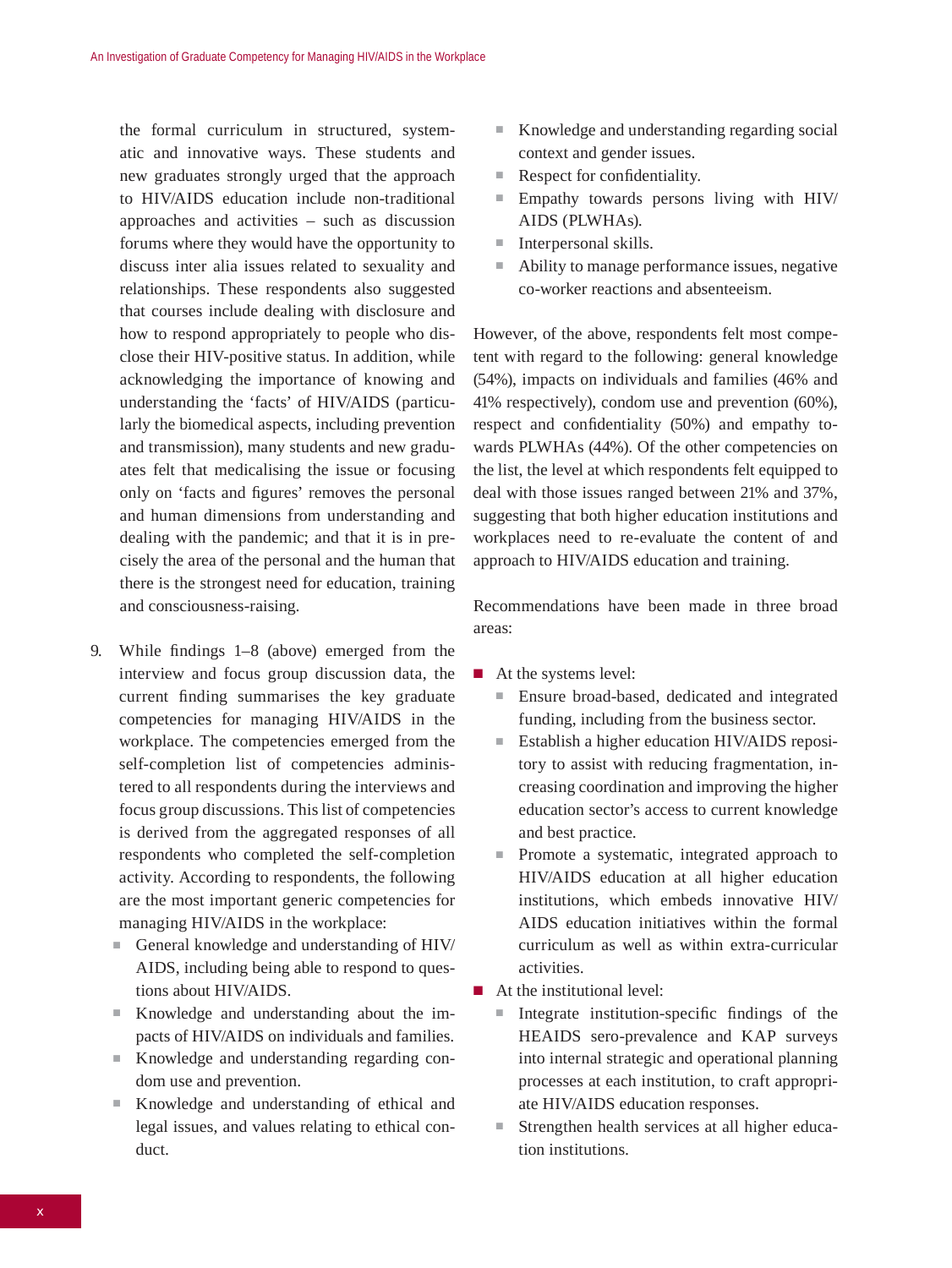the formal curriculum in structured, systematic and innovative ways. These students and new graduates strongly urged that the approach to HIV/AIDS education include non-traditional approaches and activities – such as discussion forums where they would have the opportunity to discuss inter alia issues related to sexuality and relationships. These respondents also suggested that courses include dealing with disclosure and how to respond appropriately to people who disclose their HIV-positive status. In addition, while acknowledging the importance of knowing and understanding the 'facts' of HIV/AIDS (particularly the biomedical aspects, including prevention and transmission), many students and new graduates felt that medicalising the issue or focusing only on 'facts and figures' removes the personal and human dimensions from understanding and dealing with the pandemic; and that it is in precisely the area of the personal and the human that there is the strongest need for education, training and consciousness-raising.

9. While findings 1–8 (above) emerged from the interview and focus group discussion data, the current finding summarises the key graduate competencies for managing HIV/AIDS in the workplace. The competencies emerged from the self-completion list of competencies administered to all respondents during the interviews and focus group discussions. This list of competencies is derived from the aggregated responses of all respondents who completed the self-completion activity. According to respondents, the following are the most important generic competencies for managing HIV/AIDS in the workplace:
   - General knowledge and understanding of HIV/AIDS, including being able to respond to questions about HIV/AIDS.
   - Knowledge and understanding about the impacts of HIV/AIDS on individuals and families.
   - Knowledge and understanding regarding condom use and prevention.
   - Knowledge and understanding of ethical and legal issues, and values relating to ethical conduct.
   - Knowledge and understanding regarding social context and gender issues.
   - Respect for confidentiality.
   - Empathy towards persons living with HIV/AIDS (PLWHAs).
   - Interpersonal skills.
   - Ability to manage performance issues, negative co-worker reactions and absenteeism.

However, of the above, respondents felt most competent with regard to the following: general knowledge (54%), impacts on individuals and families (46% and 41% respectively), condom use and prevention (60%), respect and confidentiality (50%) and empathy towards PLWHAs (44%). Of the other competencies on the list, the level at which respondents felt equipped to deal with those issues ranged between 21% and 37%, suggesting that both higher education institutions and workplaces need to re-evaluate the content of and approach to HIV/AIDS education and training.

Recommendations have been made in three broad areas:

- At the systems level:
  - Ensure broad-based, dedicated and integrated funding, including from the business sector.
  - Establish a higher education HIV/AIDS repository to assist with reducing fragmentation, increasing coordination and improving the higher education sector's access to current knowledge and best practice.
  - Promote a systematic, integrated approach to HIV/AIDS education at all higher education institutions, which embeds innovative HIV/AIDS education initiatives within the formal curriculum as well as within extra-curricular activities.
- At the institutional level:
  - Integrate institution-specific findings of the HEAIDS sero-prevalence and KAP surveys into internal strategic and operational planning processes at each institution, to craft appropriate HIV/AIDS education responses.
  - Strengthen health services at all higher education institutions.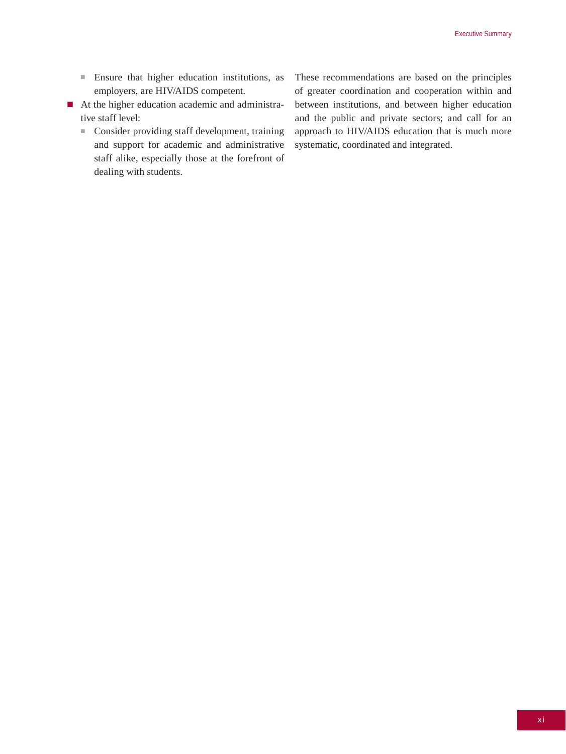- Ensure that higher education institutions, as employers, are HIV/AIDS competent.
- At the higher education academic and administrative staff level:
  - Consider providing staff development, training and support for academic and administrative staff alike, especially those at the forefront of dealing with students.

These recommendations are based on the principles of greater coordination and cooperation within and between institutions, and between higher education and the public and private sectors; and call for an approach to HIV/AIDS education that is much more systematic, coordinated and integrated.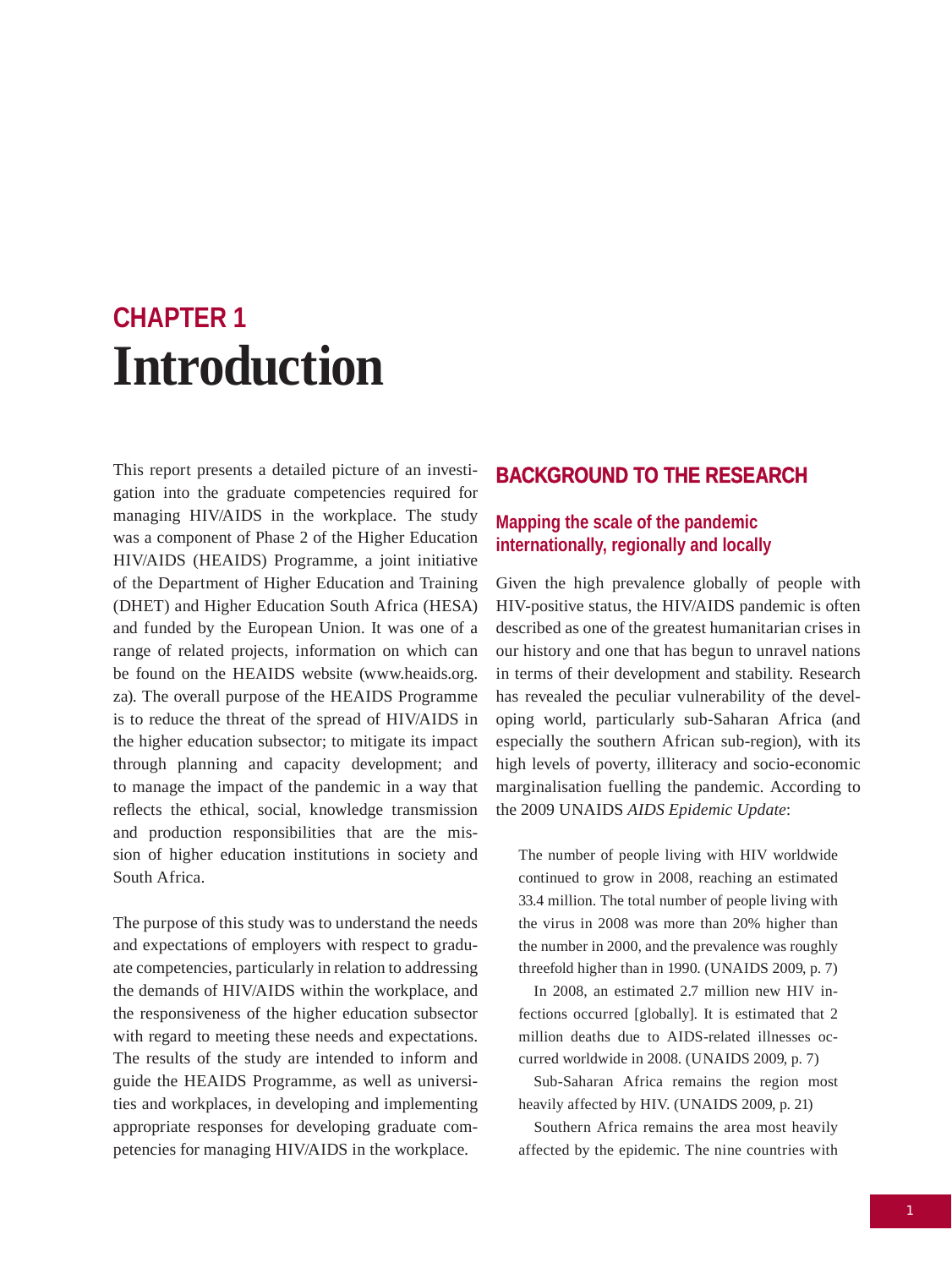# CHAPTER 1
# Introduction

This report presents a detailed picture of an investigation into the graduate competencies required for managing HIV/AIDS in the workplace. The study was a component of Phase 2 of the Higher Education HIV/AIDS (HEAIDS) Programme, a joint initiative of the Department of Higher Education and Training (DHET) and Higher Education South Africa (HESA) and funded by the European Union. It was one of a range of related projects, information on which can be found on the HEAIDS website (www.heaids.org.za). The overall purpose of the HEAIDS Programme is to reduce the threat of the spread of HIV/AIDS in the higher education subsector; to mitigate its impact through planning and capacity development; and to manage the impact of the pandemic in a way that reflects the ethical, social, knowledge transmission and production responsibilities that are the mission of higher education institutions in society and South Africa.

The purpose of this study was to understand the needs and expectations of employers with respect to graduate competencies, particularly in relation to addressing the demands of HIV/AIDS within the workplace, and the responsiveness of the higher education subsector with regard to meeting these needs and expectations. The results of the study are intended to inform and guide the HEAIDS Programme, as well as universities and workplaces, in developing and implementing appropriate responses for developing graduate competencies for managing HIV/AIDS in the workplace.

## BACKGROUND TO THE RESEARCH

### Mapping the scale of the pandemic internationally, regionally and locally

Given the high prevalence globally of people with HIV-positive status, the HIV/AIDS pandemic is often described as one of the greatest humanitarian crises in our history and one that has begun to unravel nations in terms of their development and stability. Research has revealed the peculiar vulnerability of the developing world, particularly sub-Saharan Africa (and especially the southern African sub-region), with its high levels of poverty, illiteracy and socio-economic marginalisation fuelling the pandemic. According to the 2009 UNAIDS *AIDS Epidemic Update*:

> The number of people living with HIV worldwide continued to grow in 2008, reaching an estimated 33.4 million. The total number of people living with the virus in 2008 was more than 20% higher than the number in 2000, and the prevalence was roughly threefold higher than in 1990. (UNAIDS 2009, p. 7)
>
> In 2008, an estimated 2.7 million new HIV infections occurred [globally]. It is estimated that 2 million deaths due to AIDS-related illnesses occurred worldwide in 2008. (UNAIDS 2009, p. 7)
>
> Sub-Saharan Africa remains the region most heavily affected by HIV. (UNAIDS 2009, p. 21)
>
> Southern Africa remains the area most heavily affected by the epidemic. The nine countries with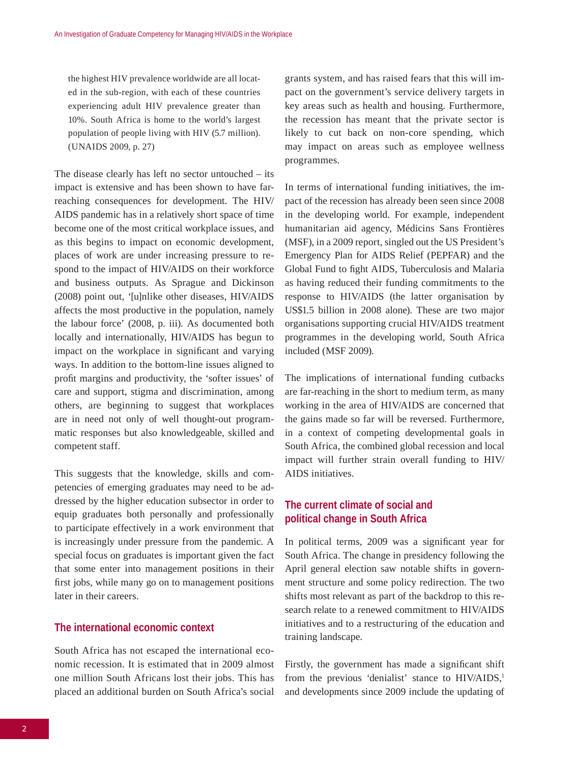> the highest HIV prevalence worldwide are all located in the sub-region, with each of these countries experiencing adult HIV prevalence greater than 10%. South Africa is home to the world's largest population of people living with HIV (5.7 million). (UNAIDS 2009, p. 27)

The disease clearly has left no sector untouched – its impact is extensive and has been shown to have far-reaching consequences for development. The HIV/AIDS pandemic has in a relatively short space of time become one of the most critical workplace issues, and as this begins to impact on economic development, places of work are under increasing pressure to respond to the impact of HIV/AIDS on their workforce and business outputs. As Sprague and Dickinson (2008) point out, '[u]nlike other diseases, HIV/AIDS affects the most productive in the population, namely the labour force' (2008, p. iii). As documented both locally and internationally, HIV/AIDS has begun to impact on the workplace in significant and varying ways. In addition to the bottom-line issues aligned to profit margins and productivity, the 'softer issues' of care and support, stigma and discrimination, among others, are beginning to suggest that workplaces are in need not only of well thought-out programmatic responses but also knowledgeable, skilled and competent staff.

This suggests that the knowledge, skills and competencies of emerging graduates may need to be addressed by the higher education subsector in order to equip graduates both personally and professionally to participate effectively in a work environment that is increasingly under pressure from the pandemic. A special focus on graduates is important given the fact that some enter into management positions in their first jobs, while many go on to management positions later in their careers.

## The international economic context

South Africa has not escaped the international economic recession. It is estimated that in 2009 almost one million South Africans lost their jobs. This has placed an additional burden on South Africa's social grants system, and has raised fears that this will impact on the government's service delivery targets in key areas such as health and housing. Furthermore, the recession has meant that the private sector is likely to cut back on non-core spending, which may impact on areas such as employee wellness programmes.

In terms of international funding initiatives, the impact of the recession has already been seen since 2008 in the developing world. For example, independent humanitarian aid agency, Médicins Sans Frontières (MSF), in a 2009 report, singled out the US President's Emergency Plan for AIDS Relief (PEPFAR) and the Global Fund to fight AIDS, Tuberculosis and Malaria as having reduced their funding commitments to the response to HIV/AIDS (the latter organisation by US$1.5 billion in 2008 alone). These are two major organisations supporting crucial HIV/AIDS treatment programmes in the developing world, South Africa included (MSF 2009).

The implications of international funding cutbacks are far-reaching in the short to medium term, as many working in the area of HIV/AIDS are concerned that the gains made so far will be reversed. Furthermore, in a context of competing developmental goals in South Africa, the combined global recession and local impact will further strain overall funding to HIV/AIDS initiatives.

## The current climate of social and political change in South Africa

In political terms, 2009 was a significant year for South Africa. The change in presidency following the April general election saw notable shifts in government structure and some policy redirection. The two shifts most relevant as part of the backdrop to this research relate to a renewed commitment to HIV/AIDS initiatives and to a restructuring of the education and training landscape.

Firstly, the government has made a significant shift from the previous 'denialist' stance to HIV/AIDS,[1] and developments since 2009 include the updating of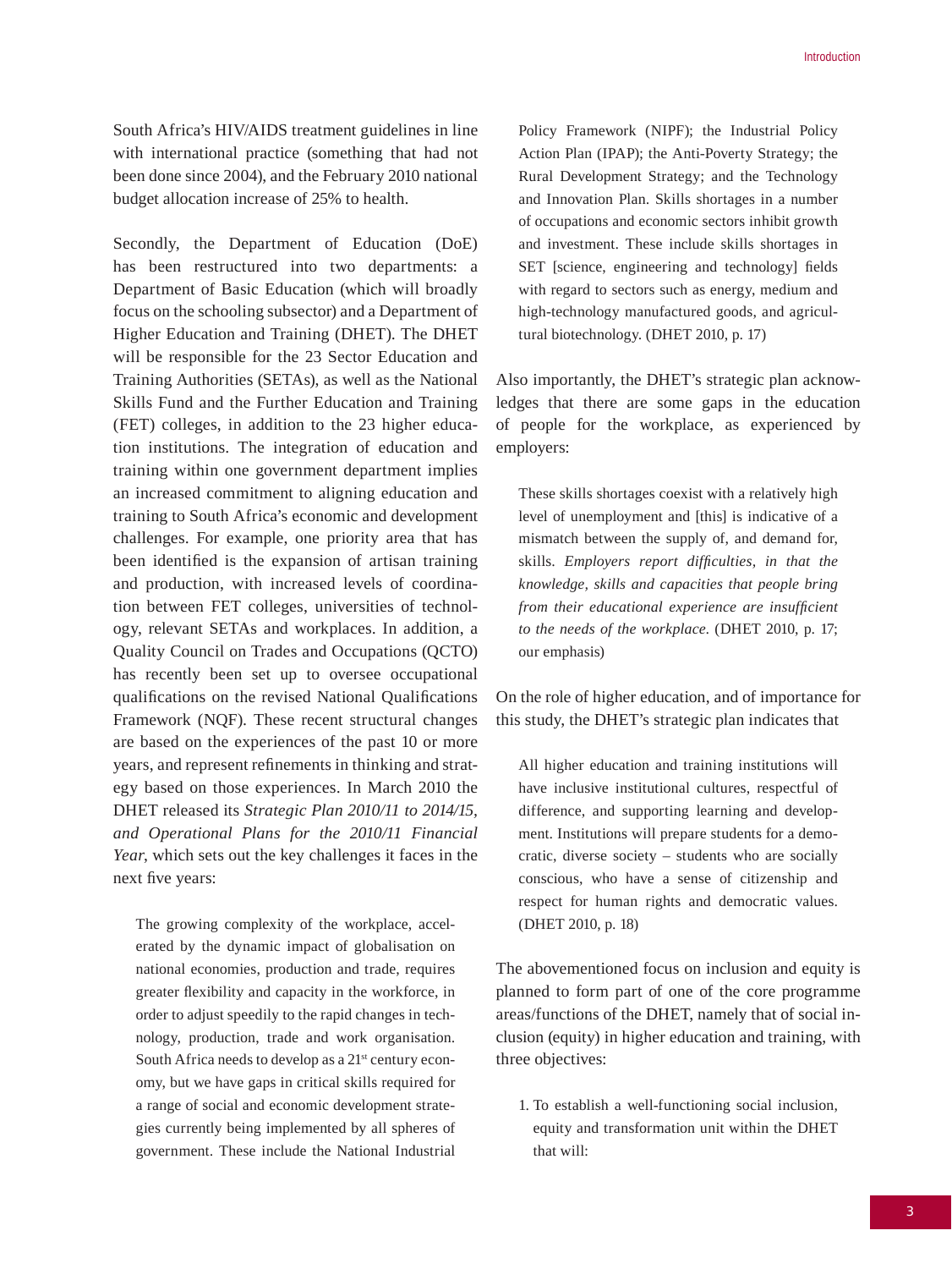South Africa's HIV/AIDS treatment guidelines in line with international practice (something that had not been done since 2004), and the February 2010 national budget allocation increase of 25% to health.

Secondly, the Department of Education (DoE) has been restructured into two departments: a Department of Basic Education (which will broadly focus on the schooling subsector) and a Department of Higher Education and Training (DHET). The DHET will be responsible for the 23 Sector Education and Training Authorities (SETAs), as well as the National Skills Fund and the Further Education and Training (FET) colleges, in addition to the 23 higher education institutions. The integration of education and training within one government department implies an increased commitment to aligning education and training to South Africa's economic and development challenges. For example, one priority area that has been identified is the expansion of artisan training and production, with increased levels of coordination between FET colleges, universities of technology, relevant SETAs and workplaces. In addition, a Quality Council on Trades and Occupations (QCTO) has recently been set up to oversee occupational qualifications on the revised National Qualifications Framework (NQF). These recent structural changes are based on the experiences of the past 10 or more years, and represent refinements in thinking and strategy based on those experiences. In March 2010 the DHET released its *Strategic Plan 2010/11 to 2014/15, and Operational Plans for the 2010/11 Financial Year*, which sets out the key challenges it faces in the next five years:

> The growing complexity of the workplace, accelerated by the dynamic impact of globalisation on national economies, production and trade, requires greater flexibility and capacity in the workforce, in order to adjust speedily to the rapid changes in technology, production, trade and work organisation. South Africa needs to develop as a 21st century economy, but we have gaps in critical skills required for a range of social and economic development strategies currently being implemented by all spheres of government. These include the National Industrial Policy Framework (NIPF); the Industrial Policy Action Plan (IPAP); the Anti-Poverty Strategy; the Rural Development Strategy; and the Technology and Innovation Plan. Skills shortages in a number of occupations and economic sectors inhibit growth and investment. These include skills shortages in SET [science, engineering and technology] fields with regard to sectors such as energy, medium and high-technology manufactured goods, and agricultural biotechnology. (DHET 2010, p. 17)

Also importantly, the DHET's strategic plan acknowledges that there are some gaps in the education of people for the workplace, as experienced by employers:

> These skills shortages coexist with a relatively high level of unemployment and [this] is indicative of a mismatch between the supply of, and demand for, skills. *Employers report difficulties, in that the knowledge, skills and capacities that people bring from their educational experience are insufficient to the needs of the workplace.* (DHET 2010, p. 17; our emphasis)

On the role of higher education, and of importance for this study, the DHET's strategic plan indicates that

> All higher education and training institutions will have inclusive institutional cultures, respectful of difference, and supporting learning and development. Institutions will prepare students for a democratic, diverse society – students who are socially conscious, who have a sense of citizenship and respect for human rights and democratic values. (DHET 2010, p. 18)

The abovementioned focus on inclusion and equity is planned to form part of one of the core programme areas/functions of the DHET, namely that of social inclusion (equity) in higher education and training, with three objectives:

1. To establish a well-functioning social inclusion, equity and transformation unit within the DHET that will: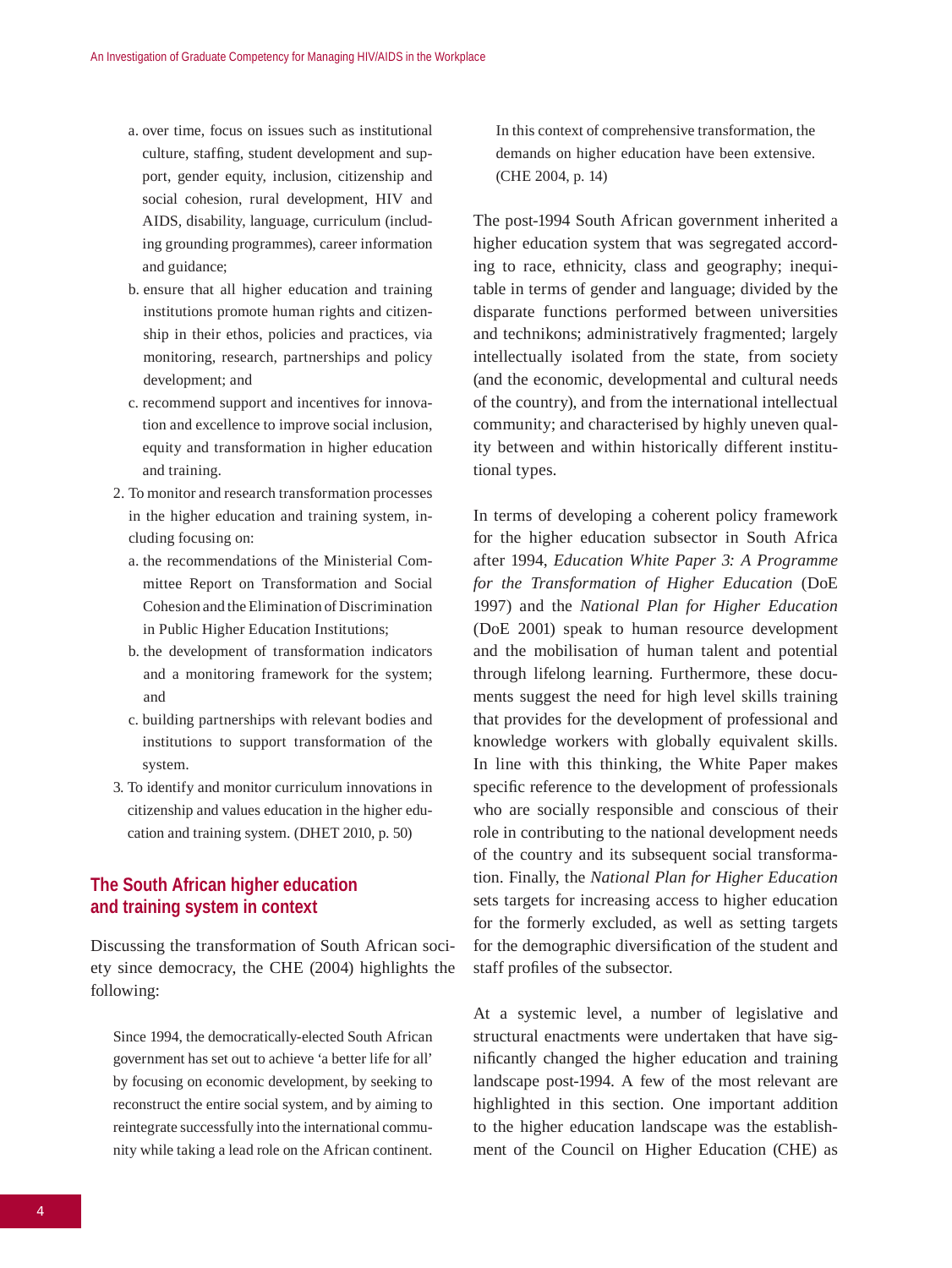a. over time, focus on issues such as institutional culture, staffing, student development and support, gender equity, inclusion, citizenship and social cohesion, rural development, HIV and AIDS, disability, language, curriculum (including grounding programmes), career information and guidance;
b. ensure that all higher education and training institutions promote human rights and citizenship in their ethos, policies and practices, via monitoring, research, partnerships and policy development; and
c. recommend support and incentives for innovation and excellence to improve social inclusion, equity and transformation in higher education and training.

2. To monitor and research transformation processes in the higher education and training system, including focusing on:
   a. the recommendations of the Ministerial Committee Report on Transformation and Social Cohesion and the Elimination of Discrimination in Public Higher Education Institutions;
   b. the development of transformation indicators and a monitoring framework for the system; and
   c. building partnerships with relevant bodies and institutions to support transformation of the system.
3. To identify and monitor curriculum innovations in citizenship and values education in the higher education and training system. (DHET 2010, p. 50)

## The South African higher education and training system in context

Discussing the transformation of South African society since democracy, the CHE (2004) highlights the following:

> Since 1994, the democratically-elected South African government has set out to achieve 'a better life for all' by focusing on economic development, by seeking to reconstruct the entire social system, and by aiming to reintegrate successfully into the international community while taking a lead role on the African continent. In this context of comprehensive transformation, the demands on higher education have been extensive. (CHE 2004, p. 14)

The post-1994 South African government inherited a higher education system that was segregated according to race, ethnicity, class and geography; inequitable in terms of gender and language; divided by the disparate functions performed between universities and technikons; administratively fragmented; largely intellectually isolated from the state, from society (and the economic, developmental and cultural needs of the country), and from the international intellectual community; and characterised by highly uneven quality between and within historically different institutional types.

In terms of developing a coherent policy framework for the higher education subsector in South Africa after 1994, *Education White Paper 3: A Programme for the Transformation of Higher Education* (DoE 1997) and the *National Plan for Higher Education* (DoE 2001) speak to human resource development and the mobilisation of human talent and potential through lifelong learning. Furthermore, these documents suggest the need for high level skills training that provides for the development of professional and knowledge workers with globally equivalent skills. In line with this thinking, the White Paper makes specific reference to the development of professionals who are socially responsible and conscious of their role in contributing to the national development needs of the country and its subsequent social transformation. Finally, the *National Plan for Higher Education* sets targets for increasing access to higher education for the formerly excluded, as well as setting targets for the demographic diversification of the student and staff profiles of the subsector.

At a systemic level, a number of legislative and structural enactments were undertaken that have significantly changed the higher education and training landscape post-1994. A few of the most relevant are highlighted in this section. One important addition to the higher education landscape was the establishment of the Council on Higher Education (CHE) as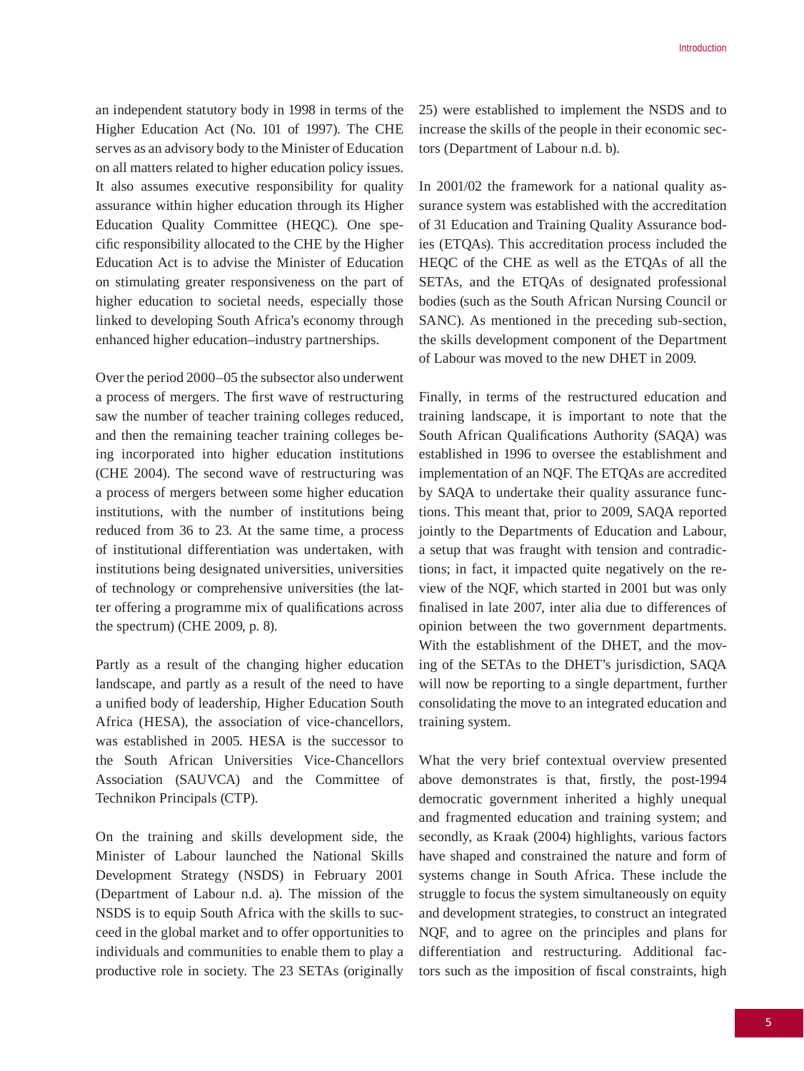an independent statutory body in 1998 in terms of the Higher Education Act (No. 101 of 1997). The CHE serves as an advisory body to the Minister of Education on all matters related to higher education policy issues. It also assumes executive responsibility for quality assurance within higher education through its Higher Education Quality Committee (HEQC). One specific responsibility allocated to the CHE by the Higher Education Act is to advise the Minister of Education on stimulating greater responsiveness on the part of higher education to societal needs, especially those linked to developing South Africa's economy through enhanced higher education–industry partnerships.

Over the period 2000–05 the subsector also underwent a process of mergers. The first wave of restructuring saw the number of teacher training colleges reduced, and then the remaining teacher training colleges being incorporated into higher education institutions (CHE 2004). The second wave of restructuring was a process of mergers between some higher education institutions, with the number of institutions being reduced from 36 to 23. At the same time, a process of institutional differentiation was undertaken, with institutions being designated universities, universities of technology or comprehensive universities (the latter offering a programme mix of qualifications across the spectrum) (CHE 2009, p. 8).

Partly as a result of the changing higher education landscape, and partly as a result of the need to have a unified body of leadership, Higher Education South Africa (HESA), the association of vice-chancellors, was established in 2005. HESA is the successor to the South African Universities Vice-Chancellors Association (SAUVCA) and the Committee of Technikon Principals (CTP).

On the training and skills development side, the Minister of Labour launched the National Skills Development Strategy (NSDS) in February 2001 (Department of Labour n.d. a). The mission of the NSDS is to equip South Africa with the skills to succeed in the global market and to offer opportunities to individuals and communities to enable them to play a productive role in society. The 23 SETAs (originally 25) were established to implement the NSDS and to increase the skills of the people in their economic sectors (Department of Labour n.d. b).

In 2001/02 the framework for a national quality assurance system was established with the accreditation of 31 Education and Training Quality Assurance bodies (ETQAs). This accreditation process included the HEQC of the CHE as well as the ETQAs of all the SETAs, and the ETQAs of designated professional bodies (such as the South African Nursing Council or SANC). As mentioned in the preceding sub-section, the skills development component of the Department of Labour was moved to the new DHET in 2009.

Finally, in terms of the restructured education and training landscape, it is important to note that the South African Qualifications Authority (SAQA) was established in 1996 to oversee the establishment and implementation of an NQF. The ETQAs are accredited by SAQA to undertake their quality assurance functions. This meant that, prior to 2009, SAQA reported jointly to the Departments of Education and Labour, a setup that was fraught with tension and contradictions; in fact, it impacted quite negatively on the review of the NQF, which started in 2001 but was only finalised in late 2007, inter alia due to differences of opinion between the two government departments. With the establishment of the DHET, and the moving of the SETAs to the DHET's jurisdiction, SAQA will now be reporting to a single department, further consolidating the move to an integrated education and training system.

What the very brief contextual overview presented above demonstrates is that, firstly, the post-1994 democratic government inherited a highly unequal and fragmented education and training system; and secondly, as Kraak (2004) highlights, various factors have shaped and constrained the nature and form of systems change in South Africa. These include the struggle to focus the system simultaneously on equity and development strategies, to construct an integrated NQF, and to agree on the principles and plans for differentiation and restructuring. Additional factors such as the imposition of fiscal constraints, high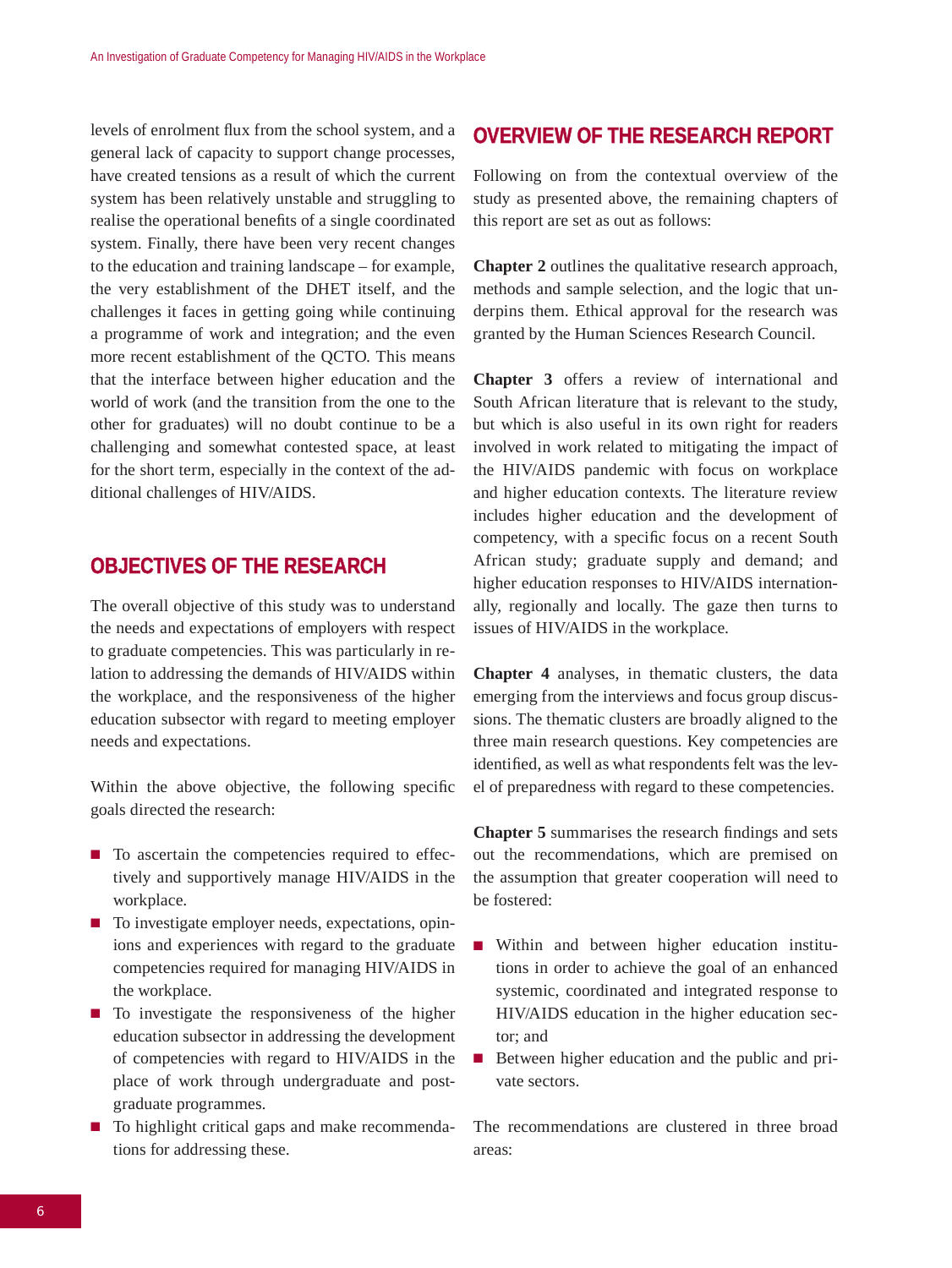levels of enrolment flux from the school system, and a general lack of capacity to support change processes, have created tensions as a result of which the current system has been relatively unstable and struggling to realise the operational benefits of a single coordinated system. Finally, there have been very recent changes to the education and training landscape – for example, the very establishment of the DHET itself, and the challenges it faces in getting going while continuing a programme of work and integration; and the even more recent establishment of the QCTO. This means that the interface between higher education and the world of work (and the transition from the one to the other for graduates) will no doubt continue to be a challenging and somewhat contested space, at least for the short term, especially in the context of the additional challenges of HIV/AIDS.

## OBJECTIVES OF THE RESEARCH

The overall objective of this study was to understand the needs and expectations of employers with respect to graduate competencies. This was particularly in relation to addressing the demands of HIV/AIDS within the workplace, and the responsiveness of the higher education subsector with regard to meeting employer needs and expectations.

Within the above objective, the following specific goals directed the research:

- To ascertain the competencies required to effectively and supportively manage HIV/AIDS in the workplace.
- To investigate employer needs, expectations, opinions and experiences with regard to the graduate competencies required for managing HIV/AIDS in the workplace.
- To investigate the responsiveness of the higher education subsector in addressing the development of competencies with regard to HIV/AIDS in the place of work through undergraduate and postgraduate programmes.
- To highlight critical gaps and make recommendations for addressing these.

## OVERVIEW OF THE RESEARCH REPORT

Following on from the contextual overview of the study as presented above, the remaining chapters of this report are set as out as follows:

**Chapter 2** outlines the qualitative research approach, methods and sample selection, and the logic that underpins them. Ethical approval for the research was granted by the Human Sciences Research Council.

**Chapter 3** offers a review of international and South African literature that is relevant to the study, but which is also useful in its own right for readers involved in work related to mitigating the impact of the HIV/AIDS pandemic with focus on workplace and higher education contexts. The literature review includes higher education and the development of competency, with a specific focus on a recent South African study; graduate supply and demand; and higher education responses to HIV/AIDS internationally, regionally and locally. The gaze then turns to issues of HIV/AIDS in the workplace.

**Chapter 4** analyses, in thematic clusters, the data emerging from the interviews and focus group discussions. The thematic clusters are broadly aligned to the three main research questions. Key competencies are identified, as well as what respondents felt was the level of preparedness with regard to these competencies.

**Chapter 5** summarises the research findings and sets out the recommendations, which are premised on the assumption that greater cooperation will need to be fostered:

- Within and between higher education institutions in order to achieve the goal of an enhanced systemic, coordinated and integrated response to HIV/AIDS education in the higher education sector; and
- Between higher education and the public and private sectors.

The recommendations are clustered in three broad areas: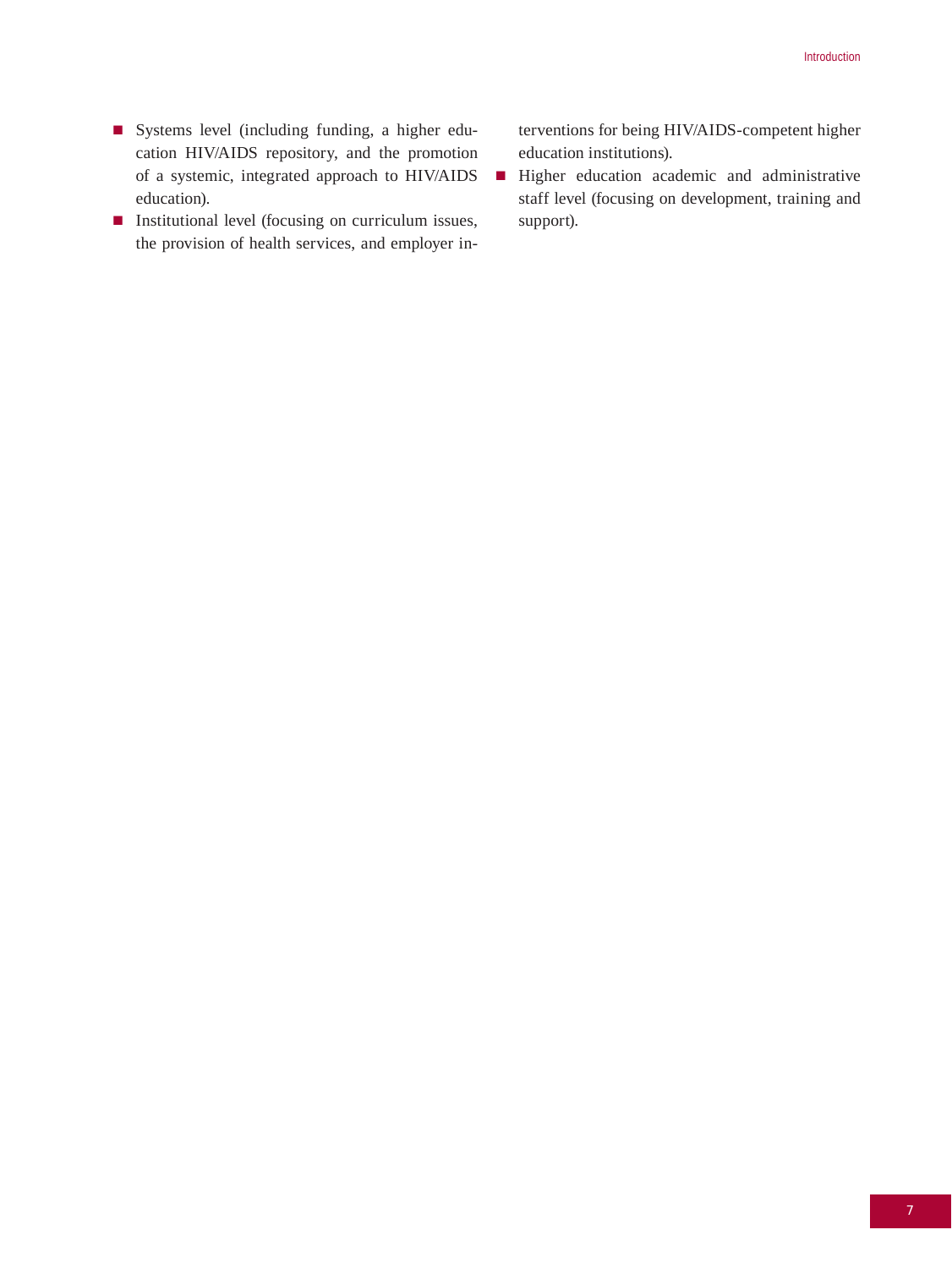- Systems level (including funding, a higher education HIV/AIDS repository, and the promotion of a systemic, integrated approach to HIV/AIDS education).
- Institutional level (focusing on curriculum issues, the provision of health services, and employer interventions for being HIV/AIDS-competent higher education institutions).
- Higher education academic and administrative staff level (focusing on development, training and support).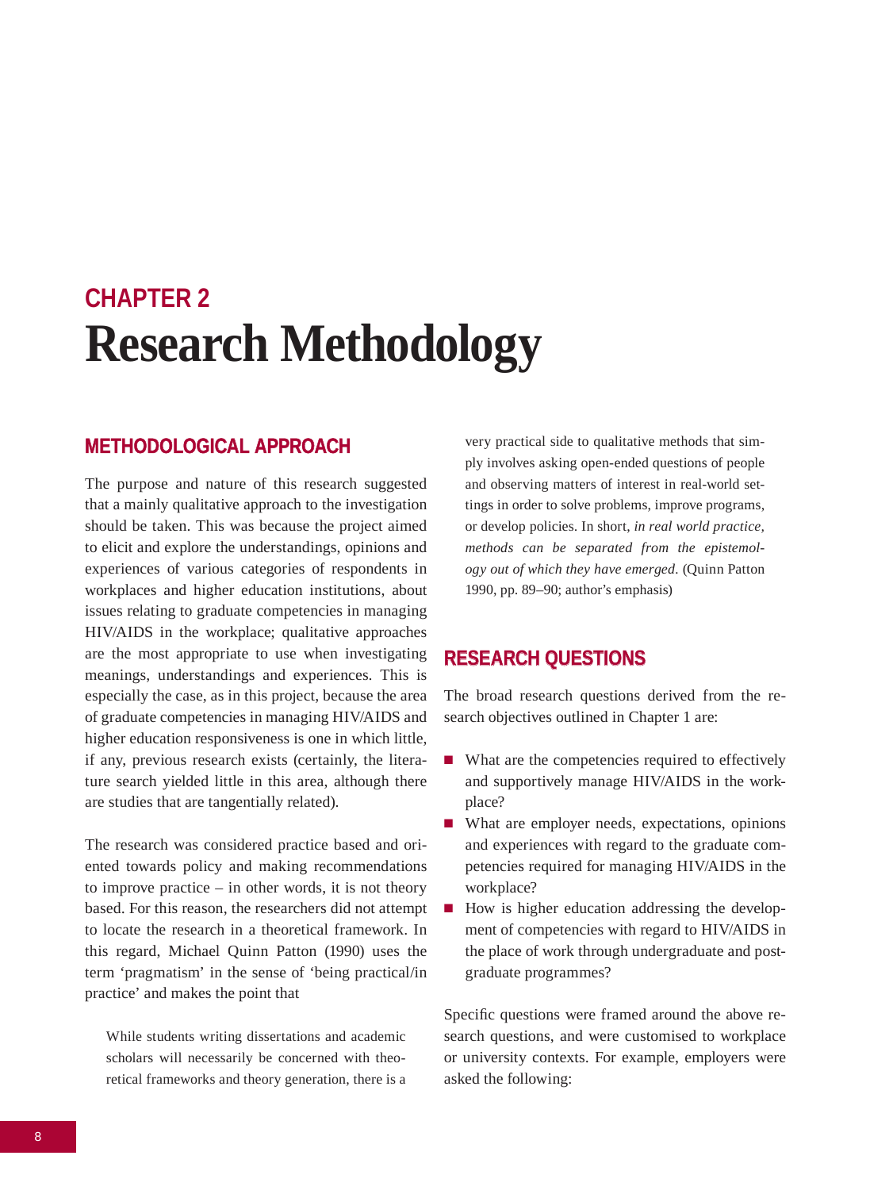# CHAPTER 2
# Research Methodology

## METHODOLOGICAL APPROACH

The purpose and nature of this research suggested that a mainly qualitative approach to the investigation should be taken. This was because the project aimed to elicit and explore the understandings, opinions and experiences of various categories of respondents in workplaces and higher education institutions, about issues relating to graduate competencies in managing HIV/AIDS in the workplace; qualitative approaches are the most appropriate to use when investigating meanings, understandings and experiences. This is especially the case, as in this project, because the area of graduate competencies in managing HIV/AIDS and higher education responsiveness is one in which little, if any, previous research exists (certainly, the literature search yielded little in this area, although there are studies that are tangentially related).

The research was considered practice based and oriented towards policy and making recommendations to improve practice – in other words, it is not theory based. For this reason, the researchers did not attempt to locate the research in a theoretical framework. In this regard, Michael Quinn Patton (1990) uses the term 'pragmatism' in the sense of 'being practical/in practice' and makes the point that

> While students writing dissertations and academic scholars will necessarily be concerned with theoretical frameworks and theory generation, there is a very practical side to qualitative methods that simply involves asking open-ended questions of people and observing matters of interest in real-world settings in order to solve problems, improve programs, or develop policies. In short, *in real world practice, methods can be separated from the epistemology out of which they have emerged*. (Quinn Patton 1990, pp. 89–90; author's emphasis)

## RESEARCH QUESTIONS

The broad research questions derived from the research objectives outlined in Chapter 1 are:

- What are the competencies required to effectively and supportively manage HIV/AIDS in the workplace?
- What are employer needs, expectations, opinions and experiences with regard to the graduate competencies required for managing HIV/AIDS in the workplace?
- How is higher education addressing the development of competencies with regard to HIV/AIDS in the place of work through undergraduate and postgraduate programmes?

Specific questions were framed around the above research questions, and were customised to workplace or university contexts. For example, employers were asked the following: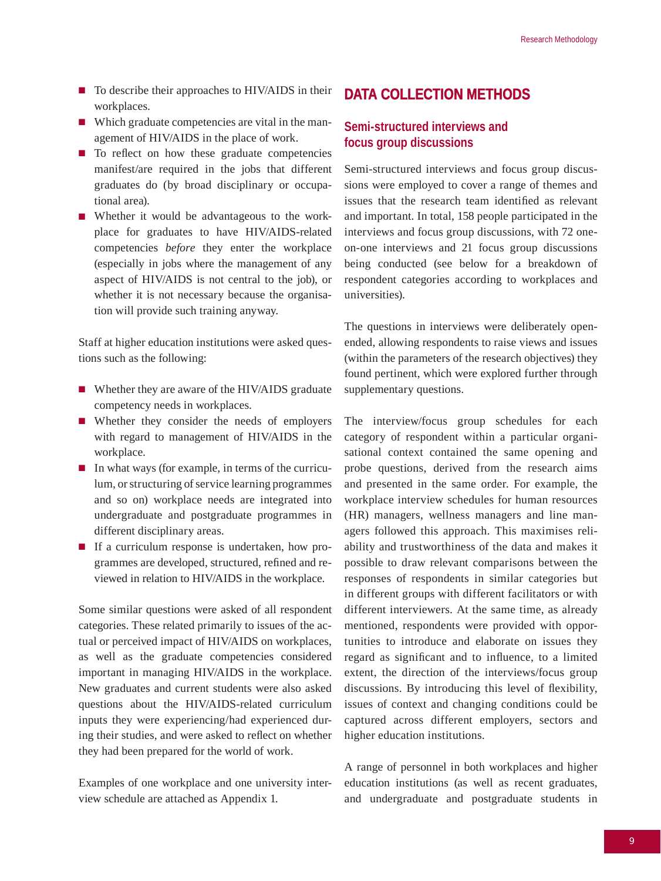- To describe their approaches to HIV/AIDS in their workplaces.
- Which graduate competencies are vital in the management of HIV/AIDS in the place of work.
- To reflect on how these graduate competencies manifest/are required in the jobs that different graduates do (by broad disciplinary or occupational area).
- Whether it would be advantageous to the workplace for graduates to have HIV/AIDS-related competencies *before* they enter the workplace (especially in jobs where the management of any aspect of HIV/AIDS is not central to the job), or whether it is not necessary because the organisation will provide such training anyway.

Staff at higher education institutions were asked questions such as the following:

- Whether they are aware of the HIV/AIDS graduate competency needs in workplaces.
- Whether they consider the needs of employers with regard to management of HIV/AIDS in the workplace.
- In what ways (for example, in terms of the curriculum, or structuring of service learning programmes and so on) workplace needs are integrated into undergraduate and postgraduate programmes in different disciplinary areas.
- If a curriculum response is undertaken, how programmes are developed, structured, refined and reviewed in relation to HIV/AIDS in the workplace.

Some similar questions were asked of all respondent categories. These related primarily to issues of the actual or perceived impact of HIV/AIDS on workplaces, as well as the graduate competencies considered important in managing HIV/AIDS in the workplace. New graduates and current students were also asked questions about the HIV/AIDS-related curriculum inputs they were experiencing/had experienced during their studies, and were asked to reflect on whether they had been prepared for the world of work.

Examples of one workplace and one university interview schedule are attached as Appendix 1.

## DATA COLLECTION METHODS

### Semi-structured interviews and focus group discussions

Semi-structured interviews and focus group discussions were employed to cover a range of themes and issues that the research team identified as relevant and important. In total, 158 people participated in the interviews and focus group discussions, with 72 one-on-one interviews and 21 focus group discussions being conducted (see below for a breakdown of respondent categories according to workplaces and universities).

The questions in interviews were deliberately open-ended, allowing respondents to raise views and issues (within the parameters of the research objectives) they found pertinent, which were explored further through supplementary questions.

The interview/focus group schedules for each category of respondent within a particular organisational context contained the same opening and probe questions, derived from the research aims and presented in the same order. For example, the workplace interview schedules for human resources (HR) managers, wellness managers and line managers followed this approach. This maximises reliability and trustworthiness of the data and makes it possible to draw relevant comparisons between the responses of respondents in similar categories but in different groups with different facilitators or with different interviewers. At the same time, as already mentioned, respondents were provided with opportunities to introduce and elaborate on issues they regard as significant and to influence, to a limited extent, the direction of the interviews/focus group discussions. By introducing this level of flexibility, issues of context and changing conditions could be captured across different employers, sectors and higher education institutions.

A range of personnel in both workplaces and higher education institutions (as well as recent graduates, and undergraduate and postgraduate students in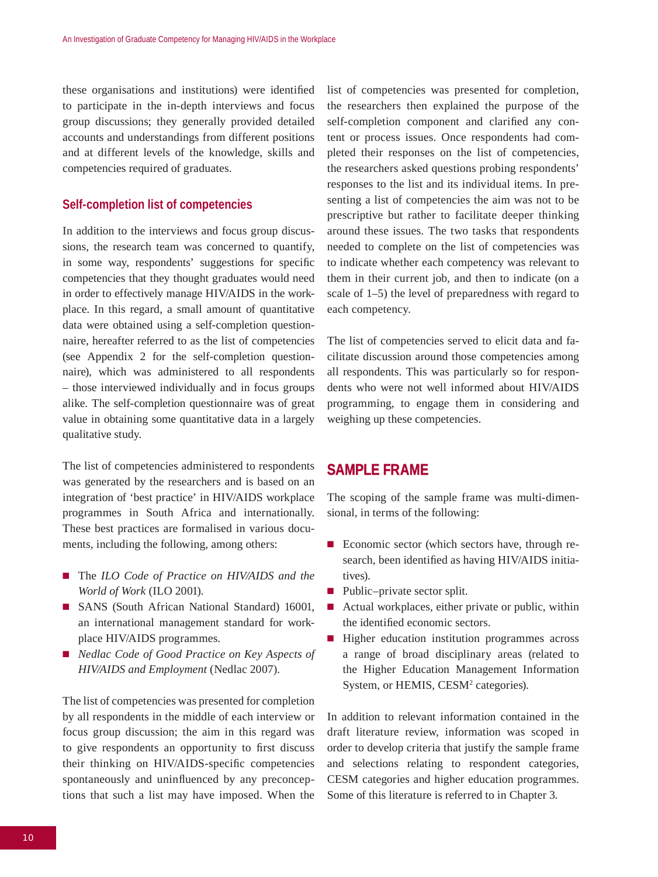these organisations and institutions) were identified to participate in the in-depth interviews and focus group discussions; they generally provided detailed accounts and understandings from different positions and at different levels of the knowledge, skills and competencies required of graduates.

### Self-completion list of competencies

In addition to the interviews and focus group discussions, the research team was concerned to quantify, in some way, respondents' suggestions for specific competencies that they thought graduates would need in order to effectively manage HIV/AIDS in the workplace. In this regard, a small amount of quantitative data were obtained using a self-completion questionnaire, hereafter referred to as the list of competencies (see Appendix 2 for the self-completion questionnaire), which was administered to all respondents – those interviewed individually and in focus groups alike. The self-completion questionnaire was of great value in obtaining some quantitative data in a largely qualitative study.

The list of competencies administered to respondents was generated by the researchers and is based on an integration of 'best practice' in HIV/AIDS workplace programmes in South Africa and internationally. These best practices are formalised in various documents, including the following, among others:

- The *ILO Code of Practice on HIV/AIDS and the World of Work* (ILO 2001).
- SANS (South African National Standard) 16001, an international management standard for workplace HIV/AIDS programmes.
- *Nedlac Code of Good Practice on Key Aspects of HIV/AIDS and Employment* (Nedlac 2007).

The list of competencies was presented for completion by all respondents in the middle of each interview or focus group discussion; the aim in this regard was to give respondents an opportunity to first discuss their thinking on HIV/AIDS-specific competencies spontaneously and uninfluenced by any preconceptions that such a list may have imposed. When the list of competencies was presented for completion, the researchers then explained the purpose of the self-completion component and clarified any content or process issues. Once respondents had completed their responses on the list of competencies, the researchers asked questions probing respondents' responses to the list and its individual items. In presenting a list of competencies the aim was not to be prescriptive but rather to facilitate deeper thinking around these issues. The two tasks that respondents needed to complete on the list of competencies was to indicate whether each competency was relevant to them in their current job, and then to indicate (on a scale of 1–5) the level of preparedness with regard to each competency.

The list of competencies served to elicit data and facilitate discussion around those competencies among all respondents. This was particularly so for respondents who were not well informed about HIV/AIDS programming, to engage them in considering and weighing up these competencies.

## SAMPLE FRAME

The scoping of the sample frame was multi-dimensional, in terms of the following:

- Economic sector (which sectors have, through research, been identified as having HIV/AIDS initiatives).
- Public–private sector split.
- Actual workplaces, either private or public, within the identified economic sectors.
- Higher education institution programmes across a range of broad disciplinary areas (related to the Higher Education Management Information System, or HEMIS, CESM[2] categories).

In addition to relevant information contained in the draft literature review, information was scoped in order to develop criteria that justify the sample frame and selections relating to respondent categories, CESM categories and higher education programmes. Some of this literature is referred to in Chapter 3.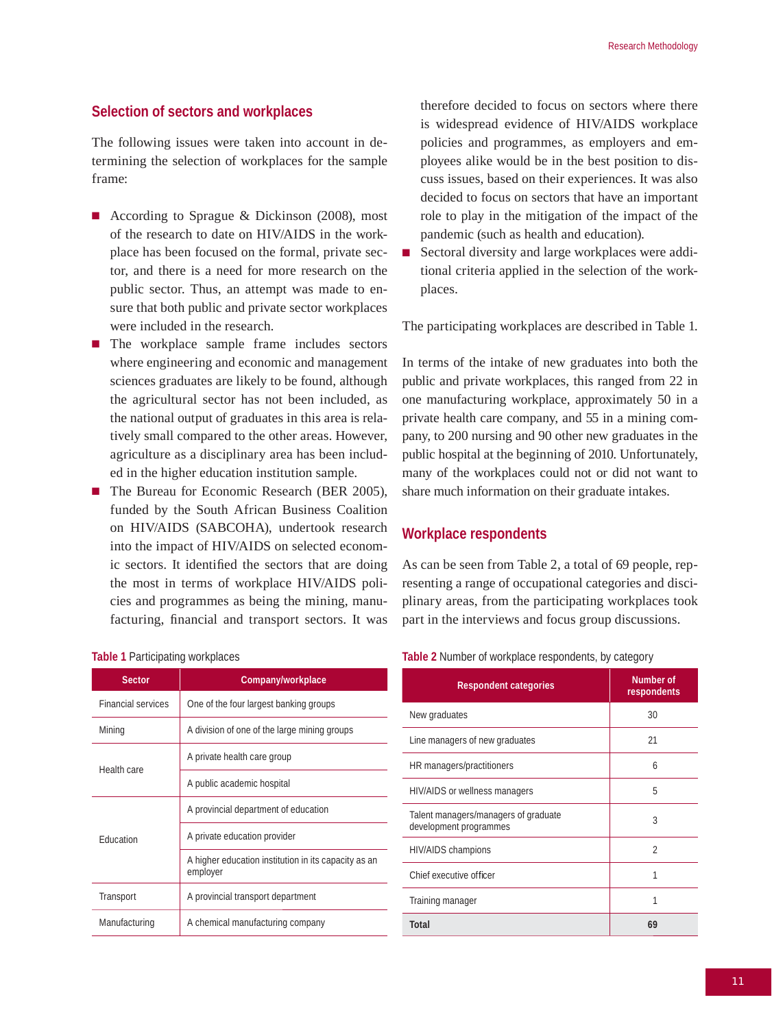## Selection of sectors and workplaces

The following issues were taken into account in determining the selection of workplaces for the sample frame:

- According to Sprague & Dickinson (2008), most of the research to date on HIV/AIDS in the workplace has been focused on the formal, private sector, and there is a need for more research on the public sector. Thus, an attempt was made to ensure that both public and private sector workplaces were included in the research.
- The workplace sample frame includes sectors where engineering and economic and management sciences graduates are likely to be found, although the agricultural sector has not been included, as the national output of graduates in this area is relatively small compared to the other areas. However, agriculture as a disciplinary area has been included in the higher education institution sample.
- The Bureau for Economic Research (BER 2005), funded by the South African Business Coalition on HIV/AIDS (SABCOHA), undertook research into the impact of HIV/AIDS on selected economic sectors. It identified the sectors that are doing the most in terms of workplace HIV/AIDS policies and programmes as being the mining, manufacturing, financial and transport sectors. It was therefore decided to focus on sectors where there is widespread evidence of HIV/AIDS workplace policies and programmes, as employers and employees alike would be in the best position to discuss issues, based on their experiences. It was also decided to focus on sectors that have an important role to play in the mitigation of the impact of the pandemic (such as health and education).
- Sectoral diversity and large workplaces were additional criteria applied in the selection of the workplaces.

The participating workplaces are described in Table 1.

In terms of the intake of new graduates into both the public and private workplaces, this ranged from 22 in one manufacturing workplace, approximately 50 in a private health care company, and 55 in a mining company, to 200 nursing and 90 other new graduates in the public hospital at the beginning of 2010. Unfortunately, many of the workplaces could not or did not want to share much information on their graduate intakes.

## Workplace respondents

As can be seen from Table 2, a total of 69 people, representing a range of occupational categories and disciplinary areas, from the participating workplaces took part in the interviews and focus group discussions.

**Table 1** Participating workplaces

| Sector | Company/workplace |
|---|---|
| Financial services | One of the four largest banking groups |
| Mining | A division of one of the large mining groups |
| Health care | A private health care group |
| | A public academic hospital |
| Education | A provincial department of education |
| | A private education provider |
| | A higher education institution in its capacity as an employer |
| Transport | A provincial transport department |
| Manufacturing | A chemical manufacturing company |

**Table 2** Number of workplace respondents, by category

| Respondent categories | Number of respondents |
|---|---|
| New graduates | 30 |
| Line managers of new graduates | 21 |
| HR managers/practitioners | 6 |
| HIV/AIDS or wellness managers | 5 |
| Talent managers/managers of graduate development programmes | 3 |
| HIV/AIDS champions | 2 |
| Chief executive officer | 1 |
| Training manager | 1 |
| **Total** | **69** |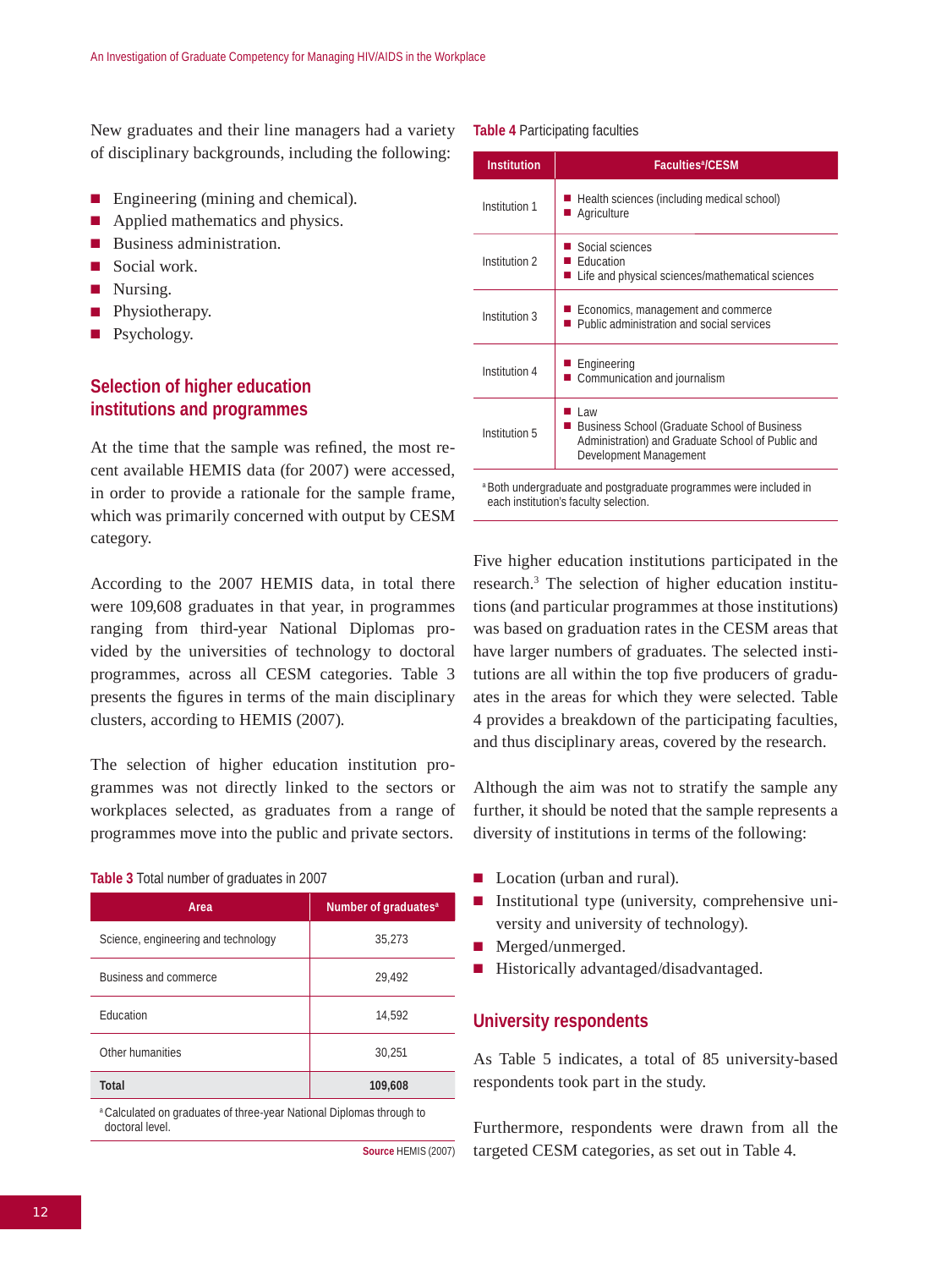New graduates and their line managers had a variety of disciplinary backgrounds, including the following:

- Engineering (mining and chemical).
- Applied mathematics and physics.
- Business administration.
- Social work.
- Nursing.
- Physiotherapy.
- Psychology.

## Selection of higher education institutions and programmes

At the time that the sample was refined, the most recent available HEMIS data (for 2007) were accessed, in order to provide a rationale for the sample frame, which was primarily concerned with output by CESM category.

According to the 2007 HEMIS data, in total there were 109,608 graduates in that year, in programmes ranging from third-year National Diplomas provided by the universities of technology to doctoral programmes, across all CESM categories. Table 3 presents the figures in terms of the main disciplinary clusters, according to HEMIS (2007).

The selection of higher education institution programmes was not directly linked to the sectors or workplaces selected, as graduates from a range of programmes move into the public and private sectors.

**Table 3** Total number of graduates in 2007

| Area | Number of graduates[a] |
|---|---|
| Science, engineering and technology | 35,273 |
| Business and commerce | 29,492 |
| Education | 14,592 |
| Other humanities | 30,251 |
| **Total** | **109,608** |

[a] Calculated on graduates of three-year National Diplomas through to doctoral level.

**Source** HEMIS (2007)

**Table 4** Participating faculties

| Institution | Faculties[a]/CESM |
|---|---|
| Institution 1 | ■ Health sciences (including medical school)<br>■ Agriculture |
| Institution 2 | ■ Social sciences<br>■ Education<br>■ Life and physical sciences/mathematical sciences |
| Institution 3 | ■ Economics, management and commerce<br>■ Public administration and social services |
| Institution 4 | ■ Engineering<br>■ Communication and journalism |
| Institution 5 | ■ Law<br>■ Business School (Graduate School of Business Administration) and Graduate School of Public and Development Management |

[a] Both undergraduate and postgraduate programmes were included in each institution's faculty selection.

Five higher education institutions participated in the research.[3] The selection of higher education institutions (and particular programmes at those institutions) was based on graduation rates in the CESM areas that have larger numbers of graduates. The selected institutions are all within the top five producers of graduates in the areas for which they were selected. Table 4 provides a breakdown of the participating faculties, and thus disciplinary areas, covered by the research.

Although the aim was not to stratify the sample any further, it should be noted that the sample represents a diversity of institutions in terms of the following:

- Location (urban and rural).
- Institutional type (university, comprehensive university and university of technology).
- Merged/unmerged.
- Historically advantaged/disadvantaged.

## University respondents

As Table 5 indicates, a total of 85 university-based respondents took part in the study.

Furthermore, respondents were drawn from all the targeted CESM categories, as set out in Table 4.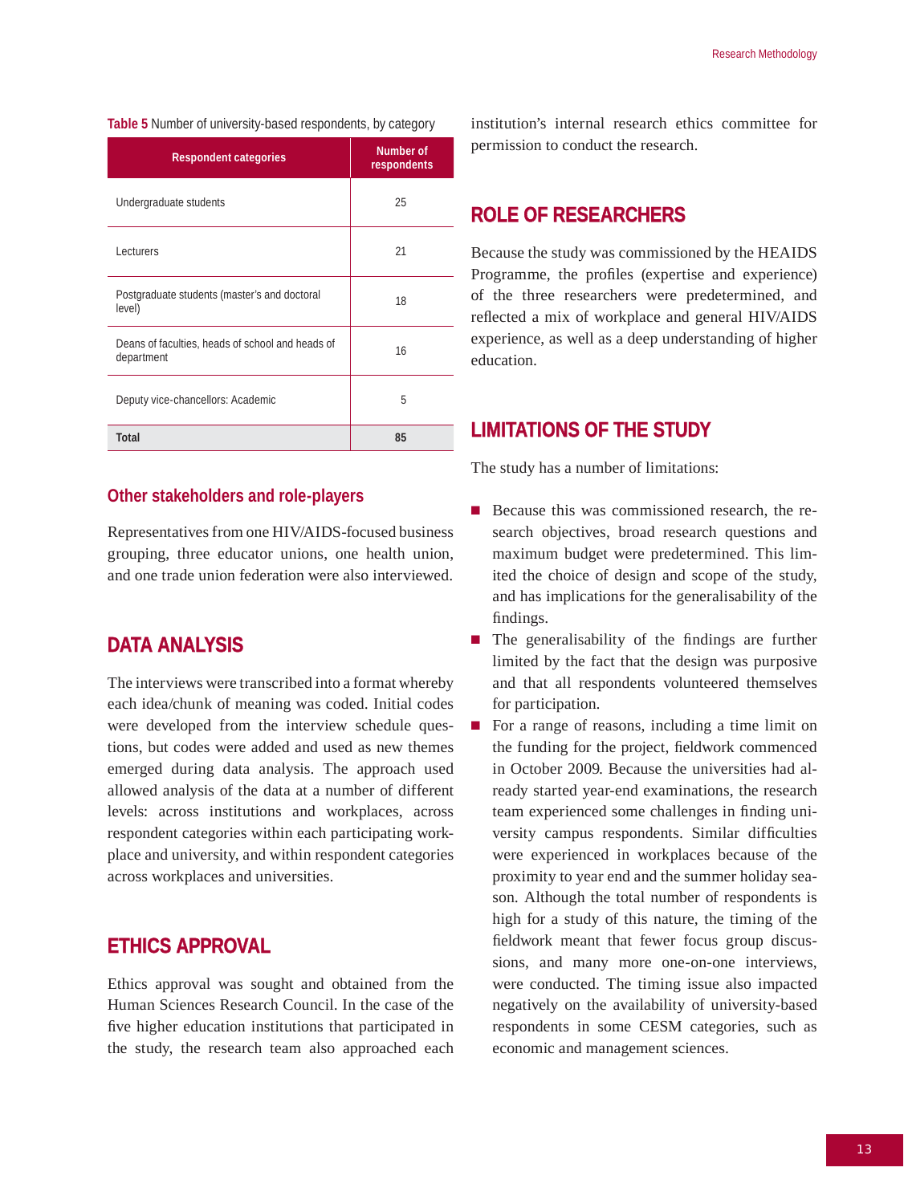**Table 5** Number of university-based respondents, by category

| Respondent categories | Number of respondents |
|---|---|
| Undergraduate students | 25 |
| Lecturers | 21 |
| Postgraduate students (master's and doctoral level) | 18 |
| Deans of faculties, heads of school and heads of department | 16 |
| Deputy vice-chancellors: Academic | 5 |
| **Total** | **85** |

### Other stakeholders and role-players

Representatives from one HIV/AIDS-focused business grouping, three educator unions, one health union, and one trade union federation were also interviewed.

## DATA ANALYSIS

The interviews were transcribed into a format whereby each idea/chunk of meaning was coded. Initial codes were developed from the interview schedule questions, but codes were added and used as new themes emerged during data analysis. The approach used allowed analysis of the data at a number of different levels: across institutions and workplaces, across respondent categories within each participating workplace and university, and within respondent categories across workplaces and universities.

## ETHICS APPROVAL

Ethics approval was sought and obtained from the Human Sciences Research Council. In the case of the five higher education institutions that participated in the study, the research team also approached each institution's internal research ethics committee for permission to conduct the research.

## ROLE OF RESEARCHERS

Because the study was commissioned by the HEAIDS Programme, the profiles (expertise and experience) of the three researchers were predetermined, and reflected a mix of workplace and general HIV/AIDS experience, as well as a deep understanding of higher education.

## LIMITATIONS OF THE STUDY

The study has a number of limitations:

- Because this was commissioned research, the research objectives, broad research questions and maximum budget were predetermined. This limited the choice of design and scope of the study, and has implications for the generalisability of the findings.
- The generalisability of the findings are further limited by the fact that the design was purposive and that all respondents volunteered themselves for participation.
- For a range of reasons, including a time limit on the funding for the project, fieldwork commenced in October 2009. Because the universities had already started year-end examinations, the research team experienced some challenges in finding university campus respondents. Similar difficulties were experienced in workplaces because of the proximity to year end and the summer holiday season. Although the total number of respondents is high for a study of this nature, the timing of the fieldwork meant that fewer focus group discussions, and many more one-on-one interviews, were conducted. The timing issue also impacted negatively on the availability of university-based respondents in some CESM categories, such as economic and management sciences.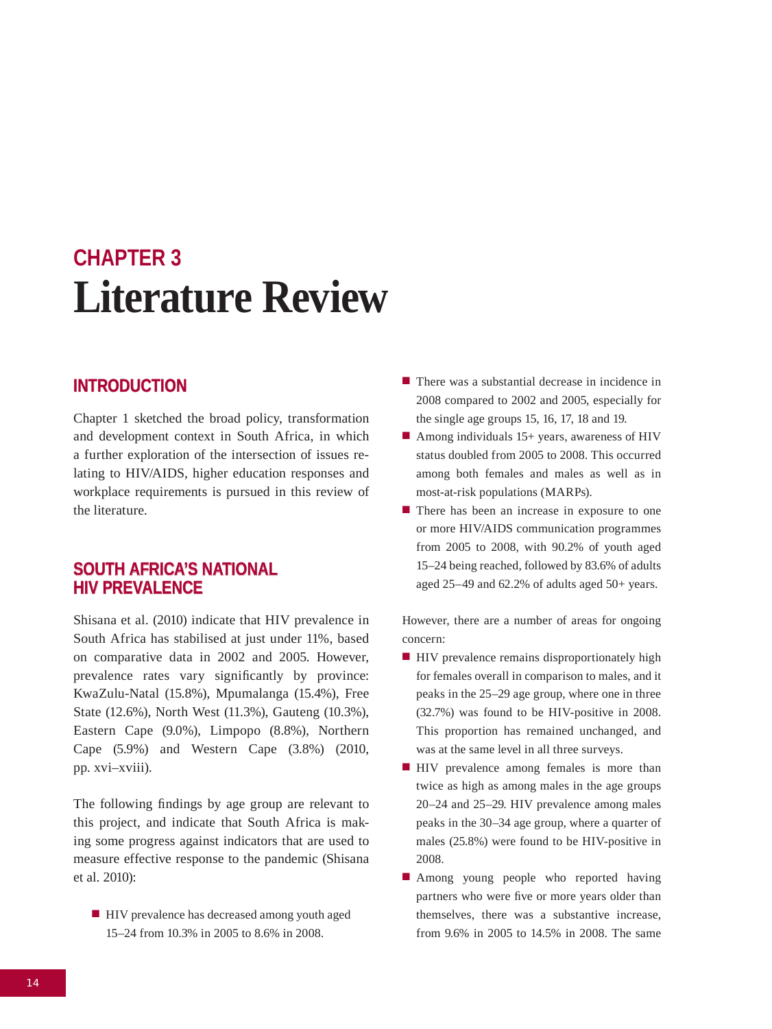## CHAPTER 3

# Literature Review

## INTRODUCTION

Chapter 1 sketched the broad policy, transformation and development context in South Africa, in which a further exploration of the intersection of issues relating to HIV/AIDS, higher education responses and workplace requirements is pursued in this review of the literature.

## SOUTH AFRICA'S NATIONAL HIV PREVALENCE

Shisana et al. (2010) indicate that HIV prevalence in South Africa has stabilised at just under 11%, based on comparative data in 2002 and 2005. However, prevalence rates vary significantly by province: KwaZulu-Natal (15.8%), Mpumalanga (15.4%), Free State (12.6%), North West (11.3%), Gauteng (10.3%), Eastern Cape (9.0%), Limpopo (8.8%), Northern Cape (5.9%) and Western Cape (3.8%) (2010, pp. xvi–xviii).

The following findings by age group are relevant to this project, and indicate that South Africa is making some progress against indicators that are used to measure effective response to the pandemic (Shisana et al. 2010):

- HIV prevalence has decreased among youth aged 15–24 from 10.3% in 2005 to 8.6% in 2008.
- There was a substantial decrease in incidence in 2008 compared to 2002 and 2005, especially for the single age groups 15, 16, 17, 18 and 19.
- Among individuals 15+ years, awareness of HIV status doubled from 2005 to 2008. This occurred among both females and males as well as in most-at-risk populations (MARPs).
- There has been an increase in exposure to one or more HIV/AIDS communication programmes from 2005 to 2008, with 90.2% of youth aged 15–24 being reached, followed by 83.6% of adults aged 25–49 and 62.2% of adults aged 50+ years.

However, there are a number of areas for ongoing concern:

- HIV prevalence remains disproportionately high for females overall in comparison to males, and it peaks in the 25–29 age group, where one in three (32.7%) was found to be HIV-positive in 2008. This proportion has remained unchanged, and was at the same level in all three surveys.
- HIV prevalence among females is more than twice as high as among males in the age groups 20–24 and 25–29. HIV prevalence among males peaks in the 30–34 age group, where a quarter of males (25.8%) were found to be HIV-positive in 2008.
- Among young people who reported having partners who were five or more years older than themselves, there was a substantive increase, from 9.6% in 2005 to 14.5% in 2008. The same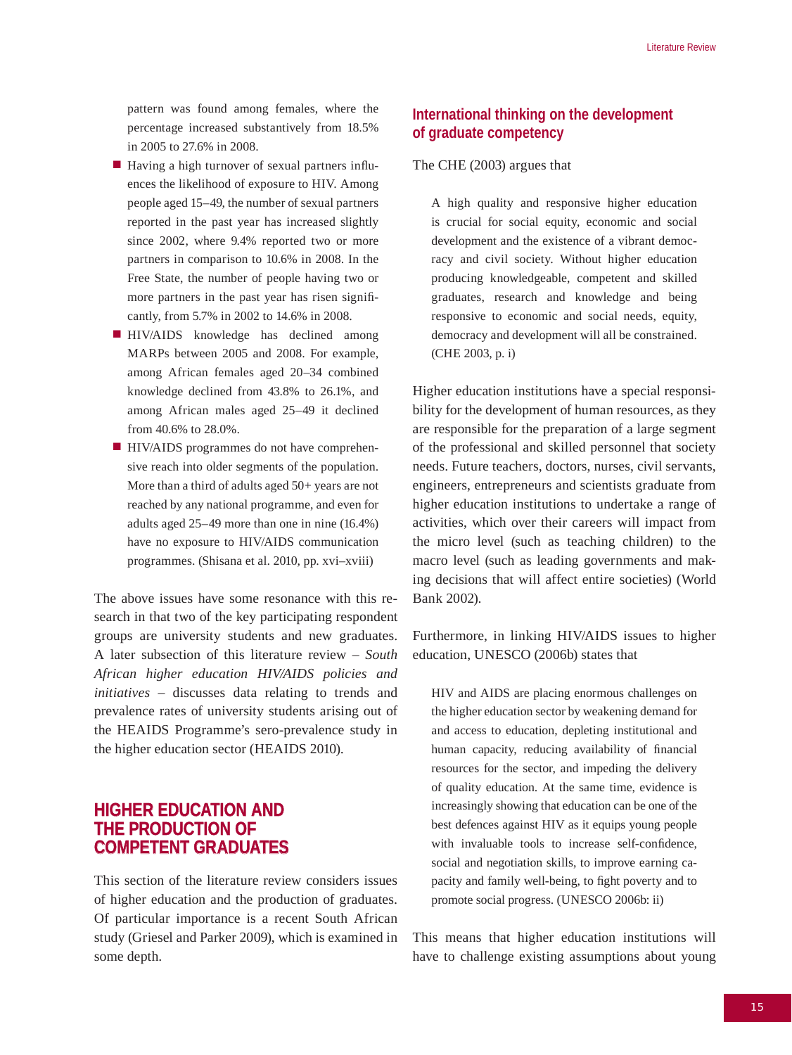pattern was found among females, where the percentage increased substantively from 18.5% in 2005 to 27.6% in 2008.

- Having a high turnover of sexual partners influences the likelihood of exposure to HIV. Among people aged 15–49, the number of sexual partners reported in the past year has increased slightly since 2002, where 9.4% reported two or more partners in comparison to 10.6% in 2008. In the Free State, the number of people having two or more partners in the past year has risen significantly, from 5.7% in 2002 to 14.6% in 2008.
- HIV/AIDS knowledge has declined among MARPs between 2005 and 2008. For example, among African females aged 20–34 combined knowledge declined from 43.8% to 26.1%, and among African males aged 25–49 it declined from 40.6% to 28.0%.
- HIV/AIDS programmes do not have comprehensive reach into older segments of the population. More than a third of adults aged 50+ years are not reached by any national programme, and even for adults aged 25–49 more than one in nine (16.4%) have no exposure to HIV/AIDS communication programmes. (Shisana et al. 2010, pp. xvi–xviii)

The above issues have some resonance with this research in that two of the key participating respondent groups are university students and new graduates. A later subsection of this literature review – *South African higher education HIV/AIDS policies and initiatives* – discusses data relating to trends and prevalence rates of university students arising out of the HEAIDS Programme's sero-prevalence study in the higher education sector (HEAIDS 2010).

## HIGHER EDUCATION AND THE PRODUCTION OF COMPETENT GRADUATES

This section of the literature review considers issues of higher education and the production of graduates. Of particular importance is a recent South African study (Griesel and Parker 2009), which is examined in some depth.

### International thinking on the development of graduate competency

The CHE (2003) argues that

> A high quality and responsive higher education is crucial for social equity, economic and social development and the existence of a vibrant democracy and civil society. Without higher education producing knowledgeable, competent and skilled graduates, research and knowledge and being responsive to economic and social needs, equity, democracy and development will all be constrained. (CHE 2003, p. i)

Higher education institutions have a special responsibility for the development of human resources, as they are responsible for the preparation of a large segment of the professional and skilled personnel that society needs. Future teachers, doctors, nurses, civil servants, engineers, entrepreneurs and scientists graduate from higher education institutions to undertake a range of activities, which over their careers will impact from the micro level (such as teaching children) to the macro level (such as leading governments and making decisions that will affect entire societies) (World Bank 2002).

Furthermore, in linking HIV/AIDS issues to higher education, UNESCO (2006b) states that

> HIV and AIDS are placing enormous challenges on the higher education sector by weakening demand for and access to education, depleting institutional and human capacity, reducing availability of financial resources for the sector, and impeding the delivery of quality education. At the same time, evidence is increasingly showing that education can be one of the best defences against HIV as it equips young people with invaluable tools to increase self-confidence, social and negotiation skills, to improve earning capacity and family well-being, to fight poverty and to promote social progress. (UNESCO 2006b: ii)

This means that higher education institutions will have to challenge existing assumptions about young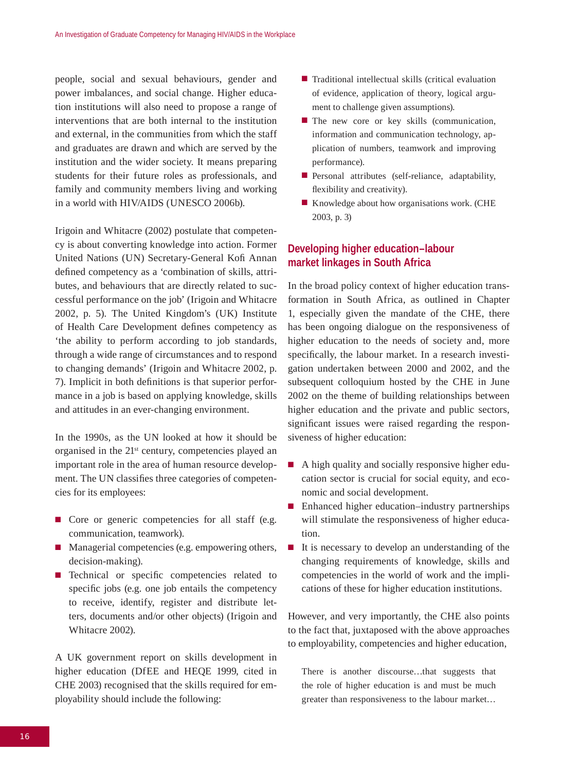people, social and sexual behaviours, gender and power imbalances, and social change. Higher education institutions will also need to propose a range of interventions that are both internal to the institution and external, in the communities from which the staff and graduates are drawn and which are served by the institution and the wider society. It means preparing students for their future roles as professionals, and family and community members living and working in a world with HIV/AIDS (UNESCO 2006b).

Irigoin and Whitacre (2002) postulate that competency is about converting knowledge into action. Former United Nations (UN) Secretary-General Kofi Annan defined competency as a 'combination of skills, attributes, and behaviours that are directly related to successful performance on the job' (Irigoin and Whitacre 2002, p. 5). The United Kingdom's (UK) Institute of Health Care Development defines competency as 'the ability to perform according to job standards, through a wide range of circumstances and to respond to changing demands' (Irigoin and Whitacre 2002, p. 7). Implicit in both definitions is that superior performance in a job is based on applying knowledge, skills and attitudes in an ever-changing environment.

In the 1990s, as the UN looked at how it should be organised in the 21st century, competencies played an important role in the area of human resource development. The UN classifies three categories of competencies for its employees:

- Core or generic competencies for all staff (e.g. communication, teamwork).
- Managerial competencies (e.g. empowering others, decision-making).
- Technical or specific competencies related to specific jobs (e.g. one job entails the competency to receive, identify, register and distribute letters, documents and/or other objects) (Irigoin and Whitacre 2002).

A UK government report on skills development in higher education (DfEE and HEQE 1999, cited in CHE 2003) recognised that the skills required for employability should include the following:

- Traditional intellectual skills (critical evaluation of evidence, application of theory, logical argument to challenge given assumptions).
- The new core or key skills (communication, information and communication technology, application of numbers, teamwork and improving performance).
- Personal attributes (self-reliance, adaptability, flexibility and creativity).
- Knowledge about how organisations work. (CHE 2003, p. 3)

## Developing higher education–labour market linkages in South Africa

In the broad policy context of higher education transformation in South Africa, as outlined in Chapter 1, especially given the mandate of the CHE, there has been ongoing dialogue on the responsiveness of higher education to the needs of society and, more specifically, the labour market. In a research investigation undertaken between 2000 and 2002, and the subsequent colloquium hosted by the CHE in June 2002 on the theme of building relationships between higher education and the private and public sectors, significant issues were raised regarding the responsiveness of higher education:

- A high quality and socially responsive higher education sector is crucial for social equity, and economic and social development.
- Enhanced higher education–industry partnerships will stimulate the responsiveness of higher education.
- It is necessary to develop an understanding of the changing requirements of knowledge, skills and competencies in the world of work and the implications of these for higher education institutions.

However, and very importantly, the CHE also points to the fact that, juxtaposed with the above approaches to employability, competencies and higher education,

> There is another discourse…that suggests that the role of higher education is and must be much greater than responsiveness to the labour market…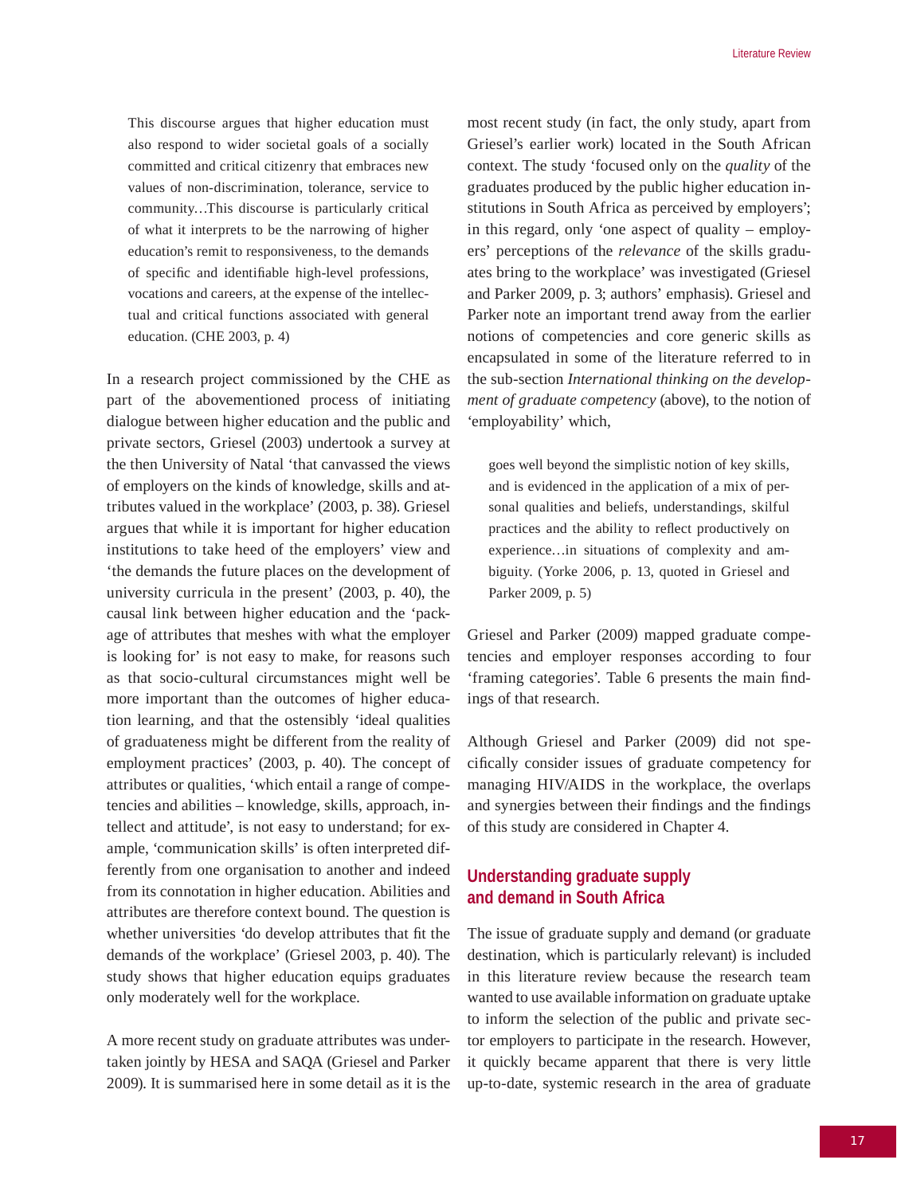> This discourse argues that higher education must also respond to wider societal goals of a socially committed and critical citizenry that embraces new values of non-discrimination, tolerance, service to community…This discourse is particularly critical of what it interprets to be the narrowing of higher education's remit to responsiveness, to the demands of specific and identifiable high-level professions, vocations and careers, at the expense of the intellectual and critical functions associated with general education. (CHE 2003, p. 4)

In a research project commissioned by the CHE as part of the abovementioned process of initiating dialogue between higher education and the public and private sectors, Griesel (2003) undertook a survey at the then University of Natal 'that canvassed the views of employers on the kinds of knowledge, skills and attributes valued in the workplace' (2003, p. 38). Griesel argues that while it is important for higher education institutions to take heed of the employers' view and 'the demands the future places on the development of university curricula in the present' (2003, p. 40), the causal link between higher education and the 'package of attributes that meshes with what the employer is looking for' is not easy to make, for reasons such as that socio-cultural circumstances might well be more important than the outcomes of higher education learning, and that the ostensibly 'ideal qualities of graduateness might be different from the reality of employment practices' (2003, p. 40). The concept of attributes or qualities, 'which entail a range of competencies and abilities – knowledge, skills, approach, intellect and attitude', is not easy to understand; for example, 'communication skills' is often interpreted differently from one organisation to another and indeed from its connotation in higher education. Abilities and attributes are therefore context bound. The question is whether universities 'do develop attributes that fit the demands of the workplace' (Griesel 2003, p. 40). The study shows that higher education equips graduates only moderately well for the workplace.

A more recent study on graduate attributes was undertaken jointly by HESA and SAQA (Griesel and Parker 2009). It is summarised here in some detail as it is the most recent study (in fact, the only study, apart from Griesel's earlier work) located in the South African context. The study 'focused only on the *quality* of the graduates produced by the public higher education institutions in South Africa as perceived by employers'; in this regard, only 'one aspect of quality – employers' perceptions of the *relevance* of the skills graduates bring to the workplace' was investigated (Griesel and Parker 2009, p. 3; authors' emphasis). Griesel and Parker note an important trend away from the earlier notions of competencies and core generic skills as encapsulated in some of the literature referred to in the sub-section *International thinking on the development of graduate competency* (above), to the notion of 'employability' which,

> goes well beyond the simplistic notion of key skills, and is evidenced in the application of a mix of personal qualities and beliefs, understandings, skilful practices and the ability to reflect productively on experience…in situations of complexity and ambiguity. (Yorke 2006, p. 13, quoted in Griesel and Parker 2009, p. 5)

Griesel and Parker (2009) mapped graduate competencies and employer responses according to four 'framing categories'. Table 6 presents the main findings of that research.

Although Griesel and Parker (2009) did not specifically consider issues of graduate competency for managing HIV/AIDS in the workplace, the overlaps and synergies between their findings and the findings of this study are considered in Chapter 4.

## Understanding graduate supply and demand in South Africa

The issue of graduate supply and demand (or graduate destination, which is particularly relevant) is included in this literature review because the research team wanted to use available information on graduate uptake to inform the selection of the public and private sector employers to participate in the research. However, it quickly became apparent that there is very little up-to-date, systemic research in the area of graduate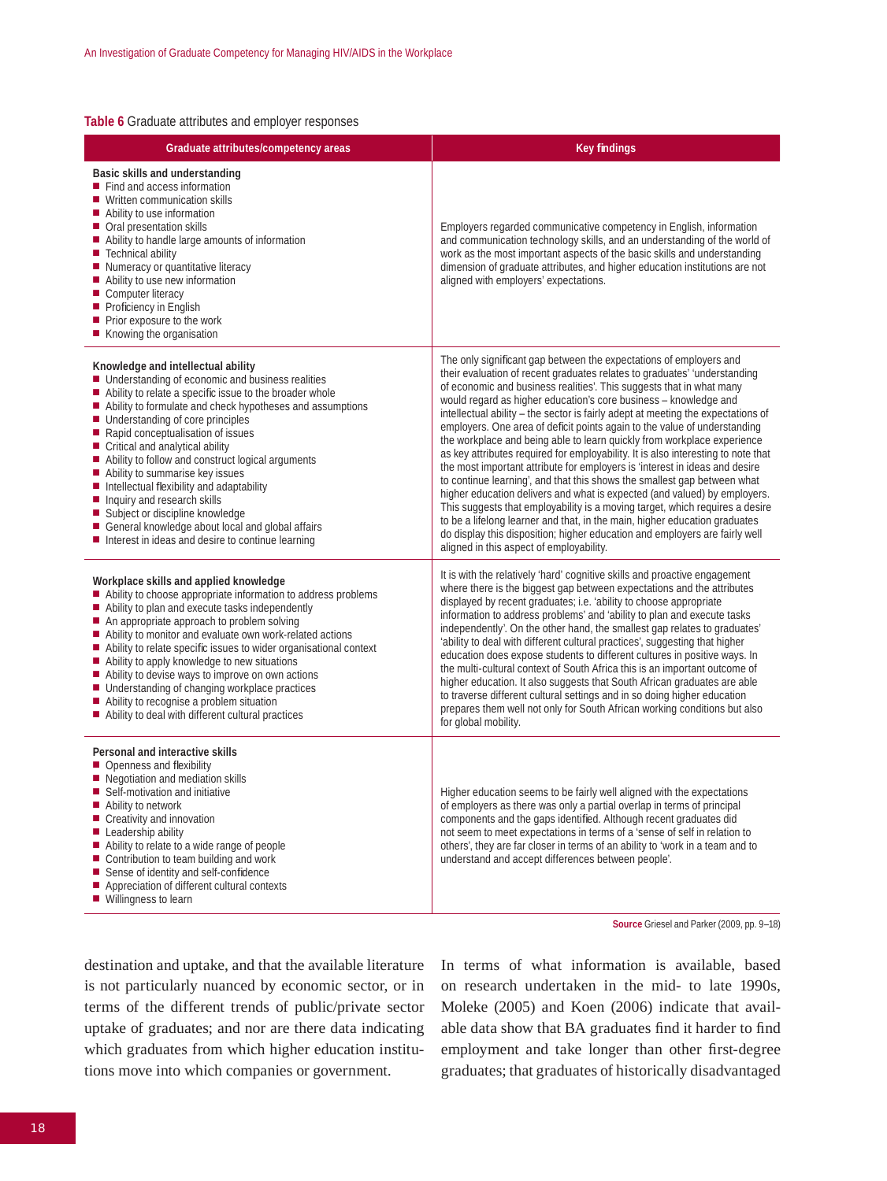**Table 6** Graduate attributes and employer responses

| Graduate attributes/competency areas | Key findings |
|---|---|
| **Basic skills and understanding**<br>■ Find and access information<br>■ Written communication skills<br>■ Ability to use information<br>■ Oral presentation skills<br>■ Ability to handle large amounts of information<br>■ Technical ability<br>■ Numeracy or quantitative literacy<br>■ Ability to use new information<br>■ Computer literacy<br>■ Proficiency in English<br>■ Prior exposure to the work<br>■ Knowing the organisation | Employers regarded communicative competency in English, information and communication technology skills, and an understanding of the world of work as the most important aspects of the basic skills and understanding dimension of graduate attributes, and higher education institutions are not aligned with employers' expectations. |
| **Knowledge and intellectual ability**<br>■ Understanding of economic and business realities<br>■ Ability to relate a specific issue to the broader whole<br>■ Ability to formulate and check hypotheses and assumptions<br>■ Understanding of core principles<br>■ Rapid conceptualisation of issues<br>■ Critical and analytical ability<br>■ Ability to follow and construct logical arguments<br>■ Ability to summarise key issues<br>■ Intellectual flexibility and adaptability<br>■ Inquiry and research skills<br>■ Subject or discipline knowledge<br>■ General knowledge about local and global affairs<br>■ Interest in ideas and desire to continue learning | The only significant gap between the expectations of employers and their evaluation of recent graduates relates to graduates' 'understanding of economic and business realities'. This suggests that in what many would regard as higher education's core business – knowledge and intellectual ability – the sector is fairly adept at meeting the expectations of employers. One area of deficit points again to the value of understanding the workplace and being able to learn quickly from workplace experience as key attributes required for employability. It is also interesting to note that the most important attribute for employers is 'interest in ideas and desire to continue learning', and that this shows the smallest gap between what higher education delivers and what is expected (and valued) by employers. This suggests that employability is a moving target, which requires a desire to be a lifelong learner and that, in the main, higher education graduates do display this disposition; higher education and employers are fairly well aligned in this aspect of employability. |
| **Workplace skills and applied knowledge**<br>■ Ability to choose appropriate information to address problems<br>■ Ability to plan and execute tasks independently<br>■ An appropriate approach to problem solving<br>■ Ability to monitor and evaluate own work-related actions<br>■ Ability to relate specific issues to wider organisational context<br>■ Ability to apply knowledge to new situations<br>■ Ability to devise ways to improve on own actions<br>■ Understanding of changing workplace practices<br>■ Ability to recognise a problem situation<br>■ Ability to deal with different cultural practices | It is with the relatively 'hard' cognitive skills and proactive engagement where there is the biggest gap between expectations and the attributes displayed by recent graduates; i.e. 'ability to choose appropriate information to address problems' and 'ability to plan and execute tasks independently'. On the other hand, the smallest gap relates to graduates' 'ability to deal with different cultural practices', suggesting that higher education does expose students to different cultures in positive ways. In the multi-cultural context of South Africa this is an important outcome of higher education. It also suggests that South African graduates are able to traverse different cultural settings and in so doing higher education prepares them well not only for South African working conditions but also for global mobility. |
| **Personal and interactive skills**<br>■ Openness and flexibility<br>■ Negotiation and mediation skills<br>■ Self-motivation and initiative<br>■ Ability to network<br>■ Creativity and innovation<br>■ Leadership ability<br>■ Ability to relate to a wide range of people<br>■ Contribution to team building and work<br>■ Sense of identity and self-confidence<br>■ Appreciation of different cultural contexts<br>■ Willingness to learn | Higher education seems to be fairly well aligned with the expectations of employers as there was only a partial overlap in terms of principal components and the gaps identified. Although recent graduates did not seem to meet expectations in terms of a 'sense of self in relation to others', they are far closer in terms of an ability to 'work in a team and to understand and accept differences between people'. |

**Source** Griesel and Parker (2009, pp. 9–18)

destination and uptake, and that the available literature is not particularly nuanced by economic sector, or in terms of the different trends of public/private sector uptake of graduates; and nor are there data indicating which graduates from which higher education institutions move into which companies or government.

In terms of what information is available, based on research undertaken in the mid- to late 1990s, Moleke (2005) and Koen (2006) indicate that available data show that BA graduates find it harder to find employment and take longer than other first-degree graduates; that graduates of historically disadvantaged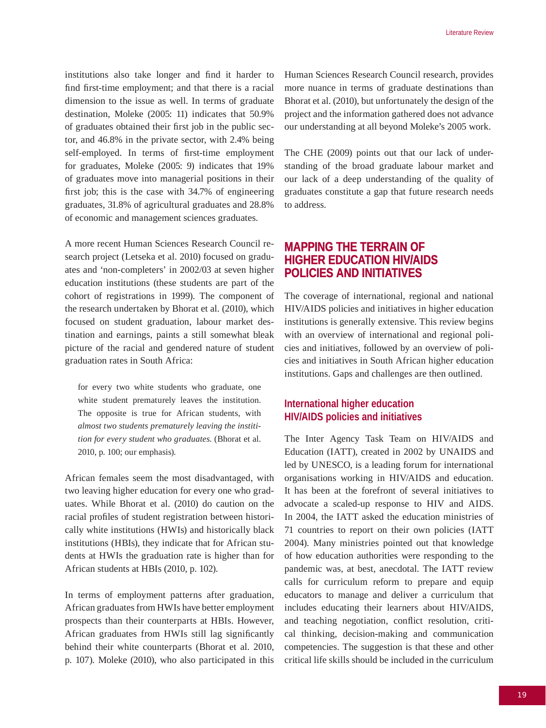institutions also take longer and find it harder to find first-time employment; and that there is a racial dimension to the issue as well. In terms of graduate destination, Moleke (2005: 11) indicates that 50.9% of graduates obtained their first job in the public sector, and 46.8% in the private sector, with 2.4% being self-employed. In terms of first-time employment for graduates, Moleke (2005: 9) indicates that 19% of graduates move into managerial positions in their first job; this is the case with 34.7% of engineering graduates, 31.8% of agricultural graduates and 28.8% of economic and management sciences graduates.

A more recent Human Sciences Research Council research project (Letseka et al. 2010) focused on graduates and 'non-completers' in 2002/03 at seven higher education institutions (these students are part of the cohort of registrations in 1999). The component of the research undertaken by Bhorat et al. (2010), which focused on student graduation, labour market destination and earnings, paints a still somewhat bleak picture of the racial and gendered nature of student graduation rates in South Africa:

> for every two white students who graduate, one white student prematurely leaves the institution. The opposite is true for African students, with *almost two students prematurely leaving the institution for every student who graduates.* (Bhorat et al. 2010, p. 100; our emphasis).

African females seem the most disadvantaged, with two leaving higher education for every one who graduates. While Bhorat et al. (2010) do caution on the racial profiles of student registration between historically white institutions (HWIs) and historically black institutions (HBIs), they indicate that for African students at HWIs the graduation rate is higher than for African students at HBIs (2010, p. 102).

In terms of employment patterns after graduation, African graduates from HWIs have better employment prospects than their counterparts at HBIs. However, African graduates from HWIs still lag significantly behind their white counterparts (Bhorat et al. 2010, p. 107). Moleke (2010), who also participated in this Human Sciences Research Council research, provides more nuance in terms of graduate destinations than Bhorat et al. (2010), but unfortunately the design of the project and the information gathered does not advance our understanding at all beyond Moleke's 2005 work.

The CHE (2009) points out that our lack of understanding of the broad graduate labour market and our lack of a deep understanding of the quality of graduates constitute a gap that future research needs to address.

## MAPPING THE TERRAIN OF HIGHER EDUCATION HIV/AIDS POLICIES AND INITIATIVES

The coverage of international, regional and national HIV/AIDS policies and initiatives in higher education institutions is generally extensive. This review begins with an overview of international and regional policies and initiatives, followed by an overview of policies and initiatives in South African higher education institutions. Gaps and challenges are then outlined.

### International higher education HIV/AIDS policies and initiatives

The Inter Agency Task Team on HIV/AIDS and Education (IATT), created in 2002 by UNAIDS and led by UNESCO, is a leading forum for international organisations working in HIV/AIDS and education. It has been at the forefront of several initiatives to advocate a scaled-up response to HIV and AIDS. In 2004, the IATT asked the education ministries of 71 countries to report on their own policies (IATT 2004). Many ministries pointed out that knowledge of how education authorities were responding to the pandemic was, at best, anecdotal. The IATT review calls for curriculum reform to prepare and equip educators to manage and deliver a curriculum that includes educating their learners about HIV/AIDS, and teaching negotiation, conflict resolution, critical thinking, decision-making and communication competencies. The suggestion is that these and other critical life skills should be included in the curriculum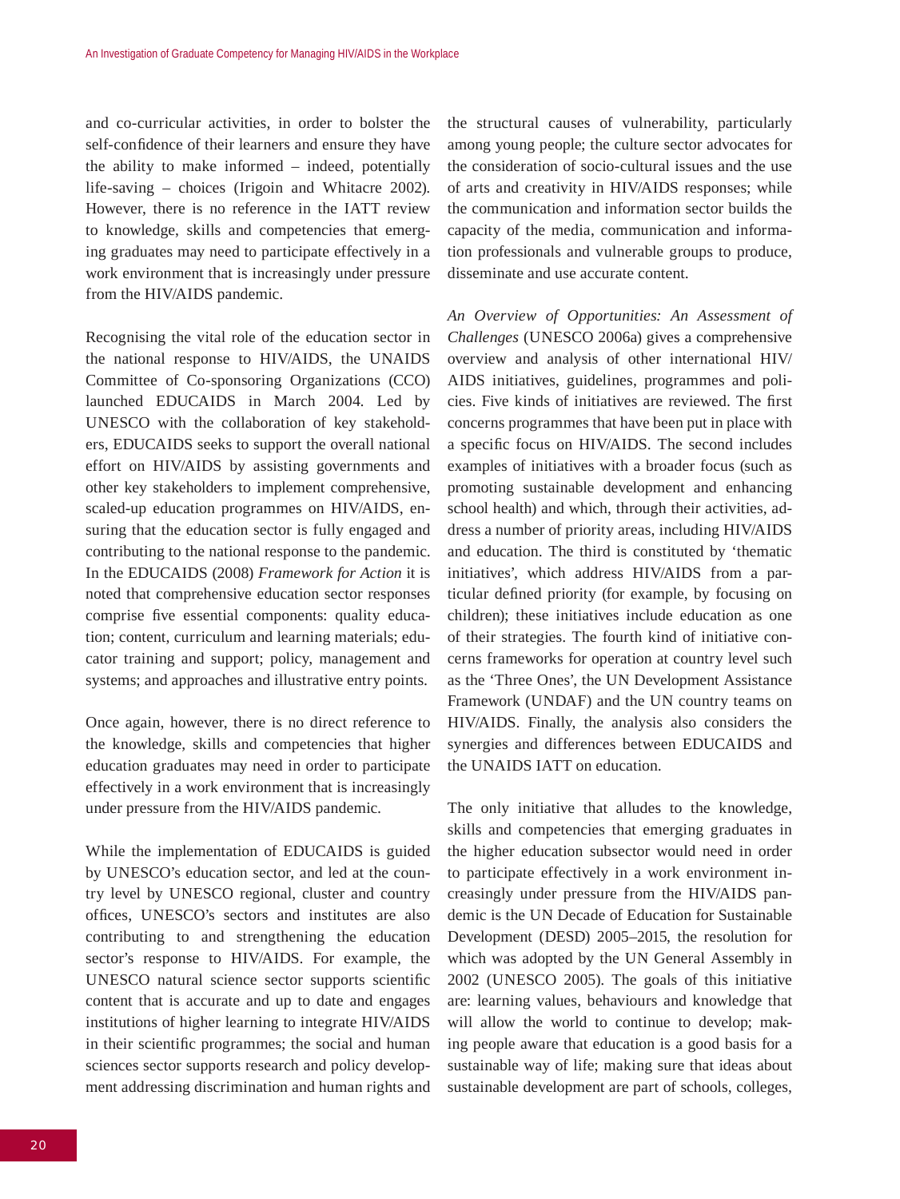and co-curricular activities, in order to bolster the self-confidence of their learners and ensure they have the ability to make informed – indeed, potentially life-saving – choices (Irigoin and Whitacre 2002). However, there is no reference in the IATT review to knowledge, skills and competencies that emerging graduates may need to participate effectively in a work environment that is increasingly under pressure from the HIV/AIDS pandemic.

Recognising the vital role of the education sector in the national response to HIV/AIDS, the UNAIDS Committee of Co-sponsoring Organizations (CCO) launched EDUCAIDS in March 2004. Led by UNESCO with the collaboration of key stakeholders, EDUCAIDS seeks to support the overall national effort on HIV/AIDS by assisting governments and other key stakeholders to implement comprehensive, scaled-up education programmes on HIV/AIDS, ensuring that the education sector is fully engaged and contributing to the national response to the pandemic. In the EDUCAIDS (2008) *Framework for Action* it is noted that comprehensive education sector responses comprise five essential components: quality education; content, curriculum and learning materials; educator training and support; policy, management and systems; and approaches and illustrative entry points.

Once again, however, there is no direct reference to the knowledge, skills and competencies that higher education graduates may need in order to participate effectively in a work environment that is increasingly under pressure from the HIV/AIDS pandemic.

While the implementation of EDUCAIDS is guided by UNESCO's education sector, and led at the country level by UNESCO regional, cluster and country offices, UNESCO's sectors and institutes are also contributing to and strengthening the education sector's response to HIV/AIDS. For example, the UNESCO natural science sector supports scientific content that is accurate and up to date and engages institutions of higher learning to integrate HIV/AIDS in their scientific programmes; the social and human sciences sector supports research and policy development addressing discrimination and human rights and the structural causes of vulnerability, particularly among young people; the culture sector advocates for the consideration of socio-cultural issues and the use of arts and creativity in HIV/AIDS responses; while the communication and information sector builds the capacity of the media, communication and information professionals and vulnerable groups to produce, disseminate and use accurate content.

*An Overview of Opportunities: An Assessment of Challenges* (UNESCO 2006a) gives a comprehensive overview and analysis of other international HIV/AIDS initiatives, guidelines, programmes and policies. Five kinds of initiatives are reviewed. The first concerns programmes that have been put in place with a specific focus on HIV/AIDS. The second includes examples of initiatives with a broader focus (such as promoting sustainable development and enhancing school health) and which, through their activities, address a number of priority areas, including HIV/AIDS and education. The third is constituted by 'thematic initiatives', which address HIV/AIDS from a particular defined priority (for example, by focusing on children); these initiatives include education as one of their strategies. The fourth kind of initiative concerns frameworks for operation at country level such as the 'Three Ones', the UN Development Assistance Framework (UNDAF) and the UN country teams on HIV/AIDS. Finally, the analysis also considers the synergies and differences between EDUCAIDS and the UNAIDS IATT on education.

The only initiative that alludes to the knowledge, skills and competencies that emerging graduates in the higher education subsector would need in order to participate effectively in a work environment increasingly under pressure from the HIV/AIDS pandemic is the UN Decade of Education for Sustainable Development (DESD) 2005–2015, the resolution for which was adopted by the UN General Assembly in 2002 (UNESCO 2005). The goals of this initiative are: learning values, behaviours and knowledge that will allow the world to continue to develop; making people aware that education is a good basis for a sustainable way of life; making sure that ideas about sustainable development are part of schools, colleges,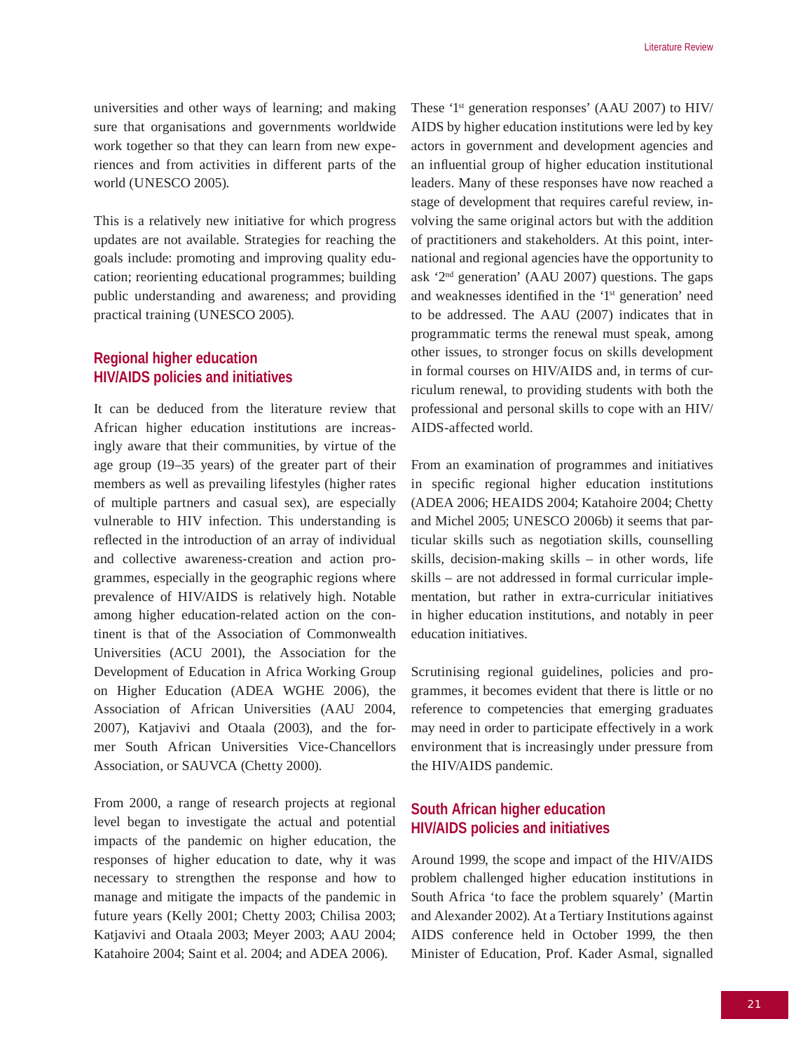universities and other ways of learning; and making sure that organisations and governments worldwide work together so that they can learn from new experiences and from activities in different parts of the world (UNESCO 2005).

This is a relatively new initiative for which progress updates are not available. Strategies for reaching the goals include: promoting and improving quality education; reorienting educational programmes; building public understanding and awareness; and providing practical training (UNESCO 2005).

## Regional higher education HIV/AIDS policies and initiatives

It can be deduced from the literature review that African higher education institutions are increasingly aware that their communities, by virtue of the age group (19–35 years) of the greater part of their members as well as prevailing lifestyles (higher rates of multiple partners and casual sex), are especially vulnerable to HIV infection. This understanding is reflected in the introduction of an array of individual and collective awareness-creation and action programmes, especially in the geographic regions where prevalence of HIV/AIDS is relatively high. Notable among higher education-related action on the continent is that of the Association of Commonwealth Universities (ACU 2001), the Association for the Development of Education in Africa Working Group on Higher Education (ADEA WGHE 2006), the Association of African Universities (AAU 2004, 2007), Katjavivi and Otaala (2003), and the former South African Universities Vice-Chancellors Association, or SAUVCA (Chetty 2000).

From 2000, a range of research projects at regional level began to investigate the actual and potential impacts of the pandemic on higher education, the responses of higher education to date, why it was necessary to strengthen the response and how to manage and mitigate the impacts of the pandemic in future years (Kelly 2001; Chetty 2003; Chilisa 2003; Katjavivi and Otaala 2003; Meyer 2003; AAU 2004; Katahoire 2004; Saint et al. 2004; and ADEA 2006).

These '1st generation responses' (AAU 2007) to HIV/AIDS by higher education institutions were led by key actors in government and development agencies and an influential group of higher education institutional leaders. Many of these responses have now reached a stage of development that requires careful review, involving the same original actors but with the addition of practitioners and stakeholders. At this point, international and regional agencies have the opportunity to ask '2nd generation' (AAU 2007) questions. The gaps and weaknesses identified in the '1st generation' need to be addressed. The AAU (2007) indicates that in programmatic terms the renewal must speak, among other issues, to stronger focus on skills development in formal courses on HIV/AIDS and, in terms of curriculum renewal, to providing students with both the professional and personal skills to cope with an HIV/AIDS-affected world.

From an examination of programmes and initiatives in specific regional higher education institutions (ADEA 2006; HEAIDS 2004; Katahoire 2004; Chetty and Michel 2005; UNESCO 2006b) it seems that particular skills such as negotiation skills, counselling skills, decision-making skills – in other words, life skills – are not addressed in formal curricular implementation, but rather in extra-curricular initiatives in higher education institutions, and notably in peer education initiatives.

Scrutinising regional guidelines, policies and programmes, it becomes evident that there is little or no reference to competencies that emerging graduates may need in order to participate effectively in a work environment that is increasingly under pressure from the HIV/AIDS pandemic.

## South African higher education HIV/AIDS policies and initiatives

Around 1999, the scope and impact of the HIV/AIDS problem challenged higher education institutions in South Africa 'to face the problem squarely' (Martin and Alexander 2002). At a Tertiary Institutions against AIDS conference held in October 1999, the then Minister of Education, Prof. Kader Asmal, signalled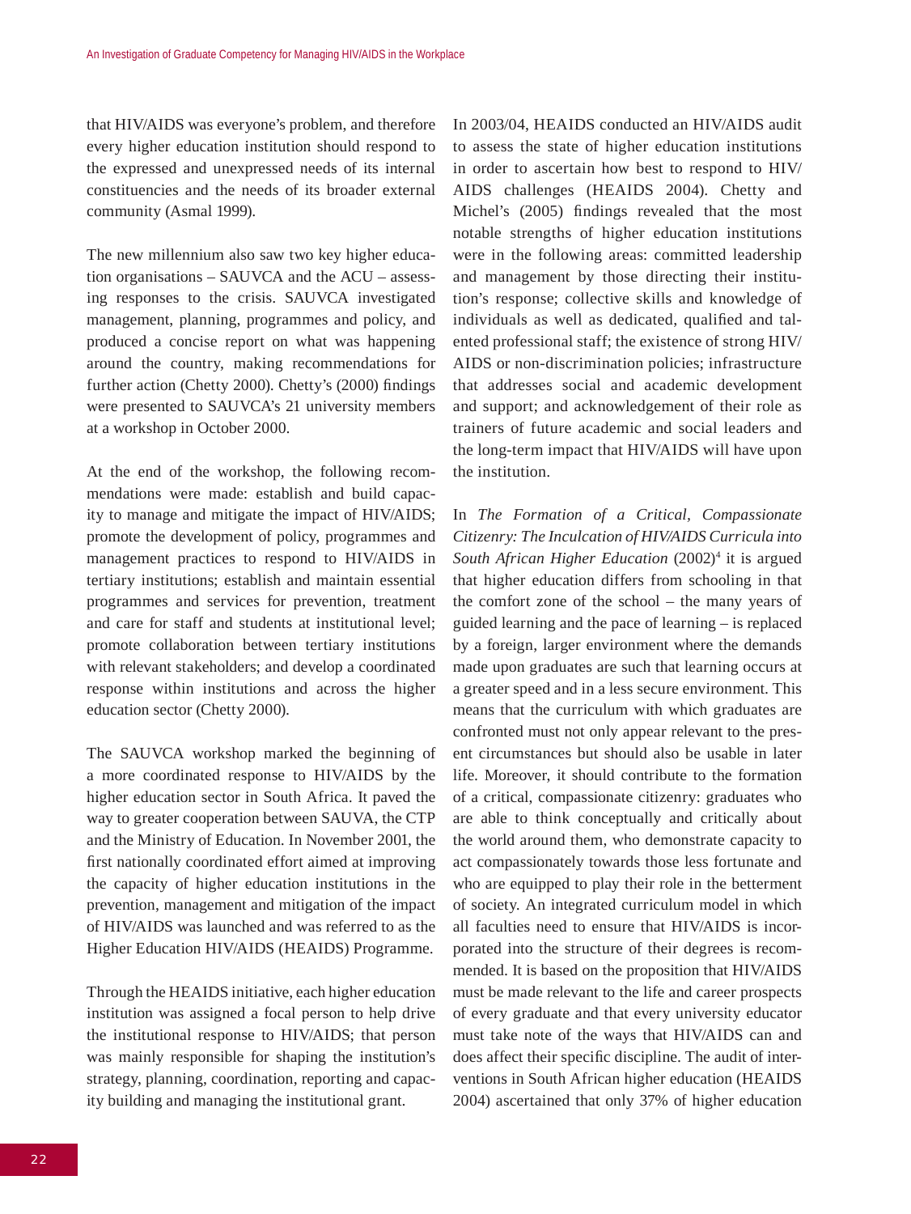that HIV/AIDS was everyone's problem, and therefore every higher education institution should respond to the expressed and unexpressed needs of its internal constituencies and the needs of its broader external community (Asmal 1999).

The new millennium also saw two key higher education organisations – SAUVCA and the ACU – assessing responses to the crisis. SAUVCA investigated management, planning, programmes and policy, and produced a concise report on what was happening around the country, making recommendations for further action (Chetty 2000). Chetty's (2000) findings were presented to SAUVCA's 21 university members at a workshop in October 2000.

At the end of the workshop, the following recommendations were made: establish and build capacity to manage and mitigate the impact of HIV/AIDS; promote the development of policy, programmes and management practices to respond to HIV/AIDS in tertiary institutions; establish and maintain essential programmes and services for prevention, treatment and care for staff and students at institutional level; promote collaboration between tertiary institutions with relevant stakeholders; and develop a coordinated response within institutions and across the higher education sector (Chetty 2000).

The SAUVCA workshop marked the beginning of a more coordinated response to HIV/AIDS by the higher education sector in South Africa. It paved the way to greater cooperation between SAUVA, the CTP and the Ministry of Education. In November 2001, the first nationally coordinated effort aimed at improving the capacity of higher education institutions in the prevention, management and mitigation of the impact of HIV/AIDS was launched and was referred to as the Higher Education HIV/AIDS (HEAIDS) Programme.

Through the HEAIDS initiative, each higher education institution was assigned a focal person to help drive the institutional response to HIV/AIDS; that person was mainly responsible for shaping the institution's strategy, planning, coordination, reporting and capacity building and managing the institutional grant.

In 2003/04, HEAIDS conducted an HIV/AIDS audit to assess the state of higher education institutions in order to ascertain how best to respond to HIV/AIDS challenges (HEAIDS 2004). Chetty and Michel's (2005) findings revealed that the most notable strengths of higher education institutions were in the following areas: committed leadership and management by those directing their institution's response; collective skills and knowledge of individuals as well as dedicated, qualified and talented professional staff; the existence of strong HIV/AIDS or non-discrimination policies; infrastructure that addresses social and academic development and support; and acknowledgement of their role as trainers of future academic and social leaders and the long-term impact that HIV/AIDS will have upon the institution.

In *The Formation of a Critical, Compassionate Citizenry: The Inculcation of HIV/AIDS Curricula into South African Higher Education* (2002)[4] it is argued that higher education differs from schooling in that the comfort zone of the school – the many years of guided learning and the pace of learning – is replaced by a foreign, larger environment where the demands made upon graduates are such that learning occurs at a greater speed and in a less secure environment. This means that the curriculum with which graduates are confronted must not only appear relevant to the present circumstances but should also be usable in later life. Moreover, it should contribute to the formation of a critical, compassionate citizenry: graduates who are able to think conceptually and critically about the world around them, who demonstrate capacity to act compassionately towards those less fortunate and who are equipped to play their role in the betterment of society. An integrated curriculum model in which all faculties need to ensure that HIV/AIDS is incorporated into the structure of their degrees is recommended. It is based on the proposition that HIV/AIDS must be made relevant to the life and career prospects of every graduate and that every university educator must take note of the ways that HIV/AIDS can and does affect their specific discipline. The audit of interventions in South African higher education (HEAIDS 2004) ascertained that only 37% of higher education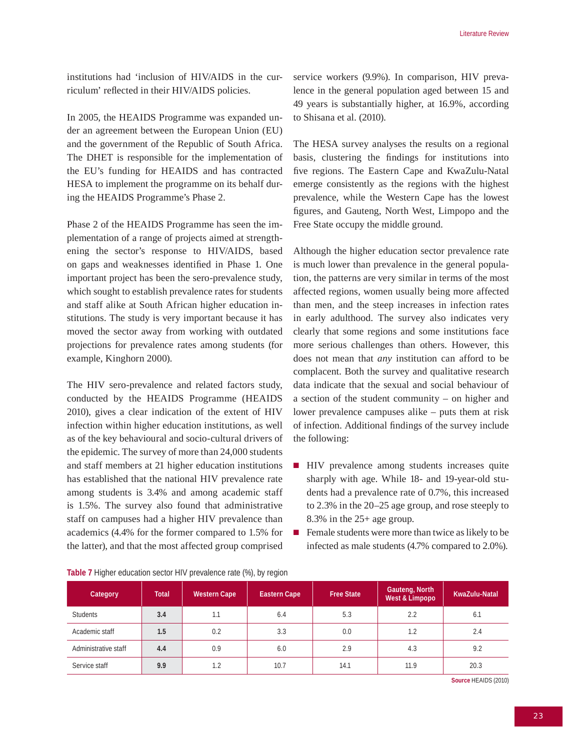institutions had 'inclusion of HIV/AIDS in the curriculum' reflected in their HIV/AIDS policies.

In 2005, the HEAIDS Programme was expanded under an agreement between the European Union (EU) and the government of the Republic of South Africa. The DHET is responsible for the implementation of the EU's funding for HEAIDS and has contracted HESA to implement the programme on its behalf during the HEAIDS Programme's Phase 2.

Phase 2 of the HEAIDS Programme has seen the implementation of a range of projects aimed at strengthening the sector's response to HIV/AIDS, based on gaps and weaknesses identified in Phase 1. One important project has been the sero-prevalence study, which sought to establish prevalence rates for students and staff alike at South African higher education institutions. The study is very important because it has moved the sector away from working with outdated projections for prevalence rates among students (for example, Kinghorn 2000).

The HIV sero-prevalence and related factors study, conducted by the HEAIDS Programme (HEAIDS 2010), gives a clear indication of the extent of HIV infection within higher education institutions, as well as of the key behavioural and socio-cultural drivers of the epidemic. The survey of more than 24,000 students and staff members at 21 higher education institutions has established that the national HIV prevalence rate among students is 3.4% and among academic staff is 1.5%. The survey also found that administrative staff on campuses had a higher HIV prevalence than academics (4.4% for the former compared to 1.5% for the latter), and that the most affected group comprised service workers (9.9%). In comparison, HIV prevalence in the general population aged between 15 and 49 years is substantially higher, at 16.9%, according to Shisana et al. (2010).

The HESA survey analyses the results on a regional basis, clustering the findings for institutions into five regions. The Eastern Cape and KwaZulu-Natal emerge consistently as the regions with the highest prevalence, while the Western Cape has the lowest figures, and Gauteng, North West, Limpopo and the Free State occupy the middle ground.

Although the higher education sector prevalence rate is much lower than prevalence in the general population, the patterns are very similar in terms of the most affected regions, women usually being more affected than men, and the steep increases in infection rates in early adulthood. The survey also indicates very clearly that some regions and some institutions face more serious challenges than others. However, this does not mean that *any* institution can afford to be complacent. Both the survey and qualitative research data indicate that the sexual and social behaviour of a section of the student community – on higher and lower prevalence campuses alike – puts them at risk of infection. Additional findings of the survey include the following:

- HIV prevalence among students increases quite sharply with age. While 18- and 19-year-old students had a prevalence rate of 0.7%, this increased to 2.3% in the 20–25 age group, and rose steeply to 8.3% in the 25+ age group.
- Female students were more than twice as likely to be infected as male students (4.7% compared to 2.0%).

**Table 7** Higher education sector HIV prevalence rate (%), by region

| Category | Total | Western Cape | Eastern Cape | Free State | Gauteng, North West & Limpopo | KwaZulu-Natal |
|---|---|---|---|---|---|---|
| Students | **3.4** | 1.1 | 6.4 | 5.3 | 2.2 | 6.1 |
| Academic staff | **1.5** | 0.2 | 3.3 | 0.0 | 1.2 | 2.4 |
| Administrative staff | **4.4** | 0.9 | 6.0 | 2.9 | 4.3 | 9.2 |
| Service staff | **9.9** | 1.2 | 10.7 | 14.1 | 11.9 | 20.3 |

**Source** HEAIDS (2010)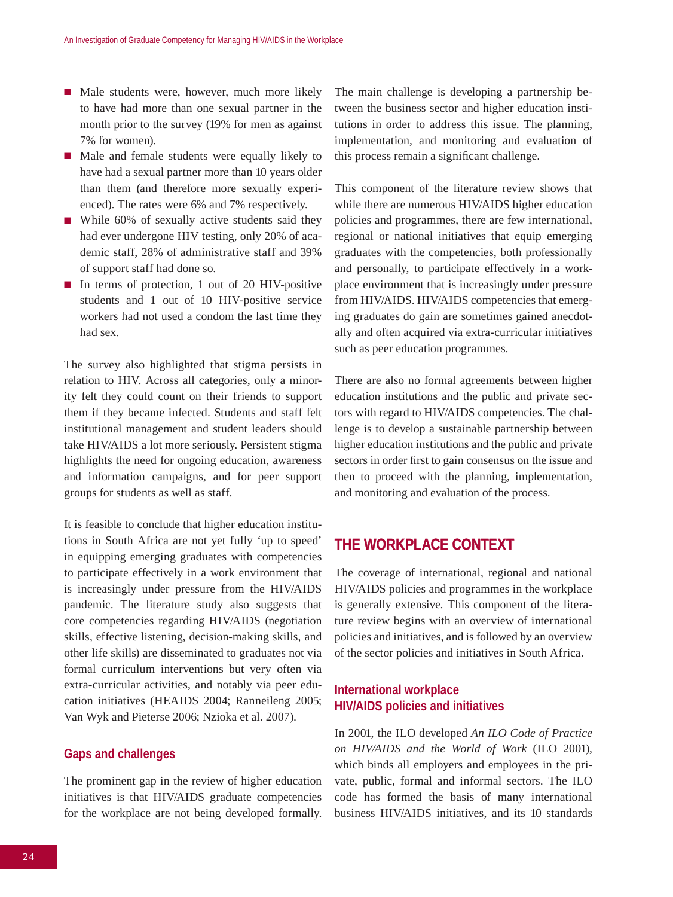- Male students were, however, much more likely to have had more than one sexual partner in the month prior to the survey (19% for men as against 7% for women).
- Male and female students were equally likely to have had a sexual partner more than 10 years older than them (and therefore more sexually experienced). The rates were 6% and 7% respectively.
- While 60% of sexually active students said they had ever undergone HIV testing, only 20% of academic staff, 28% of administrative staff and 39% of support staff had done so.
- In terms of protection, 1 out of 20 HIV-positive students and 1 out of 10 HIV-positive service workers had not used a condom the last time they had sex.

The survey also highlighted that stigma persists in relation to HIV. Across all categories, only a minority felt they could count on their friends to support them if they became infected. Students and staff felt institutional management and student leaders should take HIV/AIDS a lot more seriously. Persistent stigma highlights the need for ongoing education, awareness and information campaigns, and for peer support groups for students as well as staff.

It is feasible to conclude that higher education institutions in South Africa are not yet fully 'up to speed' in equipping emerging graduates with competencies to participate effectively in a work environment that is increasingly under pressure from the HIV/AIDS pandemic. The literature study also suggests that core competencies regarding HIV/AIDS (negotiation skills, effective listening, decision-making skills, and other life skills) are disseminated to graduates not via formal curriculum interventions but very often via extra-curricular activities, and notably via peer education initiatives (HEAIDS 2004; Ranneileng 2005; Van Wyk and Pieterse 2006; Nzioka et al. 2007).

### Gaps and challenges

The prominent gap in the review of higher education initiatives is that HIV/AIDS graduate competencies for the workplace are not being developed formally. The main challenge is developing a partnership between the business sector and higher education institutions in order to address this issue. The planning, implementation, and monitoring and evaluation of this process remain a significant challenge.

This component of the literature review shows that while there are numerous HIV/AIDS higher education policies and programmes, there are few international, regional or national initiatives that equip emerging graduates with the competencies, both professionally and personally, to participate effectively in a workplace environment that is increasingly under pressure from HIV/AIDS. HIV/AIDS competencies that emerging graduates do gain are sometimes gained anecdotally and often acquired via extra-curricular initiatives such as peer education programmes.

There are also no formal agreements between higher education institutions and the public and private sectors with regard to HIV/AIDS competencies. The challenge is to develop a sustainable partnership between higher education institutions and the public and private sectors in order first to gain consensus on the issue and then to proceed with the planning, implementation, and monitoring and evaluation of the process.

## THE WORKPLACE CONTEXT

The coverage of international, regional and national HIV/AIDS policies and programmes in the workplace is generally extensive. This component of the literature review begins with an overview of international policies and initiatives, and is followed by an overview of the sector policies and initiatives in South Africa.

### International workplace HIV/AIDS policies and initiatives

In 2001, the ILO developed *An ILO Code of Practice on HIV/AIDS and the World of Work* (ILO 2001), which binds all employers and employees in the private, public, formal and informal sectors. The ILO code has formed the basis of many international business HIV/AIDS initiatives, and its 10 standards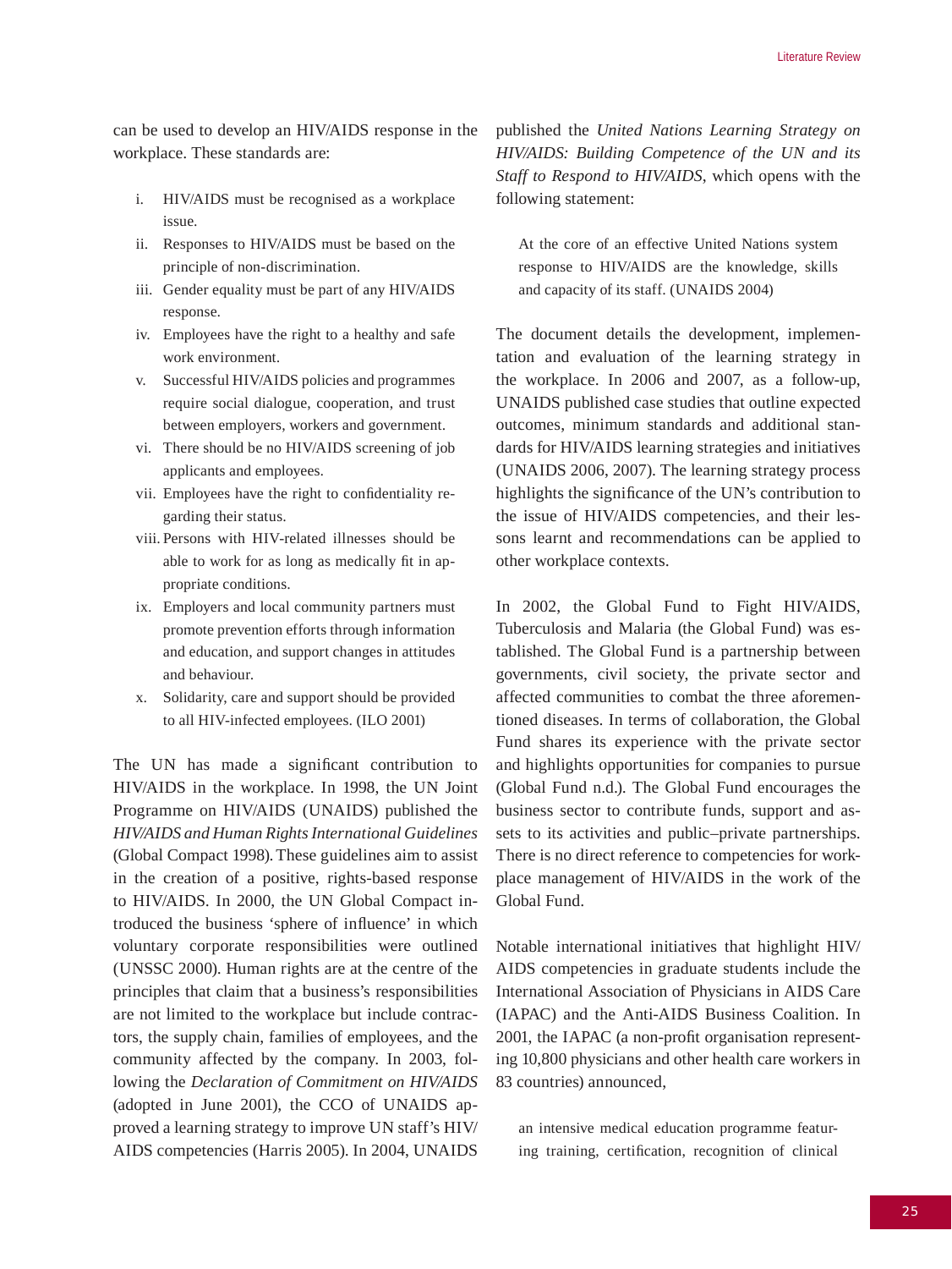can be used to develop an HIV/AIDS response in the workplace. These standards are:

i. HIV/AIDS must be recognised as a workplace issue.
ii. Responses to HIV/AIDS must be based on the principle of non-discrimination.
iii. Gender equality must be part of any HIV/AIDS response.
iv. Employees have the right to a healthy and safe work environment.
v. Successful HIV/AIDS policies and programmes require social dialogue, cooperation, and trust between employers, workers and government.
vi. There should be no HIV/AIDS screening of job applicants and employees.
vii. Employees have the right to confidentiality regarding their status.
viii. Persons with HIV-related illnesses should be able to work for as long as medically fit in appropriate conditions.
ix. Employers and local community partners must promote prevention efforts through information and education, and support changes in attitudes and behaviour.
x. Solidarity, care and support should be provided to all HIV-infected employees. (ILO 2001)

The UN has made a significant contribution to HIV/AIDS in the workplace. In 1998, the UN Joint Programme on HIV/AIDS (UNAIDS) published the *HIV/AIDS and Human Rights International Guidelines* (Global Compact 1998). These guidelines aim to assist in the creation of a positive, rights-based response to HIV/AIDS. In 2000, the UN Global Compact introduced the business 'sphere of influence' in which voluntary corporate responsibilities were outlined (UNSSC 2000). Human rights are at the centre of the principles that claim that a business's responsibilities are not limited to the workplace but include contractors, the supply chain, families of employees, and the community affected by the company. In 2003, following the *Declaration of Commitment on HIV/AIDS* (adopted in June 2001), the CCO of UNAIDS approved a learning strategy to improve UN staff's HIV/AIDS competencies (Harris 2005). In 2004, UNAIDS published the *United Nations Learning Strategy on HIV/AIDS: Building Competence of the UN and its Staff to Respond to HIV/AIDS*, which opens with the following statement:

> At the core of an effective United Nations system response to HIV/AIDS are the knowledge, skills and capacity of its staff. (UNAIDS 2004)

The document details the development, implementation and evaluation of the learning strategy in the workplace. In 2006 and 2007, as a follow-up, UNAIDS published case studies that outline expected outcomes, minimum standards and additional standards for HIV/AIDS learning strategies and initiatives (UNAIDS 2006, 2007). The learning strategy process highlights the significance of the UN's contribution to the issue of HIV/AIDS competencies, and their lessons learnt and recommendations can be applied to other workplace contexts.

In 2002, the Global Fund to Fight HIV/AIDS, Tuberculosis and Malaria (the Global Fund) was established. The Global Fund is a partnership between governments, civil society, the private sector and affected communities to combat the three aforementioned diseases. In terms of collaboration, the Global Fund shares its experience with the private sector and highlights opportunities for companies to pursue (Global Fund n.d.). The Global Fund encourages the business sector to contribute funds, support and assets to its activities and public–private partnerships. There is no direct reference to competencies for workplace management of HIV/AIDS in the work of the Global Fund.

Notable international initiatives that highlight HIV/AIDS competencies in graduate students include the International Association of Physicians in AIDS Care (IAPAC) and the Anti-AIDS Business Coalition. In 2001, the IAPAC (a non-profit organisation representing 10,800 physicians and other health care workers in 83 countries) announced,

> an intensive medical education programme featuring training, certification, recognition of clinical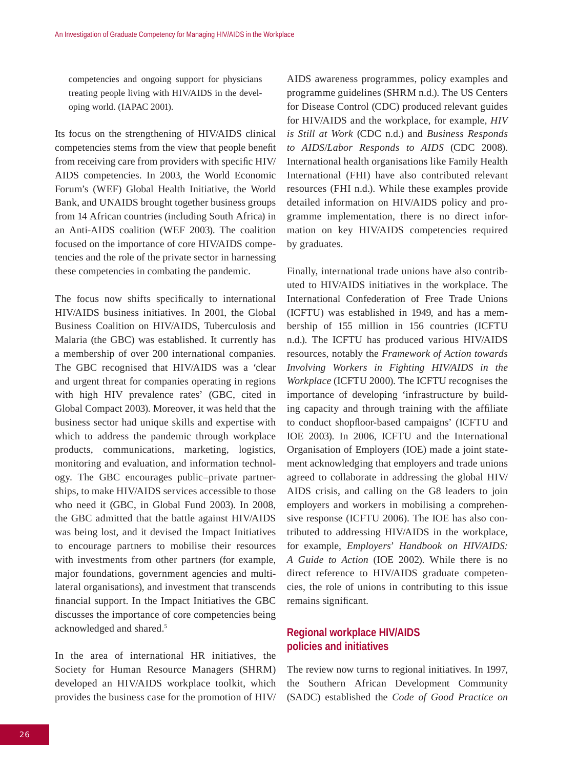> competencies and ongoing support for physicians treating people living with HIV/AIDS in the developing world. (IAPAC 2001).

Its focus on the strengthening of HIV/AIDS clinical competencies stems from the view that people benefit from receiving care from providers with specific HIV/AIDS competencies. In 2003, the World Economic Forum's (WEF) Global Health Initiative, the World Bank, and UNAIDS brought together business groups from 14 African countries (including South Africa) in an Anti-AIDS coalition (WEF 2003). The coalition focused on the importance of core HIV/AIDS competencies and the role of the private sector in harnessing these competencies in combating the pandemic.

The focus now shifts specifically to international HIV/AIDS business initiatives. In 2001, the Global Business Coalition on HIV/AIDS, Tuberculosis and Malaria (the GBC) was established. It currently has a membership of over 200 international companies. The GBC recognised that HIV/AIDS was a 'clear and urgent threat for companies operating in regions with high HIV prevalence rates' (GBC, cited in Global Compact 2003). Moreover, it was held that the business sector had unique skills and expertise with which to address the pandemic through workplace products, communications, marketing, logistics, monitoring and evaluation, and information technology. The GBC encourages public–private partnerships, to make HIV/AIDS services accessible to those who need it (GBC, in Global Fund 2003). In 2008, the GBC admitted that the battle against HIV/AIDS was being lost, and it devised the Impact Initiatives to encourage partners to mobilise their resources with investments from other partners (for example, major foundations, government agencies and multilateral organisations), and investment that transcends financial support. In the Impact Initiatives the GBC discusses the importance of core competencies being acknowledged and shared.[5]

In the area of international HR initiatives, the Society for Human Resource Managers (SHRM) developed an HIV/AIDS workplace toolkit, which provides the business case for the promotion of HIV/AIDS awareness programmes, policy examples and programme guidelines (SHRM n.d.). The US Centers for Disease Control (CDC) produced relevant guides for HIV/AIDS and the workplace, for example, *HIV is Still at Work* (CDC n.d.) and *Business Responds to AIDS/Labor Responds to AIDS* (CDC 2008). International health organisations like Family Health International (FHI) have also contributed relevant resources (FHI n.d.). While these examples provide detailed information on HIV/AIDS policy and programme implementation, there is no direct information on key HIV/AIDS competencies required by graduates.

Finally, international trade unions have also contributed to HIV/AIDS initiatives in the workplace. The International Confederation of Free Trade Unions (ICFTU) was established in 1949, and has a membership of 155 million in 156 countries (ICFTU n.d.). The ICFTU has produced various HIV/AIDS resources, notably the *Framework of Action towards Involving Workers in Fighting HIV/AIDS in the Workplace* (ICFTU 2000). The ICFTU recognises the importance of developing 'infrastructure by building capacity and through training with the affiliate to conduct shopfloor-based campaigns' (ICFTU and IOE 2003). In 2006, ICFTU and the International Organisation of Employers (IOE) made a joint statement acknowledging that employers and trade unions agreed to collaborate in addressing the global HIV/AIDS crisis, and calling on the G8 leaders to join employers and workers in mobilising a comprehensive response (ICFTU 2006). The IOE has also contributed to addressing HIV/AIDS in the workplace, for example, *Employers' Handbook on HIV/AIDS: A Guide to Action* (IOE 2002). While there is no direct reference to HIV/AIDS graduate competencies, the role of unions in contributing to this issue remains significant.

## Regional workplace HIV/AIDS policies and initiatives

The review now turns to regional initiatives. In 1997, the Southern African Development Community (SADC) established the *Code of Good Practice on*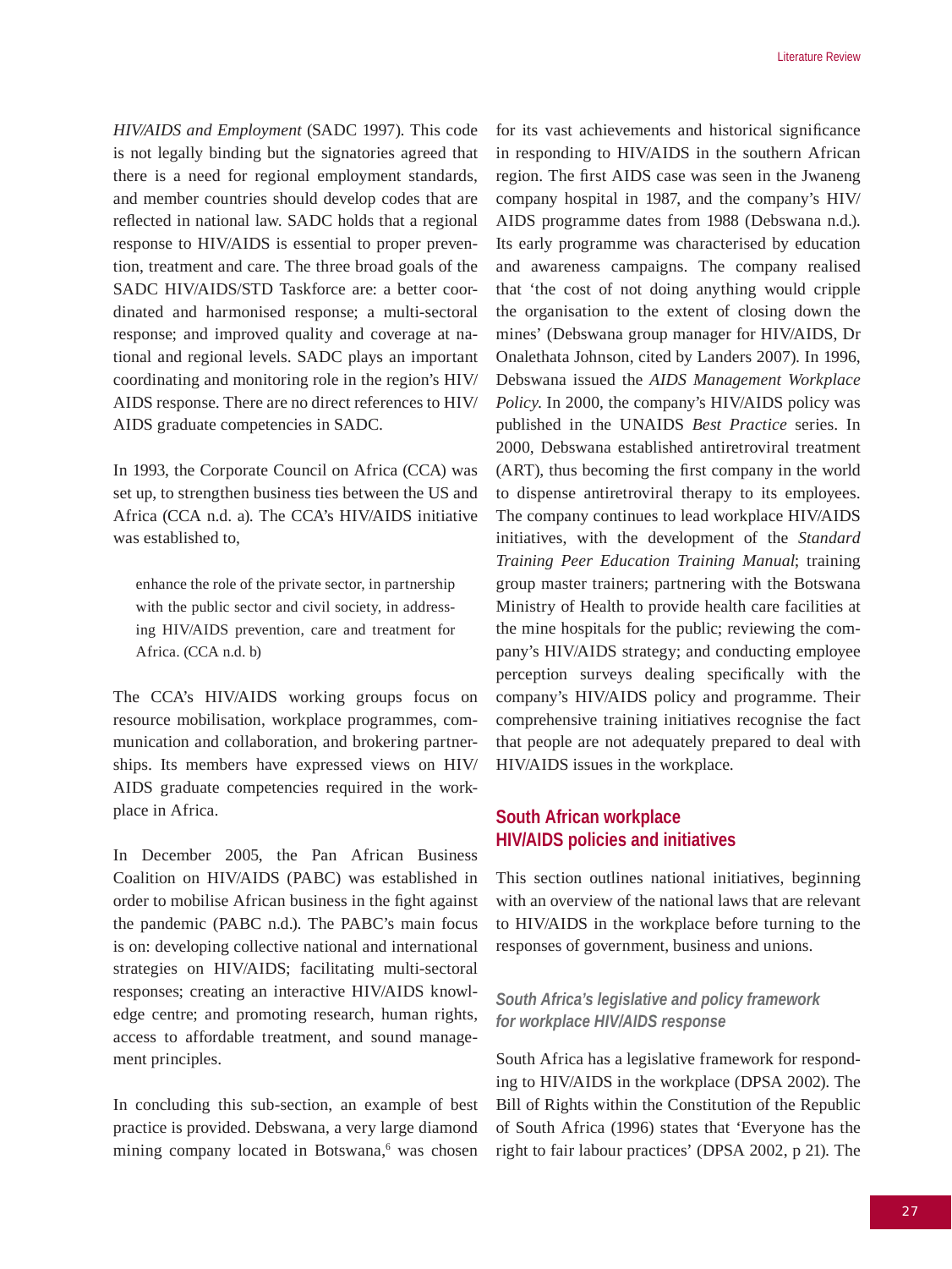*HIV/AIDS and Employment* (SADC 1997). This code is not legally binding but the signatories agreed that there is a need for regional employment standards, and member countries should develop codes that are reflected in national law. SADC holds that a regional response to HIV/AIDS is essential to proper prevention, treatment and care. The three broad goals of the SADC HIV/AIDS/STD Taskforce are: a better coordinated and harmonised response; a multi-sectoral response; and improved quality and coverage at national and regional levels. SADC plays an important coordinating and monitoring role in the region's HIV/AIDS response. There are no direct references to HIV/AIDS graduate competencies in SADC.

In 1993, the Corporate Council on Africa (CCA) was set up, to strengthen business ties between the US and Africa (CCA n.d. a). The CCA's HIV/AIDS initiative was established to,

> enhance the role of the private sector, in partnership with the public sector and civil society, in addressing HIV/AIDS prevention, care and treatment for Africa. (CCA n.d. b)

The CCA's HIV/AIDS working groups focus on resource mobilisation, workplace programmes, communication and collaboration, and brokering partnerships. Its members have expressed views on HIV/AIDS graduate competencies required in the workplace in Africa.

In December 2005, the Pan African Business Coalition on HIV/AIDS (PABC) was established in order to mobilise African business in the fight against the pandemic (PABC n.d.). The PABC's main focus is on: developing collective national and international strategies on HIV/AIDS; facilitating multi-sectoral responses; creating an interactive HIV/AIDS knowledge centre; and promoting research, human rights, access to affordable treatment, and sound management principles.

In concluding this sub-section, an example of best practice is provided. Debswana, a very large diamond mining company located in Botswana,[6] was chosen for its vast achievements and historical significance in responding to HIV/AIDS in the southern African region. The first AIDS case was seen in the Jwaneng company hospital in 1987, and the company's HIV/AIDS programme dates from 1988 (Debswana n.d.). Its early programme was characterised by education and awareness campaigns. The company realised that 'the cost of not doing anything would cripple the organisation to the extent of closing down the mines' (Debswana group manager for HIV/AIDS, Dr Onalethata Johnson, cited by Landers 2007). In 1996, Debswana issued the *AIDS Management Workplace Policy*. In 2000, the company's HIV/AIDS policy was published in the UNAIDS *Best Practice* series. In 2000, Debswana established antiretroviral treatment (ART), thus becoming the first company in the world to dispense antiretroviral therapy to its employees. The company continues to lead workplace HIV/AIDS initiatives, with the development of the *Standard Training Peer Education Training Manual*; training group master trainers; partnering with the Botswana Ministry of Health to provide health care facilities at the mine hospitals for the public; reviewing the company's HIV/AIDS strategy; and conducting employee perception surveys dealing specifically with the company's HIV/AIDS policy and programme. Their comprehensive training initiatives recognise the fact that people are not adequately prepared to deal with HIV/AIDS issues in the workplace.

## South African workplace HIV/AIDS policies and initiatives

This section outlines national initiatives, beginning with an overview of the national laws that are relevant to HIV/AIDS in the workplace before turning to the responses of government, business and unions.

### *South Africa's legislative and policy framework for workplace HIV/AIDS response*

South Africa has a legislative framework for responding to HIV/AIDS in the workplace (DPSA 2002). The Bill of Rights within the Constitution of the Republic of South Africa (1996) states that 'Everyone has the right to fair labour practices' (DPSA 2002, p 21). The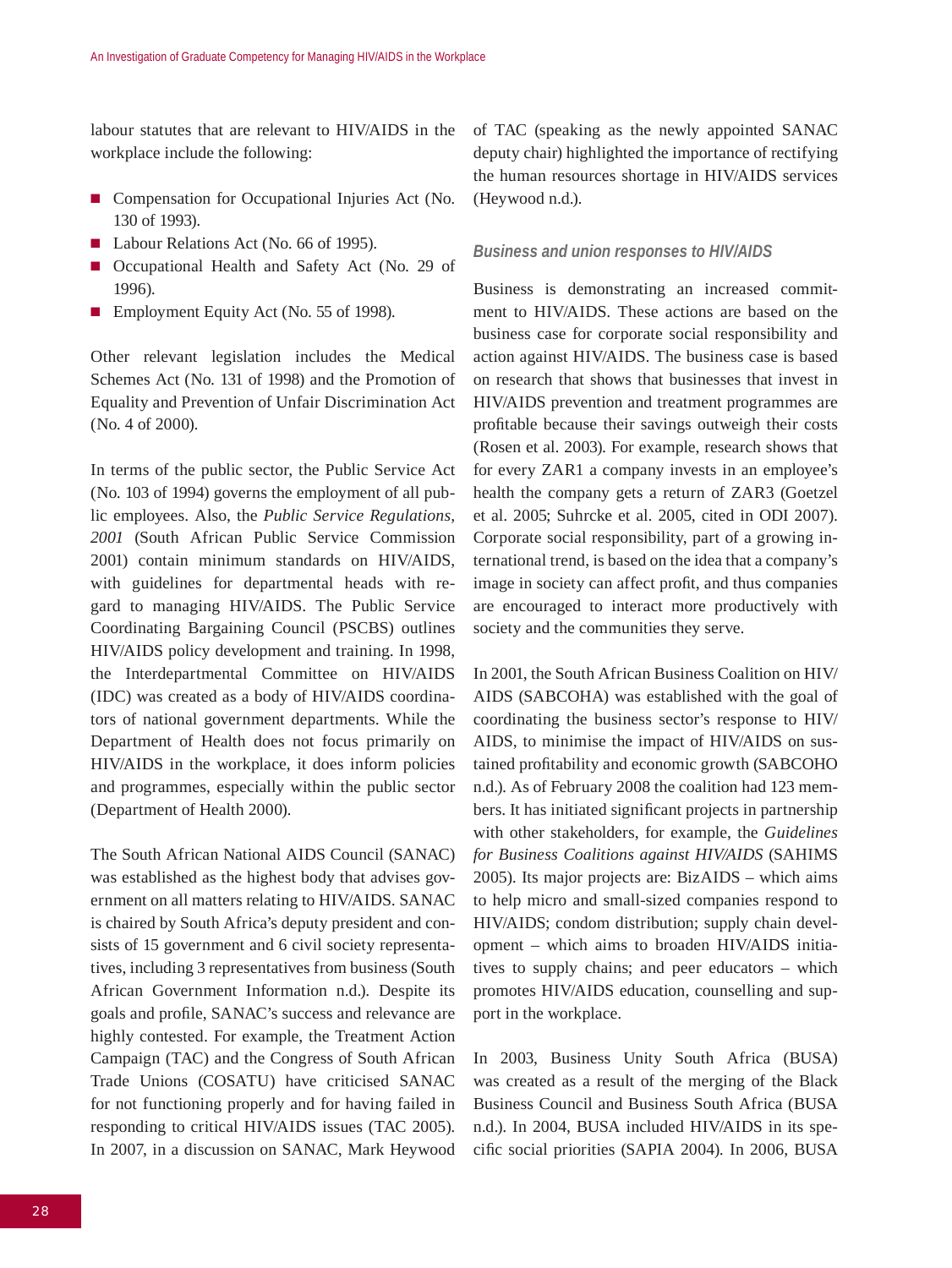labour statutes that are relevant to HIV/AIDS in the workplace include the following:

- Compensation for Occupational Injuries Act (No. 130 of 1993).
- Labour Relations Act (No. 66 of 1995).
- Occupational Health and Safety Act (No. 29 of 1996).
- Employment Equity Act (No. 55 of 1998).

Other relevant legislation includes the Medical Schemes Act (No. 131 of 1998) and the Promotion of Equality and Prevention of Unfair Discrimination Act (No. 4 of 2000).

In terms of the public sector, the Public Service Act (No. 103 of 1994) governs the employment of all public employees. Also, the *Public Service Regulations, 2001* (South African Public Service Commission 2001) contain minimum standards on HIV/AIDS, with guidelines for departmental heads with regard to managing HIV/AIDS. The Public Service Coordinating Bargaining Council (PSCBS) outlines HIV/AIDS policy development and training. In 1998, the Interdepartmental Committee on HIV/AIDS (IDC) was created as a body of HIV/AIDS coordinators of national government departments. While the Department of Health does not focus primarily on HIV/AIDS in the workplace, it does inform policies and programmes, especially within the public sector (Department of Health 2000).

The South African National AIDS Council (SANAC) was established as the highest body that advises government on all matters relating to HIV/AIDS. SANAC is chaired by South Africa's deputy president and consists of 15 government and 6 civil society representatives, including 3 representatives from business (South African Government Information n.d.). Despite its goals and profile, SANAC's success and relevance are highly contested. For example, the Treatment Action Campaign (TAC) and the Congress of South African Trade Unions (COSATU) have criticised SANAC for not functioning properly and for having failed in responding to critical HIV/AIDS issues (TAC 2005). In 2007, in a discussion on SANAC, Mark Heywood of TAC (speaking as the newly appointed SANAC deputy chair) highlighted the importance of rectifying the human resources shortage in HIV/AIDS services (Heywood n.d.).

### *Business and union responses to HIV/AIDS*

Business is demonstrating an increased commitment to HIV/AIDS. These actions are based on the business case for corporate social responsibility and action against HIV/AIDS. The business case is based on research that shows that businesses that invest in HIV/AIDS prevention and treatment programmes are profitable because their savings outweigh their costs (Rosen et al. 2003). For example, research shows that for every ZAR1 a company invests in an employee's health the company gets a return of ZAR3 (Goetzel et al. 2005; Suhrcke et al. 2005, cited in ODI 2007). Corporate social responsibility, part of a growing international trend, is based on the idea that a company's image in society can affect profit, and thus companies are encouraged to interact more productively with society and the communities they serve.

In 2001, the South African Business Coalition on HIV/AIDS (SABCOHA) was established with the goal of coordinating the business sector's response to HIV/AIDS, to minimise the impact of HIV/AIDS on sustained profitability and economic growth (SABCOHO n.d.). As of February 2008 the coalition had 123 members. It has initiated significant projects in partnership with other stakeholders, for example, the *Guidelines for Business Coalitions against HIV/AIDS* (SAHIMS 2005). Its major projects are: BizAIDS – which aims to help micro and small-sized companies respond to HIV/AIDS; condom distribution; supply chain development – which aims to broaden HIV/AIDS initiatives to supply chains; and peer educators – which promotes HIV/AIDS education, counselling and support in the workplace.

In 2003, Business Unity South Africa (BUSA) was created as a result of the merging of the Black Business Council and Business South Africa (BUSA n.d.). In 2004, BUSA included HIV/AIDS in its specific social priorities (SAPIA 2004). In 2006, BUSA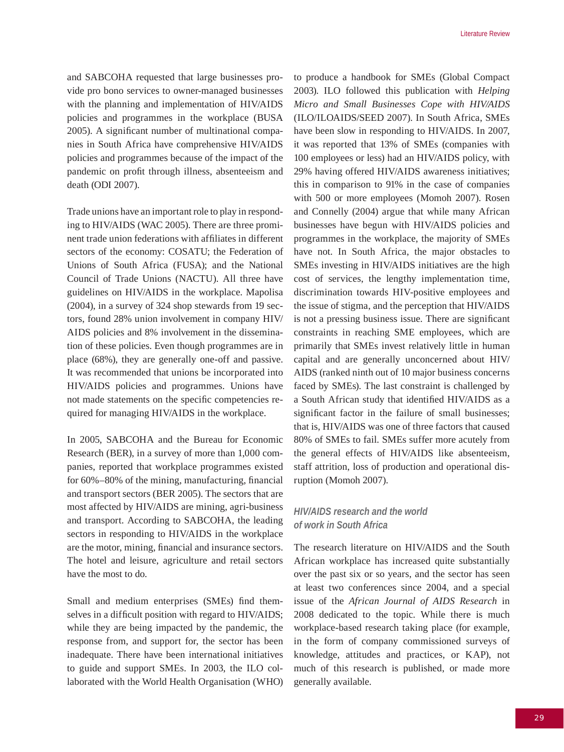and SABCOHA requested that large businesses provide pro bono services to owner-managed businesses with the planning and implementation of HIV/AIDS policies and programmes in the workplace (BUSA 2005). A significant number of multinational companies in South Africa have comprehensive HIV/AIDS policies and programmes because of the impact of the pandemic on profit through illness, absenteeism and death (ODI 2007).

Trade unions have an important role to play in responding to HIV/AIDS (WAC 2005). There are three prominent trade union federations with affiliates in different sectors of the economy: COSATU; the Federation of Unions of South Africa (FUSA); and the National Council of Trade Unions (NACTU). All three have guidelines on HIV/AIDS in the workplace. Mapolisa (2004), in a survey of 324 shop stewards from 19 sectors, found 28% union involvement in company HIV/AIDS policies and 8% involvement in the dissemination of these policies. Even though programmes are in place (68%), they are generally one-off and passive. It was recommended that unions be incorporated into HIV/AIDS policies and programmes. Unions have not made statements on the specific competencies required for managing HIV/AIDS in the workplace.

In 2005, SABCOHA and the Bureau for Economic Research (BER), in a survey of more than 1,000 companies, reported that workplace programmes existed for 60%–80% of the mining, manufacturing, financial and transport sectors (BER 2005). The sectors that are most affected by HIV/AIDS are mining, agri-business and transport. According to SABCOHA, the leading sectors in responding to HIV/AIDS in the workplace are the motor, mining, financial and insurance sectors. The hotel and leisure, agriculture and retail sectors have the most to do.

Small and medium enterprises (SMEs) find themselves in a difficult position with regard to HIV/AIDS; while they are being impacted by the pandemic, the response from, and support for, the sector has been inadequate. There have been international initiatives to guide and support SMEs. In 2003, the ILO collaborated with the World Health Organisation (WHO) to produce a handbook for SMEs (Global Compact 2003). ILO followed this publication with *Helping Micro and Small Businesses Cope with HIV/AIDS* (ILO/ILOAIDS/SEED 2007). In South Africa, SMEs have been slow in responding to HIV/AIDS. In 2007, it was reported that 13% of SMEs (companies with 100 employees or less) had an HIV/AIDS policy, with 29% having offered HIV/AIDS awareness initiatives; this in comparison to 91% in the case of companies with 500 or more employees (Momoh 2007). Rosen and Connelly (2004) argue that while many African businesses have begun with HIV/AIDS policies and programmes in the workplace, the majority of SMEs have not. In South Africa, the major obstacles to SMEs investing in HIV/AIDS initiatives are the high cost of services, the lengthy implementation time, discrimination towards HIV-positive employees and the issue of stigma, and the perception that HIV/AIDS is not a pressing business issue. There are significant constraints in reaching SME employees, which are primarily that SMEs invest relatively little in human capital and are generally unconcerned about HIV/AIDS (ranked ninth out of 10 major business concerns faced by SMEs). The last constraint is challenged by a South African study that identified HIV/AIDS as a significant factor in the failure of small businesses; that is, HIV/AIDS was one of three factors that caused 80% of SMEs to fail. SMEs suffer more acutely from the general effects of HIV/AIDS like absenteeism, staff attrition, loss of production and operational disruption (Momoh 2007).

### *HIV/AIDS research and the world of work in South Africa*

The research literature on HIV/AIDS and the South African workplace has increased quite substantially over the past six or so years, and the sector has seen at least two conferences since 2004, and a special issue of the *African Journal of AIDS Research* in 2008 dedicated to the topic. While there is much workplace-based research taking place (for example, in the form of company commissioned surveys of knowledge, attitudes and practices, or KAP), not much of this research is published, or made more generally available.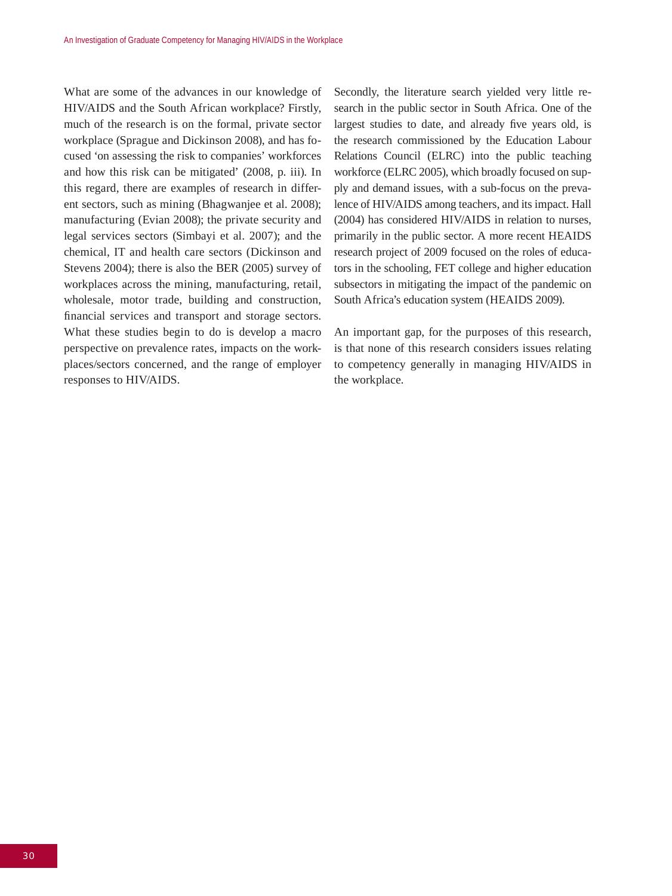What are some of the advances in our knowledge of HIV/AIDS and the South African workplace? Firstly, much of the research is on the formal, private sector workplace (Sprague and Dickinson 2008), and has focused 'on assessing the risk to companies' workforces and how this risk can be mitigated' (2008, p. iii). In this regard, there are examples of research in different sectors, such as mining (Bhagwanjee et al. 2008); manufacturing (Evian 2008); the private security and legal services sectors (Simbayi et al. 2007); and the chemical, IT and health care sectors (Dickinson and Stevens 2004); there is also the BER (2005) survey of workplaces across the mining, manufacturing, retail, wholesale, motor trade, building and construction, financial services and transport and storage sectors. What these studies begin to do is develop a macro perspective on prevalence rates, impacts on the workplaces/sectors concerned, and the range of employer responses to HIV/AIDS.

Secondly, the literature search yielded very little research in the public sector in South Africa. One of the largest studies to date, and already five years old, is the research commissioned by the Education Labour Relations Council (ELRC) into the public teaching workforce (ELRC 2005), which broadly focused on supply and demand issues, with a sub-focus on the prevalence of HIV/AIDS among teachers, and its impact. Hall (2004) has considered HIV/AIDS in relation to nurses, primarily in the public sector. A more recent HEAIDS research project of 2009 focused on the roles of educators in the schooling, FET college and higher education subsectors in mitigating the impact of the pandemic on South Africa's education system (HEAIDS 2009).

An important gap, for the purposes of this research, is that none of this research considers issues relating to competency generally in managing HIV/AIDS in the workplace.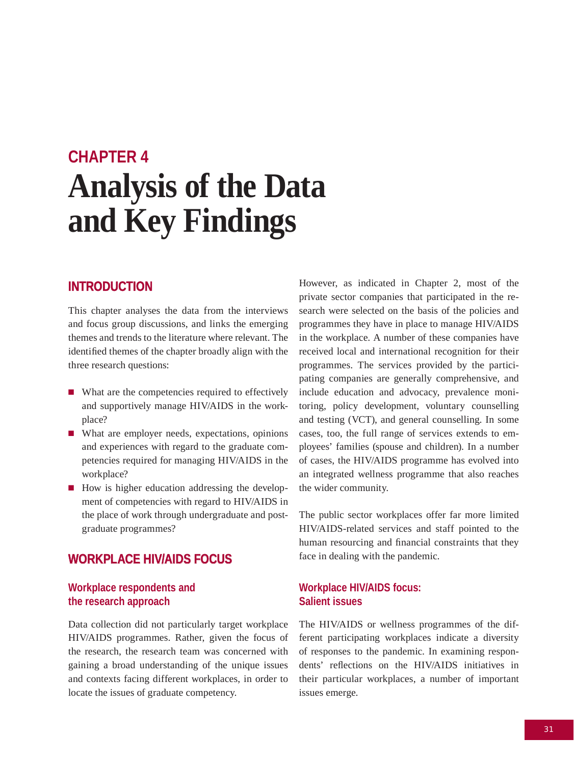# CHAPTER 4
# Analysis of the Data and Key Findings

## INTRODUCTION

This chapter analyses the data from the interviews and focus group discussions, and links the emerging themes and trends to the literature where relevant. The identified themes of the chapter broadly align with the three research questions:

- What are the competencies required to effectively and supportively manage HIV/AIDS in the workplace?
- What are employer needs, expectations, opinions and experiences with regard to the graduate competencies required for managing HIV/AIDS in the workplace?
- How is higher education addressing the development of competencies with regard to HIV/AIDS in the place of work through undergraduate and postgraduate programmes?

## WORKPLACE HIV/AIDS FOCUS

### Workplace respondents and the research approach

Data collection did not particularly target workplace HIV/AIDS programmes. Rather, given the focus of the research, the research team was concerned with gaining a broad understanding of the unique issues and contexts facing different workplaces, in order to locate the issues of graduate competency.

However, as indicated in Chapter 2, most of the private sector companies that participated in the research were selected on the basis of the policies and programmes they have in place to manage HIV/AIDS in the workplace. A number of these companies have received local and international recognition for their programmes. The services provided by the participating companies are generally comprehensive, and include education and advocacy, prevalence monitoring, policy development, voluntary counselling and testing (VCT), and general counselling. In some cases, too, the full range of services extends to employees' families (spouse and children). In a number of cases, the HIV/AIDS programme has evolved into an integrated wellness programme that also reaches the wider community.

The public sector workplaces offer far more limited HIV/AIDS-related services and staff pointed to the human resourcing and financial constraints that they face in dealing with the pandemic.

### Workplace HIV/AIDS focus: Salient issues

The HIV/AIDS or wellness programmes of the different participating workplaces indicate a diversity of responses to the pandemic. In examining respondents' reflections on the HIV/AIDS initiatives in their particular workplaces, a number of important issues emerge.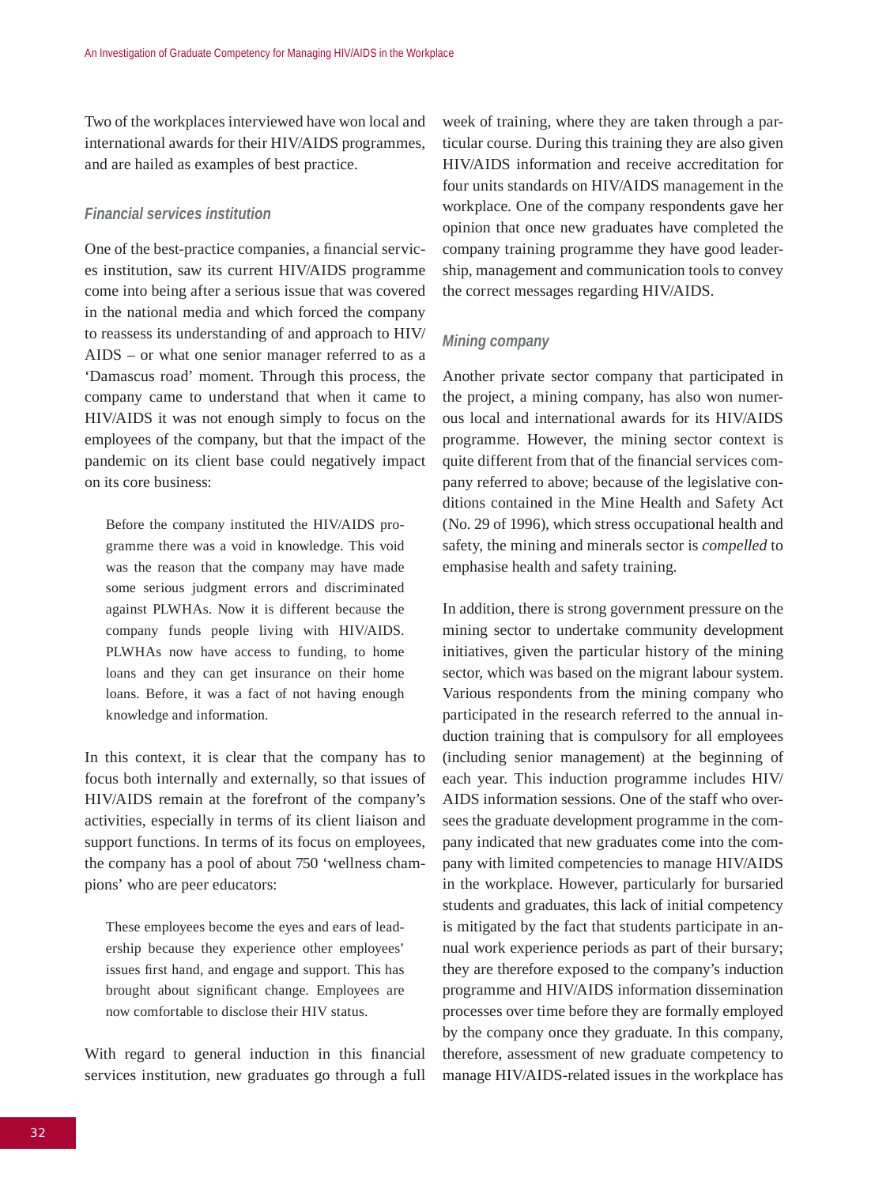Two of the workplaces interviewed have won local and international awards for their HIV/AIDS programmes, and are hailed as examples of best practice.

### *Financial services institution*

One of the best-practice companies, a financial services institution, saw its current HIV/AIDS programme come into being after a serious issue that was covered in the national media and which forced the company to reassess its understanding of and approach to HIV/AIDS – or what one senior manager referred to as a 'Damascus road' moment. Through this process, the company came to understand that when it came to HIV/AIDS it was not enough simply to focus on the employees of the company, but that the impact of the pandemic on its client base could negatively impact on its core business:

> Before the company instituted the HIV/AIDS programme there was a void in knowledge. This void was the reason that the company may have made some serious judgment errors and discriminated against PLWHAs. Now it is different because the company funds people living with HIV/AIDS. PLWHAs now have access to funding, to home loans and they can get insurance on their home loans. Before, it was a fact of not having enough knowledge and information.

In this context, it is clear that the company has to focus both internally and externally, so that issues of HIV/AIDS remain at the forefront of the company's activities, especially in terms of its client liaison and support functions. In terms of its focus on employees, the company has a pool of about 750 'wellness champions' who are peer educators:

> These employees become the eyes and ears of leadership because they experience other employees' issues first hand, and engage and support. This has brought about significant change. Employees are now comfortable to disclose their HIV status.

With regard to general induction in this financial services institution, new graduates go through a full week of training, where they are taken through a particular course. During this training they are also given HIV/AIDS information and receive accreditation for four units standards on HIV/AIDS management in the workplace. One of the company respondents gave her opinion that once new graduates have completed the company training programme they have good leadership, management and communication tools to convey the correct messages regarding HIV/AIDS.

### *Mining company*

Another private sector company that participated in the project, a mining company, has also won numerous local and international awards for its HIV/AIDS programme. However, the mining sector context is quite different from that of the financial services company referred to above; because of the legislative conditions contained in the Mine Health and Safety Act (No. 29 of 1996), which stress occupational health and safety, the mining and minerals sector is *compelled* to emphasise health and safety training.

In addition, there is strong government pressure on the mining sector to undertake community development initiatives, given the particular history of the mining sector, which was based on the migrant labour system. Various respondents from the mining company who participated in the research referred to the annual induction training that is compulsory for all employees (including senior management) at the beginning of each year. This induction programme includes HIV/AIDS information sessions. One of the staff who oversees the graduate development programme in the company indicated that new graduates come into the company with limited competencies to manage HIV/AIDS in the workplace. However, particularly for bursaried students and graduates, this lack of initial competency is mitigated by the fact that students participate in annual work experience periods as part of their bursary; they are therefore exposed to the company's induction programme and HIV/AIDS information dissemination processes over time before they are formally employed by the company once they graduate. In this company, therefore, assessment of new graduate competency to manage HIV/AIDS-related issues in the workplace has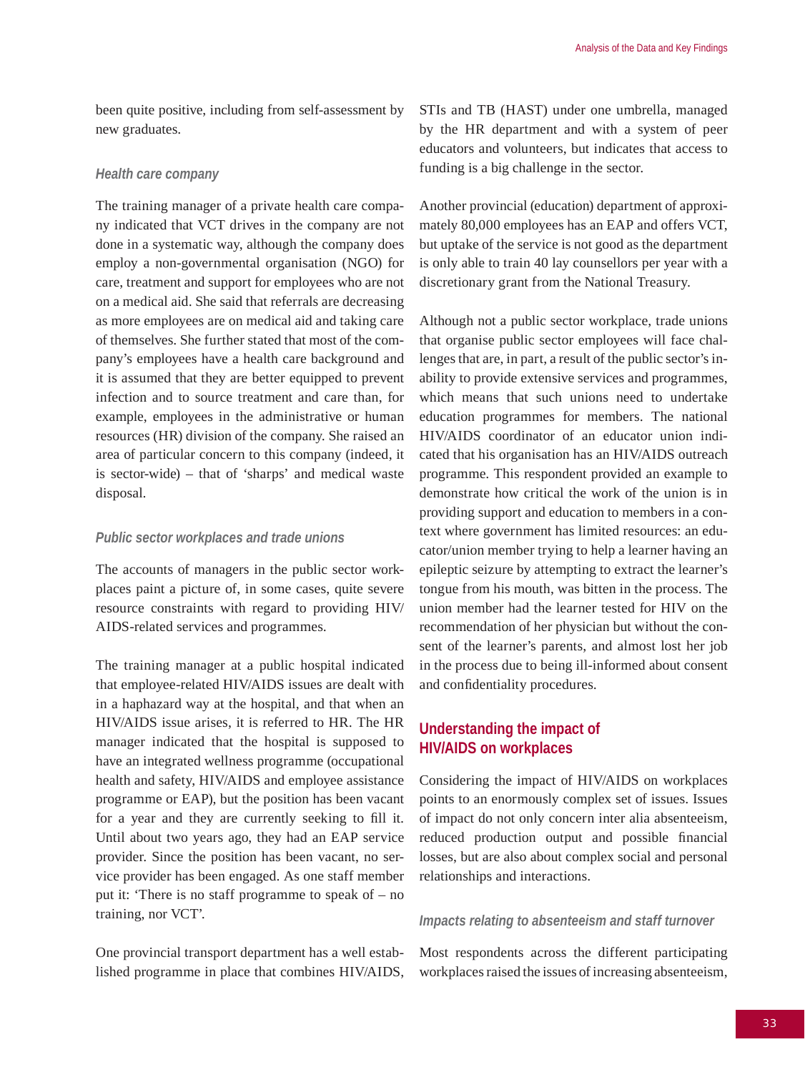been quite positive, including from self-assessment by new graduates.

### *Health care company*

The training manager of a private health care company indicated that VCT drives in the company are not done in a systematic way, although the company does employ a non-governmental organisation (NGO) for care, treatment and support for employees who are not on a medical aid. She said that referrals are decreasing as more employees are on medical aid and taking care of themselves. She further stated that most of the company's employees have a health care background and it is assumed that they are better equipped to prevent infection and to source treatment and care than, for example, employees in the administrative or human resources (HR) division of the company. She raised an area of particular concern to this company (indeed, it is sector-wide) – that of 'sharps' and medical waste disposal.

### *Public sector workplaces and trade unions*

The accounts of managers in the public sector workplaces paint a picture of, in some cases, quite severe resource constraints with regard to providing HIV/AIDS-related services and programmes.

The training manager at a public hospital indicated that employee-related HIV/AIDS issues are dealt with in a haphazard way at the hospital, and that when an HIV/AIDS issue arises, it is referred to HR. The HR manager indicated that the hospital is supposed to have an integrated wellness programme (occupational health and safety, HIV/AIDS and employee assistance programme or EAP), but the position has been vacant for a year and they are currently seeking to fill it. Until about two years ago, they had an EAP service provider. Since the position has been vacant, no service provider has been engaged. As one staff member put it: 'There is no staff programme to speak of – no training, nor VCT'.

One provincial transport department has a well established programme in place that combines HIV/AIDS, STIs and TB (HAST) under one umbrella, managed by the HR department and with a system of peer educators and volunteers, but indicates that access to funding is a big challenge in the sector.

Another provincial (education) department of approximately 80,000 employees has an EAP and offers VCT, but uptake of the service is not good as the department is only able to train 40 lay counsellors per year with a discretionary grant from the National Treasury.

Although not a public sector workplace, trade unions that organise public sector employees will face challenges that are, in part, a result of the public sector's inability to provide extensive services and programmes, which means that such unions need to undertake education programmes for members. The national HIV/AIDS coordinator of an educator union indicated that his organisation has an HIV/AIDS outreach programme. This respondent provided an example to demonstrate how critical the work of the union is in providing support and education to members in a context where government has limited resources: an educator/union member trying to help a learner having an epileptic seizure by attempting to extract the learner's tongue from his mouth, was bitten in the process. The union member had the learner tested for HIV on the recommendation of her physician but without the consent of the learner's parents, and almost lost her job in the process due to being ill-informed about consent and confidentiality procedures.

## Understanding the impact of HIV/AIDS on workplaces

Considering the impact of HIV/AIDS on workplaces points to an enormously complex set of issues. Issues of impact do not only concern inter alia absenteeism, reduced production output and possible financial losses, but are also about complex social and personal relationships and interactions.

### *Impacts relating to absenteeism and staff turnover*

Most respondents across the different participating workplaces raised the issues of increasing absenteeism,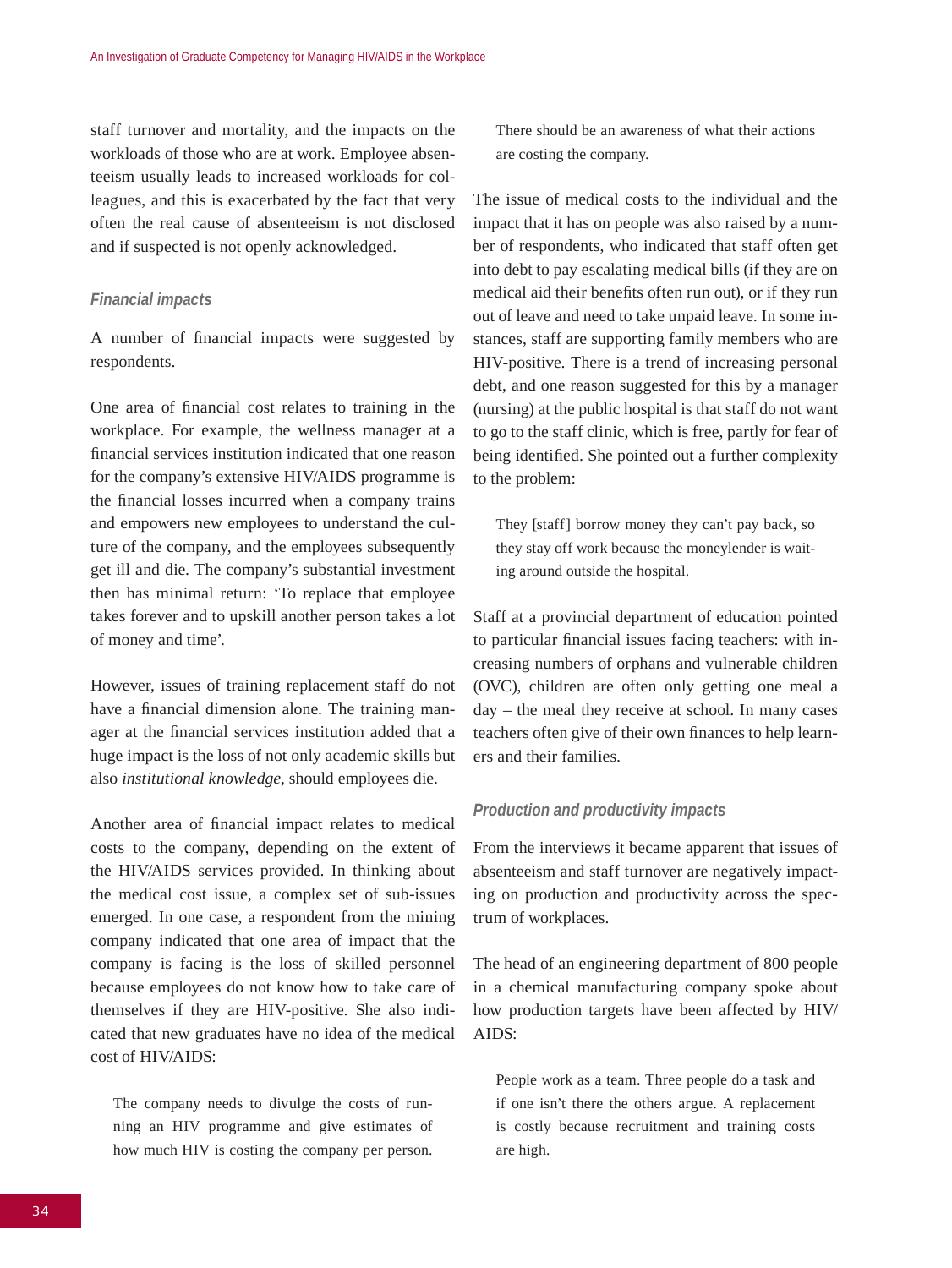staff turnover and mortality, and the impacts on the workloads of those who are at work. Employee absenteeism usually leads to increased workloads for colleagues, and this is exacerbated by the fact that very often the real cause of absenteeism is not disclosed and if suspected is not openly acknowledged.

### *Financial impacts*

A number of financial impacts were suggested by respondents.

One area of financial cost relates to training in the workplace. For example, the wellness manager at a financial services institution indicated that one reason for the company's extensive HIV/AIDS programme is the financial losses incurred when a company trains and empowers new employees to understand the culture of the company, and the employees subsequently get ill and die. The company's substantial investment then has minimal return: 'To replace that employee takes forever and to upskill another person takes a lot of money and time'.

However, issues of training replacement staff do not have a financial dimension alone. The training manager at the financial services institution added that a huge impact is the loss of not only academic skills but also *institutional knowledge*, should employees die.

Another area of financial impact relates to medical costs to the company, depending on the extent of the HIV/AIDS services provided. In thinking about the medical cost issue, a complex set of sub-issues emerged. In one case, a respondent from the mining company indicated that one area of impact that the company is facing is the loss of skilled personnel because employees do not know how to take care of themselves if they are HIV-positive. She also indicated that new graduates have no idea of the medical cost of HIV/AIDS:

> The company needs to divulge the costs of running an HIV programme and give estimates of how much HIV is costing the company per person. There should be an awareness of what their actions are costing the company.

The issue of medical costs to the individual and the impact that it has on people was also raised by a number of respondents, who indicated that staff often get into debt to pay escalating medical bills (if they are on medical aid their benefits often run out), or if they run out of leave and need to take unpaid leave. In some instances, staff are supporting family members who are HIV-positive. There is a trend of increasing personal debt, and one reason suggested for this by a manager (nursing) at the public hospital is that staff do not want to go to the staff clinic, which is free, partly for fear of being identified. She pointed out a further complexity to the problem:

> They [staff] borrow money they can't pay back, so they stay off work because the moneylender is waiting around outside the hospital.

Staff at a provincial department of education pointed to particular financial issues facing teachers: with increasing numbers of orphans and vulnerable children (OVC), children are often only getting one meal a day – the meal they receive at school. In many cases teachers often give of their own finances to help learners and their families.

### *Production and productivity impacts*

From the interviews it became apparent that issues of absenteeism and staff turnover are negatively impacting on production and productivity across the spectrum of workplaces.

The head of an engineering department of 800 people in a chemical manufacturing company spoke about how production targets have been affected by HIV/AIDS:

> People work as a team. Three people do a task and if one isn't there the others argue. A replacement is costly because recruitment and training costs are high.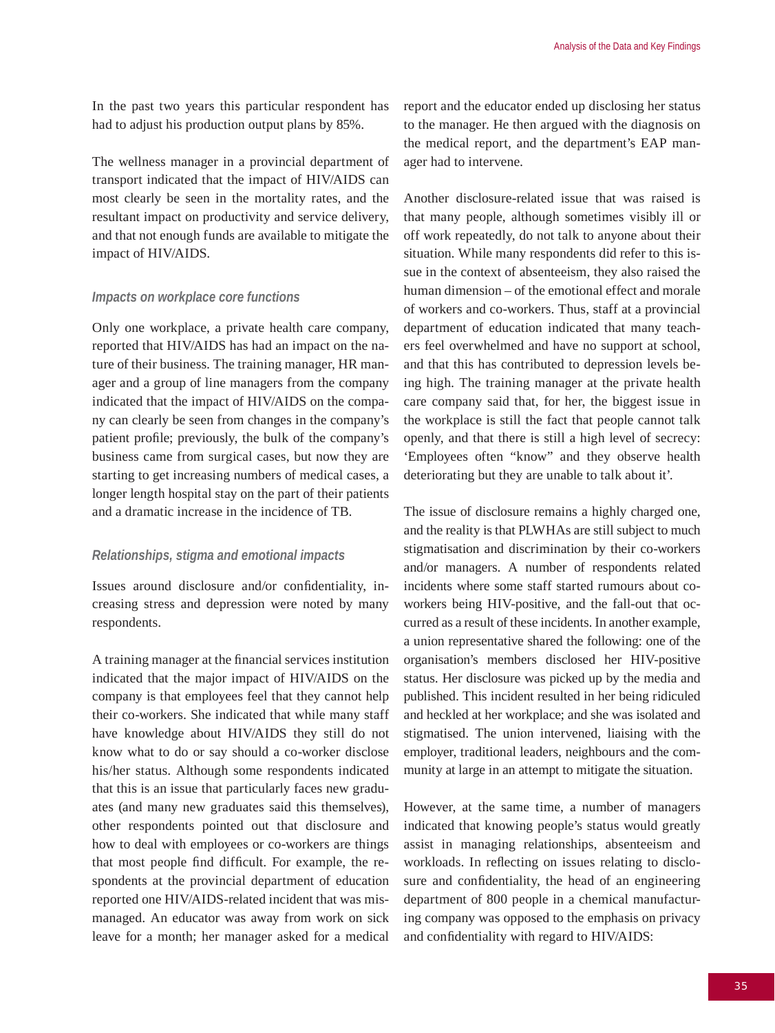In the past two years this particular respondent has had to adjust his production output plans by 85%.

The wellness manager in a provincial department of transport indicated that the impact of HIV/AIDS can most clearly be seen in the mortality rates, and the resultant impact on productivity and service delivery, and that not enough funds are available to mitigate the impact of HIV/AIDS.

### *Impacts on workplace core functions*

Only one workplace, a private health care company, reported that HIV/AIDS has had an impact on the nature of their business. The training manager, HR manager and a group of line managers from the company indicated that the impact of HIV/AIDS on the company can clearly be seen from changes in the company's patient profile; previously, the bulk of the company's business came from surgical cases, but now they are starting to get increasing numbers of medical cases, a longer length hospital stay on the part of their patients and a dramatic increase in the incidence of TB.

### *Relationships, stigma and emotional impacts*

Issues around disclosure and/or confidentiality, increasing stress and depression were noted by many respondents.

A training manager at the financial services institution indicated that the major impact of HIV/AIDS on the company is that employees feel that they cannot help their co-workers. She indicated that while many staff have knowledge about HIV/AIDS they still do not know what to do or say should a co-worker disclose his/her status. Although some respondents indicated that this is an issue that particularly faces new graduates (and many new graduates said this themselves), other respondents pointed out that disclosure and how to deal with employees or co-workers are things that most people find difficult. For example, the respondents at the provincial department of education reported one HIV/AIDS-related incident that was mismanaged. An educator was away from work on sick leave for a month; her manager asked for a medical report and the educator ended up disclosing her status to the manager. He then argued with the diagnosis on the medical report, and the department's EAP manager had to intervene.

Another disclosure-related issue that was raised is that many people, although sometimes visibly ill or off work repeatedly, do not talk to anyone about their situation. While many respondents did refer to this issue in the context of absenteeism, they also raised the human dimension – of the emotional effect and morale of workers and co-workers. Thus, staff at a provincial department of education indicated that many teachers feel overwhelmed and have no support at school, and that this has contributed to depression levels being high. The training manager at the private health care company said that, for her, the biggest issue in the workplace is still the fact that people cannot talk openly, and that there is still a high level of secrecy: 'Employees often "know" and they observe health deteriorating but they are unable to talk about it'.

The issue of disclosure remains a highly charged one, and the reality is that PLWHAs are still subject to much stigmatisation and discrimination by their co-workers and/or managers. A number of respondents related incidents where some staff started rumours about co-workers being HIV-positive, and the fall-out that occurred as a result of these incidents. In another example, a union representative shared the following: one of the organisation's members disclosed her HIV-positive status. Her disclosure was picked up by the media and published. This incident resulted in her being ridiculed and heckled at her workplace; and she was isolated and stigmatised. The union intervened, liaising with the employer, traditional leaders, neighbours and the community at large in an attempt to mitigate the situation.

However, at the same time, a number of managers indicated that knowing people's status would greatly assist in managing relationships, absenteeism and workloads. In reflecting on issues relating to disclosure and confidentiality, the head of an engineering department of 800 people in a chemical manufacturing company was opposed to the emphasis on privacy and confidentiality with regard to HIV/AIDS: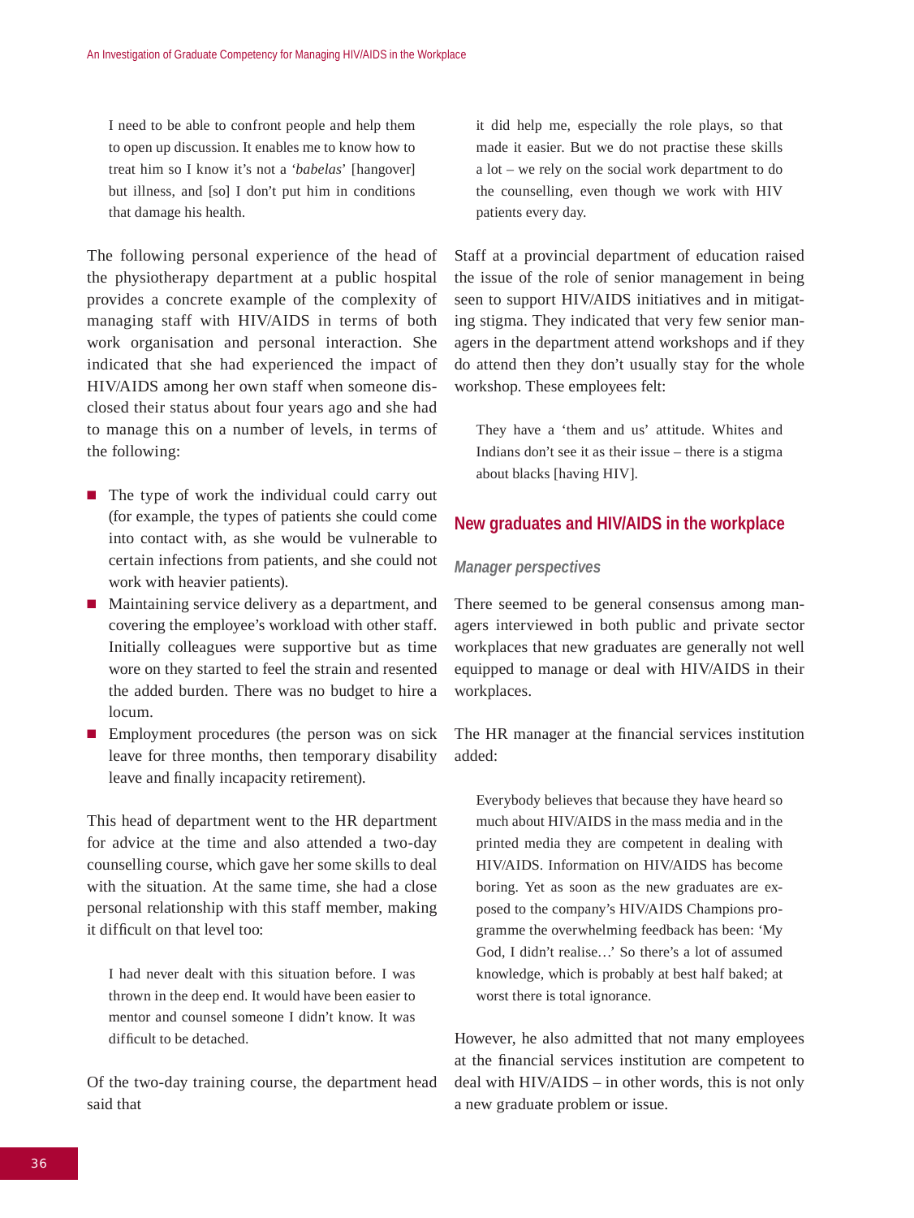> I need to be able to confront people and help them to open up discussion. It enables me to know how to treat him so I know it's not a '*babelas*' [hangover] but illness, and [so] I don't put him in conditions that damage his health.

The following personal experience of the head of the physiotherapy department at a public hospital provides a concrete example of the complexity of managing staff with HIV/AIDS in terms of both work organisation and personal interaction. She indicated that she had experienced the impact of HIV/AIDS among her own staff when someone disclosed their status about four years ago and she had to manage this on a number of levels, in terms of the following:

- The type of work the individual could carry out (for example, the types of patients she could come into contact with, as she would be vulnerable to certain infections from patients, and she could not work with heavier patients).
- Maintaining service delivery as a department, and covering the employee's workload with other staff. Initially colleagues were supportive but as time wore on they started to feel the strain and resented the added burden. There was no budget to hire a locum.
- Employment procedures (the person was on sick leave for three months, then temporary disability leave and finally incapacity retirement).

This head of department went to the HR department for advice at the time and also attended a two-day counselling course, which gave her some skills to deal with the situation. At the same time, she had a close personal relationship with this staff member, making it difficult on that level too:

> I had never dealt with this situation before. I was thrown in the deep end. It would have been easier to mentor and counsel someone I didn't know. It was difficult to be detached.

Of the two-day training course, the department head said that

> it did help me, especially the role plays, so that made it easier. But we do not practise these skills a lot – we rely on the social work department to do the counselling, even though we work with HIV patients every day.

Staff at a provincial department of education raised the issue of the role of senior management in being seen to support HIV/AIDS initiatives and in mitigating stigma. They indicated that very few senior managers in the department attend workshops and if they do attend then they don't usually stay for the whole workshop. These employees felt:

> They have a 'them and us' attitude. Whites and Indians don't see it as their issue – there is a stigma about blacks [having HIV].

## New graduates and HIV/AIDS in the workplace

### *Manager perspectives*

There seemed to be general consensus among managers interviewed in both public and private sector workplaces that new graduates are generally not well equipped to manage or deal with HIV/AIDS in their workplaces.

The HR manager at the financial services institution added:

> Everybody believes that because they have heard so much about HIV/AIDS in the mass media and in the printed media they are competent in dealing with HIV/AIDS. Information on HIV/AIDS has become boring. Yet as soon as the new graduates are exposed to the company's HIV/AIDS Champions programme the overwhelming feedback has been: 'My God, I didn't realise…' So there's a lot of assumed knowledge, which is probably at best half baked; at worst there is total ignorance.

However, he also admitted that not many employees at the financial services institution are competent to deal with HIV/AIDS – in other words, this is not only a new graduate problem or issue.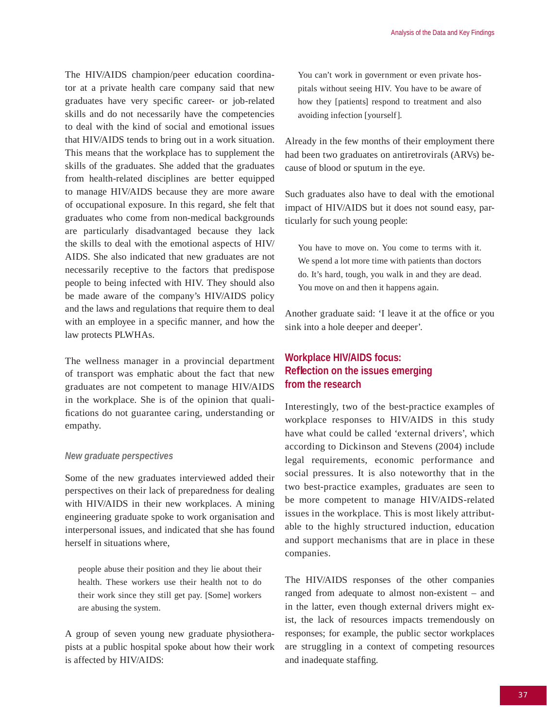The HIV/AIDS champion/peer education coordinator at a private health care company said that new graduates have very specific career- or job-related skills and do not necessarily have the competencies to deal with the kind of social and emotional issues that HIV/AIDS tends to bring out in a work situation. This means that the workplace has to supplement the skills of the graduates. She added that the graduates from health-related disciplines are better equipped to manage HIV/AIDS because they are more aware of occupational exposure. In this regard, she felt that graduates who come from non-medical backgrounds are particularly disadvantaged because they lack the skills to deal with the emotional aspects of HIV/AIDS. She also indicated that new graduates are not necessarily receptive to the factors that predispose people to being infected with HIV. They should also be made aware of the company's HIV/AIDS policy and the laws and regulations that require them to deal with an employee in a specific manner, and how the law protects PLWHAs.

The wellness manager in a provincial department of transport was emphatic about the fact that new graduates are not competent to manage HIV/AIDS in the workplace. She is of the opinion that qualifications do not guarantee caring, understanding or empathy.

### *New graduate perspectives*

Some of the new graduates interviewed added their perspectives on their lack of preparedness for dealing with HIV/AIDS in their new workplaces. A mining engineering graduate spoke to work organisation and interpersonal issues, and indicated that she has found herself in situations where,

> people abuse their position and they lie about their health. These workers use their health not to do their work since they still get pay. [Some] workers are abusing the system.

A group of seven young new graduate physiotherapists at a public hospital spoke about how their work is affected by HIV/AIDS:

> You can't work in government or even private hospitals without seeing HIV. You have to be aware of how they [patients] respond to treatment and also avoiding infection [yourself].

Already in the few months of their employment there had been two graduates on antiretrovirals (ARVs) because of blood or sputum in the eye.

Such graduates also have to deal with the emotional impact of HIV/AIDS but it does not sound easy, particularly for such young people:

> You have to move on. You come to terms with it. We spend a lot more time with patients than doctors do. It's hard, tough, you walk in and they are dead. You move on and then it happens again.

Another graduate said: 'I leave it at the office or you sink into a hole deeper and deeper'.

## Workplace HIV/AIDS focus: Reflection on the issues emerging from the research

Interestingly, two of the best-practice examples of workplace responses to HIV/AIDS in this study have what could be called 'external drivers', which according to Dickinson and Stevens (2004) include legal requirements, economic performance and social pressures. It is also noteworthy that in the two best-practice examples, graduates are seen to be more competent to manage HIV/AIDS-related issues in the workplace. This is most likely attributable to the highly structured induction, education and support mechanisms that are in place in these companies.

The HIV/AIDS responses of the other companies ranged from adequate to almost non-existent – and in the latter, even though external drivers might exist, the lack of resources impacts tremendously on responses; for example, the public sector workplaces are struggling in a context of competing resources and inadequate staffing.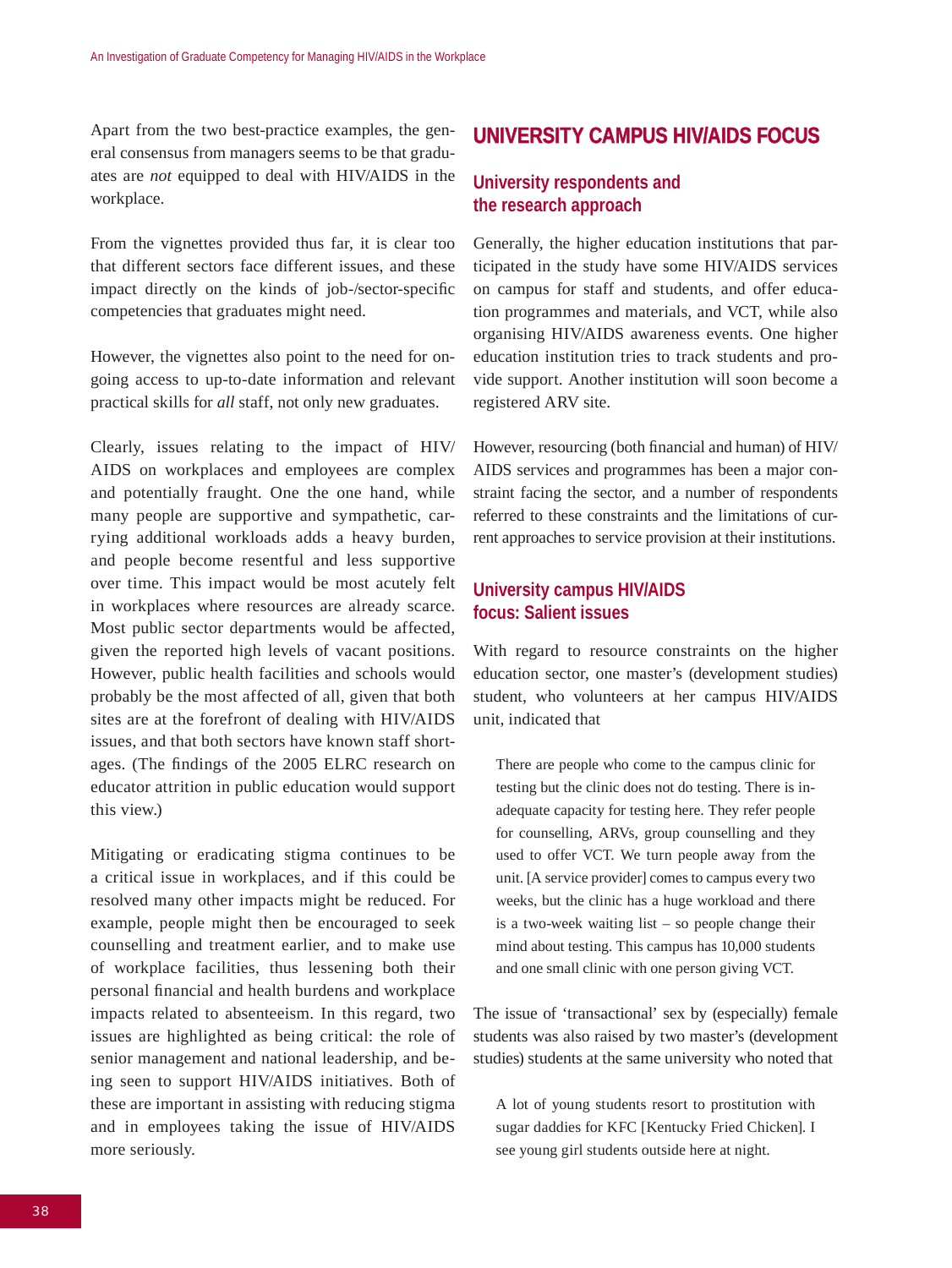Apart from the two best-practice examples, the general consensus from managers seems to be that graduates are *not* equipped to deal with HIV/AIDS in the workplace.

From the vignettes provided thus far, it is clear too that different sectors face different issues, and these impact directly on the kinds of job-/sector-specific competencies that graduates might need.

However, the vignettes also point to the need for ongoing access to up-to-date information and relevant practical skills for *all* staff, not only new graduates.

Clearly, issues relating to the impact of HIV/AIDS on workplaces and employees are complex and potentially fraught. One the one hand, while many people are supportive and sympathetic, carrying additional workloads adds a heavy burden, and people become resentful and less supportive over time. This impact would be most acutely felt in workplaces where resources are already scarce. Most public sector departments would be affected, given the reported high levels of vacant positions. However, public health facilities and schools would probably be the most affected of all, given that both sites are at the forefront of dealing with HIV/AIDS issues, and that both sectors have known staff shortages. (The findings of the 2005 ELRC research on educator attrition in public education would support this view.)

Mitigating or eradicating stigma continues to be a critical issue in workplaces, and if this could be resolved many other impacts might be reduced. For example, people might then be encouraged to seek counselling and treatment earlier, and to make use of workplace facilities, thus lessening both their personal financial and health burdens and workplace impacts related to absenteeism. In this regard, two issues are highlighted as being critical: the role of senior management and national leadership, and being seen to support HIV/AIDS initiatives. Both of these are important in assisting with reducing stigma and in employees taking the issue of HIV/AIDS more seriously.

## UNIVERSITY CAMPUS HIV/AIDS FOCUS

### University respondents and the research approach

Generally, the higher education institutions that participated in the study have some HIV/AIDS services on campus for staff and students, and offer education programmes and materials, and VCT, while also organising HIV/AIDS awareness events. One higher education institution tries to track students and provide support. Another institution will soon become a registered ARV site.

However, resourcing (both financial and human) of HIV/AIDS services and programmes has been a major constraint facing the sector, and a number of respondents referred to these constraints and the limitations of current approaches to service provision at their institutions.

### University campus HIV/AIDS focus: Salient issues

With regard to resource constraints on the higher education sector, one master's (development studies) student, who volunteers at her campus HIV/AIDS unit, indicated that

> There are people who come to the campus clinic for testing but the clinic does not do testing. There is inadequate capacity for testing here. They refer people for counselling, ARVs, group counselling and they used to offer VCT. We turn people away from the unit. [A service provider] comes to campus every two weeks, but the clinic has a huge workload and there is a two-week waiting list – so people change their mind about testing. This campus has 10,000 students and one small clinic with one person giving VCT.

The issue of 'transactional' sex by (especially) female students was also raised by two master's (development studies) students at the same university who noted that

> A lot of young students resort to prostitution with sugar daddies for KFC [Kentucky Fried Chicken]. I see young girl students outside here at night.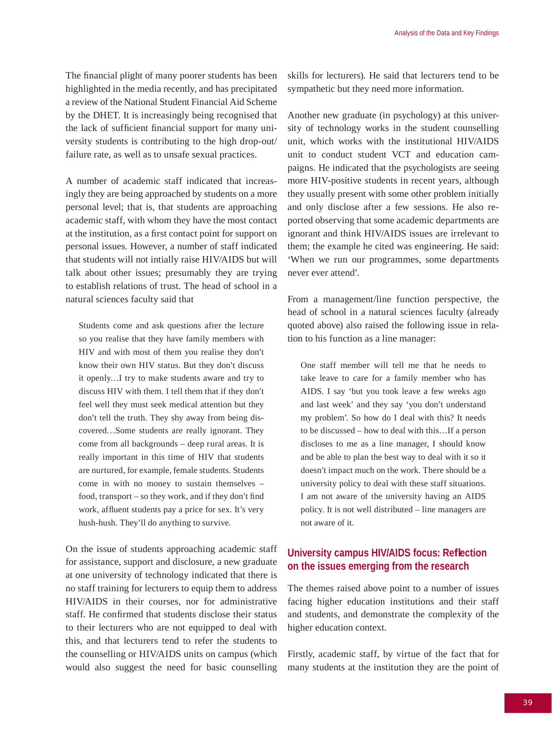The financial plight of many poorer students has been highlighted in the media recently, and has precipitated a review of the National Student Financial Aid Scheme by the DHET. It is increasingly being recognised that the lack of sufficient financial support for many university students is contributing to the high drop-out/ failure rate, as well as to unsafe sexual practices.

A number of academic staff indicated that increasingly they are being approached by students on a more personal level; that is, that students are approaching academic staff, with whom they have the most contact at the institution, as a first contact point for support on personal issues. However, a number of staff indicated that students will not intially raise HIV/AIDS but will talk about other issues; presumably they are trying to establish relations of trust. The head of school in a natural sciences faculty said that

> Students come and ask questions after the lecture so you realise that they have family members with HIV and with most of them you realise they don't know their own HIV status. But they don't discuss it openly…I try to make students aware and try to discuss HIV with them. I tell them that if they don't feel well they must seek medical attention but they don't tell the truth. They shy away from being discovered…Some students are really ignorant. They come from all backgrounds – deep rural areas. It is really important in this time of HIV that students are nurtured, for example, female students. Students come in with no money to sustain themselves – food, transport – so they work, and if they don't find work, affluent students pay a price for sex. It's very hush-hush. They'll do anything to survive.

On the issue of students approaching academic staff for assistance, support and disclosure, a new graduate at one university of technology indicated that there is no staff training for lecturers to equip them to address HIV/AIDS in their courses, nor for administrative staff. He confirmed that students disclose their status to their lecturers who are not equipped to deal with this, and that lecturers tend to refer the students to the counselling or HIV/AIDS units on campus (which would also suggest the need for basic counselling skills for lecturers). He said that lecturers tend to be sympathetic but they need more information.

Another new graduate (in psychology) at this university of technology works in the student counselling unit, which works with the institutional HIV/AIDS unit to conduct student VCT and education campaigns. He indicated that the psychologists are seeing more HIV-positive students in recent years, although they usually present with some other problem initially and only disclose after a few sessions. He also reported observing that some academic departments are ignorant and think HIV/AIDS issues are irrelevant to them; the example he cited was engineering. He said: 'When we run our programmes, some departments never ever attend'.

From a management/line function perspective, the head of school in a natural sciences faculty (already quoted above) also raised the following issue in relation to his function as a line manager:

> One staff member will tell me that he needs to take leave to care for a family member who has AIDS. I say 'but you took leave a few weeks ago and last week' and they say 'you don't understand my problem'. So how do I deal with this? It needs to be discussed – how to deal with this…If a person discloses to me as a line manager, I should know and be able to plan the best way to deal with it so it doesn't impact much on the work. There should be a university policy to deal with these staff situations. I am not aware of the university having an AIDS policy. It is not well distributed – line managers are not aware of it.

## University campus HIV/AIDS focus: Reflection on the issues emerging from the research

The themes raised above point to a number of issues facing higher education institutions and their staff and students, and demonstrate the complexity of the higher education context.

Firstly, academic staff, by virtue of the fact that for many students at the institution they are the point of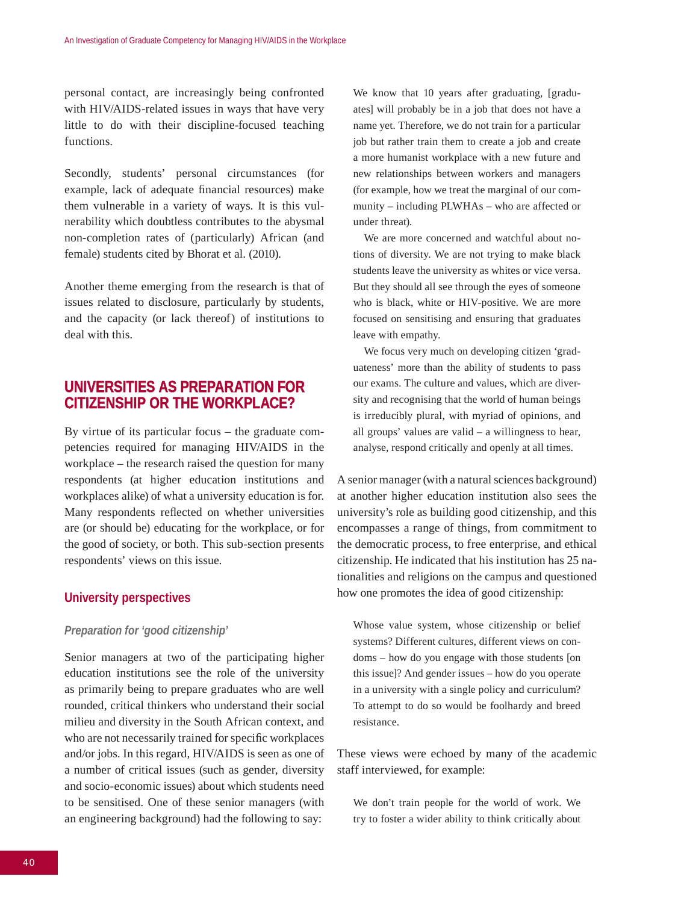personal contact, are increasingly being confronted with HIV/AIDS-related issues in ways that have very little to do with their discipline-focused teaching functions.

Secondly, students' personal circumstances (for example, lack of adequate financial resources) make them vulnerable in a variety of ways. It is this vulnerability which doubtless contributes to the abysmal non-completion rates of (particularly) African (and female) students cited by Bhorat et al. (2010).

Another theme emerging from the research is that of issues related to disclosure, particularly by students, and the capacity (or lack thereof) of institutions to deal with this.

## UNIVERSITIES AS PREPARATION FOR CITIZENSHIP OR THE WORKPLACE?

By virtue of its particular focus – the graduate competencies required for managing HIV/AIDS in the workplace – the research raised the question for many respondents (at higher education institutions and workplaces alike) of what a university education is for. Many respondents reflected on whether universities are (or should be) educating for the workplace, or for the good of society, or both. This sub-section presents respondents' views on this issue.

### University perspectives

#### *Preparation for 'good citizenship'*

Senior managers at two of the participating higher education institutions see the role of the university as primarily being to prepare graduates who are well rounded, critical thinkers who understand their social milieu and diversity in the South African context, and who are not necessarily trained for specific workplaces and/or jobs. In this regard, HIV/AIDS is seen as one of a number of critical issues (such as gender, diversity and socio-economic issues) about which students need to be sensitised. One of these senior managers (with an engineering background) had the following to say:

> We know that 10 years after graduating, [graduates] will probably be in a job that does not have a name yet. Therefore, we do not train for a particular job but rather train them to create a job and create a more humanist workplace with a new future and new relationships between workers and managers (for example, how we treat the marginal of our community – including PLWHAs – who are affected or under threat).
>
> We are more concerned and watchful about notions of diversity. We are not trying to make black students leave the university as whites or vice versa. But they should all see through the eyes of someone who is black, white or HIV-positive. We are more focused on sensitising and ensuring that graduates leave with empathy.
>
> We focus very much on developing citizen 'graduateness' more than the ability of students to pass our exams. The culture and values, which are diversity and recognising that the world of human beings is irreducibly plural, with myriad of opinions, and all groups' values are valid – a willingness to hear, analyse, respond critically and openly at all times.

A senior manager (with a natural sciences background) at another higher education institution also sees the university's role as building good citizenship, and this encompasses a range of things, from commitment to the democratic process, to free enterprise, and ethical citizenship. He indicated that his institution has 25 nationalities and religions on the campus and questioned how one promotes the idea of good citizenship:

> Whose value system, whose citizenship or belief systems? Different cultures, different views on condoms – how do you engage with those students [on this issue]? And gender issues – how do you operate in a university with a single policy and curriculum? To attempt to do so would be foolhardy and breed resistance.

These views were echoed by many of the academic staff interviewed, for example:

> We don't train people for the world of work. We try to foster a wider ability to think critically about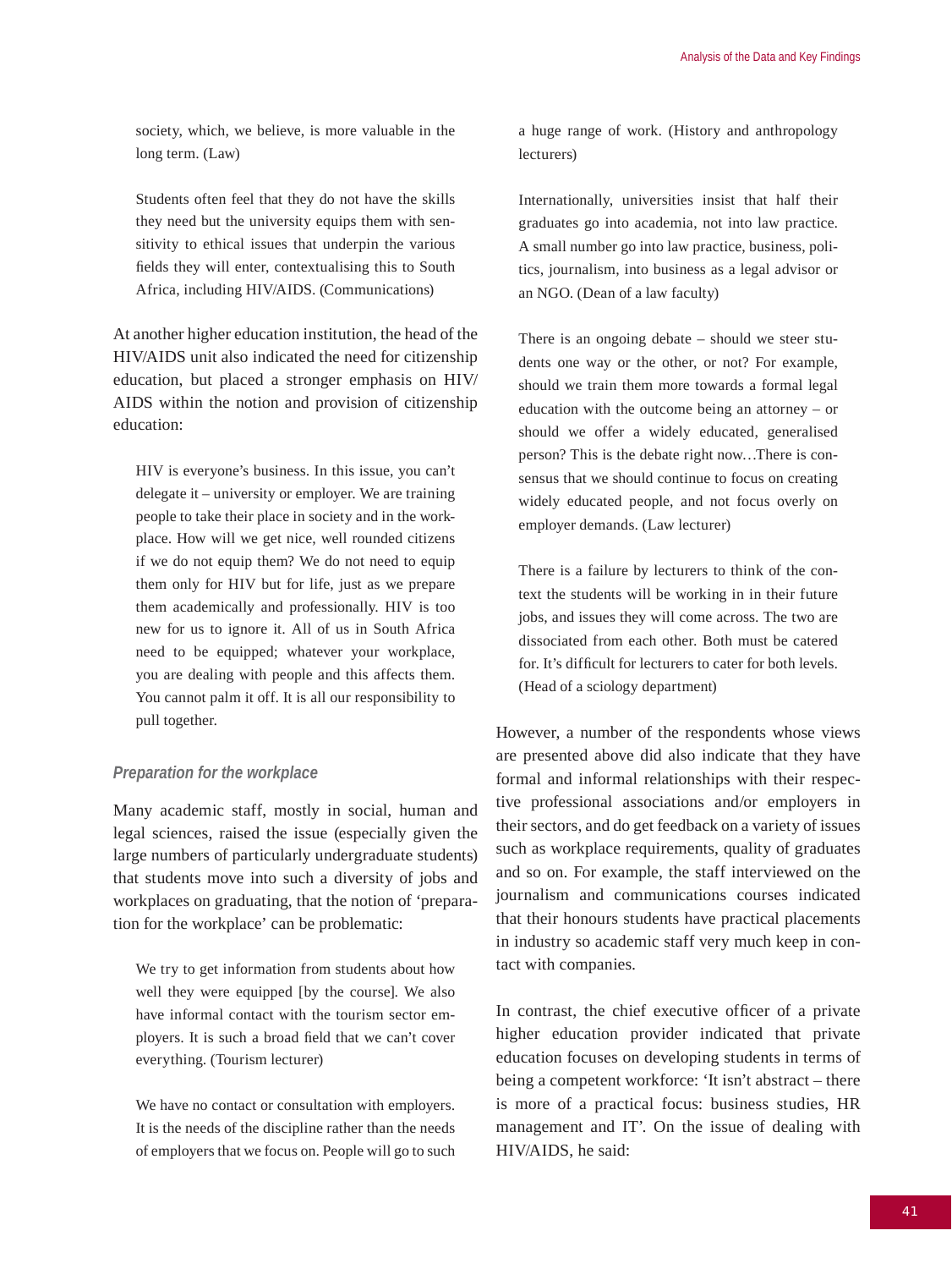> society, which, we believe, is more valuable in the long term. (Law)

> Students often feel that they do not have the skills they need but the university equips them with sensitivity to ethical issues that underpin the various fields they will enter, contextualising this to South Africa, including HIV/AIDS. (Communications)

At another higher education institution, the head of the HIV/AIDS unit also indicated the need for citizenship education, but placed a stronger emphasis on HIV/AIDS within the notion and provision of citizenship education:

> HIV is everyone's business. In this issue, you can't delegate it – university or employer. We are training people to take their place in society and in the workplace. How will we get nice, well rounded citizens if we do not equip them? We do not need to equip them only for HIV but for life, just as we prepare them academically and professionally. HIV is too new for us to ignore it. All of us in South Africa need to be equipped; whatever your workplace, you are dealing with people and this affects them. You cannot palm it off. It is all our responsibility to pull together.

### *Preparation for the workplace*

Many academic staff, mostly in social, human and legal sciences, raised the issue (especially given the large numbers of particularly undergraduate students) that students move into such a diversity of jobs and workplaces on graduating, that the notion of 'preparation for the workplace' can be problematic:

> We try to get information from students about how well they were equipped [by the course]. We also have informal contact with the tourism sector employers. It is such a broad field that we can't cover everything. (Tourism lecturer)

> We have no contact or consultation with employers. It is the needs of the discipline rather than the needs of employers that we focus on. People will go to such a huge range of work. (History and anthropology lecturers)

> Internationally, universities insist that half their graduates go into academia, not into law practice. A small number go into law practice, business, politics, journalism, into business as a legal advisor or an NGO. (Dean of a law faculty)

> There is an ongoing debate – should we steer students one way or the other, or not? For example, should we train them more towards a formal legal education with the outcome being an attorney – or should we offer a widely educated, generalised person? This is the debate right now…There is consensus that we should continue to focus on creating widely educated people, and not focus overly on employer demands. (Law lecturer)

> There is a failure by lecturers to think of the context the students will be working in in their future jobs, and issues they will come across. The two are dissociated from each other. Both must be catered for. It's difficult for lecturers to cater for both levels. (Head of a sciology department)

However, a number of the respondents whose views are presented above did also indicate that they have formal and informal relationships with their respective professional associations and/or employers in their sectors, and do get feedback on a variety of issues such as workplace requirements, quality of graduates and so on. For example, the staff interviewed on the journalism and communications courses indicated that their honours students have practical placements in industry so academic staff very much keep in contact with companies.

In contrast, the chief executive officer of a private higher education provider indicated that private education focuses on developing students in terms of being a competent workforce: 'It isn't abstract – there is more of a practical focus: business studies, HR management and IT'. On the issue of dealing with HIV/AIDS, he said: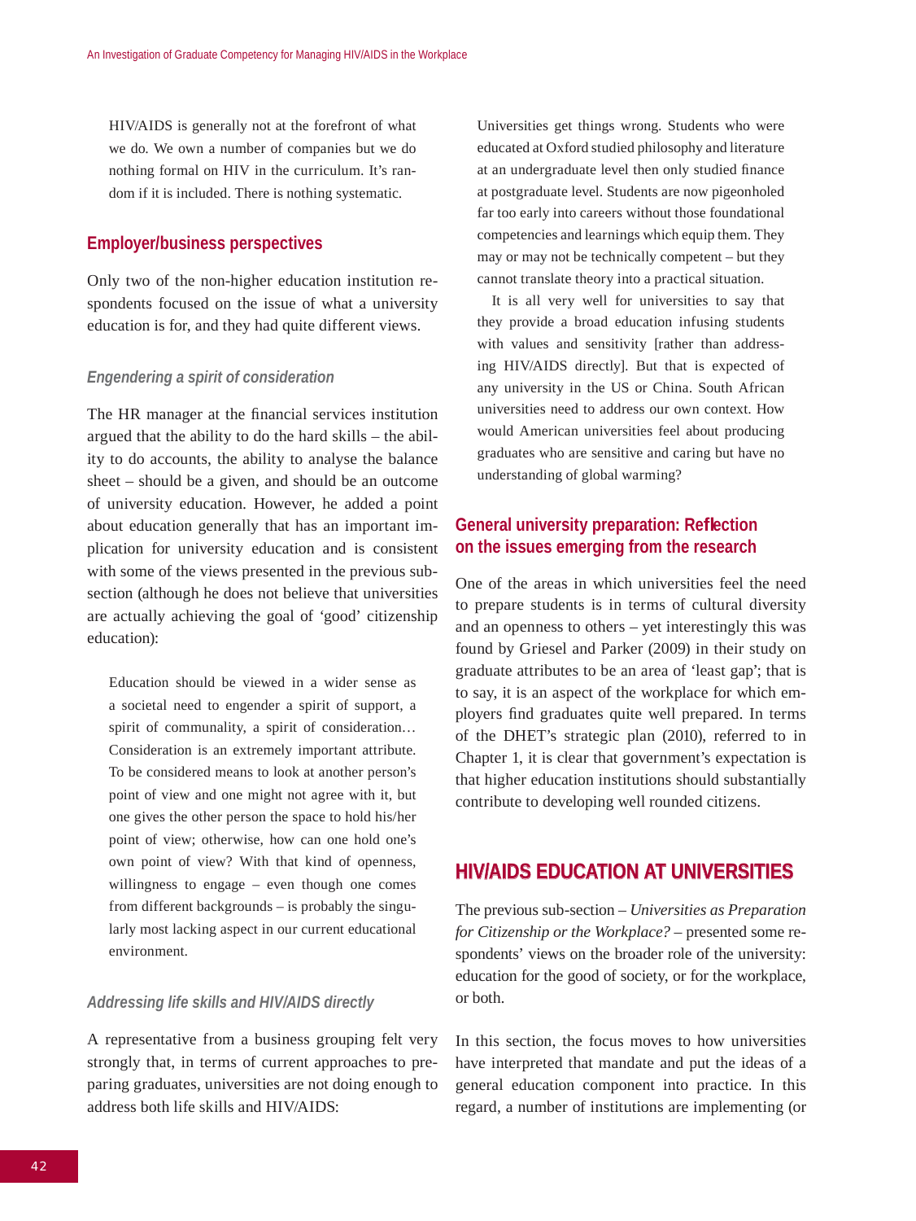> HIV/AIDS is generally not at the forefront of what we do. We own a number of companies but we do nothing formal on HIV in the curriculum. It's random if it is included. There is nothing systematic.

### Employer/business perspectives

Only two of the non-higher education institution respondents focused on the issue of what a university education is for, and they had quite different views.

#### *Engendering a spirit of consideration*

The HR manager at the financial services institution argued that the ability to do the hard skills – the ability to do accounts, the ability to analyse the balance sheet – should be a given, and should be an outcome of university education. However, he added a point about education generally that has an important implication for university education and is consistent with some of the views presented in the previous subsection (although he does not believe that universities are actually achieving the goal of 'good' citizenship education):

> Education should be viewed in a wider sense as a societal need to engender a spirit of support, a spirit of communality, a spirit of consideration… Consideration is an extremely important attribute. To be considered means to look at another person's point of view and one might not agree with it, but one gives the other person the space to hold his/her point of view; otherwise, how can one hold one's own point of view? With that kind of openness, willingness to engage – even though one comes from different backgrounds – is probably the singularly most lacking aspect in our current educational environment.

#### *Addressing life skills and HIV/AIDS directly*

A representative from a business grouping felt very strongly that, in terms of current approaches to preparing graduates, universities are not doing enough to address both life skills and HIV/AIDS:

> Universities get things wrong. Students who were educated at Oxford studied philosophy and literature at an undergraduate level then only studied finance at postgraduate level. Students are now pigeonholed far too early into careers without those foundational competencies and learnings which equip them. They may or may not be technically competent – but they cannot translate theory into a practical situation.
>
> It is all very well for universities to say that they provide a broad education infusing students with values and sensitivity [rather than addressing HIV/AIDS directly]. But that is expected of any university in the US or China. South African universities need to address our own context. How would American universities feel about producing graduates who are sensitive and caring but have no understanding of global warming?

### General university preparation: Reflection on the issues emerging from the research

One of the areas in which universities feel the need to prepare students is in terms of cultural diversity and an openness to others – yet interestingly this was found by Griesel and Parker (2009) in their study on graduate attributes to be an area of 'least gap'; that is to say, it is an aspect of the workplace for which employers find graduates quite well prepared. In terms of the DHET's strategic plan (2010), referred to in Chapter 1, it is clear that government's expectation is that higher education institutions should substantially contribute to developing well rounded citizens.

## HIV/AIDS EDUCATION AT UNIVERSITIES

The previous sub-section – *Universities as Preparation for Citizenship or the Workplace?* – presented some respondents' views on the broader role of the university: education for the good of society, or for the workplace, or both.

In this section, the focus moves to how universities have interpreted that mandate and put the ideas of a general education component into practice. In this regard, a number of institutions are implementing (or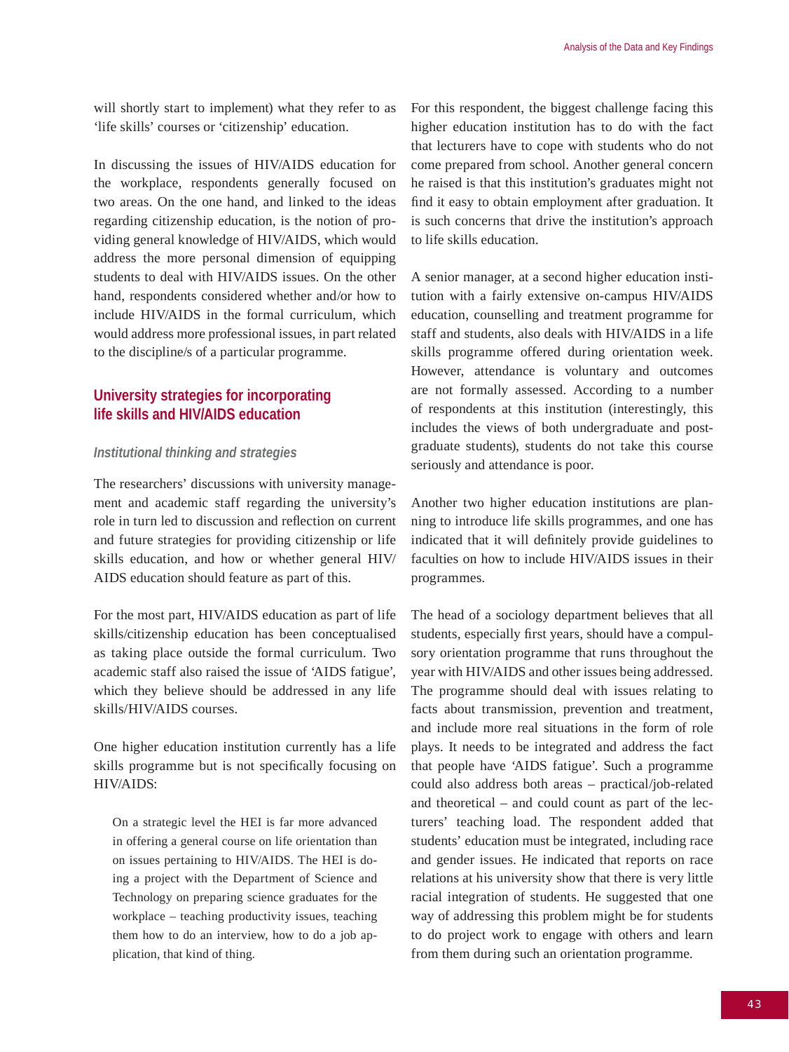will shortly start to implement) what they refer to as 'life skills' courses or 'citizenship' education.

In discussing the issues of HIV/AIDS education for the workplace, respondents generally focused on two areas. On the one hand, and linked to the ideas regarding citizenship education, is the notion of providing general knowledge of HIV/AIDS, which would address the more personal dimension of equipping students to deal with HIV/AIDS issues. On the other hand, respondents considered whether and/or how to include HIV/AIDS in the formal curriculum, which would address more professional issues, in part related to the discipline/s of a particular programme.

## University strategies for incorporating life skills and HIV/AIDS education

### *Institutional thinking and strategies*

The researchers' discussions with university management and academic staff regarding the university's role in turn led to discussion and reflection on current and future strategies for providing citizenship or life skills education, and how or whether general HIV/AIDS education should feature as part of this.

For the most part, HIV/AIDS education as part of life skills/citizenship education has been conceptualised as taking place outside the formal curriculum. Two academic staff also raised the issue of 'AIDS fatigue', which they believe should be addressed in any life skills/HIV/AIDS courses.

One higher education institution currently has a life skills programme but is not specifically focusing on HIV/AIDS:

> On a strategic level the HEI is far more advanced in offering a general course on life orientation than on issues pertaining to HIV/AIDS. The HEI is doing a project with the Department of Science and Technology on preparing science graduates for the workplace – teaching productivity issues, teaching them how to do an interview, how to do a job application, that kind of thing.

For this respondent, the biggest challenge facing this higher education institution has to do with the fact that lecturers have to cope with students who do not come prepared from school. Another general concern he raised is that this institution's graduates might not find it easy to obtain employment after graduation. It is such concerns that drive the institution's approach to life skills education.

A senior manager, at a second higher education institution with a fairly extensive on-campus HIV/AIDS education, counselling and treatment programme for staff and students, also deals with HIV/AIDS in a life skills programme offered during orientation week. However, attendance is voluntary and outcomes are not formally assessed. According to a number of respondents at this institution (interestingly, this includes the views of both undergraduate and postgraduate students), students do not take this course seriously and attendance is poor.

Another two higher education institutions are planning to introduce life skills programmes, and one has indicated that it will definitely provide guidelines to faculties on how to include HIV/AIDS issues in their programmes.

The head of a sociology department believes that all students, especially first years, should have a compulsory orientation programme that runs throughout the year with HIV/AIDS and other issues being addressed. The programme should deal with issues relating to facts about transmission, prevention and treatment, and include more real situations in the form of role plays. It needs to be integrated and address the fact that people have 'AIDS fatigue'. Such a programme could also address both areas – practical/job-related and theoretical – and could count as part of the lecturers' teaching load. The respondent added that students' education must be integrated, including race and gender issues. He indicated that reports on race relations at his university show that there is very little racial integration of students. He suggested that one way of addressing this problem might be for students to do project work to engage with others and learn from them during such an orientation programme.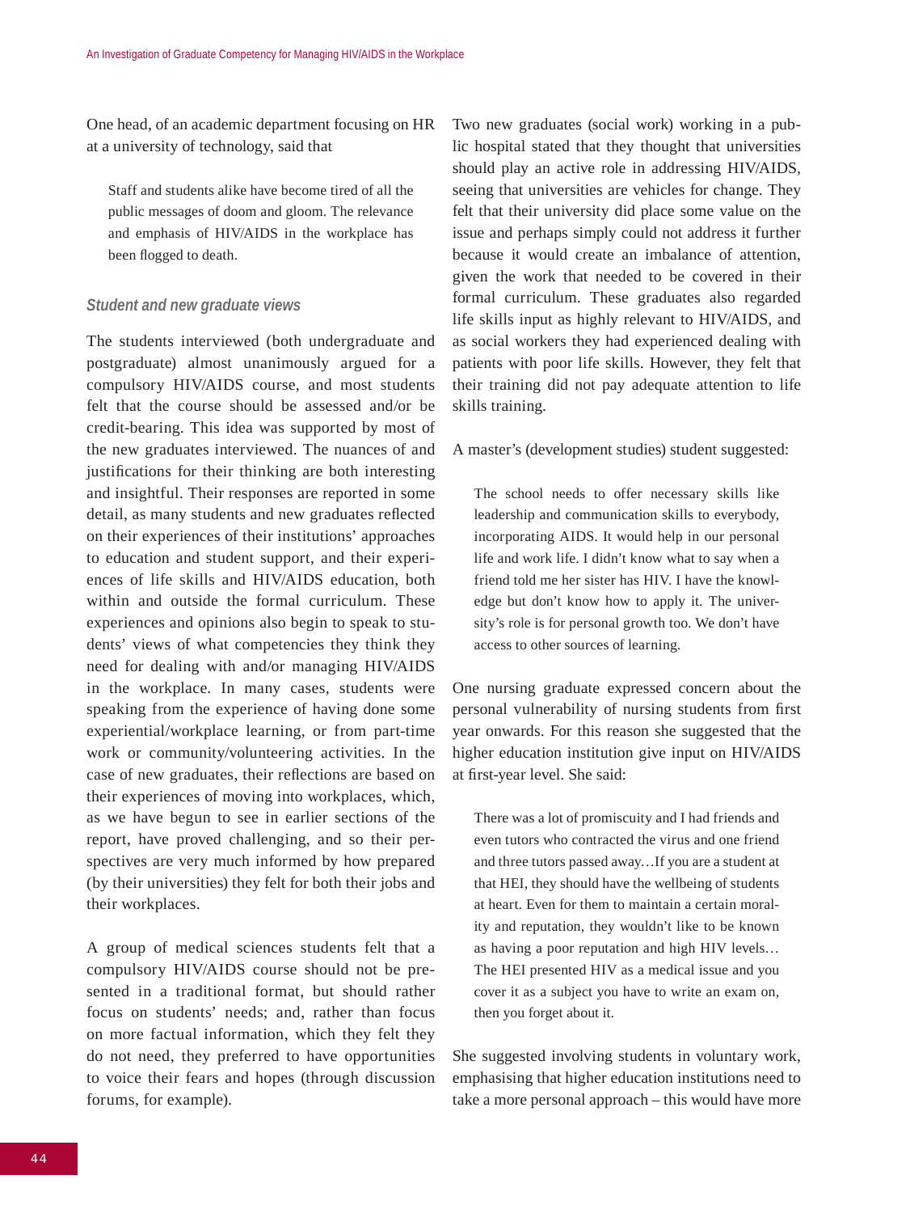One head, of an academic department focusing on HR at a university of technology, said that

> Staff and students alike have become tired of all the public messages of doom and gloom. The relevance and emphasis of HIV/AIDS in the workplace has been flogged to death.

### *Student and new graduate views*

The students interviewed (both undergraduate and postgraduate) almost unanimously argued for a compulsory HIV/AIDS course, and most students felt that the course should be assessed and/or be credit-bearing. This idea was supported by most of the new graduates interviewed. The nuances of and justifications for their thinking are both interesting and insightful. Their responses are reported in some detail, as many students and new graduates reflected on their experiences of their institutions' approaches to education and student support, and their experiences of life skills and HIV/AIDS education, both within and outside the formal curriculum. These experiences and opinions also begin to speak to students' views of what competencies they think they need for dealing with and/or managing HIV/AIDS in the workplace. In many cases, students were speaking from the experience of having done some experiential/workplace learning, or from part-time work or community/volunteering activities. In the case of new graduates, their reflections are based on their experiences of moving into workplaces, which, as we have begun to see in earlier sections of the report, have proved challenging, and so their perspectives are very much informed by how prepared (by their universities) they felt for both their jobs and their workplaces.

A group of medical sciences students felt that a compulsory HIV/AIDS course should not be presented in a traditional format, but should rather focus on students' needs; and, rather than focus on more factual information, which they felt they do not need, they preferred to have opportunities to voice their fears and hopes (through discussion forums, for example).

Two new graduates (social work) working in a public hospital stated that they thought that universities should play an active role in addressing HIV/AIDS, seeing that universities are vehicles for change. They felt that their university did place some value on the issue and perhaps simply could not address it further because it would create an imbalance of attention, given the work that needed to be covered in their formal curriculum. These graduates also regarded life skills input as highly relevant to HIV/AIDS, and as social workers they had experienced dealing with patients with poor life skills. However, they felt that their training did not pay adequate attention to life skills training.

A master's (development studies) student suggested:

> The school needs to offer necessary skills like leadership and communication skills to everybody, incorporating AIDS. It would help in our personal life and work life. I didn't know what to say when a friend told me her sister has HIV. I have the knowledge but don't know how to apply it. The university's role is for personal growth too. We don't have access to other sources of learning.

One nursing graduate expressed concern about the personal vulnerability of nursing students from first year onwards. For this reason she suggested that the higher education institution give input on HIV/AIDS at first-year level. She said:

> There was a lot of promiscuity and I had friends and even tutors who contracted the virus and one friend and three tutors passed away…If you are a student at that HEI, they should have the wellbeing of students at heart. Even for them to maintain a certain morality and reputation, they wouldn't like to be known as having a poor reputation and high HIV levels… The HEI presented HIV as a medical issue and you cover it as a subject you have to write an exam on, then you forget about it.

She suggested involving students in voluntary work, emphasising that higher education institutions need to take a more personal approach – this would have more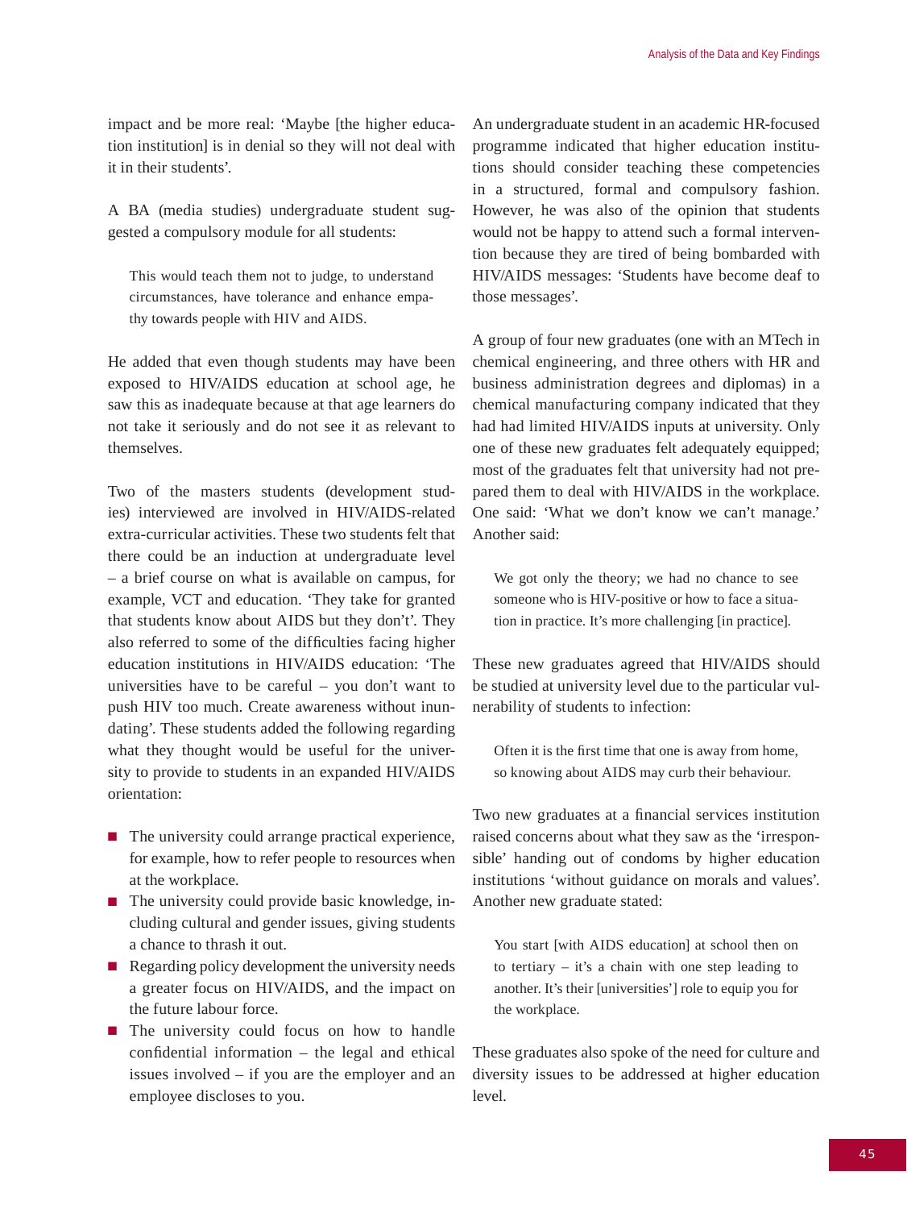impact and be more real: 'Maybe [the higher education institution] is in denial so they will not deal with it in their students'.

A BA (media studies) undergraduate student suggested a compulsory module for all students:

> This would teach them not to judge, to understand circumstances, have tolerance and enhance empathy towards people with HIV and AIDS.

He added that even though students may have been exposed to HIV/AIDS education at school age, he saw this as inadequate because at that age learners do not take it seriously and do not see it as relevant to themselves.

Two of the masters students (development studies) interviewed are involved in HIV/AIDS-related extra-curricular activities. These two students felt that there could be an induction at undergraduate level – a brief course on what is available on campus, for example, VCT and education. 'They take for granted that students know about AIDS but they don't'. They also referred to some of the difficulties facing higher education institutions in HIV/AIDS education: 'The universities have to be careful – you don't want to push HIV too much. Create awareness without inundating'. These students added the following regarding what they thought would be useful for the university to provide to students in an expanded HIV/AIDS orientation:

- The university could arrange practical experience, for example, how to refer people to resources when at the workplace.
- The university could provide basic knowledge, including cultural and gender issues, giving students a chance to thrash it out.
- Regarding policy development the university needs a greater focus on HIV/AIDS, and the impact on the future labour force.
- The university could focus on how to handle confidential information – the legal and ethical issues involved – if you are the employer and an employee discloses to you.

An undergraduate student in an academic HR-focused programme indicated that higher education institutions should consider teaching these competencies in a structured, formal and compulsory fashion. However, he was also of the opinion that students would not be happy to attend such a formal intervention because they are tired of being bombarded with HIV/AIDS messages: 'Students have become deaf to those messages'.

A group of four new graduates (one with an MTech in chemical engineering, and three others with HR and business administration degrees and diplomas) in a chemical manufacturing company indicated that they had had limited HIV/AIDS inputs at university. Only one of these new graduates felt adequately equipped; most of the graduates felt that university had not prepared them to deal with HIV/AIDS in the workplace. One said: 'What we don't know we can't manage.' Another said:

> We got only the theory; we had no chance to see someone who is HIV-positive or how to face a situation in practice. It's more challenging [in practice].

These new graduates agreed that HIV/AIDS should be studied at university level due to the particular vulnerability of students to infection:

> Often it is the first time that one is away from home, so knowing about AIDS may curb their behaviour.

Two new graduates at a financial services institution raised concerns about what they saw as the 'irresponsible' handing out of condoms by higher education institutions 'without guidance on morals and values'. Another new graduate stated:

> You start [with AIDS education] at school then on to tertiary – it's a chain with one step leading to another. It's their [universities'] role to equip you for the workplace.

These graduates also spoke of the need for culture and diversity issues to be addressed at higher education level.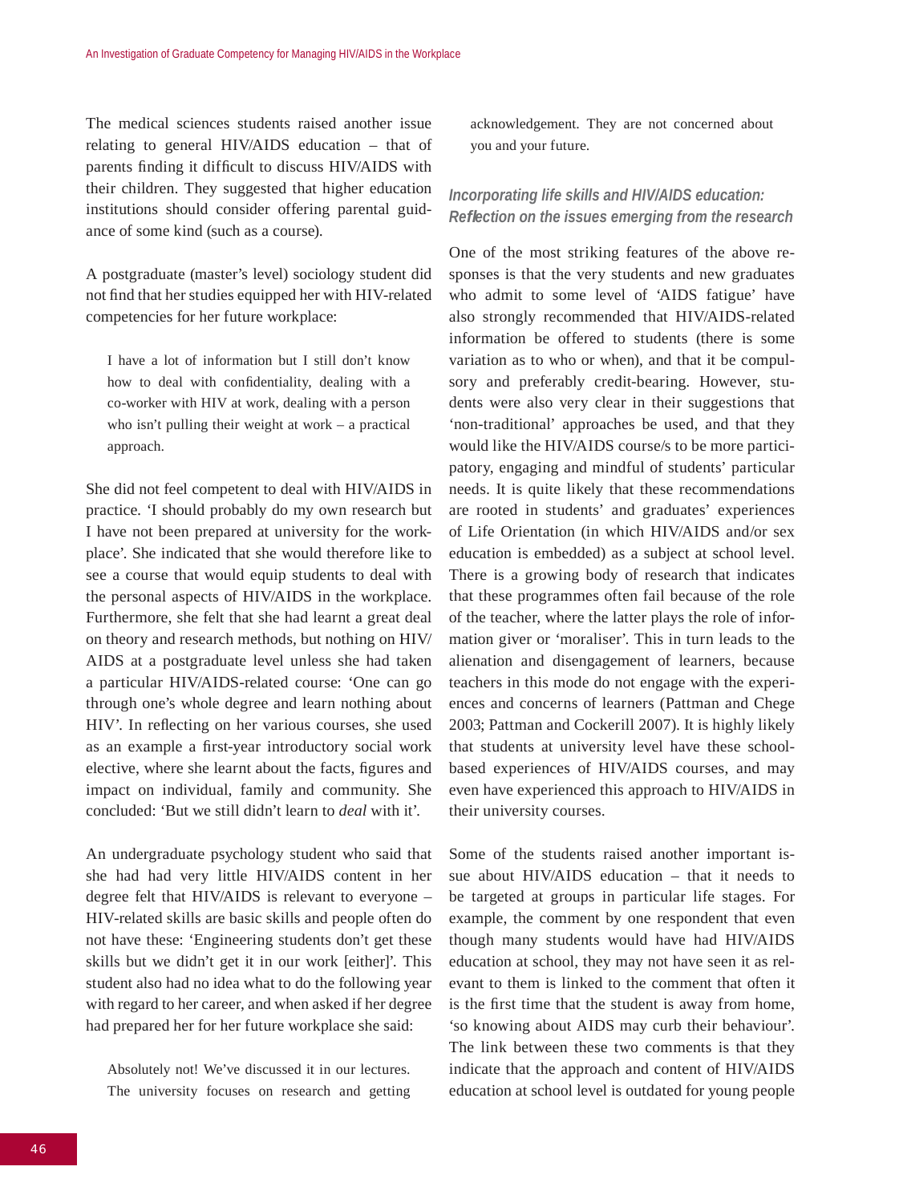The medical sciences students raised another issue relating to general HIV/AIDS education – that of parents finding it difficult to discuss HIV/AIDS with their children. They suggested that higher education institutions should consider offering parental guidance of some kind (such as a course).

A postgraduate (master's level) sociology student did not find that her studies equipped her with HIV-related competencies for her future workplace:

> I have a lot of information but I still don't know how to deal with confidentiality, dealing with a co-worker with HIV at work, dealing with a person who isn't pulling their weight at work – a practical approach.

She did not feel competent to deal with HIV/AIDS in practice. 'I should probably do my own research but I have not been prepared at university for the workplace'. She indicated that she would therefore like to see a course that would equip students to deal with the personal aspects of HIV/AIDS in the workplace. Furthermore, she felt that she had learnt a great deal on theory and research methods, but nothing on HIV/AIDS at a postgraduate level unless she had taken a particular HIV/AIDS-related course: 'One can go through one's whole degree and learn nothing about HIV'. In reflecting on her various courses, she used as an example a first-year introductory social work elective, where she learnt about the facts, figures and impact on individual, family and community. She concluded: 'But we still didn't learn to *deal* with it'.

An undergraduate psychology student who said that she had had very little HIV/AIDS content in her degree felt that HIV/AIDS is relevant to everyone – HIV-related skills are basic skills and people often do not have these: 'Engineering students don't get these skills but we didn't get it in our work [either]'. This student also had no idea what to do the following year with regard to her career, and when asked if her degree had prepared her for her future workplace she said:

> Absolutely not! We've discussed it in our lectures. The university focuses on research and getting acknowledgement. They are not concerned about you and your future.

### *Incorporating life skills and HIV/AIDS education: Reflection on the issues emerging from the research*

One of the most striking features of the above responses is that the very students and new graduates who admit to some level of 'AIDS fatigue' have also strongly recommended that HIV/AIDS-related information be offered to students (there is some variation as to who or when), and that it be compulsory and preferably credit-bearing. However, students were also very clear in their suggestions that 'non-traditional' approaches be used, and that they would like the HIV/AIDS course/s to be more participatory, engaging and mindful of students' particular needs. It is quite likely that these recommendations are rooted in students' and graduates' experiences of Life Orientation (in which HIV/AIDS and/or sex education is embedded) as a subject at school level. There is a growing body of research that indicates that these programmes often fail because of the role of the teacher, where the latter plays the role of information giver or 'moraliser'. This in turn leads to the alienation and disengagement of learners, because teachers in this mode do not engage with the experiences and concerns of learners (Pattman and Chege 2003; Pattman and Cockerill 2007). It is highly likely that students at university level have these school-based experiences of HIV/AIDS courses, and may even have experienced this approach to HIV/AIDS in their university courses.

Some of the students raised another important issue about HIV/AIDS education – that it needs to be targeted at groups in particular life stages. For example, the comment by one respondent that even though many students would have had HIV/AIDS education at school, they may not have seen it as relevant to them is linked to the comment that often it is the first time that the student is away from home, 'so knowing about AIDS may curb their behaviour'. The link between these two comments is that they indicate that the approach and content of HIV/AIDS education at school level is outdated for young people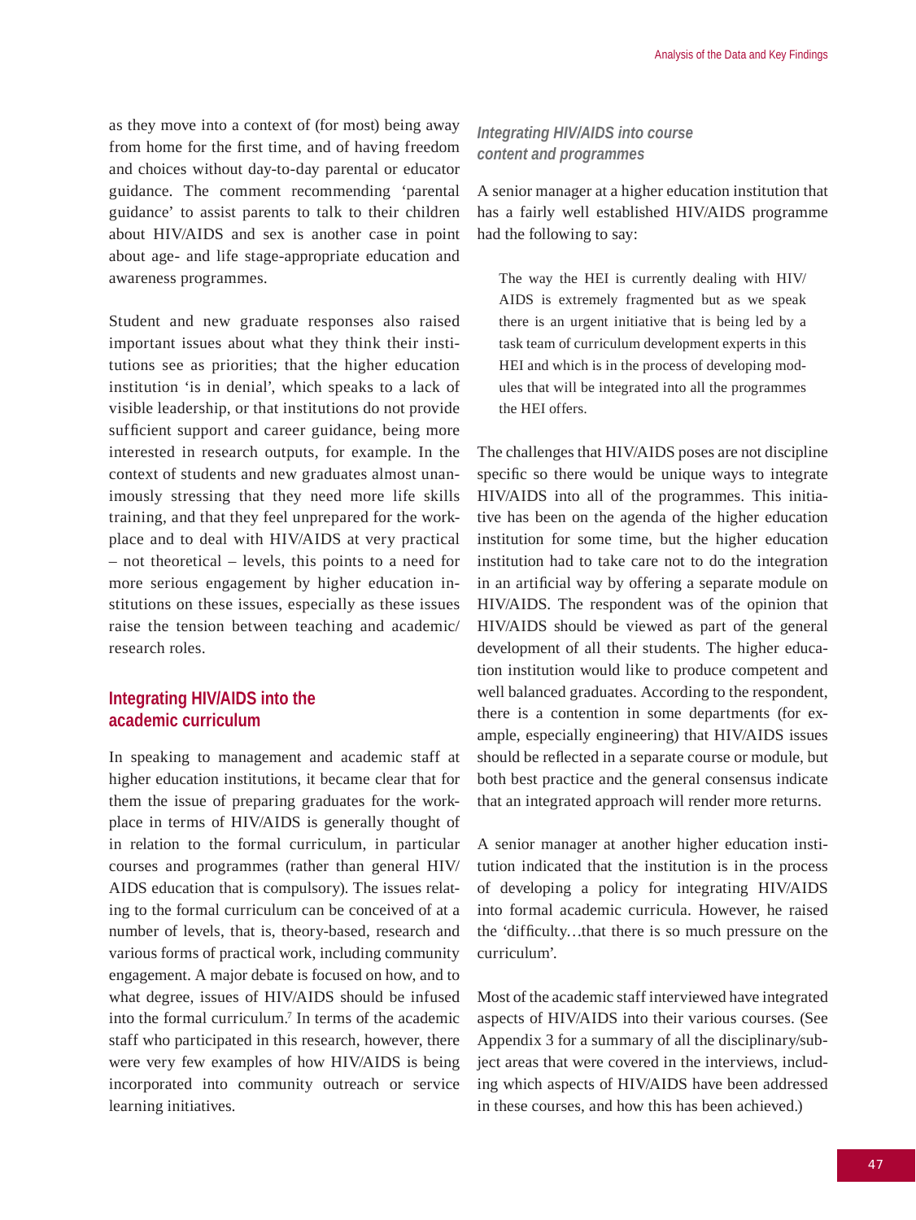as they move into a context of (for most) being away from home for the first time, and of having freedom and choices without day-to-day parental or educator guidance. The comment recommending 'parental guidance' to assist parents to talk to their children about HIV/AIDS and sex is another case in point about age- and life stage-appropriate education and awareness programmes.

Student and new graduate responses also raised important issues about what they think their institutions see as priorities; that the higher education institution 'is in denial', which speaks to a lack of visible leadership, or that institutions do not provide sufficient support and career guidance, being more interested in research outputs, for example. In the context of students and new graduates almost unanimously stressing that they need more life skills training, and that they feel unprepared for the workplace and to deal with HIV/AIDS at very practical – not theoretical – levels, this points to a need for more serious engagement by higher education institutions on these issues, especially as these issues raise the tension between teaching and academic/research roles.

## Integrating HIV/AIDS into the academic curriculum

In speaking to management and academic staff at higher education institutions, it became clear that for them the issue of preparing graduates for the workplace in terms of HIV/AIDS is generally thought of in relation to the formal curriculum, in particular courses and programmes (rather than general HIV/AIDS education that is compulsory). The issues relating to the formal curriculum can be conceived of at a number of levels, that is, theory-based, research and various forms of practical work, including community engagement. A major debate is focused on how, and to what degree, issues of HIV/AIDS should be infused into the formal curriculum.[7] In terms of the academic staff who participated in this research, however, there were very few examples of how HIV/AIDS is being incorporated into community outreach or service learning initiatives.

### *Integrating HIV/AIDS into course content and programmes*

A senior manager at a higher education institution that has a fairly well established HIV/AIDS programme had the following to say:

> The way the HEI is currently dealing with HIV/AIDS is extremely fragmented but as we speak there is an urgent initiative that is being led by a task team of curriculum development experts in this HEI and which is in the process of developing modules that will be integrated into all the programmes the HEI offers.

The challenges that HIV/AIDS poses are not discipline specific so there would be unique ways to integrate HIV/AIDS into all of the programmes. This initiative has been on the agenda of the higher education institution for some time, but the higher education institution had to take care not to do the integration in an artificial way by offering a separate module on HIV/AIDS. The respondent was of the opinion that HIV/AIDS should be viewed as part of the general development of all their students. The higher education institution would like to produce competent and well balanced graduates. According to the respondent, there is a contention in some departments (for example, especially engineering) that HIV/AIDS issues should be reflected in a separate course or module, but both best practice and the general consensus indicate that an integrated approach will render more returns.

A senior manager at another higher education institution indicated that the institution is in the process of developing a policy for integrating HIV/AIDS into formal academic curricula. However, he raised the 'difficulty…that there is so much pressure on the curriculum'.

Most of the academic staff interviewed have integrated aspects of HIV/AIDS into their various courses. (See Appendix 3 for a summary of all the disciplinary/subject areas that were covered in the interviews, including which aspects of HIV/AIDS have been addressed in these courses, and how this has been achieved.)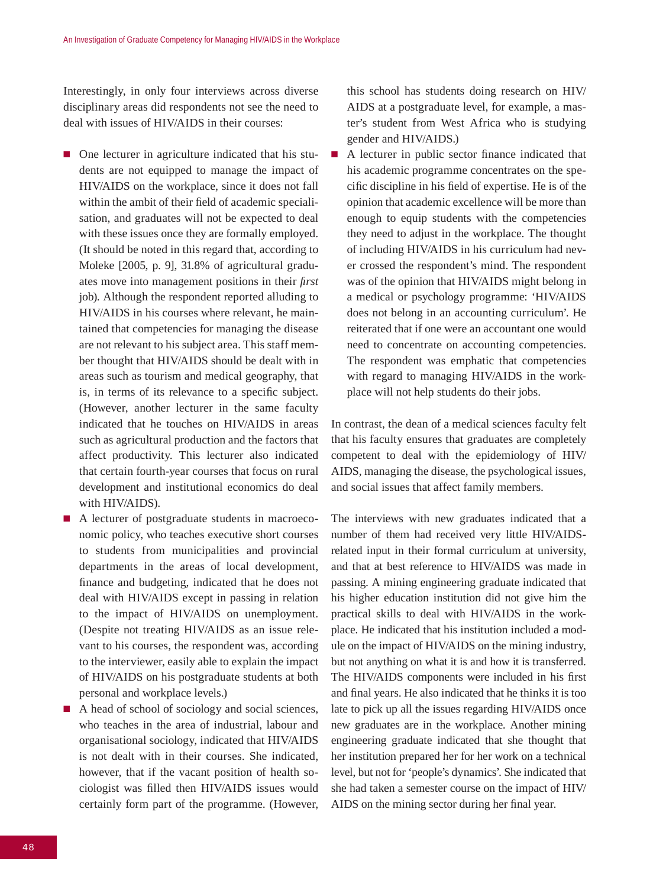Interestingly, in only four interviews across diverse disciplinary areas did respondents not see the need to deal with issues of HIV/AIDS in their courses:

- One lecturer in agriculture indicated that his students are not equipped to manage the impact of HIV/AIDS on the workplace, since it does not fall within the ambit of their field of academic specialisation, and graduates will not be expected to deal with these issues once they are formally employed. (It should be noted in this regard that, according to Moleke [2005, p. 9], 31.8% of agricultural graduates move into management positions in their *first* job). Although the respondent reported alluding to HIV/AIDS in his courses where relevant, he maintained that competencies for managing the disease are not relevant to his subject area. This staff member thought that HIV/AIDS should be dealt with in areas such as tourism and medical geography, that is, in terms of its relevance to a specific subject. (However, another lecturer in the same faculty indicated that he touches on HIV/AIDS in areas such as agricultural production and the factors that affect productivity. This lecturer also indicated that certain fourth-year courses that focus on rural development and institutional economics do deal with HIV/AIDS).
- A lecturer of postgraduate students in macroeconomic policy, who teaches executive short courses to students from municipalities and provincial departments in the areas of local development, finance and budgeting, indicated that he does not deal with HIV/AIDS except in passing in relation to the impact of HIV/AIDS on unemployment. (Despite not treating HIV/AIDS as an issue relevant to his courses, the respondent was, according to the interviewer, easily able to explain the impact of HIV/AIDS on his postgraduate students at both personal and workplace levels.)
- A head of school of sociology and social sciences, who teaches in the area of industrial, labour and organisational sociology, indicated that HIV/AIDS is not dealt with in their courses. She indicated, however, that if the vacant position of health sociologist was filled then HIV/AIDS issues would certainly form part of the programme. (However, this school has students doing research on HIV/AIDS at a postgraduate level, for example, a master's student from West Africa who is studying gender and HIV/AIDS.)
- A lecturer in public sector finance indicated that his academic programme concentrates on the specific discipline in his field of expertise. He is of the opinion that academic excellence will be more than enough to equip students with the competencies they need to adjust in the workplace. The thought of including HIV/AIDS in his curriculum had never crossed the respondent's mind. The respondent was of the opinion that HIV/AIDS might belong in a medical or psychology programme: 'HIV/AIDS does not belong in an accounting curriculum'. He reiterated that if one were an accountant one would need to concentrate on accounting competencies. The respondent was emphatic that competencies with regard to managing HIV/AIDS in the workplace will not help students do their jobs.

In contrast, the dean of a medical sciences faculty felt that his faculty ensures that graduates are completely competent to deal with the epidemiology of HIV/AIDS, managing the disease, the psychological issues, and social issues that affect family members.

The interviews with new graduates indicated that a number of them had received very little HIV/AIDS-related input in their formal curriculum at university, and that at best reference to HIV/AIDS was made in passing. A mining engineering graduate indicated that his higher education institution did not give him the practical skills to deal with HIV/AIDS in the workplace. He indicated that his institution included a module on the impact of HIV/AIDS on the mining industry, but not anything on what it is and how it is transferred. The HIV/AIDS components were included in his first and final years. He also indicated that he thinks it is too late to pick up all the issues regarding HIV/AIDS once new graduates are in the workplace. Another mining engineering graduate indicated that she thought that her institution prepared her for her work on a technical level, but not for 'people's dynamics'. She indicated that she had taken a semester course on the impact of HIV/AIDS on the mining sector during her final year.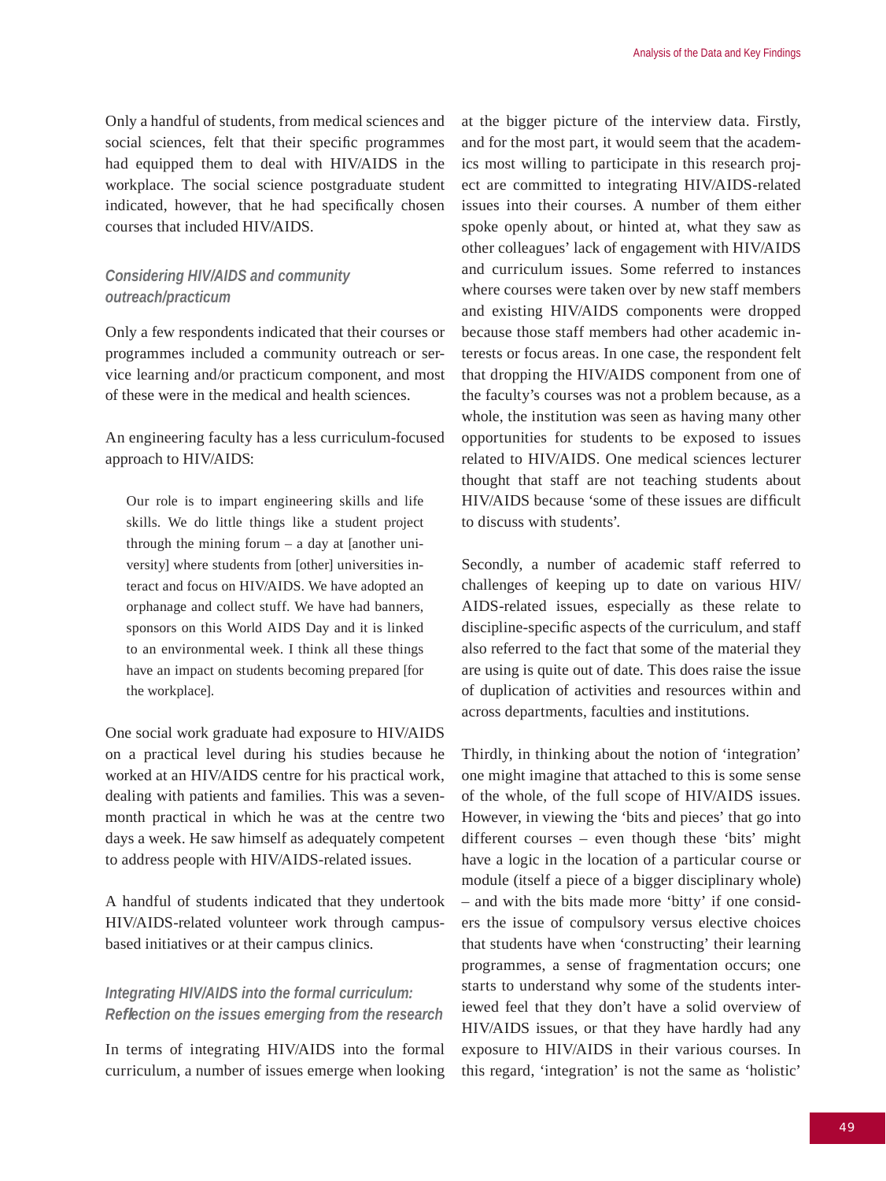Only a handful of students, from medical sciences and social sciences, felt that their specific programmes had equipped them to deal with HIV/AIDS in the workplace. The social science postgraduate student indicated, however, that he had specifically chosen courses that included HIV/AIDS.

### *Considering HIV/AIDS and community outreach/practicum*

Only a few respondents indicated that their courses or programmes included a community outreach or service learning and/or practicum component, and most of these were in the medical and health sciences.

An engineering faculty has a less curriculum-focused approach to HIV/AIDS:

> Our role is to impart engineering skills and life skills. We do little things like a student project through the mining forum – a day at [another university] where students from [other] universities interact and focus on HIV/AIDS. We have adopted an orphanage and collect stuff. We have had banners, sponsors on this World AIDS Day and it is linked to an environmental week. I think all these things have an impact on students becoming prepared [for the workplace].

One social work graduate had exposure to HIV/AIDS on a practical level during his studies because he worked at an HIV/AIDS centre for his practical work, dealing with patients and families. This was a seven-month practical in which he was at the centre two days a week. He saw himself as adequately competent to address people with HIV/AIDS-related issues.

A handful of students indicated that they undertook HIV/AIDS-related volunteer work through campus-based initiatives or at their campus clinics.

### *Integrating HIV/AIDS into the formal curriculum: Reflection on the issues emerging from the research*

In terms of integrating HIV/AIDS into the formal curriculum, a number of issues emerge when looking at the bigger picture of the interview data. Firstly, and for the most part, it would seem that the academics most willing to participate in this research project are committed to integrating HIV/AIDS-related issues into their courses. A number of them either spoke openly about, or hinted at, what they saw as other colleagues' lack of engagement with HIV/AIDS and curriculum issues. Some referred to instances where courses were taken over by new staff members and existing HIV/AIDS components were dropped because those staff members had other academic interests or focus areas. In one case, the respondent felt that dropping the HIV/AIDS component from one of the faculty's courses was not a problem because, as a whole, the institution was seen as having many other opportunities for students to be exposed to issues related to HIV/AIDS. One medical sciences lecturer thought that staff are not teaching students about HIV/AIDS because 'some of these issues are difficult to discuss with students'.

Secondly, a number of academic staff referred to challenges of keeping up to date on various HIV/AIDS-related issues, especially as these relate to discipline-specific aspects of the curriculum, and staff also referred to the fact that some of the material they are using is quite out of date. This does raise the issue of duplication of activities and resources within and across departments, faculties and institutions.

Thirdly, in thinking about the notion of 'integration' one might imagine that attached to this is some sense of the whole, of the full scope of HIV/AIDS issues. However, in viewing the 'bits and pieces' that go into different courses – even though these 'bits' might have a logic in the location of a particular course or module (itself a piece of a bigger disciplinary whole) – and with the bits made more 'bitty' if one considers the issue of compulsory versus elective choices that students have when 'constructing' their learning programmes, a sense of fragmentation occurs; one starts to understand why some of the students interviewed feel that they don't have a solid overview of HIV/AIDS issues, or that they have hardly had any exposure to HIV/AIDS in their various courses. In this regard, 'integration' is not the same as 'holistic'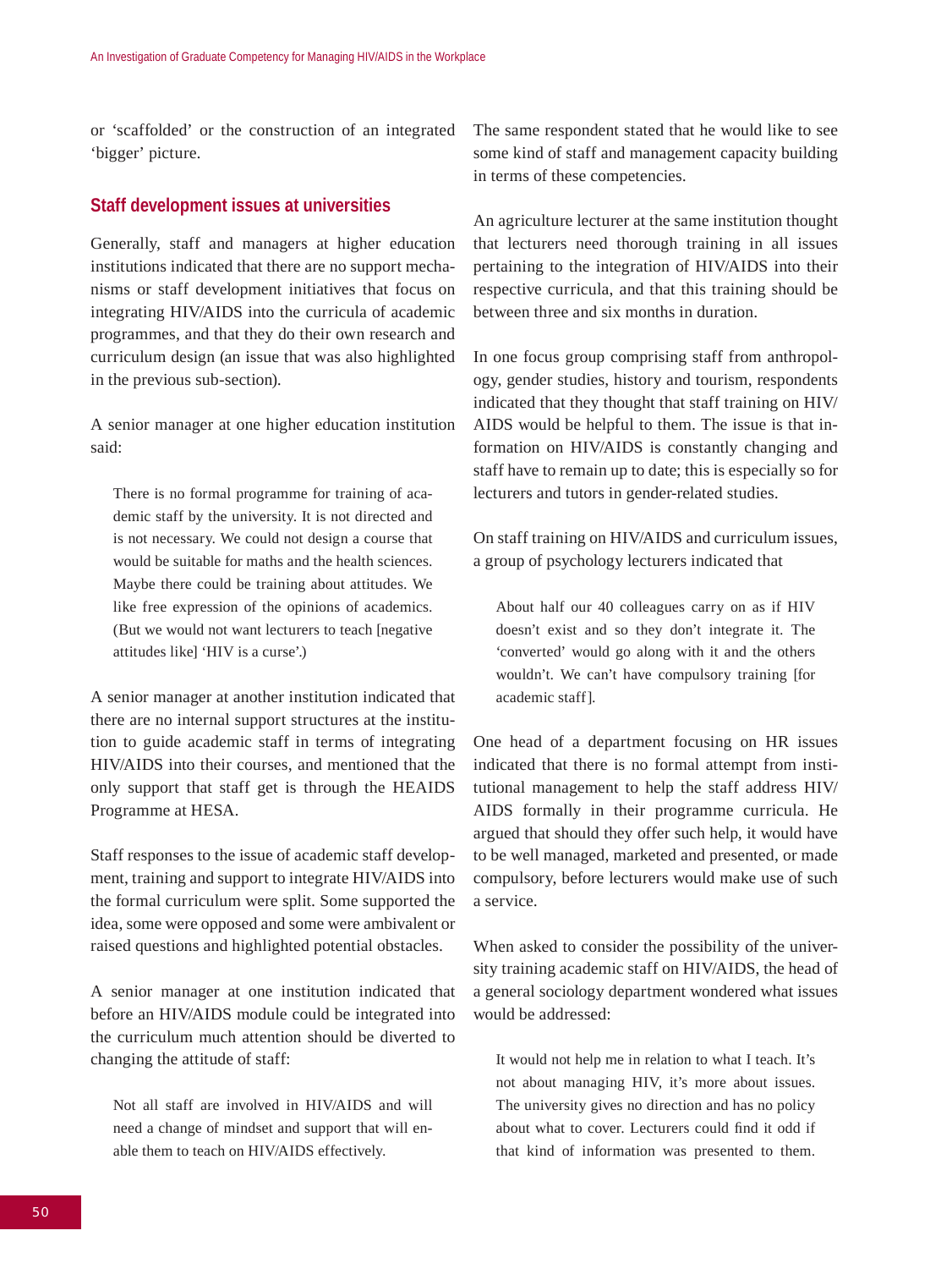or 'scaffolded' or the construction of an integrated 'bigger' picture.

## Staff development issues at universities

Generally, staff and managers at higher education institutions indicated that there are no support mechanisms or staff development initiatives that focus on integrating HIV/AIDS into the curricula of academic programmes, and that they do their own research and curriculum design (an issue that was also highlighted in the previous sub-section).

A senior manager at one higher education institution said:

> There is no formal programme for training of academic staff by the university. It is not directed and is not necessary. We could not design a course that would be suitable for maths and the health sciences. Maybe there could be training about attitudes. We like free expression of the opinions of academics. (But we would not want lecturers to teach [negative attitudes like] 'HIV is a curse'.)

A senior manager at another institution indicated that there are no internal support structures at the institution to guide academic staff in terms of integrating HIV/AIDS into their courses, and mentioned that the only support that staff get is through the HEAIDS Programme at HESA.

Staff responses to the issue of academic staff development, training and support to integrate HIV/AIDS into the formal curriculum were split. Some supported the idea, some were opposed and some were ambivalent or raised questions and highlighted potential obstacles.

A senior manager at one institution indicated that before an HIV/AIDS module could be integrated into the curriculum much attention should be diverted to changing the attitude of staff:

> Not all staff are involved in HIV/AIDS and will need a change of mindset and support that will enable them to teach on HIV/AIDS effectively.

The same respondent stated that he would like to see some kind of staff and management capacity building in terms of these competencies.

An agriculture lecturer at the same institution thought that lecturers need thorough training in all issues pertaining to the integration of HIV/AIDS into their respective curricula, and that this training should be between three and six months in duration.

In one focus group comprising staff from anthropology, gender studies, history and tourism, respondents indicated that they thought that staff training on HIV/AIDS would be helpful to them. The issue is that information on HIV/AIDS is constantly changing and staff have to remain up to date; this is especially so for lecturers and tutors in gender-related studies.

On staff training on HIV/AIDS and curriculum issues, a group of psychology lecturers indicated that

> About half our 40 colleagues carry on as if HIV doesn't exist and so they don't integrate it. The 'converted' would go along with it and the others wouldn't. We can't have compulsory training [for academic staff].

One head of a department focusing on HR issues indicated that there is no formal attempt from institutional management to help the staff address HIV/AIDS formally in their programme curricula. He argued that should they offer such help, it would have to be well managed, marketed and presented, or made compulsory, before lecturers would make use of such a service.

When asked to consider the possibility of the university training academic staff on HIV/AIDS, the head of a general sociology department wondered what issues would be addressed:

> It would not help me in relation to what I teach. It's not about managing HIV, it's more about issues. The university gives no direction and has no policy about what to cover. Lecturers could find it odd if that kind of information was presented to them.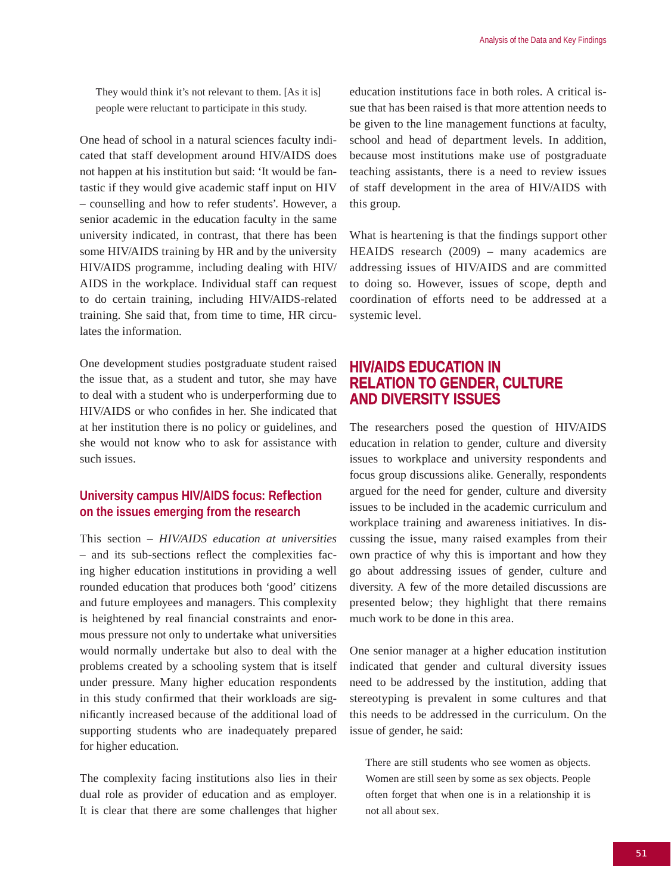> They would think it's not relevant to them. [As it is] people were reluctant to participate in this study.

One head of school in a natural sciences faculty indicated that staff development around HIV/AIDS does not happen at his institution but said: 'It would be fantastic if they would give academic staff input on HIV – counselling and how to refer students'. However, a senior academic in the education faculty in the same university indicated, in contrast, that there has been some HIV/AIDS training by HR and by the university HIV/AIDS programme, including dealing with HIV/AIDS in the workplace. Individual staff can request to do certain training, including HIV/AIDS-related training. She said that, from time to time, HR circulates the information.

One development studies postgraduate student raised the issue that, as a student and tutor, she may have to deal with a student who is underperforming due to HIV/AIDS or who confides in her. She indicated that at her institution there is no policy or guidelines, and she would not know who to ask for assistance with such issues.

### University campus HIV/AIDS focus: Reflection on the issues emerging from the research

This section – *HIV/AIDS education at universities* – and its sub-sections reflect the complexities facing higher education institutions in providing a well rounded education that produces both 'good' citizens and future employees and managers. This complexity is heightened by real financial constraints and enormous pressure not only to undertake what universities would normally undertake but also to deal with the problems created by a schooling system that is itself under pressure. Many higher education respondents in this study confirmed that their workloads are significantly increased because of the additional load of supporting students who are inadequately prepared for higher education.

The complexity facing institutions also lies in their dual role as provider of education and as employer. It is clear that there are some challenges that higher education institutions face in both roles. A critical issue that has been raised is that more attention needs to be given to the line management functions at faculty, school and head of department levels. In addition, because most institutions make use of postgraduate teaching assistants, there is a need to review issues of staff development in the area of HIV/AIDS with this group.

What is heartening is that the findings support other HEAIDS research (2009) – many academics are addressing issues of HIV/AIDS and are committed to doing so. However, issues of scope, depth and coordination of efforts need to be addressed at a systemic level.

## HIV/AIDS EDUCATION IN RELATION TO GENDER, CULTURE AND DIVERSITY ISSUES

The researchers posed the question of HIV/AIDS education in relation to gender, culture and diversity issues to workplace and university respondents and focus group discussions alike. Generally, respondents argued for the need for gender, culture and diversity issues to be included in the academic curriculum and workplace training and awareness initiatives. In discussing the issue, many raised examples from their own practice of why this is important and how they go about addressing issues of gender, culture and diversity. A few of the more detailed discussions are presented below; they highlight that there remains much work to be done in this area.

One senior manager at a higher education institution indicated that gender and cultural diversity issues need to be addressed by the institution, adding that stereotyping is prevalent in some cultures and that this needs to be addressed in the curriculum. On the issue of gender, he said:

> There are still students who see women as objects. Women are still seen by some as sex objects. People often forget that when one is in a relationship it is not all about sex.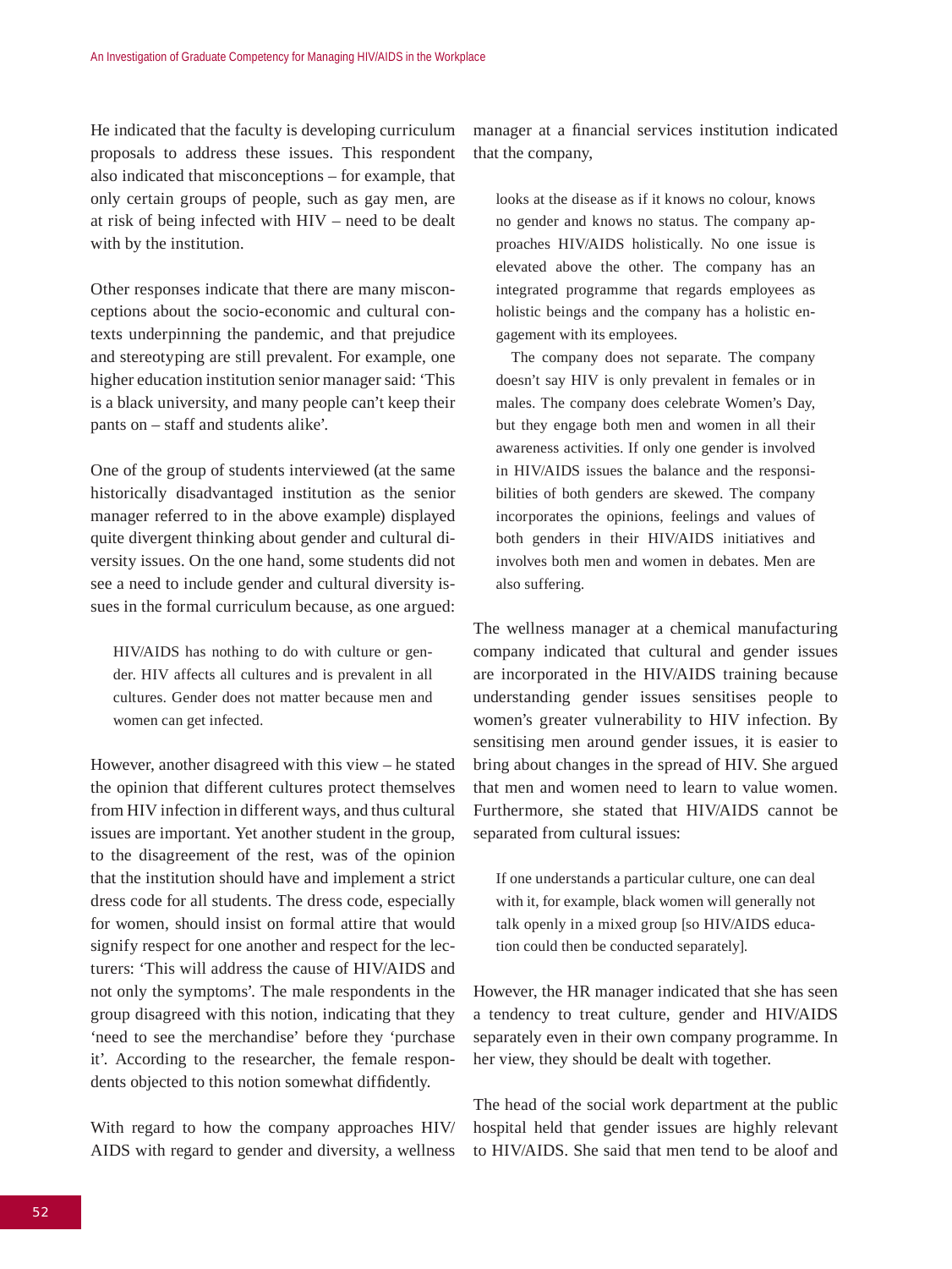He indicated that the faculty is developing curriculum proposals to address these issues. This respondent also indicated that misconceptions – for example, that only certain groups of people, such as gay men, are at risk of being infected with HIV – need to be dealt with by the institution.

Other responses indicate that there are many misconceptions about the socio-economic and cultural contexts underpinning the pandemic, and that prejudice and stereotyping are still prevalent. For example, one higher education institution senior manager said: 'This is a black university, and many people can't keep their pants on – staff and students alike'.

One of the group of students interviewed (at the same historically disadvantaged institution as the senior manager referred to in the above example) displayed quite divergent thinking about gender and cultural diversity issues. On the one hand, some students did not see a need to include gender and cultural diversity issues in the formal curriculum because, as one argued:

> HIV/AIDS has nothing to do with culture or gender. HIV affects all cultures and is prevalent in all cultures. Gender does not matter because men and women can get infected.

However, another disagreed with this view – he stated the opinion that different cultures protect themselves from HIV infection in different ways, and thus cultural issues are important. Yet another student in the group, to the disagreement of the rest, was of the opinion that the institution should have and implement a strict dress code for all students. The dress code, especially for women, should insist on formal attire that would signify respect for one another and respect for the lecturers: 'This will address the cause of HIV/AIDS and not only the symptoms'. The male respondents in the group disagreed with this notion, indicating that they 'need to see the merchandise' before they 'purchase it'. According to the researcher, the female respondents objected to this notion somewhat diffidently.

With regard to how the company approaches HIV/AIDS with regard to gender and diversity, a wellness manager at a financial services institution indicated that the company,

> looks at the disease as if it knows no colour, knows no gender and knows no status. The company approaches HIV/AIDS holistically. No one issue is elevated above the other. The company has an integrated programme that regards employees as holistic beings and the company has a holistic engagement with its employees.
>
> The company does not separate. The company doesn't say HIV is only prevalent in females or in males. The company does celebrate Women's Day, but they engage both men and women in all their awareness activities. If only one gender is involved in HIV/AIDS issues the balance and the responsibilities of both genders are skewed. The company incorporates the opinions, feelings and values of both genders in their HIV/AIDS initiatives and involves both men and women in debates. Men are also suffering.

The wellness manager at a chemical manufacturing company indicated that cultural and gender issues are incorporated in the HIV/AIDS training because understanding gender issues sensitises people to women's greater vulnerability to HIV infection. By sensitising men around gender issues, it is easier to bring about changes in the spread of HIV. She argued that men and women need to learn to value women. Furthermore, she stated that HIV/AIDS cannot be separated from cultural issues:

> If one understands a particular culture, one can deal with it, for example, black women will generally not talk openly in a mixed group [so HIV/AIDS education could then be conducted separately].

However, the HR manager indicated that she has seen a tendency to treat culture, gender and HIV/AIDS separately even in their own company programme. In her view, they should be dealt with together.

The head of the social work department at the public hospital held that gender issues are highly relevant to HIV/AIDS. She said that men tend to be aloof and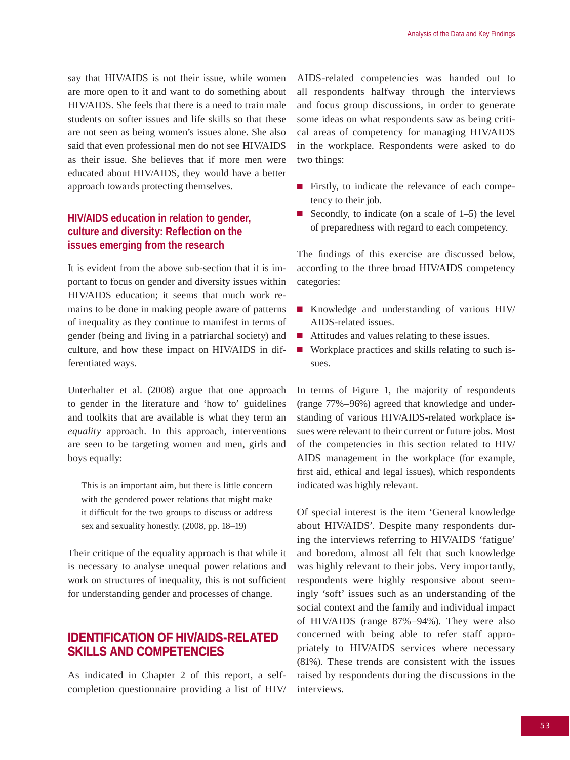say that HIV/AIDS is not their issue, while women are more open to it and want to do something about HIV/AIDS. She feels that there is a need to train male students on softer issues and life skills so that these are not seen as being women's issues alone. She also said that even professional men do not see HIV/AIDS as their issue. She believes that if more men were educated about HIV/AIDS, they would have a better approach towards protecting themselves.

### HIV/AIDS education in relation to gender, culture and diversity: Reflection on the issues emerging from the research

It is evident from the above sub-section that it is important to focus on gender and diversity issues within HIV/AIDS education; it seems that much work remains to be done in making people aware of patterns of inequality as they continue to manifest in terms of gender (being and living in a patriarchal society) and culture, and how these impact on HIV/AIDS in differentiated ways.

Unterhalter et al. (2008) argue that one approach to gender in the literature and 'how to' guidelines and toolkits that are available is what they term an *equality* approach. In this approach, interventions are seen to be targeting women and men, girls and boys equally:

> This is an important aim, but there is little concern with the gendered power relations that might make it difficult for the two groups to discuss or address sex and sexuality honestly. (2008, pp. 18–19)

Their critique of the equality approach is that while it is necessary to analyse unequal power relations and work on structures of inequality, this is not sufficient for understanding gender and processes of change.

## IDENTIFICATION OF HIV/AIDS-RELATED SKILLS AND COMPETENCIES

As indicated in Chapter 2 of this report, a self-completion questionnaire providing a list of HIV/AIDS-related competencies was handed out to all respondents halfway through the interviews and focus group discussions, in order to generate some ideas on what respondents saw as being critical areas of competency for managing HIV/AIDS in the workplace. Respondents were asked to do two things:

- Firstly, to indicate the relevance of each competency to their job.
- Secondly, to indicate (on a scale of 1–5) the level of preparedness with regard to each competency.

The findings of this exercise are discussed below, according to the three broad HIV/AIDS competency categories:

- Knowledge and understanding of various HIV/AIDS-related issues.
- Attitudes and values relating to these issues.
- Workplace practices and skills relating to such issues.

In terms of Figure 1, the majority of respondents (range 77%–96%) agreed that knowledge and understanding of various HIV/AIDS-related workplace issues were relevant to their current or future jobs. Most of the competencies in this section related to HIV/AIDS management in the workplace (for example, first aid, ethical and legal issues), which respondents indicated was highly relevant.

Of special interest is the item 'General knowledge about HIV/AIDS'. Despite many respondents during the interviews referring to HIV/AIDS 'fatigue' and boredom, almost all felt that such knowledge was highly relevant to their jobs. Very importantly, respondents were highly responsive about seemingly 'soft' issues such as an understanding of the social context and the family and individual impact of HIV/AIDS (range 87%–94%). They were also concerned with being able to refer staff appropriately to HIV/AIDS services where necessary (81%). These trends are consistent with the issues raised by respondents during the discussions in the interviews.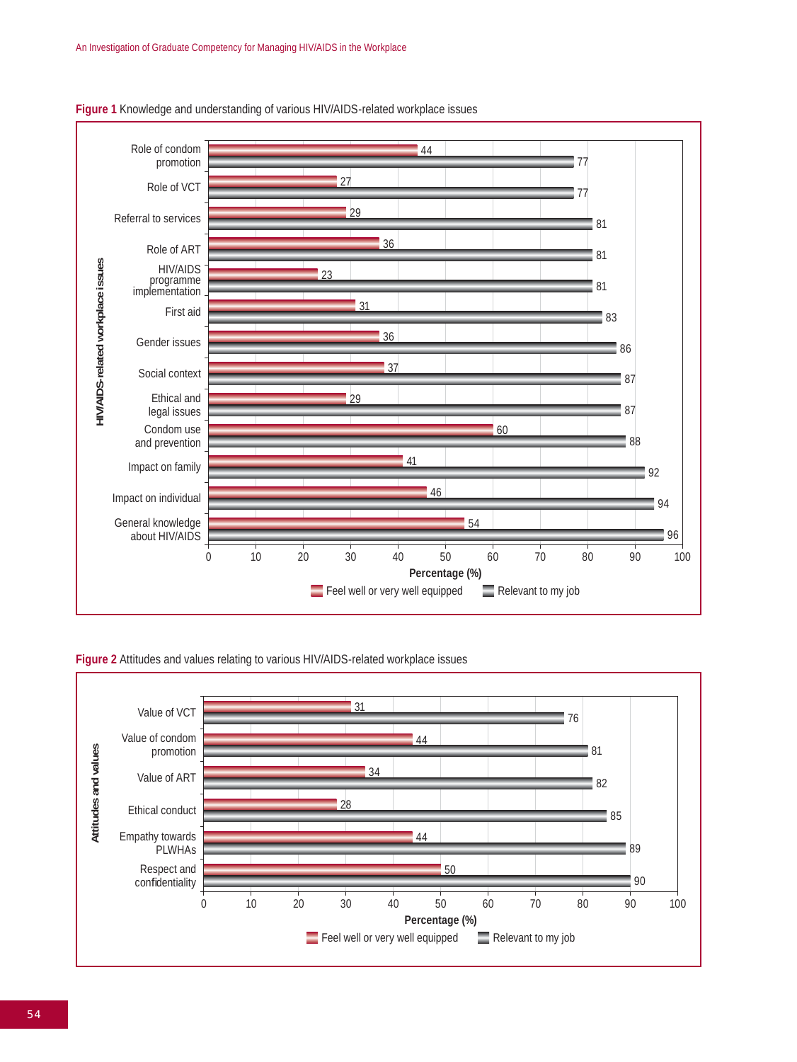**Figure 1** Knowledge and understanding of various HIV/AIDS-related workplace issues

| HIV/AIDS-related workplace issues | Feel well or very well equipped (%) | Relevant to my job (%) |
|---|---|---|
| Role of condom promotion | 44 | 77 |
| Role of VCT | 27 | 77 |
| Referral to services | 29 | 81 |
| Role of ART | 36 | 81 |
| HIV/AIDS programme implementation | 23 | 81 |
| First aid | 31 | 83 |
| Gender issues | 36 | 86 |
| Social context | 37 | 87 |
| Ethical and legal issues | 29 | 87 |
| Condom use and prevention | 60 | 88 |
| Impact on family | 41 | 92 |
| Impact on individual | 46 | 94 |
| General knowledge about HIV/AIDS | 54 | 96 |

**Figure 2** Attitudes and values relating to various HIV/AIDS-related workplace issues

| Attitudes and values | Feel well or very well equipped (%) | Relevant to my job (%) |
|---|---|---|
| Value of VCT | 31 | 76 |
| Value of condom promotion | 44 | 81 |
| Value of ART | 34 | 82 |
| Ethical conduct | 28 | 85 |
| Empathy towards PLWHAs | 44 | 89 |
| Respect and confidentiality | 50 | 90 |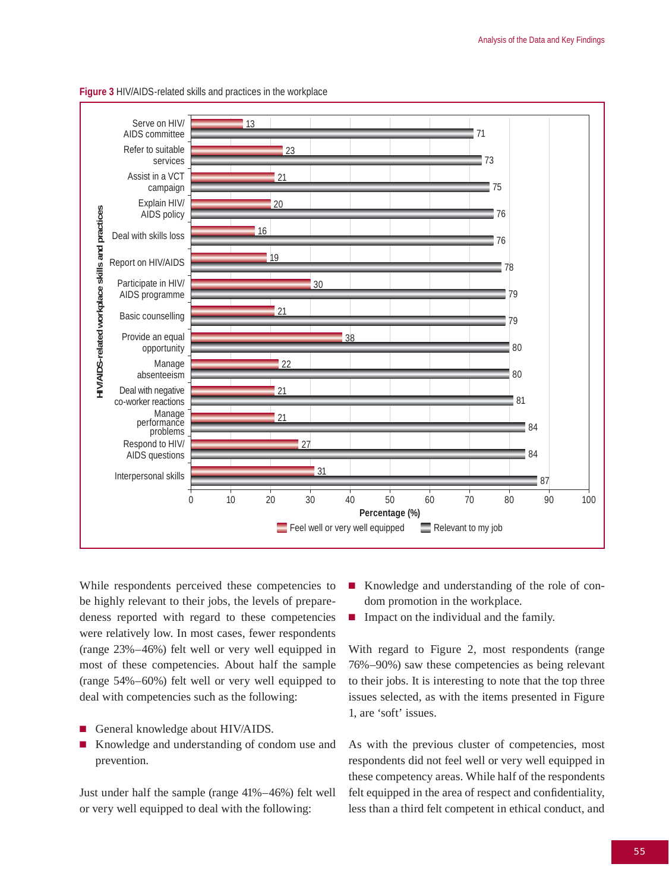**Figure 3** HIV/AIDS-related skills and practices in the workplace

| HIV/AIDS-related workplace skills and practices | Feel well or very well equipped (%) | Relevant to my job (%) |
|---|---|---|
| Serve on HIV/AIDS committee | 13 | 71 |
| Refer to suitable services | 23 | 73 |
| Assist in a VCT campaign | 21 | 75 |
| Explain HIV/AIDS policy | 20 | 76 |
| Deal with skills loss | 16 | 76 |
| Report on HIV/AIDS | 19 | 78 |
| Participate in HIV/AIDS programme | 30 | 79 |
| Basic counselling | 21 | 79 |
| Provide an equal opportunity | 38 | 80 |
| Manage absenteeism | 22 | 80 |
| Deal with negative co-worker reactions | 21 | 81 |
| Manage performance problems | 21 | 84 |
| Respond to HIV/AIDS questions | 27 | 84 |
| Interpersonal skills | 31 | 87 |

While respondents perceived these competencies to be highly relevant to their jobs, the levels of preparedeness reported with regard to these competencies were relatively low. In most cases, fewer respondents (range 23%–46%) felt well or very well equipped in most of these competencies. About half the sample (range 54%–60%) felt well or very well equipped to deal with competencies such as the following:

- General knowledge about HIV/AIDS.
- Knowledge and understanding of condom use and prevention.

Just under half the sample (range 41%–46%) felt well or very well equipped to deal with the following:

- Knowledge and understanding of the role of condom promotion in the workplace.
- Impact on the individual and the family.

With regard to Figure 2, most respondents (range 76%–90%) saw these competencies as being relevant to their jobs. It is interesting to note that the top three issues selected, as with the items presented in Figure 1, are 'soft' issues.

As with the previous cluster of competencies, most respondents did not feel well or very well equipped in these competency areas. While half of the respondents felt equipped in the area of respect and confidentiality, less than a third felt competent in ethical conduct, and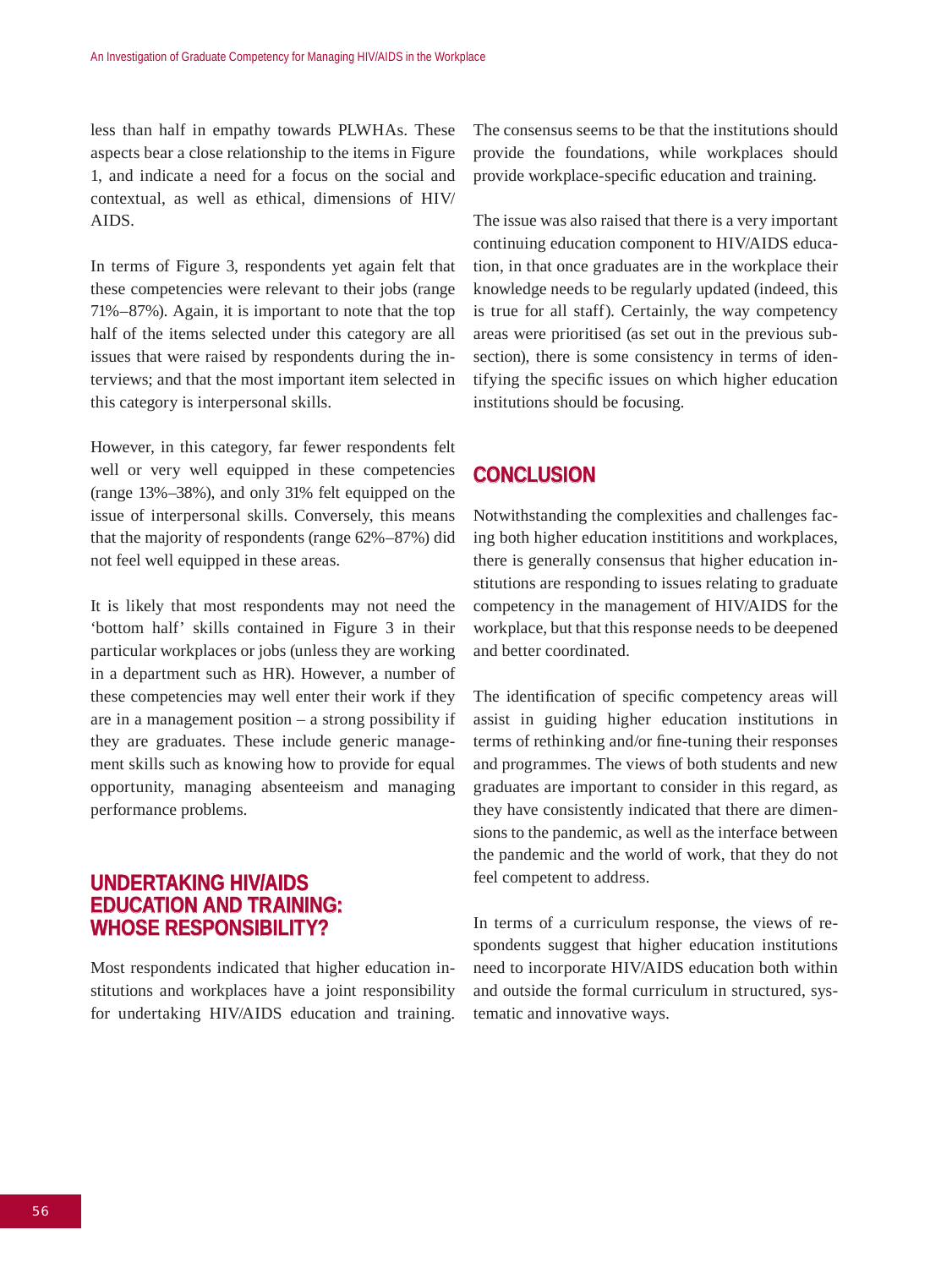less than half in empathy towards PLWHAs. These aspects bear a close relationship to the items in Figure 1, and indicate a need for a focus on the social and contextual, as well as ethical, dimensions of HIV/AIDS.

In terms of Figure 3, respondents yet again felt that these competencies were relevant to their jobs (range 71%–87%). Again, it is important to note that the top half of the items selected under this category are all issues that were raised by respondents during the interviews; and that the most important item selected in this category is interpersonal skills.

However, in this category, far fewer respondents felt well or very well equipped in these competencies (range 13%–38%), and only 31% felt equipped on the issue of interpersonal skills. Conversely, this means that the majority of respondents (range 62%–87%) did not feel well equipped in these areas.

It is likely that most respondents may not need the 'bottom half' skills contained in Figure 3 in their particular workplaces or jobs (unless they are working in a department such as HR). However, a number of these competencies may well enter their work if they are in a management position – a strong possibility if they are graduates. These include generic management skills such as knowing how to provide for equal opportunity, managing absenteeism and managing performance problems.

## UNDERTAKING HIV/AIDS EDUCATION AND TRAINING: WHOSE RESPONSIBILITY?

Most respondents indicated that higher education institutions and workplaces have a joint responsibility for undertaking HIV/AIDS education and training. The consensus seems to be that the institutions should provide the foundations, while workplaces should provide workplace-specific education and training.

The issue was also raised that there is a very important continuing education component to HIV/AIDS education, in that once graduates are in the workplace their knowledge needs to be regularly updated (indeed, this is true for all staff). Certainly, the way competency areas were prioritised (as set out in the previous subsection), there is some consistency in terms of identifying the specific issues on which higher education institutions should be focusing.

## CONCLUSION

Notwithstanding the complexities and challenges facing both higher education instititions and workplaces, there is generally consensus that higher education institutions are responding to issues relating to graduate competency in the management of HIV/AIDS for the workplace, but that this response needs to be deepened and better coordinated.

The identification of specific competency areas will assist in guiding higher education institutions in terms of rethinking and/or fine-tuning their responses and programmes. The views of both students and new graduates are important to consider in this regard, as they have consistently indicated that there are dimensions to the pandemic, as well as the interface between the pandemic and the world of work, that they do not feel competent to address.

In terms of a curriculum response, the views of respondents suggest that higher education institutions need to incorporate HIV/AIDS education both within and outside the formal curriculum in structured, systematic and innovative ways.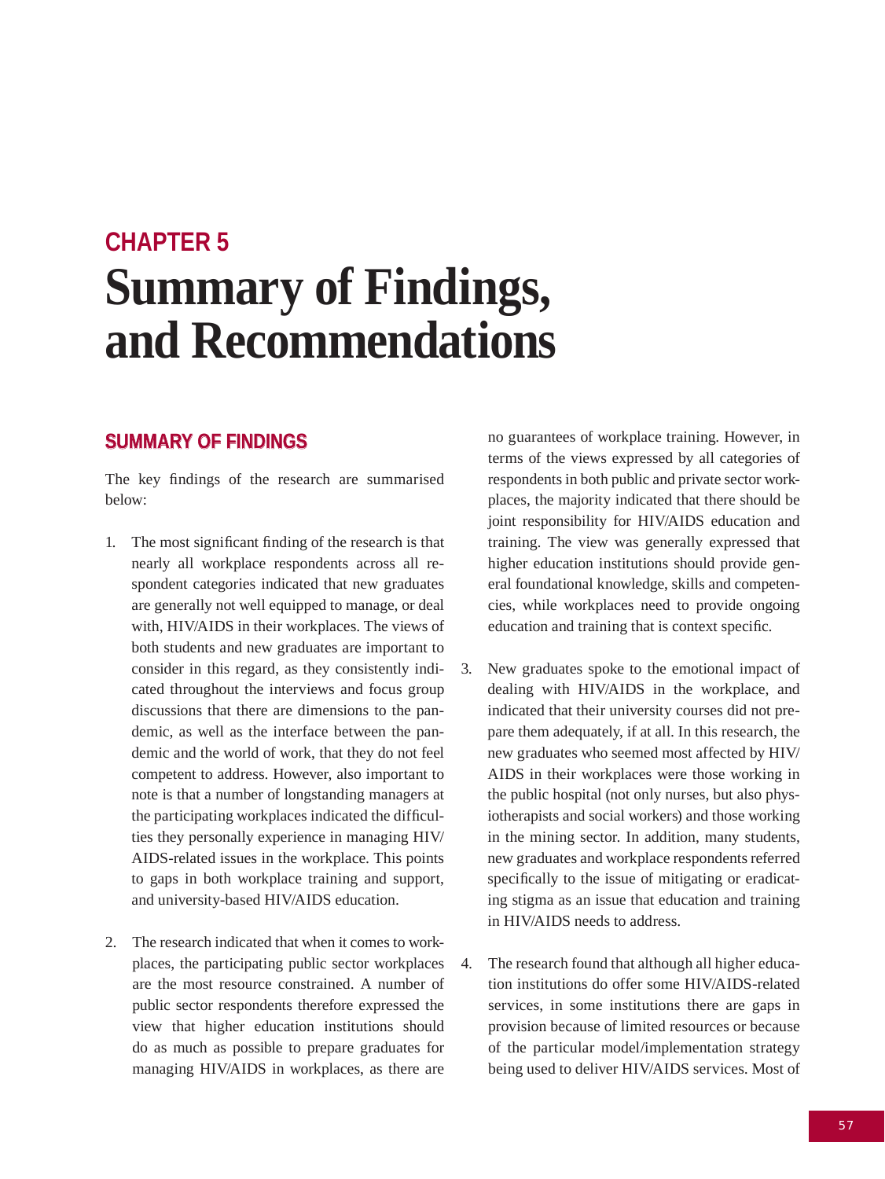# CHAPTER 5
# Summary of Findings, and Recommendations

## SUMMARY OF FINDINGS

The key findings of the research are summarised below:

1. The most significant finding of the research is that nearly all workplace respondents across all respondent categories indicated that new graduates are generally not well equipped to manage, or deal with, HIV/AIDS in their workplaces. The views of both students and new graduates are important to consider in this regard, as they consistently indicated throughout the interviews and focus group discussions that there are dimensions to the pandemic, as well as the interface between the pandemic and the world of work, that they do not feel competent to address. However, also important to note is that a number of longstanding managers at the participating workplaces indicated the difficulties they personally experience in managing HIV/AIDS-related issues in the workplace. This points to gaps in both workplace training and support, and university-based HIV/AIDS education.

2. The research indicated that when it comes to workplaces, the participating public sector workplaces are the most resource constrained. A number of public sector respondents therefore expressed the view that higher education institutions should do as much as possible to prepare graduates for managing HIV/AIDS in workplaces, as there are no guarantees of workplace training. However, in terms of the views expressed by all categories of respondents in both public and private sector workplaces, the majority indicated that there should be joint responsibility for HIV/AIDS education and training. The view was generally expressed that higher education institutions should provide general foundational knowledge, skills and competencies, while workplaces need to provide ongoing education and training that is context specific.

3. New graduates spoke to the emotional impact of dealing with HIV/AIDS in the workplace, and indicated that their university courses did not prepare them adequately, if at all. In this research, the new graduates who seemed most affected by HIV/AIDS in their workplaces were those working in the public hospital (not only nurses, but also physiotherapists and social workers) and those working in the mining sector. In addition, many students, new graduates and workplace respondents referred specifically to the issue of mitigating or eradicating stigma as an issue that education and training in HIV/AIDS needs to address.

4. The research found that although all higher education institutions do offer some HIV/AIDS-related services, in some institutions there are gaps in provision because of limited resources or because of the particular model/implementation strategy being used to deliver HIV/AIDS services. Most of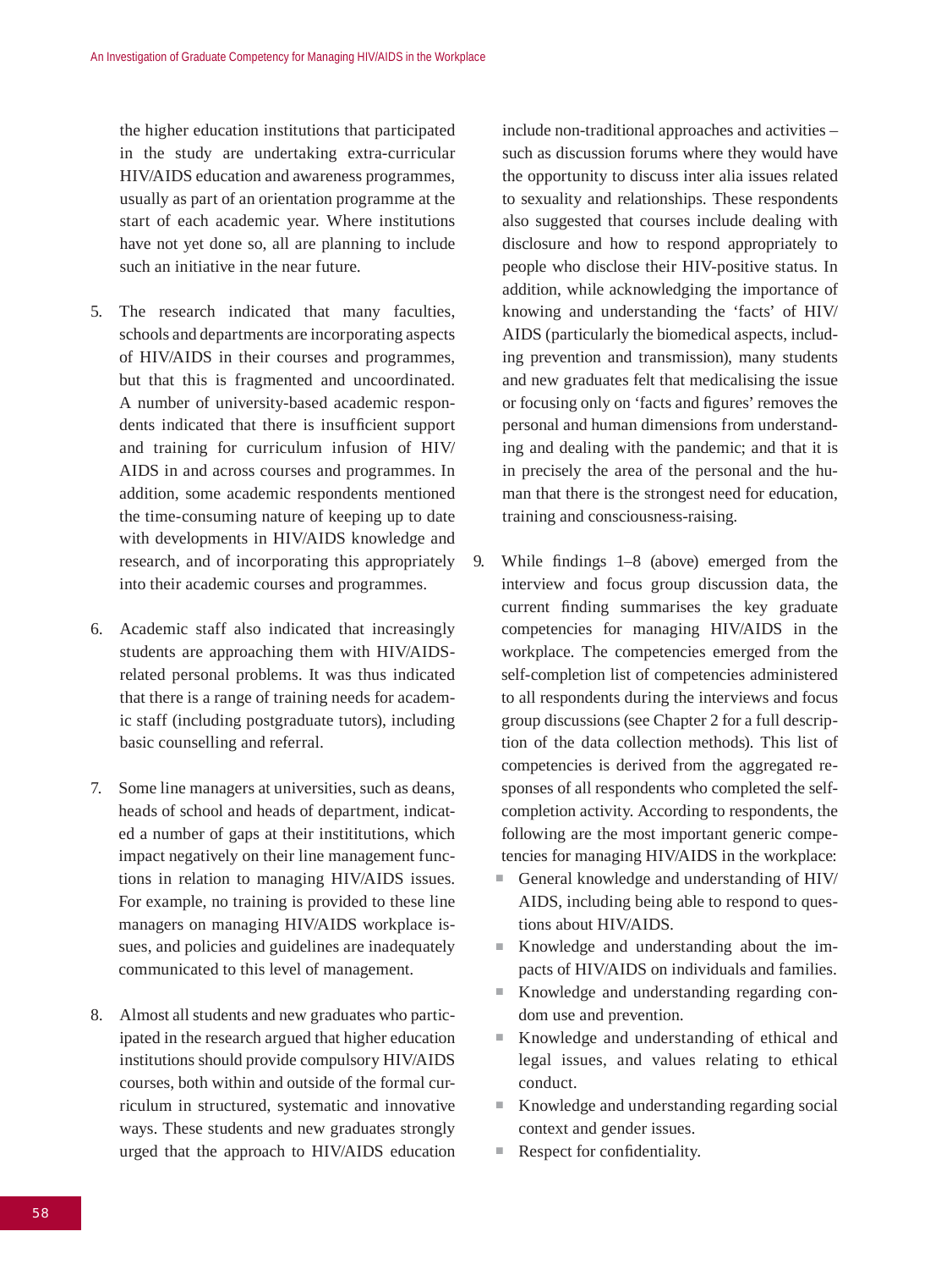the higher education institutions that participated in the study are undertaking extra-curricular HIV/AIDS education and awareness programmes, usually as part of an orientation programme at the start of each academic year. Where institutions have not yet done so, all are planning to include such an initiative in the near future.

5. The research indicated that many faculties, schools and departments are incorporating aspects of HIV/AIDS in their courses and programmes, but that this is fragmented and uncoordinated. A number of university-based academic respondents indicated that there is insufficient support and training for curriculum infusion of HIV/AIDS in and across courses and programmes. In addition, some academic respondents mentioned the time-consuming nature of keeping up to date with developments in HIV/AIDS knowledge and research, and of incorporating this appropriately into their academic courses and programmes.

6. Academic staff also indicated that increasingly students are approaching them with HIV/AIDS-related personal problems. It was thus indicated that there is a range of training needs for academic staff (including postgraduate tutors), including basic counselling and referral.

7. Some line managers at universities, such as deans, heads of school and heads of department, indicated a number of gaps at their instititutions, which impact negatively on their line management functions in relation to managing HIV/AIDS issues. For example, no training is provided to these line managers on managing HIV/AIDS workplace issues, and policies and guidelines are inadequately communicated to this level of management.

8. Almost all students and new graduates who participated in the research argued that higher education institutions should provide compulsory HIV/AIDS courses, both within and outside of the formal curriculum in structured, systematic and innovative ways. These students and new graduates strongly urged that the approach to HIV/AIDS education include non-traditional approaches and activities – such as discussion forums where they would have the opportunity to discuss inter alia issues related to sexuality and relationships. These respondents also suggested that courses include dealing with disclosure and how to respond appropriately to people who disclose their HIV-positive status. In addition, while acknowledging the importance of knowing and understanding the 'facts' of HIV/AIDS (particularly the biomedical aspects, including prevention and transmission), many students and new graduates felt that medicalising the issue or focusing only on 'facts and figures' removes the personal and human dimensions from understanding and dealing with the pandemic; and that it is in precisely the area of the personal and the human that there is the strongest need for education, training and consciousness-raising.

9. While findings 1–8 (above) emerged from the interview and focus group discussion data, the current finding summarises the key graduate competencies for managing HIV/AIDS in the workplace. The competencies emerged from the self-completion list of competencies administered to all respondents during the interviews and focus group discussions (see Chapter 2 for a full description of the data collection methods). This list of competencies is derived from the aggregated responses of all respondents who completed the self-completion activity. According to respondents, the following are the most important generic competencies for managing HIV/AIDS in the workplace:
   - General knowledge and understanding of HIV/AIDS, including being able to respond to questions about HIV/AIDS.
   - Knowledge and understanding about the impacts of HIV/AIDS on individuals and families.
   - Knowledge and understanding regarding condom use and prevention.
   - Knowledge and understanding of ethical and legal issues, and values relating to ethical conduct.
   - Knowledge and understanding regarding social context and gender issues.
   - Respect for confidentiality.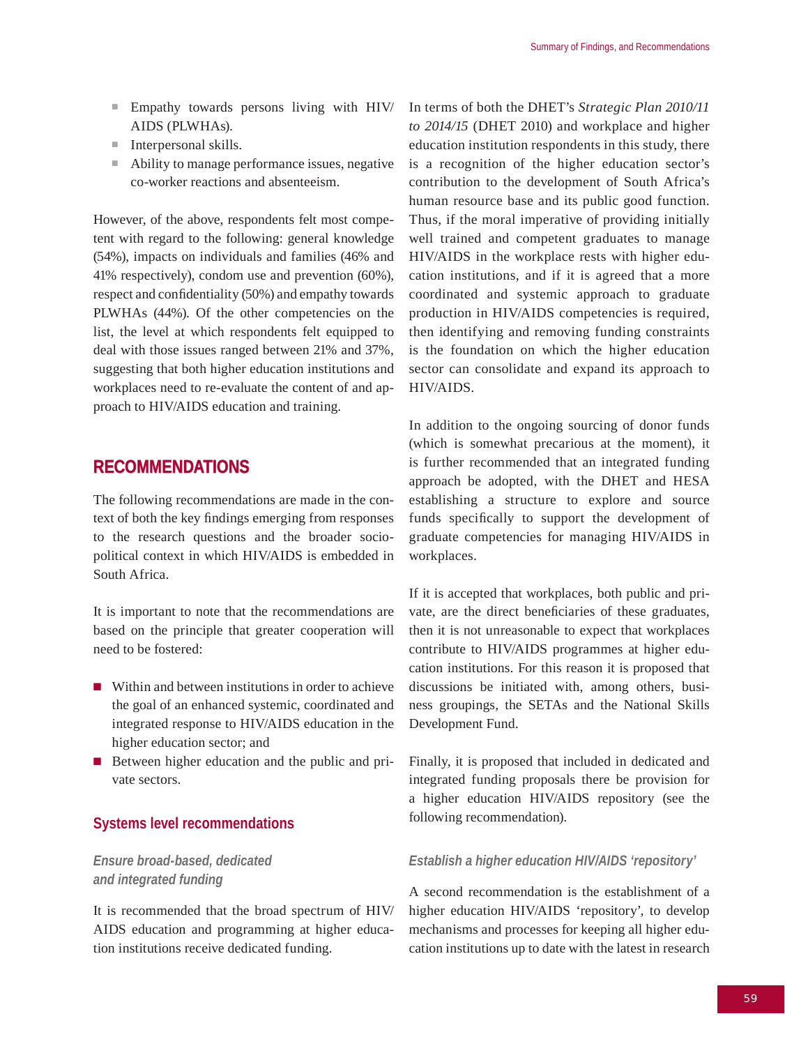- Empathy towards persons living with HIV/AIDS (PLWHAs).
- Interpersonal skills.
- Ability to manage performance issues, negative co-worker reactions and absenteeism.

However, of the above, respondents felt most competent with regard to the following: general knowledge (54%), impacts on individuals and families (46% and 41% respectively), condom use and prevention (60%), respect and confidentiality (50%) and empathy towards PLWHAs (44%). Of the other competencies on the list, the level at which respondents felt equipped to deal with those issues ranged between 21% and 37%, suggesting that both higher education institutions and workplaces need to re-evaluate the content of and approach to HIV/AIDS education and training.

## RECOMMENDATIONS

The following recommendations are made in the context of both the key findings emerging from responses to the research questions and the broader socio-political context in which HIV/AIDS is embedded in South Africa.

It is important to note that the recommendations are based on the principle that greater cooperation will need to be fostered:

- Within and between institutions in order to achieve the goal of an enhanced systemic, coordinated and integrated response to HIV/AIDS education in the higher education sector; and
- Between higher education and the public and private sectors.

### Systems level recommendations

#### *Ensure broad-based, dedicated and integrated funding*

It is recommended that the broad spectrum of HIV/AIDS education and programming at higher education institutions receive dedicated funding.

In terms of both the DHET's *Strategic Plan 2010/11 to 2014/15* (DHET 2010) and workplace and higher education institution respondents in this study, there is a recognition of the higher education sector's contribution to the development of South Africa's human resource base and its public good function. Thus, if the moral imperative of providing initially well trained and competent graduates to manage HIV/AIDS in the workplace rests with higher education institutions, and if it is agreed that a more coordinated and systemic approach to graduate production in HIV/AIDS competencies is required, then identifying and removing funding constraints is the foundation on which the higher education sector can consolidate and expand its approach to HIV/AIDS.

In addition to the ongoing sourcing of donor funds (which is somewhat precarious at the moment), it is further recommended that an integrated funding approach be adopted, with the DHET and HESA establishing a structure to explore and source funds specifically to support the development of graduate competencies for managing HIV/AIDS in workplaces.

If it is accepted that workplaces, both public and private, are the direct beneficiaries of these graduates, then it is not unreasonable to expect that workplaces contribute to HIV/AIDS programmes at higher education institutions. For this reason it is proposed that discussions be initiated with, among others, business groupings, the SETAs and the National Skills Development Fund.

Finally, it is proposed that included in dedicated and integrated funding proposals there be provision for a higher education HIV/AIDS repository (see the following recommendation).

#### *Establish a higher education HIV/AIDS 'repository'*

A second recommendation is the establishment of a higher education HIV/AIDS 'repository', to develop mechanisms and processes for keeping all higher education institutions up to date with the latest in research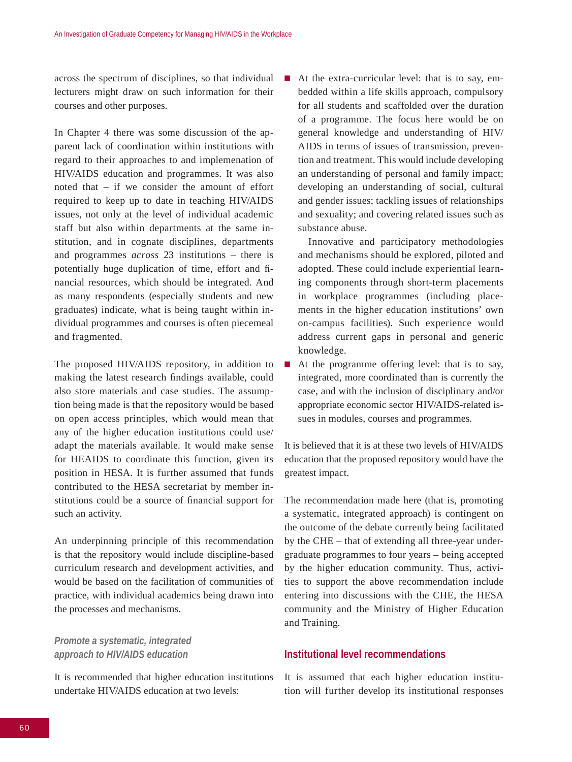across the spectrum of disciplines, so that individual lecturers might draw on such information for their courses and other purposes.

In Chapter 4 there was some discussion of the apparent lack of coordination within institutions with regard to their approaches to and implemenation of HIV/AIDS education and programmes. It was also noted that – if we consider the amount of effort required to keep up to date in teaching HIV/AIDS issues, not only at the level of individual academic staff but also within departments at the same institution, and in cognate disciplines, departments and programmes *across* 23 institutions – there is potentially huge duplication of time, effort and financial resources, which should be integrated. And as many respondents (especially students and new graduates) indicate, what is being taught within individual programmes and courses is often piecemeal and fragmented.

The proposed HIV/AIDS repository, in addition to making the latest research findings available, could also store materials and case studies. The assumption being made is that the repository would be based on open access principles, which would mean that any of the higher education institutions could use/adapt the materials available. It would make sense for HEAIDS to coordinate this function, given its position in HESA. It is further assumed that funds contributed to the HESA secretariat by member institutions could be a source of financial support for such an activity.

An underpinning principle of this recommendation is that the repository would include discipline-based curriculum research and development activities, and would be based on the facilitation of communities of practice, with individual academics being drawn into the processes and mechanisms.

### *Promote a systematic, integrated approach to HIV/AIDS education*

It is recommended that higher education institutions undertake HIV/AIDS education at two levels:

- At the extra-curricular level: that is to say, embedded within a life skills approach, compulsory for all students and scaffolded over the duration of a programme. The focus here would be on general knowledge and understanding of HIV/AIDS in terms of issues of transmission, prevention and treatment. This would include developing an understanding of personal and family impact; developing an understanding of social, cultural and gender issues; tackling issues of relationships and sexuality; and covering related issues such as substance abuse.

  Innovative and participatory methodologies and mechanisms should be explored, piloted and adopted. These could include experiential learning components through short-term placements in workplace programmes (including placements in the higher education institutions' own on-campus facilities). Such experience would address current gaps in personal and generic knowledge.
- At the programme offering level: that is to say, integrated, more coordinated than is currently the case, and with the inclusion of disciplinary and/or appropriate economic sector HIV/AIDS-related issues in modules, courses and programmes.

It is believed that it is at these two levels of HIV/AIDS education that the proposed repository would have the greatest impact.

The recommendation made here (that is, promoting a systematic, integrated approach) is contingent on the outcome of the debate currently being facilitated by the CHE – that of extending all three-year undergraduate programmes to four years – being accepted by the higher education community. Thus, activities to support the above recommendation include entering into discussions with the CHE, the HESA community and the Ministry of Higher Education and Training.

## Institutional level recommendations

It is assumed that each higher education institution will further develop its institutional responses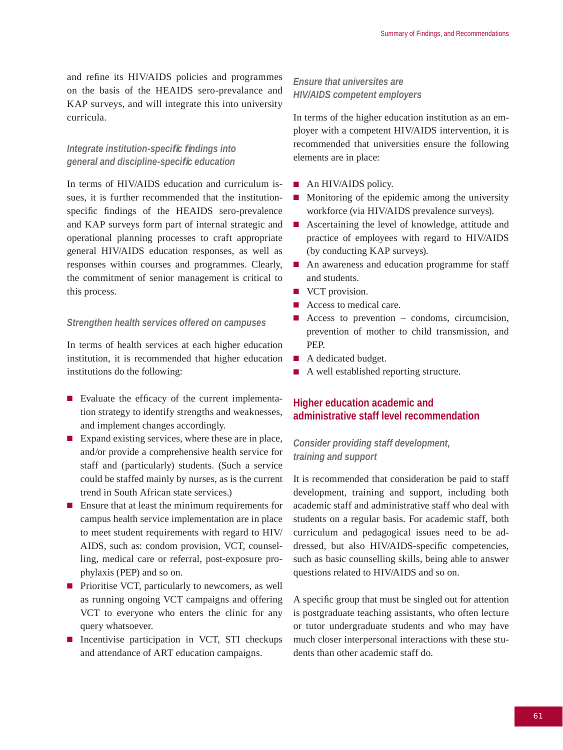and refine its HIV/AIDS policies and programmes on the basis of the HEAIDS sero-prevalance and KAP surveys, and will integrate this into university curricula.

#### *Integrate institution-specific findings into general and discipline-specific education*

In terms of HIV/AIDS education and curriculum issues, it is further recommended that the institution-specific findings of the HEAIDS sero-prevalence and KAP surveys form part of internal strategic and operational planning processes to craft appropriate general HIV/AIDS education responses, as well as responses within courses and programmes. Clearly, the commitment of senior management is critical to this process.

#### *Strengthen health services offered on campuses*

In terms of health services at each higher education institution, it is recommended that higher education institutions do the following:

- Evaluate the efficacy of the current implementation strategy to identify strengths and weaknesses, and implement changes accordingly.
- Expand existing services, where these are in place, and/or provide a comprehensive health service for staff and (particularly) students. (Such a service could be staffed mainly by nurses, as is the current trend in South African state services.)
- Ensure that at least the minimum requirements for campus health service implementation are in place to meet student requirements with regard to HIV/AIDS, such as: condom provision, VCT, counselling, medical care or referral, post-exposure prophylaxis (PEP) and so on.
- Prioritise VCT, particularly to newcomers, as well as running ongoing VCT campaigns and offering VCT to everyone who enters the clinic for any query whatsoever.
- Incentivise participation in VCT, STI checkups and attendance of ART education campaigns.

#### *Ensure that universites are HIV/AIDS competent employers*

In terms of the higher education institution as an employer with a competent HIV/AIDS intervention, it is recommended that universities ensure the following elements are in place:

- An HIV/AIDS policy.
- Monitoring of the epidemic among the university workforce (via HIV/AIDS prevalence surveys).
- Ascertaining the level of knowledge, attitude and practice of employees with regard to HIV/AIDS (by conducting KAP surveys).
- An awareness and education programme for staff and students.
- VCT provision.
- Access to medical care.
- Access to prevention – condoms, circumcision, prevention of mother to child transmission, and PEP.
- A dedicated budget.
- A well established reporting structure.

### Higher education academic and administrative staff level recommendation

#### *Consider providing staff development, training and support*

It is recommended that consideration be paid to staff development, training and support, including both academic staff and administrative staff who deal with students on a regular basis. For academic staff, both curriculum and pedagogical issues need to be addressed, but also HIV/AIDS-specific competencies, such as basic counselling skills, being able to answer questions related to HIV/AIDS and so on.

A specific group that must be singled out for attention is postgraduate teaching assistants, who often lecture or tutor undergraduate students and who may have much closer interpersonal interactions with these students than other academic staff do.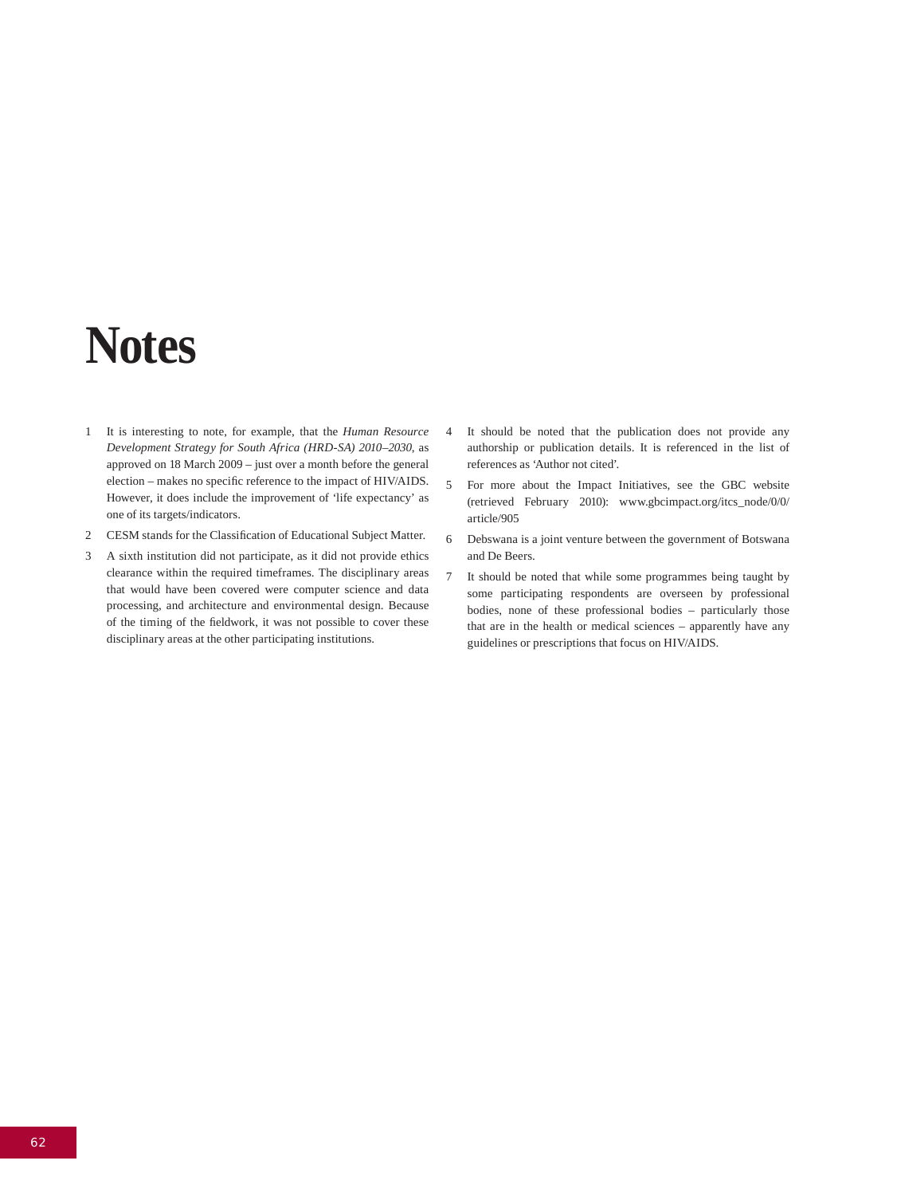# Notes

1. It is interesting to note, for example, that the *Human Resource Development Strategy for South Africa (HRD-SA) 2010–2030*, as approved on 18 March 2009 – just over a month before the general election – makes no specific reference to the impact of HIV/AIDS. However, it does include the improvement of 'life expectancy' as one of its targets/indicators.
2. CESM stands for the Classification of Educational Subject Matter.
3. A sixth institution did not participate, as it did not provide ethics clearance within the required timeframes. The disciplinary areas that would have been covered were computer science and data processing, and architecture and environmental design. Because of the timing of the fieldwork, it was not possible to cover these disciplinary areas at the other participating institutions.
4. It should be noted that the publication does not provide any authorship or publication details. It is referenced in the list of references as 'Author not cited'.
5. For more about the Impact Initiatives, see the GBC website (retrieved February 2010): www.gbcimpact.org/itcs_node/0/0/article/905
6. Debswana is a joint venture between the government of Botswana and De Beers.
7. It should be noted that while some programmes being taught by some participating respondents are overseen by professional bodies, none of these professional bodies – particularly those that are in the health or medical sciences – apparently have any guidelines or prescriptions that focus on HIV/AIDS.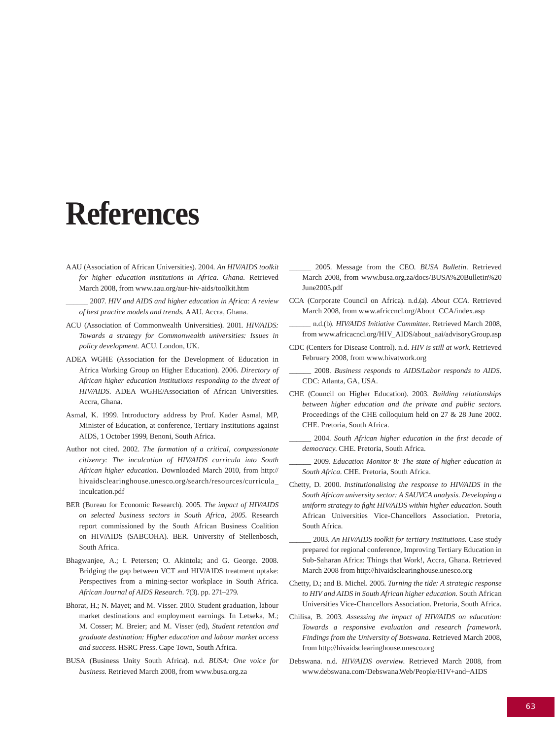# References

AAU (Association of African Universities). 2004. *An HIV/AIDS toolkit for higher education institutions in Africa. Ghana.* Retrieved March 2008, from www.aau.org/aur-hiv-aids/toolkit.htm

______ 2007. *HIV and AIDS and higher education in Africa: A review of best practice models and trends.* AAU. Accra, Ghana.

ACU (Association of Commonwealth Universities). 2001. *HIV/AIDS: Towards a strategy for Commonwealth universities: Issues in policy development.* ACU. London, UK.

ADEA WGHE (Association for the Development of Education in Africa Working Group on Higher Education). 2006. *Directory of African higher education institutions responding to the threat of HIV/AIDS.* ADEA WGHE/Association of African Universities. Accra, Ghana.

Asmal, K. 1999. Introductory address by Prof. Kader Asmal, MP, Minister of Education, at conference, Tertiary Institutions against AIDS, 1 October 1999, Benoni, South Africa.

Author not cited. 2002. *The formation of a critical, compassionate citizenry: The inculcation of HIV/AIDS curricula into South African higher education.* Downloaded March 2010, from http://hivaidsclearinghouse.unesco.org/search/resources/curricula_inculcation.pdf

BER (Bureau for Economic Research). 2005. *The impact of HIV/AIDS on selected business sectors in South Africa, 2005.* Research report commissioned by the South African Business Coalition on HIV/AIDS (SABCOHA). BER. University of Stellenbosch, South Africa.

Bhagwanjee, A.; I. Petersen; O. Akintola; and G. George. 2008. Bridging the gap between VCT and HIV/AIDS treatment uptake: Perspectives from a mining-sector workplace in South Africa. *African Journal of AIDS Research*. 7(3). pp. 271–279.

Bhorat, H.; N. Mayet; and M. Visser. 2010. Student graduation, labour market destinations and employment earnings. In Letseka, M.; M. Cosser; M. Breier; and M. Visser (ed), *Student retention and graduate destination: Higher education and labour market access and success.* HSRC Press. Cape Town, South Africa.

BUSA (Business Unity South Africa). n.d. *BUSA: One voice for business.* Retrieved March 2008, from www.busa.org.za

______ 2005. Message from the CEO. *BUSA Bulletin*. Retrieved March 2008, from www.busa.org.za/docs/BUSA%20Bulletin%20June2005.pdf

CCA (Corporate Council on Africa). n.d.(a). *About CCA.* Retrieved March 2008, from www.africcncl.org/About_CCA/index.asp

______ n.d.(b). *HIV/AIDS Initiative Committee.* Retrieved March 2008, from www.africacncl.org/HIV_AIDS/about_aai/advisoryGroup.asp

CDC (Centers for Disease Control). n.d. *HIV is still at work*. Retrieved February 2008, from www.hivatwork.org

______ 2008. *Business responds to AIDS/Labor responds to AIDS*. CDC: Atlanta, GA, USA.

CHE (Council on Higher Education). 2003. *Building relationships between higher education and the private and public sectors.* Proceedings of the CHE colloquium held on 27 & 28 June 2002. CHE. Pretoria, South Africa.

______ 2004. *South African higher education in the first decade of democracy*. CHE. Pretoria, South Africa.

______ 2009. *Education Monitor 8: The state of higher education in South Africa.* CHE. Pretoria, South Africa.

Chetty, D. 2000. *Institutionalising the response to HIV/AIDS in the South African university sector: A SAUVCA analysis. Developing a uniform strategy to fight HIV/AIDS within higher education.* South African Universities Vice-Chancellors Association. Pretoria, South Africa.

______ 2003. *An HIV/AIDS toolkit for tertiary institutions.* Case study prepared for regional conference, Improving Tertiary Education in Sub-Saharan Africa: Things that Work!, Accra, Ghana. Retrieved March 2008 from http://hivaidsclearinghouse.unesco.org

Chetty, D.; and B. Michel. 2005. *Turning the tide: A strategic response to HIV and AIDS in South African higher education.* South African Universities Vice-Chancellors Association. Pretoria, South Africa.

Chilisa, B. 2003. *Assessing the impact of HIV/AIDS on education: Towards a responsive evaluation and research framework. Findings from the University of Botswana.* Retrieved March 2008, from http://hivaidsclearinghouse.unesco.org

Debswana. n.d. *HIV/AIDS overview.* Retrieved March 2008, from www.debswana.com/Debswana.Web/People/HIV+and+AIDS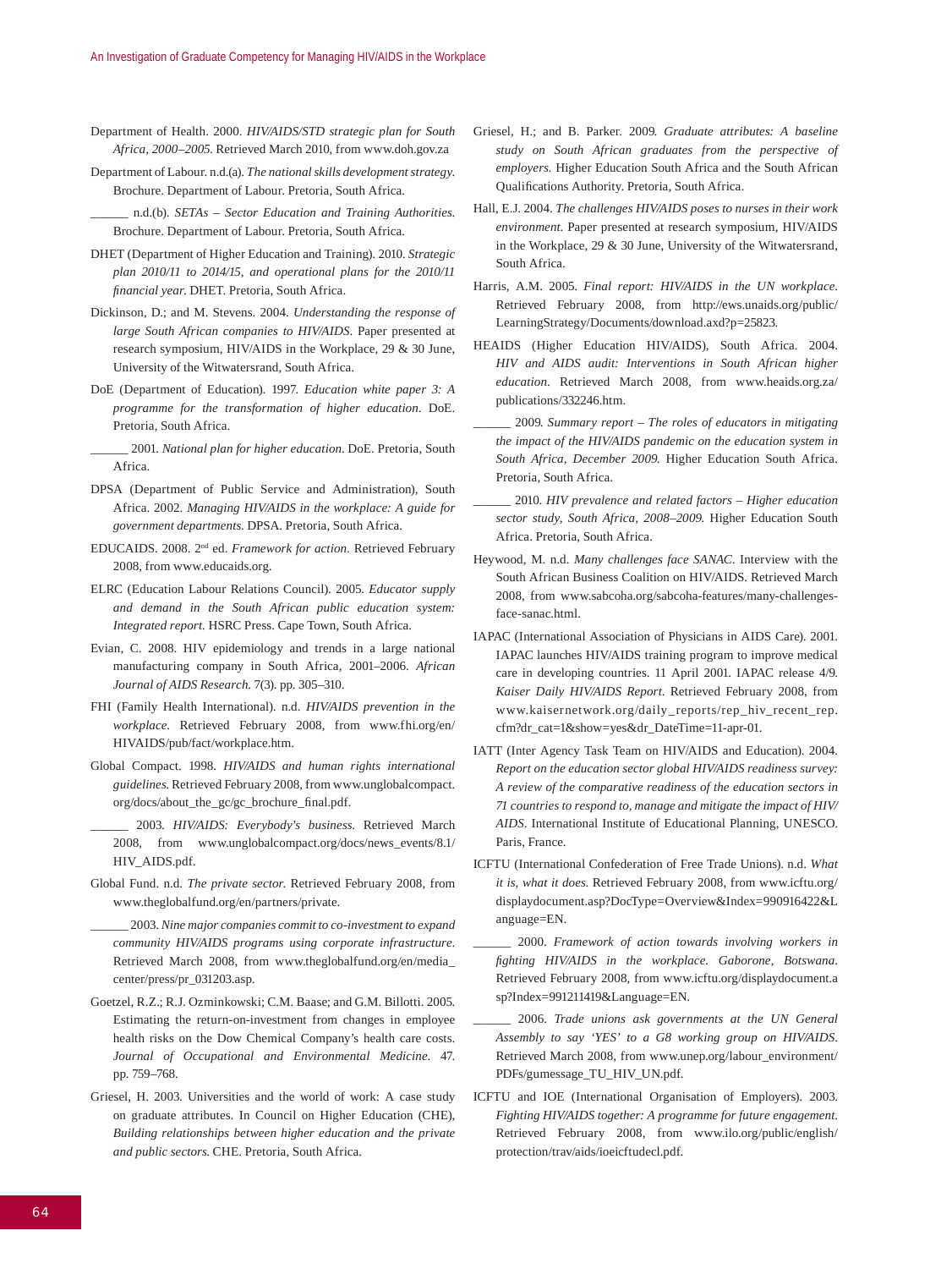Department of Health. 2000. *HIV/AIDS/STD strategic plan for South Africa, 2000–2005*. Retrieved March 2010, from www.doh.gov.za

Department of Labour. n.d.(a). *The national skills development strategy*. Brochure. Department of Labour. Pretoria, South Africa.

______ n.d.(b). *SETAs – Sector Education and Training Authorities*. Brochure. Department of Labour. Pretoria, South Africa.

DHET (Department of Higher Education and Training). 2010. *Strategic plan 2010/11 to 2014/15, and operational plans for the 2010/11 financial year*. DHET. Pretoria, South Africa.

Dickinson, D.; and M. Stevens. 2004. *Understanding the response of large South African companies to HIV/AIDS*. Paper presented at research symposium, HIV/AIDS in the Workplace, 29 & 30 June, University of the Witwatersrand, South Africa.

DoE (Department of Education). 1997. *Education white paper 3: A programme for the transformation of higher education*. DoE. Pretoria, South Africa.

______ 2001. *National plan for higher education*. DoE. Pretoria, South Africa.

DPSA (Department of Public Service and Administration), South Africa. 2002. *Managing HIV/AIDS in the workplace: A guide for government departments*. DPSA. Pretoria, South Africa.

EDUCAIDS. 2008. 2nd ed. *Framework for action*. Retrieved February 2008, from www.educaids.org.

ELRC (Education Labour Relations Council). 2005. *Educator supply and demand in the South African public education system: Integrated report*. HSRC Press. Cape Town, South Africa.

Evian, C. 2008. HIV epidemiology and trends in a large national manufacturing company in South Africa, 2001–2006. *African Journal of AIDS Research*. 7(3). pp. 305–310.

FHI (Family Health International). n.d. *HIV/AIDS prevention in the workplace*. Retrieved February 2008, from www.fhi.org/en/HIVAIDS/pub/fact/workplace.htm.

Global Compact. 1998. *HIV/AIDS and human rights international guidelines*. Retrieved February 2008, from www.unglobalcompact.org/docs/about_the_gc/gc_brochure_final.pdf.

______ 2003. *HIV/AIDS: Everybody's business*. Retrieved March 2008, from www.unglobalcompact.org/docs/news_events/8.1/HIV_AIDS.pdf.

Global Fund. n.d. *The private sector*. Retrieved February 2008, from www.theglobalfund.org/en/partners/private.

______ 2003. *Nine major companies commit to co-investment to expand community HIV/AIDS programs using corporate infrastructure*. Retrieved March 2008, from www.theglobalfund.org/en/media_center/press/pr_031203.asp.

Goetzel, R.Z.; R.J. Ozminkowski; C.M. Baase; and G.M. Billotti. 2005. Estimating the return-on-investment from changes in employee health risks on the Dow Chemical Company's health care costs. *Journal of Occupational and Environmental Medicine*. 47. pp. 759–768.

Griesel, H. 2003. Universities and the world of work: A case study on graduate attributes. In Council on Higher Education (CHE), *Building relationships between higher education and the private and public sectors*. CHE. Pretoria, South Africa.

Griesel, H.; and B. Parker. 2009. *Graduate attributes: A baseline study on South African graduates from the perspective of employers*. Higher Education South Africa and the South African Qualifications Authority. Pretoria, South Africa.

Hall, E.J. 2004. *The challenges HIV/AIDS poses to nurses in their work environment*. Paper presented at research symposium, HIV/AIDS in the Workplace, 29 & 30 June, University of the Witwatersrand, South Africa.

Harris, A.M. 2005. *Final report: HIV/AIDS in the UN workplace*. Retrieved February 2008, from http://ews.unaids.org/public/LearningStrategy/Documents/download.axd?p=25823.

HEAIDS (Higher Education HIV/AIDS), South Africa. 2004. *HIV and AIDS audit: Interventions in South African higher education*. Retrieved March 2008, from www.heaids.org.za/publications/332246.htm.

______ 2009. *Summary report – The roles of educators in mitigating the impact of the HIV/AIDS pandemic on the education system in South Africa, December 2009*. Higher Education South Africa. Pretoria, South Africa.

______ 2010. *HIV prevalence and related factors – Higher education sector study, South Africa, 2008–2009*. Higher Education South Africa. Pretoria, South Africa.

Heywood, M. n.d. *Many challenges face SANAC*. Interview with the South African Business Coalition on HIV/AIDS. Retrieved March 2008, from www.sabcoha.org/sabcoha-features/many-challenges-face-sanac.html.

IAPAC (International Association of Physicians in AIDS Care). 2001. IAPAC launches HIV/AIDS training program to improve medical care in developing countries. 11 April 2001. IAPAC release 4/9. *Kaiser Daily HIV/AIDS Report*. Retrieved February 2008, from www.kaisernetwork.org/daily_reports/rep_hiv_recent_rep.cfm?dr_cat=1&show=yes&dr_DateTime=11-apr-01.

IATT (Inter Agency Task Team on HIV/AIDS and Education). 2004. *Report on the education sector global HIV/AIDS readiness survey: A review of the comparative readiness of the education sectors in 71 countries to respond to, manage and mitigate the impact of HIV/AIDS*. International Institute of Educational Planning, UNESCO. Paris, France.

ICFTU (International Confederation of Free Trade Unions). n.d. *What it is, what it does*. Retrieved February 2008, from www.icftu.org/displaydocument.asp?DocType=Overview&Index=990916422&Language=EN.

______ 2000. *Framework of action towards involving workers in fighting HIV/AIDS in the workplace. Gaborone, Botswana*. Retrieved February 2008, from www.icftu.org/displaydocument.asp?Index=991211419&Language=EN.

______ 2006. *Trade unions ask governments at the UN General Assembly to say 'YES' to a G8 working group on HIV/AIDS*. Retrieved March 2008, from www.unep.org/labour_environment/PDFs/gumessage_TU_HIV_UN.pdf.

ICFTU and IOE (International Organisation of Employers). 2003. *Fighting HIV/AIDS together: A programme for future engagement*. Retrieved February 2008, from www.ilo.org/public/english/protection/trav/aids/ioeicftudecl.pdf.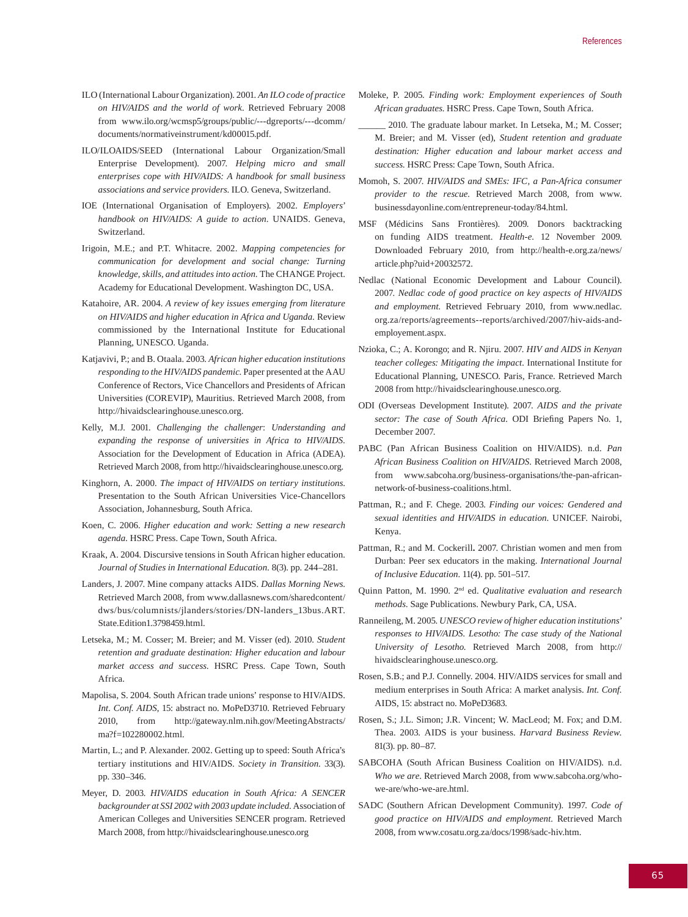ILO (International Labour Organization). 2001. *An ILO code of practice on HIV/AIDS and the world of work*. Retrieved February 2008 from www.ilo.org/wcmsp5/groups/public/---dgreports/---dcomm/documents/normativeinstrument/kd00015.pdf.

ILO/ILOAIDS/SEED (International Labour Organization/Small Enterprise Development). 2007. *Helping micro and small enterprises cope with HIV/AIDS: A handbook for small business associations and service providers*. ILO. Geneva, Switzerland.

IOE (International Organisation of Employers). 2002. *Employers' handbook on HIV/AIDS: A guide to action*. UNAIDS. Geneva, Switzerland.

Irigoin, M.E.; and P.T. Whitacre. 2002. *Mapping competencies for communication for development and social change: Turning knowledge, skills, and attitudes into action*. The CHANGE Project. Academy for Educational Development. Washington DC, USA.

Katahoire, AR. 2004. *A review of key issues emerging from literature on HIV/AIDS and higher education in Africa and Uganda*. Review commissioned by the International Institute for Educational Planning, UNESCO. Uganda.

Katjavivi, P.; and B. Otaala. 2003. *African higher education institutions responding to the HIV/AIDS pandemic*. Paper presented at the AAU Conference of Rectors, Vice Chancellors and Presidents of African Universities (COREVIP), Mauritius. Retrieved March 2008, from http://hivaidsclearinghouse.unesco.org.

Kelly, M.J. 2001. *Challenging the challenger: Understanding and expanding the response of universities in Africa to HIV/AIDS*. Association for the Development of Education in Africa (ADEA). Retrieved March 2008, from http://hivaidsclearinghouse.unesco.org.

Kinghorn, A. 2000. *The impact of HIV/AIDS on tertiary institutions*. Presentation to the South African Universities Vice-Chancellors Association, Johannesburg, South Africa.

Koen, C. 2006. *Higher education and work: Setting a new research agenda*. HSRC Press. Cape Town, South Africa.

Kraak, A. 2004. Discursive tensions in South African higher education. *Journal of Studies in International Education*. 8(3). pp. 244–281.

Landers, J. 2007. Mine company attacks AIDS. *Dallas Morning News*. Retrieved March 2008, from www.dallasnews.com/sharedcontent/dws/bus/columnists/jlanders/stories/DN-landers_13bus.ART.State.Edition1.3798459.html.

Letseka, M.; M. Cosser; M. Breier; and M. Visser (ed). 2010. *Student retention and graduate destination: Higher education and labour market access and success*. HSRC Press. Cape Town, South Africa.

Mapolisa, S. 2004. South African trade unions' response to HIV/AIDS. *Int. Conf. AIDS*, 15: abstract no. MoPeD3710. Retrieved February 2010, from http://gateway.nlm.nih.gov/MeetingAbstracts/ma?f=102280002.html.

Martin, L.; and P. Alexander. 2002. Getting up to speed: South Africa's tertiary institutions and HIV/AIDS. *Society in Transition*. 33(3). pp. 330–346.

Meyer, D. 2003. *HIV/AIDS education in South Africa: A SENCER backgrounder at SSI 2002 with 2003 update included*. Association of American Colleges and Universities SENCER program. Retrieved March 2008, from http://hivaidsclearinghouse.unesco.org

Moleke, P. 2005. *Finding work: Employment experiences of South African graduates*. HSRC Press. Cape Town, South Africa.

______ 2010. The graduate labour market. In Letseka, M.; M. Cosser; M. Breier; and M. Visser (ed), *Student retention and graduate destination: Higher education and labour market access and success*. HSRC Press: Cape Town, South Africa.

Momoh, S. 2007. *HIV/AIDS and SMEs: IFC, a Pan-Africa consumer provider to the rescue*. Retrieved March 2008, from www.businessdayonline.com/entrepreneur-today/84.html.

MSF (Médicins Sans Frontières). 2009. Donors backtracking on funding AIDS treatment. *Health-e*. 12 November 2009. Downloaded February 2010, from http://health-e.org.za/news/article.php?uid+20032572.

Nedlac (National Economic Development and Labour Council). 2007. *Nedlac code of good practice on key aspects of HIV/AIDS and employment*. Retrieved February 2010, from www.nedlac.org.za/reports/agreements--reports/archived/2007/hiv-aids-and-employement.aspx.

Nzioka, C.; A. Korongo; and R. Njiru. 2007. *HIV and AIDS in Kenyan teacher colleges: Mitigating the impact*. International Institute for Educational Planning, UNESCO. Paris, France. Retrieved March 2008 from http://hivaidsclearinghouse.unesco.org.

ODI (Overseas Development Institute). 2007. *AIDS and the private sector: The case of South Africa*. ODI Briefing Papers No. 1, December 2007.

PABC (Pan African Business Coalition on HIV/AIDS). n.d. *Pan African Business Coalition on HIV/AIDS*. Retrieved March 2008, from www.sabcoha.org/business-organisations/the-pan-african-network-of-business-coalitions.html.

Pattman, R.; and F. Chege. 2003. *Finding our voices: Gendered and sexual identities and HIV/AIDS in education*. UNICEF. Nairobi, Kenya.

Pattman, R.; and M. Cockerill**.** 2007. Christian women and men from Durban: Peer sex educators in the making. *International Journal of Inclusive Education*. 11(4). pp. 501–517.

Quinn Patton, M. 1990. 2nd ed. *Qualitative evaluation and research methods*. Sage Publications. Newbury Park, CA, USA.

Ranneileng, M. 2005. *UNESCO review of higher education institutions' responses to HIV/AIDS. Lesotho: The case study of the National University of Lesotho*. Retrieved March 2008, from http://hivaidsclearinghouse.unesco.org.

Rosen, S.B.; and P.J. Connelly. 2004. HIV/AIDS services for small and medium enterprises in South Africa: A market analysis. *Int. Conf.* AIDS, 15: abstract no. MoPeD3683.

Rosen, S.; J.L. Simon; J.R. Vincent; W. MacLeod; M. Fox; and D.M. Thea. 2003. AIDS is your business. *Harvard Business Review*. 81(3). pp. 80–87.

SABCOHA (South African Business Coalition on HIV/AIDS). n.d. *Who we are*. Retrieved March 2008, from www.sabcoha.org/who-we-are/who-we-are.html.

SADC (Southern African Development Community). 1997. *Code of good practice on HIV/AIDS and employment*. Retrieved March 2008, from www.cosatu.org.za/docs/1998/sadc-hiv.htm.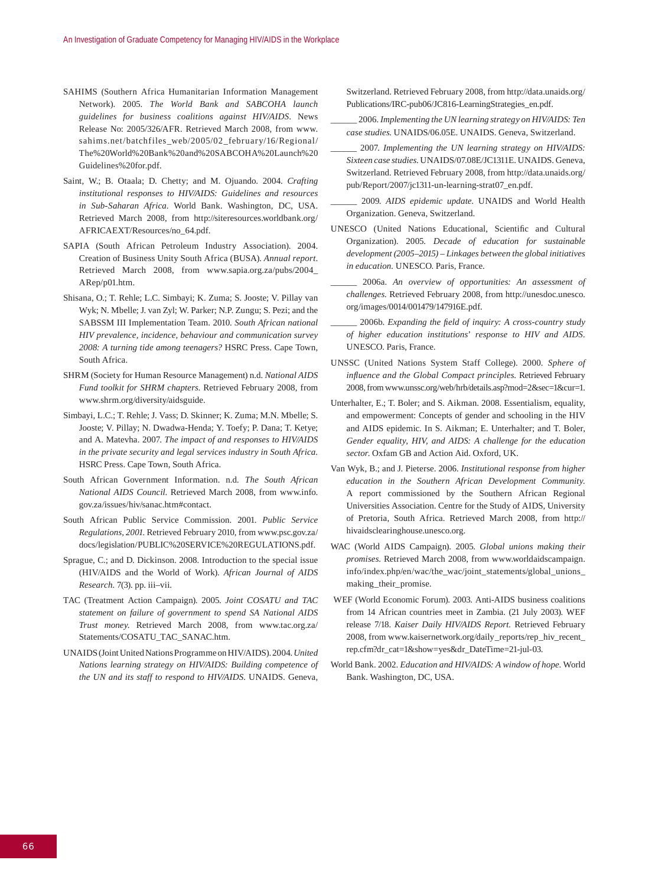SAHIMS (Southern Africa Humanitarian Information Management Network). 2005. *The World Bank and SABCOHA launch guidelines for business coalitions against HIV/AIDS*. News Release No: 2005/326/AFR. Retrieved March 2008, from www.sahims.net/batchfiles_web/2005/02_february/16/Regional/The%20World%20Bank%20and%20SABCOHA%20Launch%20Guidelines%20for.pdf.

Saint, W.; B. Otaala; D. Chetty; and M. Ojuando. 2004. *Crafting institutional responses to HIV/AIDS: Guidelines and resources in Sub-Saharan Africa*. World Bank. Washington, DC, USA. Retrieved March 2008, from http://siteresources.worldbank.org/AFRICAEXT/Resources/no_64.pdf.

SAPIA (South African Petroleum Industry Association). 2004. Creation of Business Unity South Africa (BUSA). *Annual report*. Retrieved March 2008, from www.sapia.org.za/pubs/2004_ARep/p01.htm.

Shisana, O.; T. Rehle; L.C. Simbayi; K. Zuma; S. Jooste; V. Pillay van Wyk; N. Mbelle; J. van Zyl; W. Parker; N.P. Zungu; S. Pezi; and the SABSSM III Implementation Team. 2010. *South African national HIV prevalence, incidence, behaviour and communication survey 2008: A turning tide among teenagers?* HSRC Press. Cape Town, South Africa.

SHRM (Society for Human Resource Management) n.d. *National AIDS Fund toolkit for SHRM chapters*. Retrieved February 2008, from www.shrm.org/diversity/aidsguide.

Simbayi, L.C.; T. Rehle; J. Vass; D. Skinner; K. Zuma; M.N. Mbelle; S. Jooste; V. Pillay; N. Dwadwa-Henda; Y. Toefy; P. Dana; T. Ketye; and A. Matevha. 2007. *The impact of and responses to HIV/AIDS in the private security and legal services industry in South Africa*. HSRC Press. Cape Town, South Africa.

South African Government Information. n.d. *The South African National AIDS Council*. Retrieved March 2008, from www.info.gov.za/issues/hiv/sanac.htm#contact.

South African Public Service Commission. 2001. *Public Service Regulations, 2001*. Retrieved February 2010, from www.psc.gov.za/docs/legislation/PUBLIC%20SERVICE%20REGULATIONS.pdf.

Sprague, C.; and D. Dickinson. 2008. Introduction to the special issue (HIV/AIDS and the World of Work). *African Journal of AIDS Research*. 7(3). pp. iii–vii.

TAC (Treatment Action Campaign). 2005. *Joint COSATU and TAC statement on failure of government to spend SA National AIDS Trust money*. Retrieved March 2008, from www.tac.org.za/Statements/COSATU_TAC_SANAC.htm.

UNAIDS (Joint United Nations Programme on HIV/AIDS). 2004. *United Nations learning strategy on HIV/AIDS: Building competence of the UN and its staff to respond to HIV/AIDS*. UNAIDS. Geneva, Switzerland. Retrieved February 2008, from http://data.unaids.org/Publications/IRC-pub06/JC816-LearningStrategies_en.pdf.

______ 2006. *Implementing the UN learning strategy on HIV/AIDS: Ten case studies*. UNAIDS/06.05E. UNAIDS. Geneva, Switzerland.

______ 2007. *Implementing the UN learning strategy on HIV/AIDS: Sixteen case studies*. UNAIDS/07.08E/JC1311E. UNAIDS. Geneva, Switzerland. Retrieved February 2008, from http://data.unaids.org/pub/Report/2007/jc1311-un-learning-strat07_en.pdf.

______ 2009. *AIDS epidemic update*. UNAIDS and World Health Organization. Geneva, Switzerland.

UNESCO (United Nations Educational, Scientific and Cultural Organization). 2005. *Decade of education for sustainable development (2005–2015) – Linkages between the global initiatives in education*. UNESCO. Paris, France.

______ 2006a. *An overview of opportunities: An assessment of challenges*. Retrieved February 2008, from http://unesdoc.unesco.org/images/0014/001479/147916E.pdf.

______ 2006b. *Expanding the field of inquiry: A cross-country study of higher education institutions' response to HIV and AIDS*. UNESCO. Paris, France.

UNSSC (United Nations System Staff College). 2000. *Sphere of influence and the Global Compact principles*. Retrieved February 2008, from www.unssc.org/web/hrb/details.asp?mod=2&sec=1&cur=1.

Unterhalter, E.; T. Boler; and S. Aikman. 2008. Essentialism, equality, and empowerment: Concepts of gender and schooling in the HIV and AIDS epidemic. In S. Aikman; E. Unterhalter; and T. Boler, *Gender equality, HIV, and AIDS: A challenge for the education sector*. Oxfam GB and Action Aid. Oxford, UK.

Van Wyk, B.; and J. Pieterse. 2006. *Institutional response from higher education in the Southern African Development Community*. A report commissioned by the Southern African Regional Universities Association. Centre for the Study of AIDS, University of Pretoria, South Africa. Retrieved March 2008, from http://hivaidsclearinghouse.unesco.org.

WAC (World AIDS Campaign). 2005. *Global unions making their promises*. Retrieved March 2008, from www.worldaidscampaign.info/index.php/en/wac/the_wac/joint_statements/global_unions_making_their_promise.

WEF (World Economic Forum). 2003. Anti-AIDS business coalitions from 14 African countries meet in Zambia. (21 July 2003). WEF release 7/18. *Kaiser Daily HIV/AIDS Report*. Retrieved February 2008, from www.kaisernetwork.org/daily_reports/rep_hiv_recent_rep.cfm?dr_cat=1&show=yes&dr_DateTime=21-jul-03.

World Bank. 2002. *Education and HIV/AIDS: A window of hope*. World Bank. Washington, DC, USA.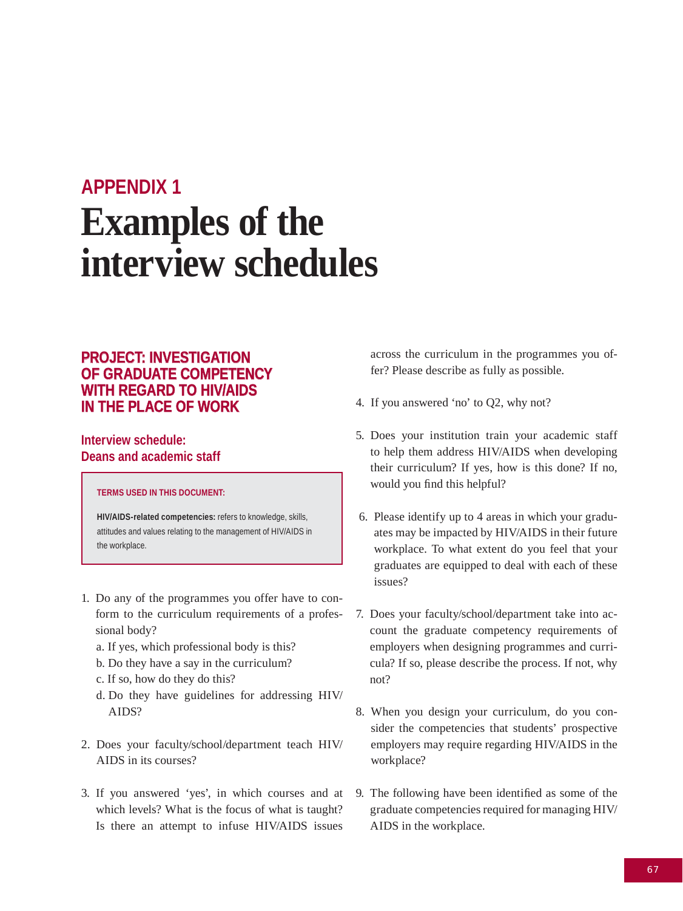# APPENDIX 1
# Examples of the interview schedules

## PROJECT: INVESTIGATION OF GRADUATE COMPETENCY WITH REGARD TO HIV/AIDS IN THE PLACE OF WORK

### Interview schedule: Deans and academic staff

> **TERMS USED IN THIS DOCUMENT:**
>
> **HIV/AIDS-related competencies:** refers to knowledge, skills, attitudes and values relating to the management of HIV/AIDS in the workplace.

1. Do any of the programmes you offer have to conform to the curriculum requirements of a professional body?
   a. If yes, which professional body is this?
   b. Do they have a say in the curriculum?
   c. If so, how do they do this?
   d. Do they have guidelines for addressing HIV/AIDS?

2. Does your faculty/school/department teach HIV/AIDS in its courses?

3. If you answered 'yes', in which courses and at which levels? What is the focus of what is taught? Is there an attempt to infuse HIV/AIDS issues across the curriculum in the programmes you offer? Please describe as fully as possible.

4. If you answered 'no' to Q2, why not?

5. Does your institution train your academic staff to help them address HIV/AIDS when developing their curriculum? If yes, how is this done? If no, would you find this helpful?

6. Please identify up to 4 areas in which your graduates may be impacted by HIV/AIDS in their future workplace. To what extent do you feel that your graduates are equipped to deal with each of these issues?

7. Does your faculty/school/department take into account the graduate competency requirements of employers when designing programmes and curricula? If so, please describe the process. If not, why not?

8. When you design your curriculum, do you consider the competencies that students' prospective employers may require regarding HIV/AIDS in the workplace?

9. The following have been identified as some of the graduate competencies required for managing HIV/AIDS in the workplace.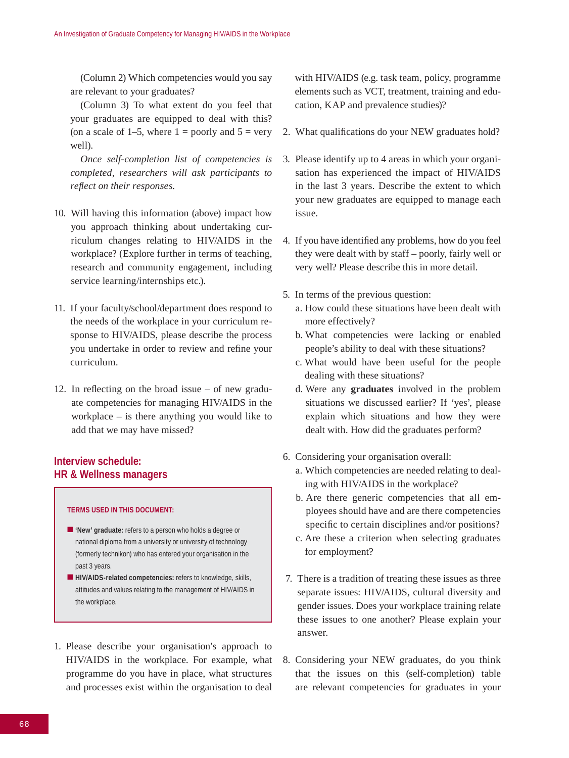(Column 2) Which competencies would you say are relevant to your graduates?

(Column 3) To what extent do you feel that your graduates are equipped to deal with this? (on a scale of 1–5, where 1 = poorly and 5 = very well).

*Once self-completion list of competencies is completed, researchers will ask participants to reflect on their responses.*

10. Will having this information (above) impact how you approach thinking about undertaking curriculum changes relating to HIV/AIDS in the workplace? (Explore further in terms of teaching, research and community engagement, including service learning/internships etc.).

11. If your faculty/school/department does respond to the needs of the workplace in your curriculum response to HIV/AIDS, please describe the process you undertake in order to review and refine your curriculum.

12. In reflecting on the broad issue – of new graduate competencies for managing HIV/AIDS in the workplace – is there anything you would like to add that we may have missed?

## Interview schedule: HR & Wellness managers

**TERMS USED IN THIS DOCUMENT:**

- **'New' graduate:** refers to a person who holds a degree or national diploma from a university or university of technology (formerly technikon) who has entered your organisation in the past 3 years.
- **HIV/AIDS-related competencies:** refers to knowledge, skills, attitudes and values relating to the management of HIV/AIDS in the workplace.

1. Please describe your organisation's approach to HIV/AIDS in the workplace. For example, what programme do you have in place, what structures and processes exist within the organisation to deal with HIV/AIDS (e.g. task team, policy, programme elements such as VCT, treatment, training and education, KAP and prevalence studies)?

2. What qualifications do your NEW graduates hold?

3. Please identify up to 4 areas in which your organisation has experienced the impact of HIV/AIDS in the last 3 years. Describe the extent to which your new graduates are equipped to manage each issue.

4. If you have identified any problems, how do you feel they were dealt with by staff – poorly, fairly well or very well? Please describe this in more detail.

5. In terms of the previous question:
   a. How could these situations have been dealt with more effectively?
   b. What competencies were lacking or enabled people's ability to deal with these situations?
   c. What would have been useful for the people dealing with these situations?
   d. Were any **graduates** involved in the problem situations we discussed earlier? If 'yes', please explain which situations and how they were dealt with. How did the graduates perform?

6. Considering your organisation overall:
   a. Which competencies are needed relating to dealing with HIV/AIDS in the workplace?
   b. Are there generic competencies that all employees should have and are there competencies specific to certain disciplines and/or positions?
   c. Are these a criterion when selecting graduates for employment?

7. There is a tradition of treating these issues as three separate issues: HIV/AIDS, cultural diversity and gender issues. Does your workplace training relate these issues to one another? Please explain your answer.

8. Considering your NEW graduates, do you think that the issues on this (self-completion) table are relevant competencies for graduates in your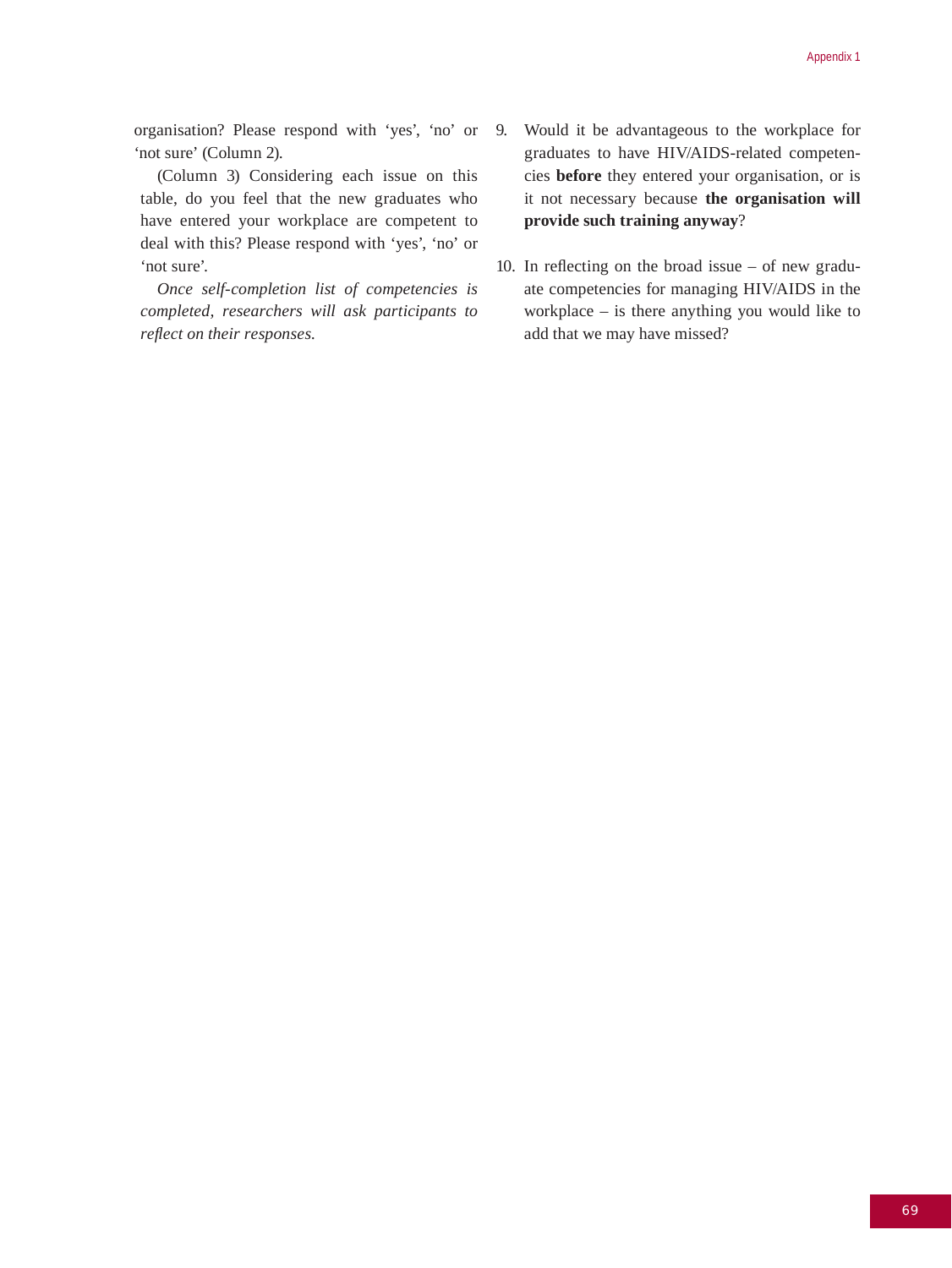organisation? Please respond with 'yes', 'no' or 'not sure' (Column 2).

(Column 3) Considering each issue on this table, do you feel that the new graduates who have entered your workplace are competent to deal with this? Please respond with 'yes', 'no' or 'not sure'.

*Once self-completion list of competencies is completed, researchers will ask participants to reflect on their responses.*

9. Would it be advantageous to the workplace for graduates to have HIV/AIDS-related competencies **before** they entered your organisation, or is it not necessary because **the organisation will provide such training anyway**?

10. In reflecting on the broad issue – of new graduate competencies for managing HIV/AIDS in the workplace – is there anything you would like to add that we may have missed?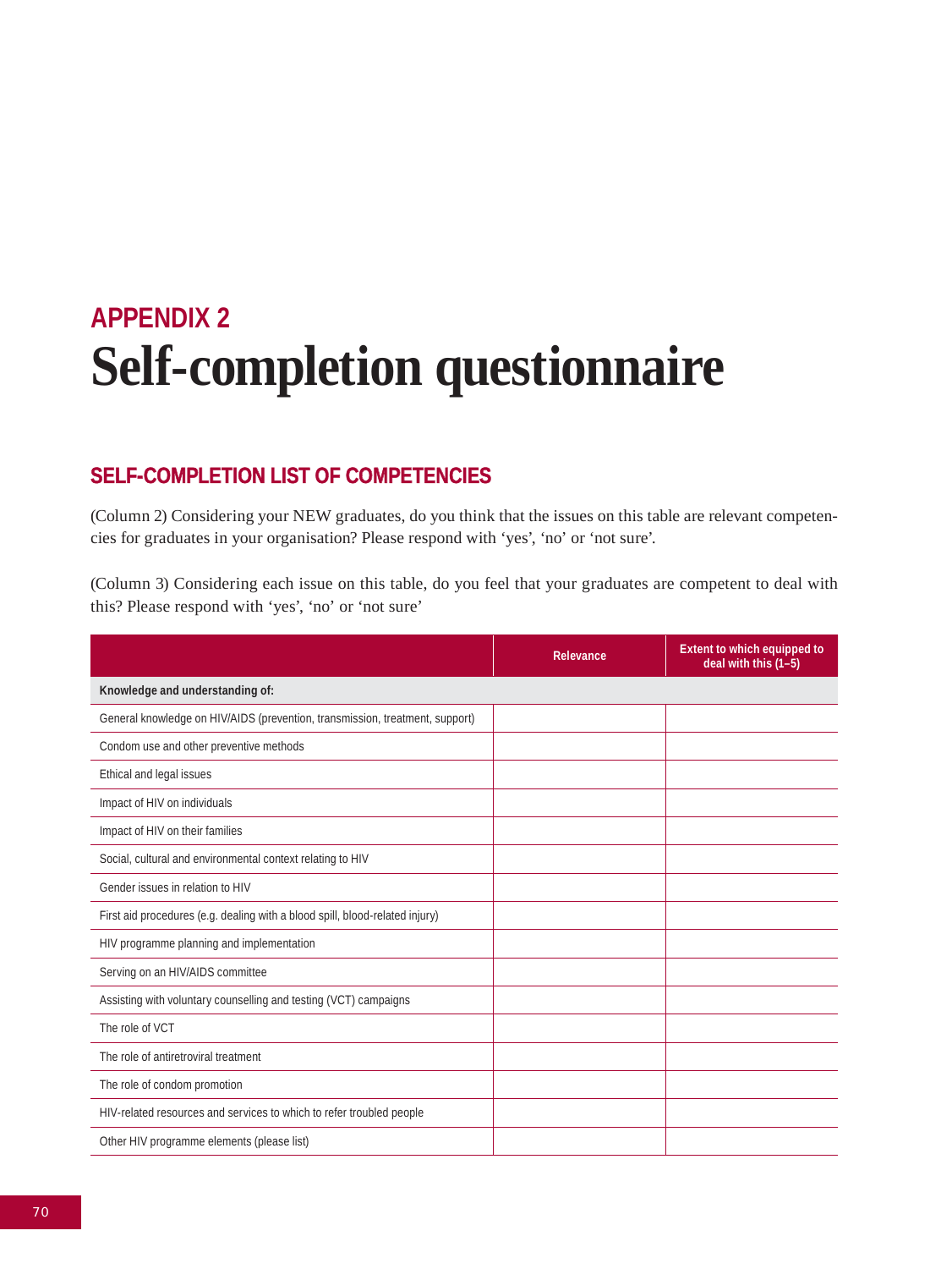## APPENDIX 2

# Self-completion questionnaire

### SELF-COMPLETION LIST OF COMPETENCIES

(Column 2) Considering your NEW graduates, do you think that the issues on this table are relevant competencies for graduates in your organisation? Please respond with 'yes', 'no' or 'not sure'.

(Column 3) Considering each issue on this table, do you feel that your graduates are competent to deal with this? Please respond with 'yes', 'no' or 'not sure'

| | Relevance | Extent to which equipped to deal with this (1–5) |
|---|---|---|
| **Knowledge and understanding of:** | | |
| General knowledge on HIV/AIDS (prevention, transmission, treatment, support) | | |
| Condom use and other preventive methods | | |
| Ethical and legal issues | | |
| Impact of HIV on individuals | | |
| Impact of HIV on their families | | |
| Social, cultural and environmental context relating to HIV | | |
| Gender issues in relation to HIV | | |
| First aid procedures (e.g. dealing with a blood spill, blood-related injury) | | |
| HIV programme planning and implementation | | |
| Serving on an HIV/AIDS committee | | |
| Assisting with voluntary counselling and testing (VCT) campaigns | | |
| The role of VCT | | |
| The role of antiretroviral treatment | | |
| The role of condom promotion | | |
| HIV-related resources and services to which to refer troubled people | | |
| Other HIV programme elements (please list) | | |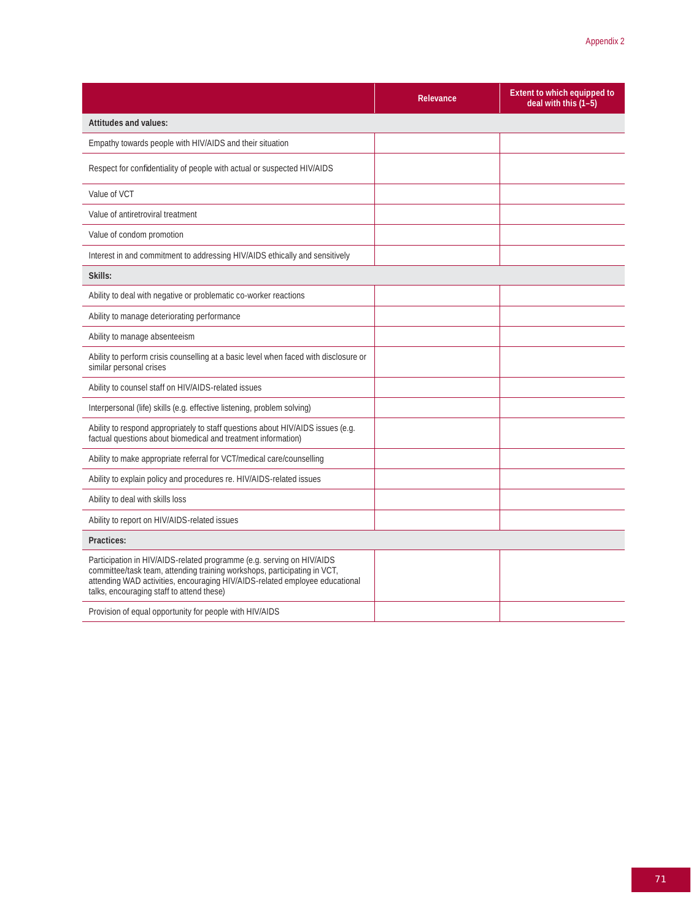| | Relevance | Extent to which equipped to deal with this (1–5) |
|---|---|---|
| **Attitudes and values:** | | |
| Empathy towards people with HIV/AIDS and their situation | | |
| Respect for confidentiality of people with actual or suspected HIV/AIDS | | |
| Value of VCT | | |
| Value of antiretroviral treatment | | |
| Value of condom promotion | | |
| Interest in and commitment to addressing HIV/AIDS ethically and sensitively | | |
| **Skills:** | | |
| Ability to deal with negative or problematic co-worker reactions | | |
| Ability to manage deteriorating performance | | |
| Ability to manage absenteeism | | |
| Ability to perform crisis counselling at a basic level when faced with disclosure or similar personal crises | | |
| Ability to counsel staff on HIV/AIDS-related issues | | |
| Interpersonal (life) skills (e.g. effective listening, problem solving) | | |
| Ability to respond appropriately to staff questions about HIV/AIDS issues (e.g. factual questions about biomedical and treatment information) | | |
| Ability to make appropriate referral for VCT/medical care/counselling | | |
| Ability to explain policy and procedures re. HIV/AIDS-related issues | | |
| Ability to deal with skills loss | | |
| Ability to report on HIV/AIDS-related issues | | |
| **Practices:** | | |
| Participation in HIV/AIDS-related programme (e.g. serving on HIV/AIDS committee/task team, attending training workshops, participating in VCT, attending WAD activities, encouraging HIV/AIDS-related employee educational talks, encouraging staff to attend these) | | |
| Provision of equal opportunity for people with HIV/AIDS | | |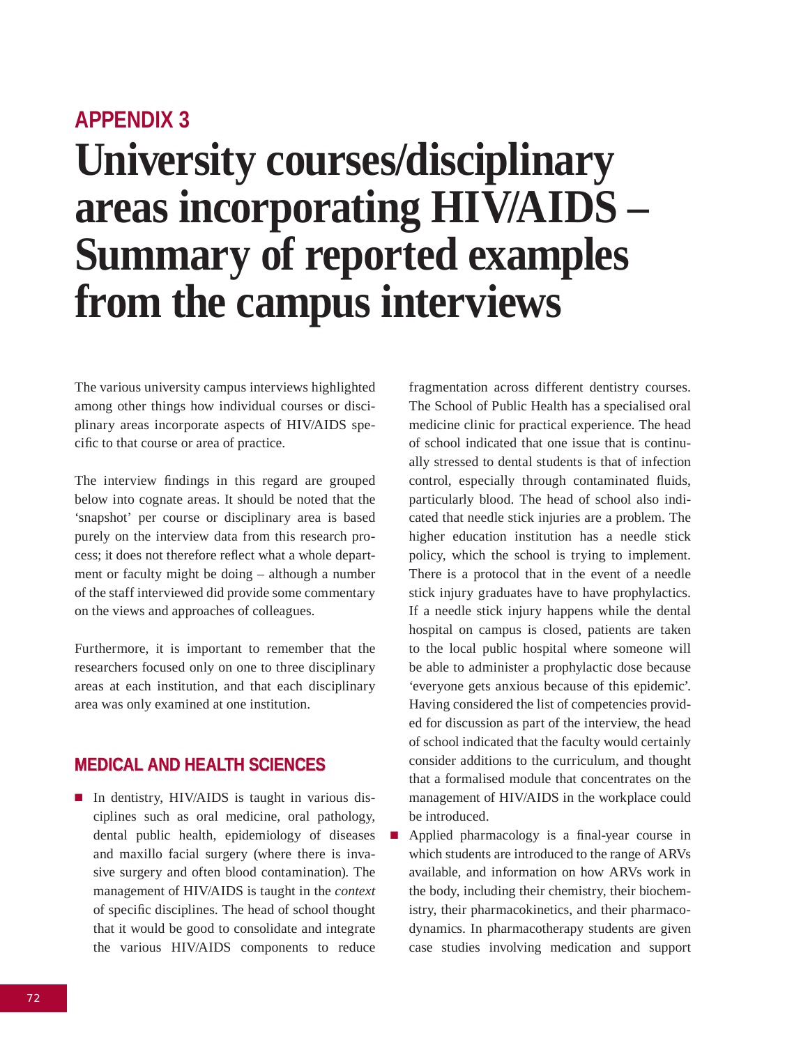## APPENDIX 3

# University courses/disciplinary areas incorporating HIV/AIDS – Summary of reported examples from the campus interviews

The various university campus interviews highlighted among other things how individual courses or disciplinary areas incorporate aspects of HIV/AIDS specific to that course or area of practice.

The interview findings in this regard are grouped below into cognate areas. It should be noted that the 'snapshot' per course or disciplinary area is based purely on the interview data from this research process; it does not therefore reflect what a whole department or faculty might be doing – although a number of the staff interviewed did provide some commentary on the views and approaches of colleagues.

Furthermore, it is important to remember that the researchers focused only on one to three disciplinary areas at each institution, and that each disciplinary area was only examined at one institution.

### MEDICAL AND HEALTH SCIENCES

- In dentistry, HIV/AIDS is taught in various disciplines such as oral medicine, oral pathology, dental public health, epidemiology of diseases and maxillo facial surgery (where there is invasive surgery and often blood contamination). The management of HIV/AIDS is taught in the *context* of specific disciplines. The head of school thought that it would be good to consolidate and integrate the various HIV/AIDS components to reduce fragmentation across different dentistry courses. The School of Public Health has a specialised oral medicine clinic for practical experience. The head of school indicated that one issue that is continually stressed to dental students is that of infection control, especially through contaminated fluids, particularly blood. The head of school also indicated that needle stick injuries are a problem. The higher education institution has a needle stick policy, which the school is trying to implement. There is a protocol that in the event of a needle stick injury graduates have to have prophylactics. If a needle stick injury happens while the dental hospital on campus is closed, patients are taken to the local public hospital where someone will be able to administer a prophylactic dose because 'everyone gets anxious because of this epidemic'. Having considered the list of competencies provided for discussion as part of the interview, the head of school indicated that the faculty would certainly consider additions to the curriculum, and thought that a formalised module that concentrates on the management of HIV/AIDS in the workplace could be introduced.
- Applied pharmacology is a final-year course in which students are introduced to the range of ARVs available, and information on how ARVs work in the body, including their chemistry, their biochemistry, their pharmacokinetics, and their pharmacodynamics. In pharmacotherapy students are given case studies involving medication and support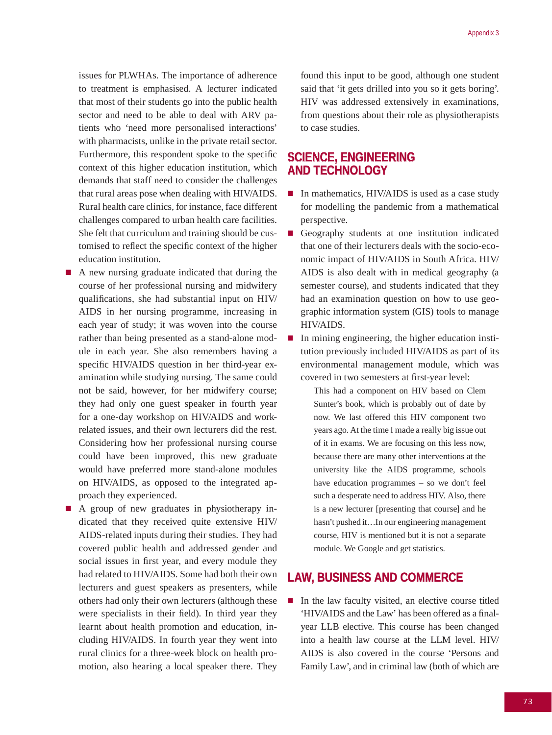issues for PLWHAs. The importance of adherence to treatment is emphasised. A lecturer indicated that most of their students go into the public health sector and need to be able to deal with ARV patients who 'need more personalised interactions' with pharmacists, unlike in the private retail sector. Furthermore, this respondent spoke to the specific context of this higher education institution, which demands that staff need to consider the challenges that rural areas pose when dealing with HIV/AIDS. Rural health care clinics, for instance, face different challenges compared to urban health care facilities. She felt that curriculum and training should be customised to reflect the specific context of the higher education institution.

- A new nursing graduate indicated that during the course of her professional nursing and midwifery qualifications, she had substantial input on HIV/AIDS in her nursing programme, increasing in each year of study; it was woven into the course rather than being presented as a stand-alone module in each year. She also remembers having a specific HIV/AIDS question in her third-year examination while studying nursing. The same could not be said, however, for her midwifery course; they had only one guest speaker in fourth year for a one-day workshop on HIV/AIDS and work-related issues, and their own lecturers did the rest. Considering how her professional nursing course could have been improved, this new graduate would have preferred more stand-alone modules on HIV/AIDS, as opposed to the integrated approach they experienced.
- A group of new graduates in physiotherapy indicated that they received quite extensive HIV/AIDS-related inputs during their studies. They had covered public health and addressed gender and social issues in first year, and every module they had related to HIV/AIDS. Some had both their own lecturers and guest speakers as presenters, while others had only their own lecturers (although these were specialists in their field). In third year they learnt about health promotion and education, including HIV/AIDS. In fourth year they went into rural clinics for a three-week block on health promotion, also hearing a local speaker there. They found this input to be good, although one student said that 'it gets drilled into you so it gets boring'. HIV was addressed extensively in examinations, from questions about their role as physiotherapists to case studies.

## SCIENCE, ENGINEERING AND TECHNOLOGY

- In mathematics, HIV/AIDS is used as a case study for modelling the pandemic from a mathematical perspective.
- Geography students at one institution indicated that one of their lecturers deals with the socio-economic impact of HIV/AIDS in South Africa. HIV/AIDS is also dealt with in medical geography (a semester course), and students indicated that they had an examination question on how to use geographic information system (GIS) tools to manage HIV/AIDS.
- In mining engineering, the higher education institution previously included HIV/AIDS as part of its environmental management module, which was covered in two semesters at first-year level:

> This had a component on HIV based on Clem Sunter's book, which is probably out of date by now. We last offered this HIV component two years ago. At the time I made a really big issue out of it in exams. We are focusing on this less now, because there are many other interventions at the university like the AIDS programme, schools have education programmes – so we don't feel such a desperate need to address HIV. Also, there is a new lecturer [presenting that course] and he hasn't pushed it…In our engineering management course, HIV is mentioned but it is not a separate module. We Google and get statistics.

## LAW, BUSINESS AND COMMERCE

- In the law faculty visited, an elective course titled 'HIV/AIDS and the Law' has been offered as a final-year LLB elective. This course has been changed into a health law course at the LLM level. HIV/AIDS is also covered in the course 'Persons and Family Law', and in criminal law (both of which are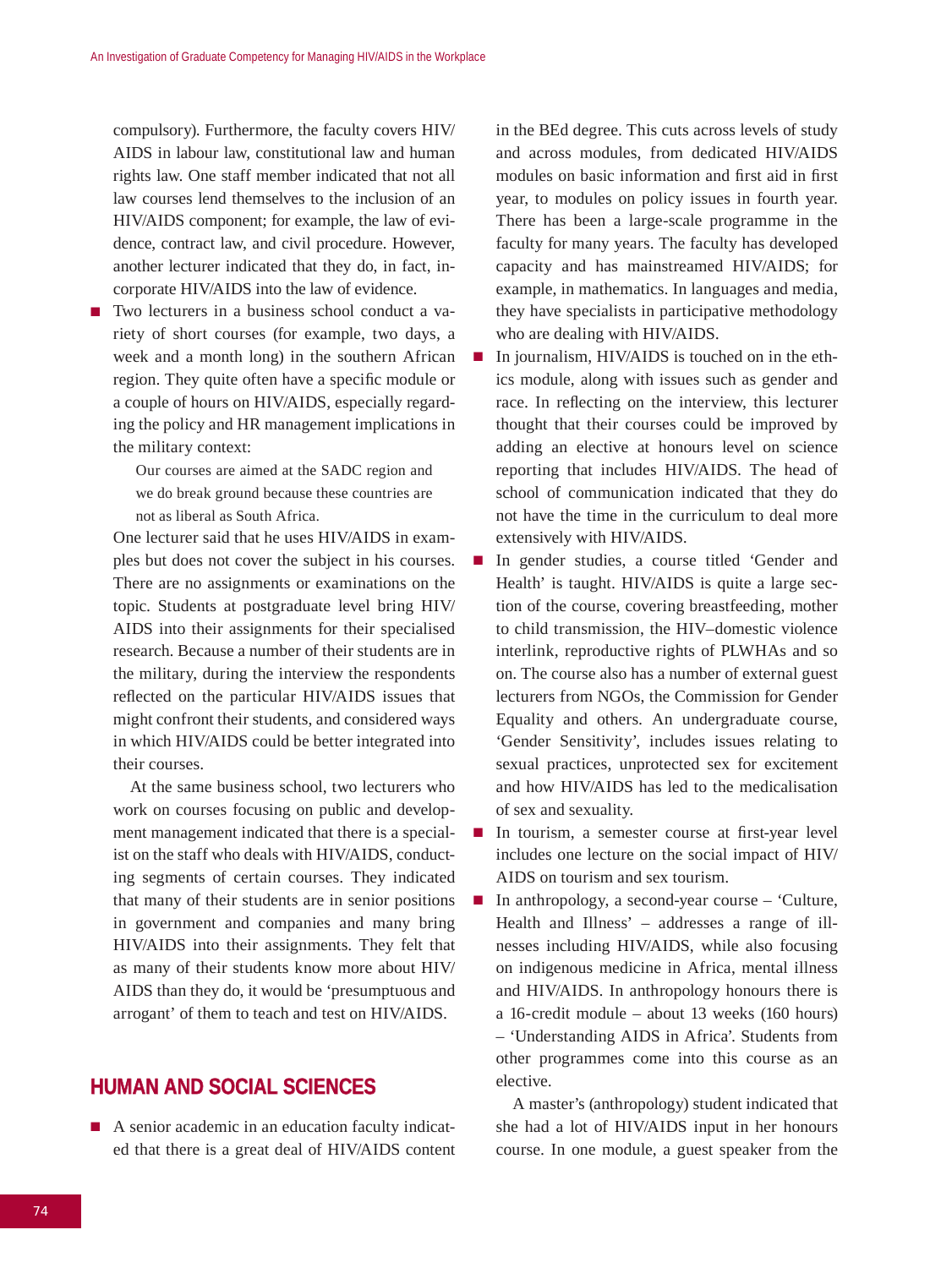compulsory). Furthermore, the faculty covers HIV/AIDS in labour law, constitutional law and human rights law. One staff member indicated that not all law courses lend themselves to the inclusion of an HIV/AIDS component; for example, the law of evidence, contract law, and civil procedure. However, another lecturer indicated that they do, in fact, incorporate HIV/AIDS into the law of evidence.

- Two lecturers in a business school conduct a variety of short courses (for example, two days, a week and a month long) in the southern African region. They quite often have a specific module or a couple of hours on HIV/AIDS, especially regarding the policy and HR management implications in the military context:

  > Our courses are aimed at the SADC region and we do break ground because these countries are not as liberal as South Africa.

  One lecturer said that he uses HIV/AIDS in examples but does not cover the subject in his courses. There are no assignments or examinations on the topic. Students at postgraduate level bring HIV/AIDS into their assignments for their specialised research. Because a number of their students are in the military, during the interview the respondents reflected on the particular HIV/AIDS issues that might confront their students, and considered ways in which HIV/AIDS could be better integrated into their courses.

  At the same business school, two lecturers who work on courses focusing on public and development management indicated that there is a specialist on the staff who deals with HIV/AIDS, conducting segments of certain courses. They indicated that many of their students are in senior positions in government and companies and many bring HIV/AIDS into their assignments. They felt that as many of their students know more about HIV/AIDS than they do, it would be 'presumptuous and arrogant' of them to teach and test on HIV/AIDS.

## HUMAN AND SOCIAL SCIENCES

- A senior academic in an education faculty indicated that there is a great deal of HIV/AIDS content in the BEd degree. This cuts across levels of study and across modules, from dedicated HIV/AIDS modules on basic information and first aid in first year, to modules on policy issues in fourth year. There has been a large-scale programme in the faculty for many years. The faculty has developed capacity and has mainstreamed HIV/AIDS; for example, in mathematics. In languages and media, they have specialists in participative methodology who are dealing with HIV/AIDS.
- In journalism, HIV/AIDS is touched on in the ethics module, along with issues such as gender and race. In reflecting on the interview, this lecturer thought that their courses could be improved by adding an elective at honours level on science reporting that includes HIV/AIDS. The head of school of communication indicated that they do not have the time in the curriculum to deal more extensively with HIV/AIDS.
- In gender studies, a course titled 'Gender and Health' is taught. HIV/AIDS is quite a large section of the course, covering breastfeeding, mother to child transmission, the HIV–domestic violence interlink, reproductive rights of PLWHAs and so on. The course also has a number of external guest lecturers from NGOs, the Commission for Gender Equality and others. An undergraduate course, 'Gender Sensitivity', includes issues relating to sexual practices, unprotected sex for excitement and how HIV/AIDS has led to the medicalisation of sex and sexuality.
- In tourism, a semester course at first-year level includes one lecture on the social impact of HIV/AIDS on tourism and sex tourism.
- In anthropology, a second-year course – 'Culture, Health and Illness' – addresses a range of illnesses including HIV/AIDS, while also focusing on indigenous medicine in Africa, mental illness and HIV/AIDS. In anthropology honours there is a 16-credit module – about 13 weeks (160 hours) – 'Understanding AIDS in Africa'. Students from other programmes come into this course as an elective.

  A master's (anthropology) student indicated that she had a lot of HIV/AIDS input in her honours course. In one module, a guest speaker from the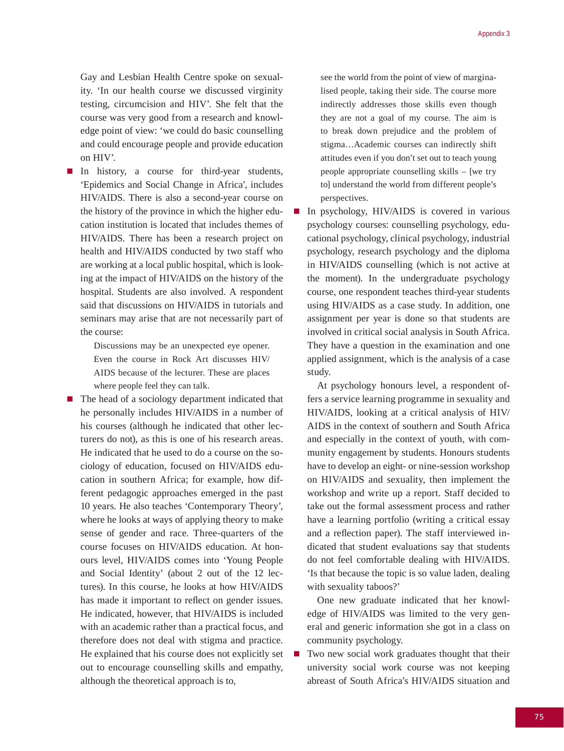Gay and Lesbian Health Centre spoke on sexuality. 'In our health course we discussed virginity testing, circumcision and HIV'. She felt that the course was very good from a research and knowledge point of view: 'we could do basic counselling and could encourage people and provide education on HIV'.

- In history, a course for third-year students, 'Epidemics and Social Change in Africa', includes HIV/AIDS. There is also a second-year course on the history of the province in which the higher education institution is located that includes themes of HIV/AIDS. There has been a research project on health and HIV/AIDS conducted by two staff who are working at a local public hospital, which is looking at the impact of HIV/AIDS on the history of the hospital. Students are also involved. A respondent said that discussions on HIV/AIDS in tutorials and seminars may arise that are not necessarily part of the course:

  > Discussions may be an unexpected eye opener. Even the course in Rock Art discusses HIV/AIDS because of the lecturer. These are places where people feel they can talk.

- The head of a sociology department indicated that he personally includes HIV/AIDS in a number of his courses (although he indicated that other lecturers do not), as this is one of his research areas. He indicated that he used to do a course on the sociology of education, focused on HIV/AIDS education in southern Africa; for example, how different pedagogic approaches emerged in the past 10 years. He also teaches 'Contemporary Theory', where he looks at ways of applying theory to make sense of gender and race. Three-quarters of the course focuses on HIV/AIDS education. At honours level, HIV/AIDS comes into 'Young People and Social Identity' (about 2 out of the 12 lectures). In this course, he looks at how HIV/AIDS has made it important to reflect on gender issues. He indicated, however, that HIV/AIDS is included with an academic rather than a practical focus, and therefore does not deal with stigma and practice. He explained that his course does not explicitly set out to encourage counselling skills and empathy, although the theoretical approach is to,

  > see the world from the point of view of marginalised people, taking their side. The course more indirectly addresses those skills even though they are not a goal of my course. The aim is to break down prejudice and the problem of stigma…Academic courses can indirectly shift attitudes even if you don't set out to teach young people appropriate counselling skills – [we try to] understand the world from different people's perspectives.

- In psychology, HIV/AIDS is covered in various psychology courses: counselling psychology, educational psychology, clinical psychology, industrial psychology, research psychology and the diploma in HIV/AIDS counselling (which is not active at the moment). In the undergraduate psychology course, one respondent teaches third-year students using HIV/AIDS as a case study. In addition, one assignment per year is done so that students are involved in critical social analysis in South Africa. They have a question in the examination and one applied assignment, which is the analysis of a case study.

  At psychology honours level, a respondent offers a service learning programme in sexuality and HIV/AIDS, looking at a critical analysis of HIV/AIDS in the context of southern and South Africa and especially in the context of youth, with community engagement by students. Honours students have to develop an eight- or nine-session workshop on HIV/AIDS and sexuality, then implement the workshop and write up a report. Staff decided to take out the formal assessment process and rather have a learning portfolio (writing a critical essay and a reflection paper). The staff interviewed indicated that student evaluations say that students do not feel comfortable dealing with HIV/AIDS. 'Is that because the topic is so value laden, dealing with sexuality taboos?'

  One new graduate indicated that her knowledge of HIV/AIDS was limited to the very general and generic information she got in a class on community psychology.

- Two new social work graduates thought that their university social work course was not keeping abreast of South Africa's HIV/AIDS situation and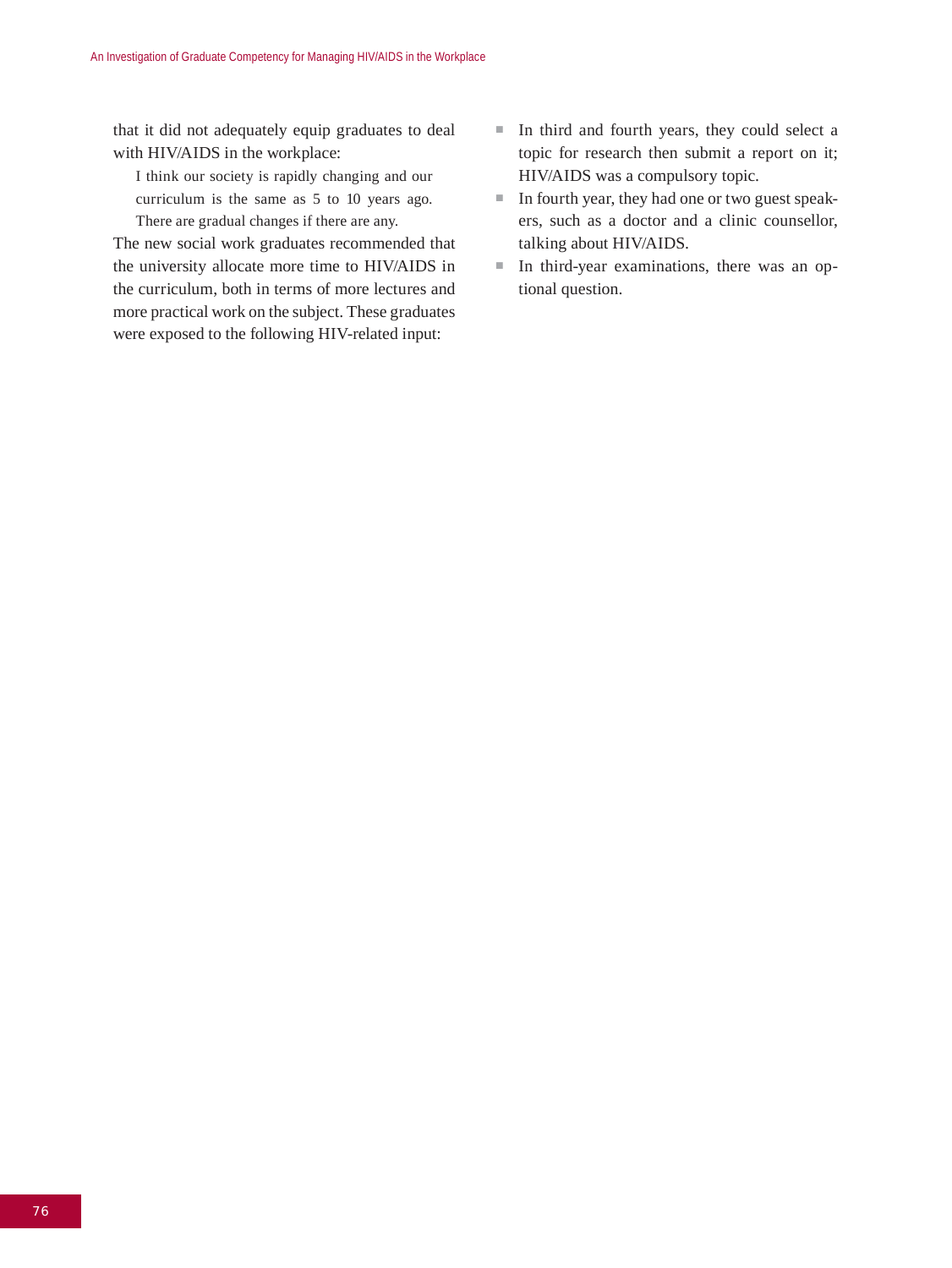that it did not adequately equip graduates to deal with HIV/AIDS in the workplace:

> I think our society is rapidly changing and our curriculum is the same as 5 to 10 years ago. There are gradual changes if there are any.

The new social work graduates recommended that the university allocate more time to HIV/AIDS in the curriculum, both in terms of more lectures and more practical work on the subject. These graduates were exposed to the following HIV-related input:

- In third and fourth years, they could select a topic for research then submit a report on it; HIV/AIDS was a compulsory topic.
- In fourth year, they had one or two guest speakers, such as a doctor and a clinic counsellor, talking about HIV/AIDS.
- In third-year examinations, there was an optional question.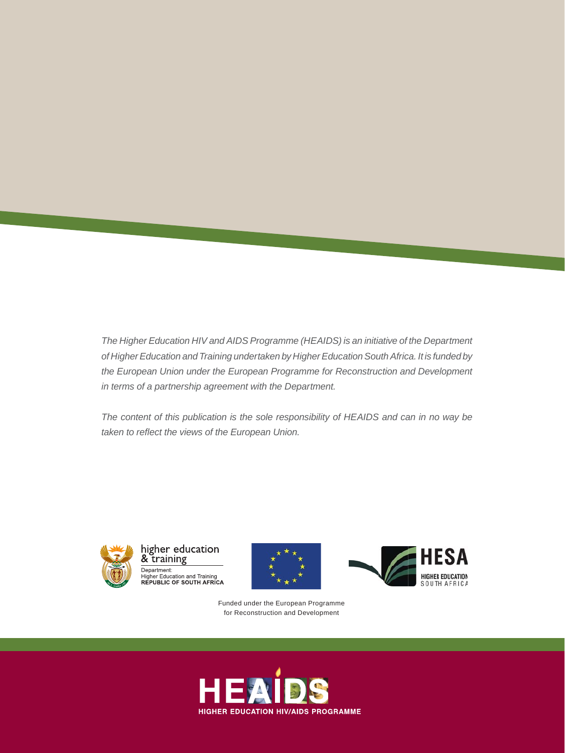*The Higher Education HIV and AIDS Programme (HEAIDS) is an initiative of the Department of Higher Education and Training undertaken by Higher Education South Africa. It is funded by the European Union under the European Programme for Reconstruction and Development in terms of a partnership agreement with the Department.*

*The content of this publication is the sole responsibility of HEAIDS and can in no way be taken to reflect the views of the European Union.*

higher education & training

Department:
Higher Education and Training
**REPUBLIC OF SOUTH AFRICA**

HESA
HIGHER EDUCATION SOUTH AFRICA

Funded under the European Programme for Reconstruction and Development

HEAIDS
HIGHER EDUCATION HIV/AIDS PROGRAMME